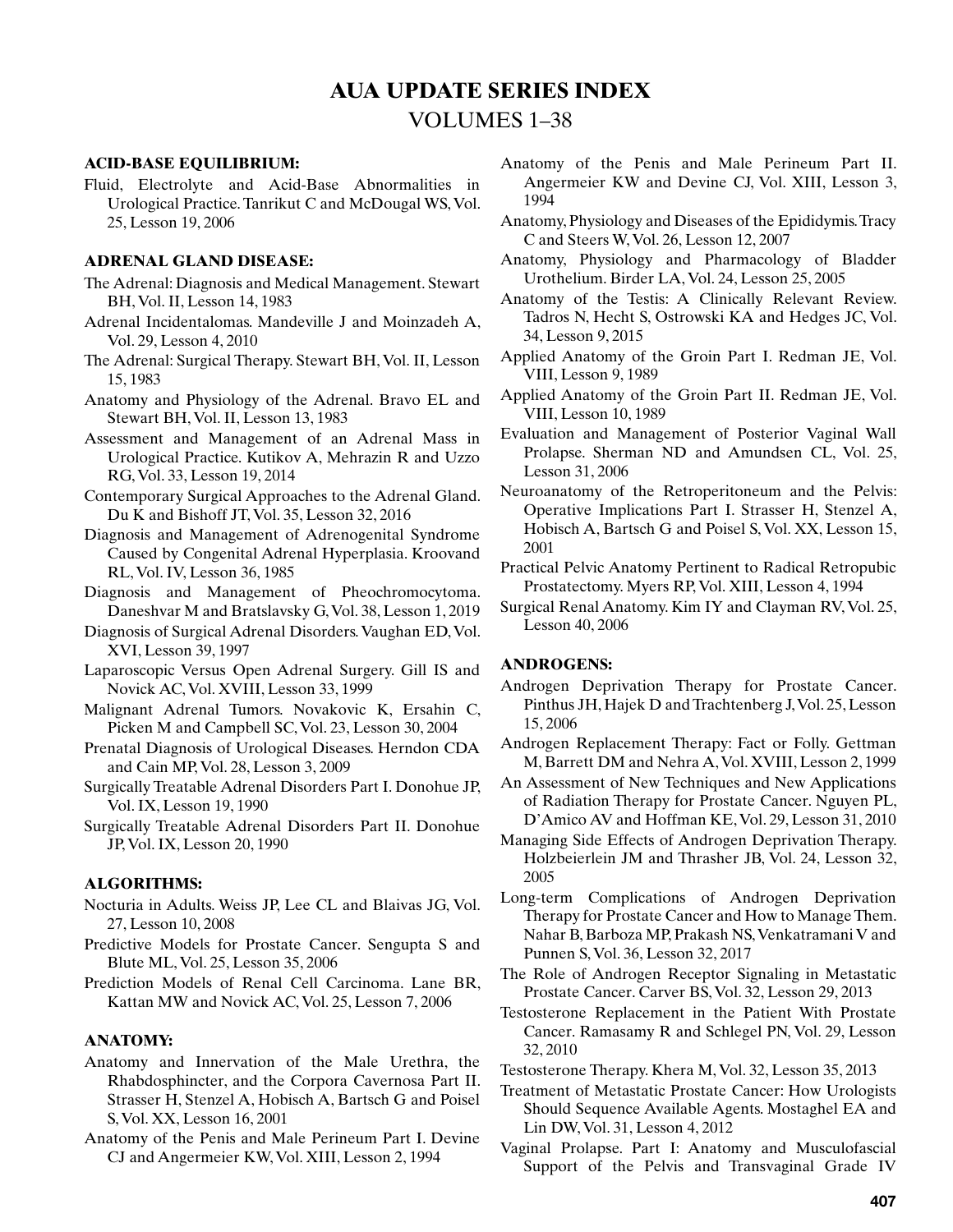# AUA UPDATE SERIES INDEX

## VOLUMES 1–38

### ACID-BASE EQUILIBRIUM:

Fluid, Electrolyte and Acid-Base Abnormalities in Urological Practice. Tanrikut C and McDougal WS, Vol. 25, Lesson 19, 2006

### ADRENAL GLAND DISEASE:

The Adrenal: Diagnosis and Medical Management. Stewart BH, Vol. II, Lesson 14, 1983

Adrenal Incidentalomas. Mandeville J and Moinzadeh A, Vol. 29, Lesson 4, 2010

The Adrenal: Surgical Therapy. Stewart BH, Vol. II, Lesson 15, 1983

Anatomy and Physiology of the Adrenal. Bravo EL and Stewart BH, Vol. II, Lesson 13, 1983

Assessment and Management of an Adrenal Mass in Urological Practice. Kutikov A, Mehrazin R and Uzzo RG, Vol. 33, Lesson 19, 2014

Contemporary Surgical Approaches to the Adrenal Gland. Du K and Bishoff JT, Vol. 35, Lesson 32, 2016

Diagnosis and Management of Adrenogenital Syndrome Caused by Congenital Adrenal Hyperplasia. Kroovand RL, Vol. IV, Lesson 36, 1985

Diagnosis and Management of Pheochromocytoma. Daneshvar M and Bratslavsky G, Vol. 38, Lesson 1, 2019

Diagnosis of Surgical Adrenal Disorders. Vaughan ED, Vol. XVI, Lesson 39, 1997

Laparoscopic Versus Open Adrenal Surgery. Gill IS and Novick AC, Vol. XVIII, Lesson 33, 1999

Malignant Adrenal Tumors. Novakovic K, Ersahin C, Picken M and Campbell SC, Vol. 23, Lesson 30, 2004

Prenatal Diagnosis of Urological Diseases. Herndon CDA and Cain MP, Vol. 28, Lesson 3, 2009

Surgically Treatable Adrenal Disorders Part I. Donohue JP, Vol. IX, Lesson 19, 1990

Surgically Treatable Adrenal Disorders Part II. Donohue JP, Vol. IX, Lesson 20, 1990

### ALGORITHMS:

Nocturia in Adults. Weiss JP, Lee CL and Blaivas JG, Vol. 27, Lesson 10, 2008

Predictive Models for Prostate Cancer. Sengupta S and Blute ML, Vol. 25, Lesson 35, 2006

Prediction Models of Renal Cell Carcinoma. Lane BR, Kattan MW and Novick AC, Vol. 25, Lesson 7, 2006

### ANATOMY:

Anatomy and Innervation of the Male Urethra, the Rhabdosphincter, and the Corpora Cavernosa Part II. Strasser H, Stenzel A, Hobisch A, Bartsch G and Poisel S, Vol. XX, Lesson 16, 2001

Anatomy of the Penis and Male Perineum Part I. Devine CJ and Angermeier KW, Vol. XIII, Lesson 2, 1994

Anatomy of the Penis and Male Perineum Part II. Angermeier KW and Devine CJ, Vol. XIII, Lesson 3, 1994

Anatomy, Physiology and Diseases of the Epididymis. Tracy C and Steers W, Vol. 26, Lesson 12, 2007

Anatomy, Physiology and Pharmacology of Bladder Urothelium. Birder LA, Vol. 24, Lesson 25, 2005

Anatomy of the Testis: A Clinically Relevant Review. Tadros N, Hecht S, Ostrowski KA and Hedges JC, Vol. 34, Lesson 9, 2015

Applied Anatomy of the Groin Part I. Redman JE, Vol. VIII, Lesson 9, 1989

Applied Anatomy of the Groin Part II. Redman JE, Vol. VIII, Lesson 10, 1989

Evaluation and Management of Posterior Vaginal Wall Prolapse. Sherman ND and Amundsen CL, Vol. 25, Lesson 31, 2006

Neuroanatomy of the Retroperitoneum and the Pelvis: Operative Implications Part I. Strasser H, Stenzel A, Hobisch A, Bartsch G and Poisel S, Vol. XX, Lesson 15, 2001

Practical Pelvic Anatomy Pertinent to Radical Retropubic Prostatectomy. Myers RP, Vol. XIII, Lesson 4, 1994

Surgical Renal Anatomy. Kim IY and Clayman RV, Vol. 25, Lesson 40, 2006

### ANDROGENS:

Androgen Deprivation Therapy for Prostate Cancer. Pinthus JH, Hajek D and Trachtenberg J, Vol. 25, Lesson 15, 2006

Androgen Replacement Therapy: Fact or Folly. Gettman M, Barrett DM and Nehra A, Vol. XVIII, Lesson 2, 1999

An Assessment of New Techniques and New Applications of Radiation Therapy for Prostate Cancer. Nguyen PL, D'Amico AV and Hoffman KE, Vol. 29, Lesson 31, 2010

Managing Side Effects of Androgen Deprivation Therapy. Holzbeierlein JM and Thrasher JB, Vol. 24, Lesson 32, 2005

Long-term Complications of Androgen Deprivation Therapy for Prostate Cancer and How to Manage Them. Nahar B, Barboza MP, Prakash NS, Venkatramani V and Punnen S, Vol. 36, Lesson 32, 2017

The Role of Androgen Receptor Signaling in Metastatic Prostate Cancer. Carver BS, Vol. 32, Lesson 29, 2013

Testosterone Replacement in the Patient With Prostate Cancer. Ramasamy R and Schlegel PN, Vol. 29, Lesson 32, 2010

Testosterone Therapy. Khera M, Vol. 32, Lesson 35, 2013

Treatment of Metastatic Prostate Cancer: How Urologists Should Sequence Available Agents. Mostaghel EA and Lin DW, Vol. 31, Lesson 4, 2012

Vaginal Prolapse. Part I: Anatomy and Musculofascial Support of the Pelvis and Transvaginal Grade IV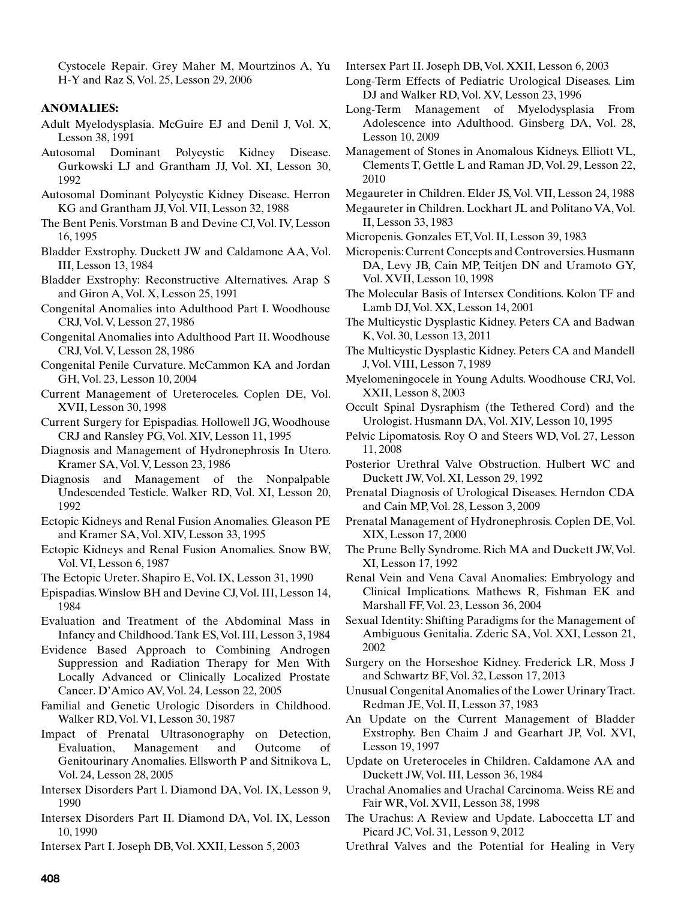Cystocele Repair. Grey Maher M, Mourtzinos A, Yu H-Y and Raz S, Vol. 25, Lesson 29, 2006

**ANOMALIES:**

Adult Myelodysplasia. McGuire EJ and Denil J, Vol. X, Lesson 38, 1991

Autosomal Dominant Polycystic Kidney Disease. Gurkowski LJ and Grantham JJ, Vol. XI, Lesson 30, 1992

Autosomal Dominant Polycystic Kidney Disease. Herron KG and Grantham JJ, Vol. VII, Lesson 32, 1988

The Bent Penis. Vorstman B and Devine CJ, Vol. IV, Lesson 16, 1995

Bladder Exstrophy. Duckett JW and Caldamone AA, Vol. III, Lesson 13, 1984

Bladder Exstrophy: Reconstructive Alternatives. Arap S and Giron A, Vol. X, Lesson 25, 1991

Congenital Anomalies into Adulthood Part I. Woodhouse CRJ, Vol. V, Lesson 27, 1986

Congenital Anomalies into Adulthood Part II. Woodhouse CRJ, Vol. V, Lesson 28, 1986

Congenital Penile Curvature. McCammon KA and Jordan GH, Vol. 23, Lesson 10, 2004

Current Management of Ureteroceles. Coplen DE, Vol. XVII, Lesson 30, 1998

Current Surgery for Epispadias. Hollowell JG, Woodhouse CRJ and Ransley PG, Vol. XIV, Lesson 11, 1995

Diagnosis and Management of Hydronephrosis In Utero. Kramer SA, Vol. V, Lesson 23, 1986

Diagnosis and Management of the Nonpalpable Undescended Testicle. Walker RD, Vol. XI, Lesson 20, 1992

Ectopic Kidneys and Renal Fusion Anomalies. Gleason PE and Kramer SA, Vol. XIV, Lesson 33, 1995

Ectopic Kidneys and Renal Fusion Anomalies. Snow BW, Vol. VI, Lesson 6, 1987

The Ectopic Ureter. Shapiro E, Vol. IX, Lesson 31, 1990

Epispadias. Winslow BH and Devine CJ, Vol. III, Lesson 14, 1984

Evaluation and Treatment of the Abdominal Mass in Infancy and Childhood. Tank ES, Vol. III, Lesson 3, 1984

Evidence Based Approach to Combining Androgen Suppression and Radiation Therapy for Men With Locally Advanced or Clinically Localized Prostate Cancer. D'Amico AV, Vol. 24, Lesson 22, 2005

Familial and Genetic Urologic Disorders in Childhood. Walker RD, Vol. VI, Lesson 30, 1987

Impact of Prenatal Ultrasonography on Detection, Evaluation, Management and Outcome of Genitourinary Anomalies. Ellsworth P and Sitnikova L, Vol. 24, Lesson 28, 2005

Intersex Disorders Part I. Diamond DA, Vol. IX, Lesson 9, 1990

Intersex Disorders Part II. Diamond DA, Vol. IX, Lesson 10, 1990

Intersex Part I. Joseph DB, Vol. XXII, Lesson 5, 2003

Intersex Part II. Joseph DB, Vol. XXII, Lesson 6, 2003

Long-Term Effects of Pediatric Urological Diseases. Lim DJ and Walker RD, Vol. XV, Lesson 23, 1996

Long-Term Management of Myelodysplasia From Adolescence into Adulthood. Ginsberg DA, Vol. 28, Lesson 10, 2009

Management of Stones in Anomalous Kidneys. Elliott VL, Clements T, Gettle L and Raman JD, Vol. 29, Lesson 22, 2010

Megaureter in Children. Elder JS, Vol. VII, Lesson 24, 1988

Megaureter in Children. Lockhart JL and Politano VA, Vol. II, Lesson 33, 1983

Micropenis. Gonzales ET, Vol. II, Lesson 39, 1983

Micropenis: Current Concepts and Controversies. Husmann DA, Levy JB, Cain MP, Teitjen DN and Uramoto GY, Vol. XVII, Lesson 10, 1998

The Molecular Basis of Intersex Conditions. Kolon TF and Lamb DJ, Vol. XX, Lesson 14, 2001

The Multicystic Dysplastic Kidney. Peters CA and Badwan K, Vol. 30, Lesson 13, 2011

The Multicystic Dysplastic Kidney. Peters CA and Mandell J, Vol. VIII, Lesson 7, 1989

Myelomeningocele in Young Adults. Woodhouse CRJ, Vol. XXII, Lesson 8, 2003

Occult Spinal Dysraphism (the Tethered Cord) and the Urologist. Husmann DA, Vol. XIV, Lesson 10, 1995

Pelvic Lipomatosis. Roy O and Steers WD, Vol. 27, Lesson 11, 2008

Posterior Urethral Valve Obstruction. Hulbert WC and Duckett JW, Vol. XI, Lesson 29, 1992

Prenatal Diagnosis of Urological Diseases. Herndon CDA and Cain MP, Vol. 28, Lesson 3, 2009

Prenatal Management of Hydronephrosis. Coplen DE, Vol. XIX, Lesson 17, 2000

The Prune Belly Syndrome. Rich MA and Duckett JW, Vol. XI, Lesson 17, 1992

Renal Vein and Vena Caval Anomalies: Embryology and Clinical Implications. Mathews R, Fishman EK and Marshall FF, Vol. 23, Lesson 36, 2004

Sexual Identity: Shifting Paradigms for the Management of Ambiguous Genitalia. Zderic SA, Vol. XXI, Lesson 21, 2002

Surgery on the Horseshoe Kidney. Frederick LR, Moss J and Schwartz BF, Vol. 32, Lesson 17, 2013

Unusual Congenital Anomalies of the Lower Urinary Tract. Redman JE, Vol. II, Lesson 37, 1983

An Update on the Current Management of Bladder Exstrophy. Ben Chaim J and Gearhart JP, Vol. XVI, Lesson 19, 1997

Update on Ureteroceles in Children. Caldamone AA and Duckett JW, Vol. III, Lesson 36, 1984

Urachal Anomalies and Urachal Carcinoma. Weiss RE and Fair WR, Vol. XVII, Lesson 38, 1998

The Urachus: A Review and Update. Laboccetta LT and Picard JC, Vol. 31, Lesson 9, 2012

Urethral Valves and the Potential for Healing in Very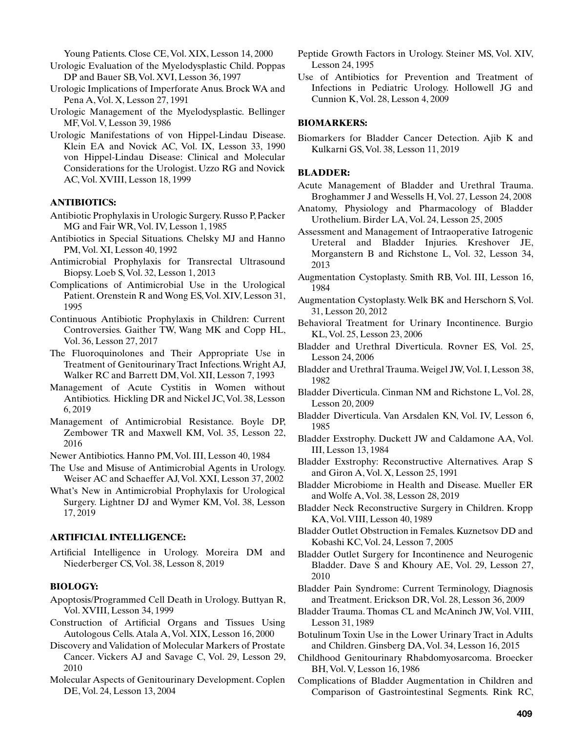Young Patients. Close CE, Vol. XIX, Lesson 14, 2000

Urologic Evaluation of the Myelodysplastic Child. Poppas DP and Bauer SB, Vol. XVI, Lesson 36, 1997

Urologic Implications of Imperforate Anus. Brock WA and Pena A, Vol. X, Lesson 27, 1991

Urologic Management of the Myelodysplastic. Bellinger MF, Vol. V, Lesson 39, 1986

Urologic Manifestations of von Hippel-Lindau Disease. Klein EA and Novick AC, Vol. IX, Lesson 33, 1990 von Hippel-Lindau Disease: Clinical and Molecular Considerations for the Urologist. Uzzo RG and Novick AC, Vol. XVIII, Lesson 18, 1999

**ANTIBIOTICS:**

Antibiotic Prophylaxis in Urologic Surgery. Russo P, Packer MG and Fair WR, Vol. IV, Lesson 1, 1985

Antibiotics in Special Situations. Chelsky MJ and Hanno PM, Vol. XI, Lesson 40, 1992

Antimicrobial Prophylaxis for Transrectal Ultrasound Biopsy. Loeb S, Vol. 32, Lesson 1, 2013

Complications of Antimicrobial Use in the Urological Patient. Orenstein R and Wong ES, Vol. XIV, Lesson 31, 1995

Continuous Antibiotic Prophylaxis in Children: Current Controversies. Gaither TW, Wang MK and Copp HL, Vol. 36, Lesson 27, 2017

The Fluoroquinolones and Their Appropriate Use in Treatment of Genitourinary Tract Infections. Wright AJ, Walker RC and Barrett DM, Vol. XII, Lesson 7, 1993

Management of Acute Cystitis in Women without Antibiotics. Hickling DR and Nickel JC, Vol. 38, Lesson 6, 2019

Management of Antimicrobial Resistance. Boyle DP, Zembower TR and Maxwell KM, Vol. 35, Lesson 22, 2016

Newer Antibiotics. Hanno PM, Vol. III, Lesson 40, 1984

The Use and Misuse of Antimicrobial Agents in Urology. Weiser AC and Schaeffer AJ, Vol. XXI, Lesson 37, 2002

What's New in Antimicrobial Prophylaxis for Urological Surgery. Lightner DJ and Wymer KM, Vol. 38, Lesson 17, 2019

**ARTIFICIAL INTELLIGENCE:**

Artificial Intelligence in Urology. Moreira DM and Niederberger CS, Vol. 38, Lesson 8, 2019

**BIOLOGY:**

Apoptosis/Programmed Cell Death in Urology. Buttyan R, Vol. XVIII, Lesson 34, 1999

Construction of Artificial Organs and Tissues Using Autologous Cells. Atala A, Vol. XIX, Lesson 16, 2000

Discovery and Validation of Molecular Markers of Prostate Cancer. Vickers AJ and Savage C, Vol. 29, Lesson 29, 2010

Molecular Aspects of Genitourinary Development. Coplen DE, Vol. 24, Lesson 13, 2004

Peptide Growth Factors in Urology. Steiner MS, Vol. XIV, Lesson 24, 1995

Use of Antibiotics for Prevention and Treatment of Infections in Pediatric Urology. Hollowell JG and Cunnion K, Vol. 28, Lesson 4, 2009

**BIOMARKERS:**

Biomarkers for Bladder Cancer Detection. Ajib K and Kulkarni GS, Vol. 38, Lesson 11, 2019

**BLADDER:**

Acute Management of Bladder and Urethral Trauma. Broghammer J and Wessells H, Vol. 27, Lesson 24, 2008

Anatomy, Physiology and Pharmacology of Bladder Urothelium. Birder LA, Vol. 24, Lesson 25, 2005

Assessment and Management of Intraoperative Iatrogenic Ureteral and Bladder Injuries. Kreshover JE, Morganstern B and Richstone L, Vol. 32, Lesson 34, 2013

Augmentation Cystoplasty. Smith RB, Vol. III, Lesson 16, 1984

Augmentation Cystoplasty. Welk BK and Herschorn S, Vol. 31, Lesson 20, 2012

Behavioral Treatment for Urinary Incontinence. Burgio KL, Vol. 25, Lesson 23, 2006

Bladder and Urethral Diverticula. Rovner ES, Vol. 25, Lesson 24, 2006

Bladder and Urethral Trauma. Weigel JW, Vol. I, Lesson 38, 1982

Bladder Diverticula. Cinman NM and Richstone L, Vol. 28, Lesson 20, 2009

Bladder Diverticula. Van Arsdalen KN, Vol. IV, Lesson 6, 1985

Bladder Exstrophy. Duckett JW and Caldamone AA, Vol. III, Lesson 13, 1984

Bladder Exstrophy: Reconstructive Alternatives. Arap S and Giron A, Vol. X, Lesson 25, 1991

Bladder Microbiome in Health and Disease. Mueller ER and Wolfe A, Vol. 38, Lesson 28, 2019

Bladder Neck Reconstructive Surgery in Children. Kropp KA, Vol. VIII, Lesson 40, 1989

Bladder Outlet Obstruction in Females. Kuznetsov DD and Kobashi KC, Vol. 24, Lesson 7, 2005

Bladder Outlet Surgery for Incontinence and Neurogenic Bladder. Dave S and Khoury AE, Vol. 29, Lesson 27, 2010

Bladder Pain Syndrome: Current Terminology, Diagnosis and Treatment. Erickson DR, Vol. 28, Lesson 36, 2009

Bladder Trauma. Thomas CL and McAninch JW, Vol. VIII, Lesson 31, 1989

Botulinum Toxin Use in the Lower Urinary Tract in Adults and Children. Ginsberg DA, Vol. 34, Lesson 16, 2015

Childhood Genitourinary Rhabdomyosarcoma. Broecker BH, Vol. V, Lesson 16, 1986

Complications of Bladder Augmentation in Children and Comparison of Gastrointestinal Segments. Rink RC,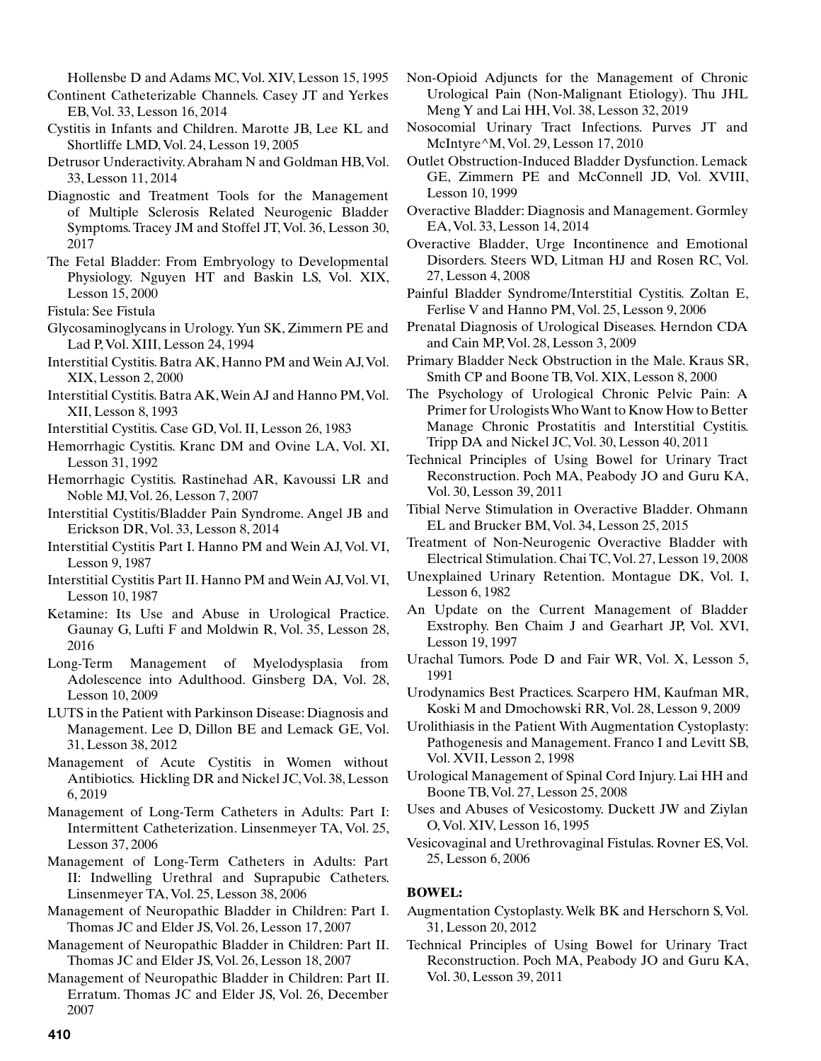Hollensbe D and Adams MC, Vol. XIV, Lesson 15, 1995

Continent Catheterizable Channels. Casey JT and Yerkes EB, Vol. 33, Lesson 16, 2014

Cystitis in Infants and Children. Marotte JB, Lee KL and Shortliffe LMD, Vol. 24, Lesson 19, 2005

Detrusor Underactivity. Abraham N and Goldman HB, Vol. 33, Lesson 11, 2014

Diagnostic and Treatment Tools for the Management of Multiple Sclerosis Related Neurogenic Bladder Symptoms. Tracey JM and Stoffel JT, Vol. 36, Lesson 30, 2017

The Fetal Bladder: From Embryology to Developmental Physiology. Nguyen HT and Baskin LS, Vol. XIX, Lesson 15, 2000

Fistula: See Fistula

Glycosaminoglycans in Urology. Yun SK, Zimmern PE and Lad P, Vol. XIII, Lesson 24, 1994

Interstitial Cystitis. Batra AK, Hanno PM and Wein AJ, Vol. XIX, Lesson 2, 2000

Interstitial Cystitis. Batra AK, Wein AJ and Hanno PM, Vol. XII, Lesson 8, 1993

Interstitial Cystitis. Case GD, Vol. II, Lesson 26, 1983

Hemorrhagic Cystitis. Kranc DM and Ovine LA, Vol. XI, Lesson 31, 1992

Hemorrhagic Cystitis. Rastinehad AR, Kavoussi LR and Noble MJ, Vol. 26, Lesson 7, 2007

Interstitial Cystitis/Bladder Pain Syndrome. Angel JB and Erickson DR, Vol. 33, Lesson 8, 2014

Interstitial Cystitis Part I. Hanno PM and Wein AJ, Vol. VI, Lesson 9, 1987

Interstitial Cystitis Part II. Hanno PM and Wein AJ, Vol. VI, Lesson 10, 1987

Ketamine: Its Use and Abuse in Urological Practice. Gaunay G, Lufti F and Moldwin R, Vol. 35, Lesson 28, 2016

Long-Term Management of Myelodysplasia from Adolescence into Adulthood. Ginsberg DA, Vol. 28, Lesson 10, 2009

LUTS in the Patient with Parkinson Disease: Diagnosis and Management. Lee D, Dillon BE and Lemack GE, Vol. 31, Lesson 38, 2012

Management of Acute Cystitis in Women without Antibiotics. Hickling DR and Nickel JC, Vol. 38, Lesson 6, 2019

Management of Long-Term Catheters in Adults: Part I: Intermittent Catheterization. Linsenmeyer TA, Vol. 25, Lesson 37, 2006

Management of Long-Term Catheters in Adults: Part II: Indwelling Urethral and Suprapubic Catheters. Linsenmeyer TA, Vol. 25, Lesson 38, 2006

Management of Neuropathic Bladder in Children: Part I. Thomas JC and Elder JS, Vol. 26, Lesson 17, 2007

Management of Neuropathic Bladder in Children: Part II. Thomas JC and Elder JS, Vol. 26, Lesson 18, 2007

Management of Neuropathic Bladder in Children: Part II. Erratum. Thomas JC and Elder JS, Vol. 26, December 2007

Non-Opioid Adjuncts for the Management of Chronic Urological Pain (Non-Malignant Etiology). Thu JHL Meng Y and Lai HH, Vol. 38, Lesson 32, 2019

Nosocomial Urinary Tract Infections. Purves JT and McIntyre^M, Vol. 29, Lesson 17, 2010

Outlet Obstruction-Induced Bladder Dysfunction. Lemack GE, Zimmern PE and McConnell JD, Vol. XVIII, Lesson 10, 1999

Overactive Bladder: Diagnosis and Management. Gormley EA, Vol. 33, Lesson 14, 2014

Overactive Bladder, Urge Incontinence and Emotional Disorders. Steers WD, Litman HJ and Rosen RC, Vol. 27, Lesson 4, 2008

Painful Bladder Syndrome/Interstitial Cystitis. Zoltan E, Ferlise V and Hanno PM, Vol. 25, Lesson 9, 2006

Prenatal Diagnosis of Urological Diseases. Herndon CDA and Cain MP, Vol. 28, Lesson 3, 2009

Primary Bladder Neck Obstruction in the Male. Kraus SR, Smith CP and Boone TB, Vol. XIX, Lesson 8, 2000

The Psychology of Urological Chronic Pelvic Pain: A Primer for Urologists Who Want to Know How to Better Manage Chronic Prostatitis and Interstitial Cystitis. Tripp DA and Nickel JC, Vol. 30, Lesson 40, 2011

Technical Principles of Using Bowel for Urinary Tract Reconstruction. Poch MA, Peabody JO and Guru KA, Vol. 30, Lesson 39, 2011

Tibial Nerve Stimulation in Overactive Bladder. Ohmann EL and Brucker BM, Vol. 34, Lesson 25, 2015

Treatment of Non-Neurogenic Overactive Bladder with Electrical Stimulation. Chai TC, Vol. 27, Lesson 19, 2008

Unexplained Urinary Retention. Montague DK, Vol. I, Lesson 6, 1982

An Update on the Current Management of Bladder Exstrophy. Ben Chaim J and Gearhart JP, Vol. XVI, Lesson 19, 1997

Urachal Tumors. Pode D and Fair WR, Vol. X, Lesson 5, 1991

Urodynamics Best Practices. Scarpero HM, Kaufman MR, Koski M and Dmochowski RR, Vol. 28, Lesson 9, 2009

Urolithiasis in the Patient With Augmentation Cystoplasty: Pathogenesis and Management. Franco I and Levitt SB, Vol. XVII, Lesson 2, 1998

Urological Management of Spinal Cord Injury. Lai HH and Boone TB, Vol. 27, Lesson 25, 2008

Uses and Abuses of Vesicostomy. Duckett JW and Ziylan O, Vol. XIV, Lesson 16, 1995

Vesicovaginal and Urethrovaginal Fistulas. Rovner ES, Vol. 25, Lesson 6, 2006

**BOWEL:**

Augmentation Cystoplasty. Welk BK and Herschorn S, Vol. 31, Lesson 20, 2012

Technical Principles of Using Bowel for Urinary Tract Reconstruction. Poch MA, Peabody JO and Guru KA, Vol. 30, Lesson 39, 2011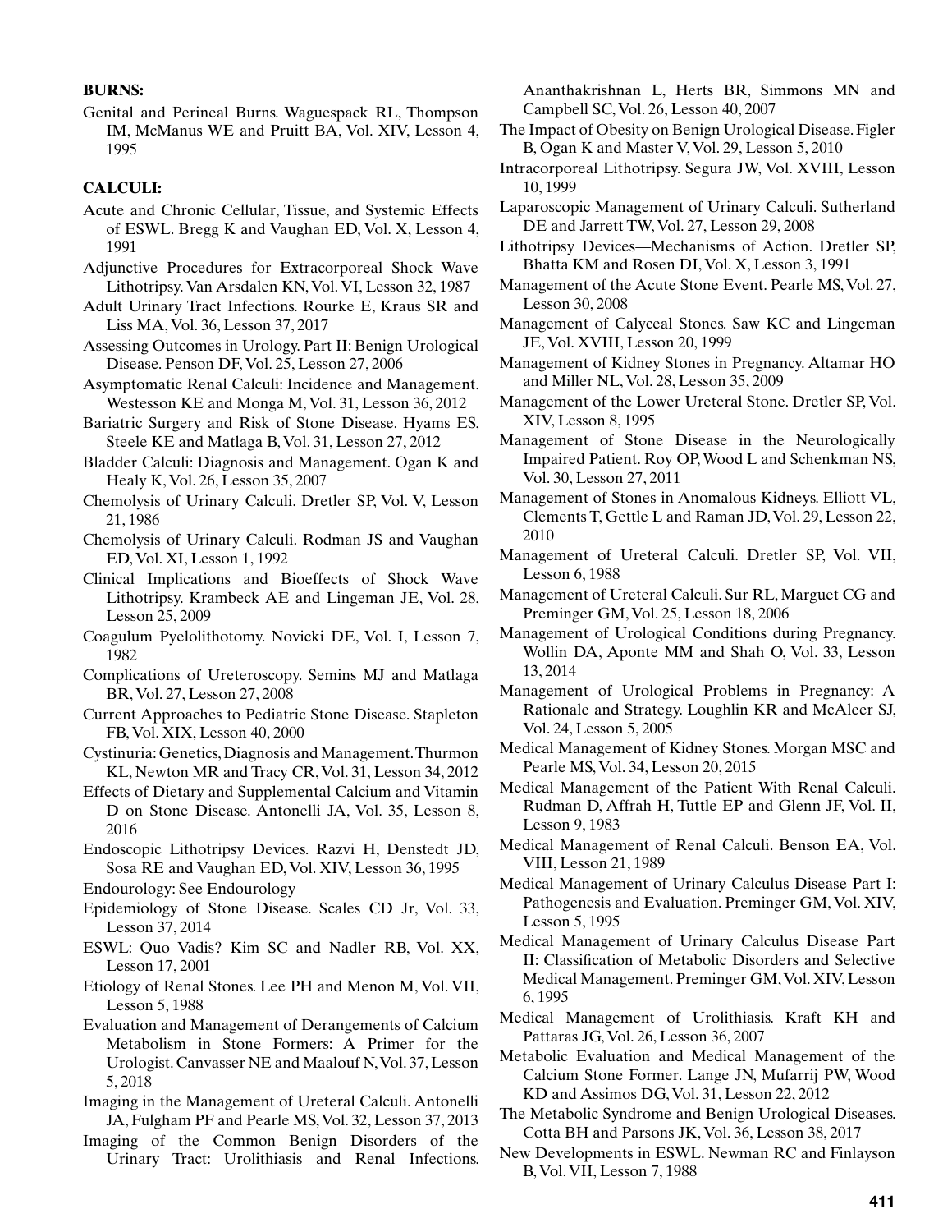**BURNS:**

Genital and Perineal Burns. Waguespack RL, Thompson IM, McManus WE and Pruitt BA, Vol. XIV, Lesson 4, 1995

**CALCULI:**

Acute and Chronic Cellular, Tissue, and Systemic Effects of ESWL. Bregg K and Vaughan ED, Vol. X, Lesson 4, 1991

Adjunctive Procedures for Extracorporeal Shock Wave Lithotripsy. Van Arsdalen KN, Vol. VI, Lesson 32, 1987

Adult Urinary Tract Infections. Rourke E, Kraus SR and Liss MA, Vol. 36, Lesson 37, 2017

Assessing Outcomes in Urology. Part II: Benign Urological Disease. Penson DF, Vol. 25, Lesson 27, 2006

Asymptomatic Renal Calculi: Incidence and Management. Westesson KE and Monga M, Vol. 31, Lesson 36, 2012

Bariatric Surgery and Risk of Stone Disease. Hyams ES, Steele KE and Matlaga B, Vol. 31, Lesson 27, 2012

Bladder Calculi: Diagnosis and Management. Ogan K and Healy K, Vol. 26, Lesson 35, 2007

Chemolysis of Urinary Calculi. Dretler SP, Vol. V, Lesson 21, 1986

Chemolysis of Urinary Calculi. Rodman JS and Vaughan ED, Vol. XI, Lesson 1, 1992

Clinical Implications and Bioeffects of Shock Wave Lithotripsy. Krambeck AE and Lingeman JE, Vol. 28, Lesson 25, 2009

Coagulum Pyelolithotomy. Novicki DE, Vol. I, Lesson 7, 1982

Complications of Ureteroscopy. Semins MJ and Matlaga BR, Vol. 27, Lesson 27, 2008

Current Approaches to Pediatric Stone Disease. Stapleton FB, Vol. XIX, Lesson 40, 2000

Cystinuria: Genetics, Diagnosis and Management. Thurmon KL, Newton MR and Tracy CR, Vol. 31, Lesson 34, 2012

Effects of Dietary and Supplemental Calcium and Vitamin D on Stone Disease. Antonelli JA, Vol. 35, Lesson 8, 2016

Endoscopic Lithotripsy Devices. Razvi H, Denstedt JD, Sosa RE and Vaughan ED, Vol. XIV, Lesson 36, 1995

Endourology: See Endourology

Epidemiology of Stone Disease. Scales CD Jr, Vol. 33, Lesson 37, 2014

ESWL: Quo Vadis? Kim SC and Nadler RB, Vol. XX, Lesson 17, 2001

Etiology of Renal Stones. Lee PH and Menon M, Vol. VII, Lesson 5, 1988

Evaluation and Management of Derangements of Calcium Metabolism in Stone Formers: A Primer for the Urologist. Canvasser NE and Maalouf N, Vol. 37, Lesson 5, 2018

Imaging in the Management of Ureteral Calculi. Antonelli JA, Fulgham PF and Pearle MS, Vol. 32, Lesson 37, 2013

Imaging of the Common Benign Disorders of the Urinary Tract: Urolithiasis and Renal Infections. Ananthakrishnan L, Herts BR, Simmons MN and Campbell SC, Vol. 26, Lesson 40, 2007

The Impact of Obesity on Benign Urological Disease. Figler B, Ogan K and Master V, Vol. 29, Lesson 5, 2010

Intracorporeal Lithotripsy. Segura JW, Vol. XVIII, Lesson 10, 1999

Laparoscopic Management of Urinary Calculi. Sutherland DE and Jarrett TW, Vol. 27, Lesson 29, 2008

Lithotripsy Devices—Mechanisms of Action. Dretler SP, Bhatta KM and Rosen DI, Vol. X, Lesson 3, 1991

Management of the Acute Stone Event. Pearle MS, Vol. 27, Lesson 30, 2008

Management of Calyceal Stones. Saw KC and Lingeman JE, Vol. XVIII, Lesson 20, 1999

Management of Kidney Stones in Pregnancy. Altamar HO and Miller NL, Vol. 28, Lesson 35, 2009

Management of the Lower Ureteral Stone. Dretler SP, Vol. XIV, Lesson 8, 1995

Management of Stone Disease in the Neurologically Impaired Patient. Roy OP, Wood L and Schenkman NS, Vol. 30, Lesson 27, 2011

Management of Stones in Anomalous Kidneys. Elliott VL, Clements T, Gettle L and Raman JD, Vol. 29, Lesson 22, 2010

Management of Ureteral Calculi. Dretler SP, Vol. VII, Lesson 6, 1988

Management of Ureteral Calculi. Sur RL, Marguet CG and Preminger GM, Vol. 25, Lesson 18, 2006

Management of Urological Conditions during Pregnancy. Wollin DA, Aponte MM and Shah O, Vol. 33, Lesson 13, 2014

Management of Urological Problems in Pregnancy: A Rationale and Strategy. Loughlin KR and McAleer SJ, Vol. 24, Lesson 5, 2005

Medical Management of Kidney Stones. Morgan MSC and Pearle MS, Vol. 34, Lesson 20, 2015

Medical Management of the Patient With Renal Calculi. Rudman D, Affrah H, Tuttle EP and Glenn JF, Vol. II, Lesson 9, 1983

Medical Management of Renal Calculi. Benson EA, Vol. VIII, Lesson 21, 1989

Medical Management of Urinary Calculus Disease Part I: Pathogenesis and Evaluation. Preminger GM, Vol. XIV, Lesson 5, 1995

Medical Management of Urinary Calculus Disease Part II: Classification of Metabolic Disorders and Selective Medical Management. Preminger GM, Vol. XIV, Lesson 6, 1995

Medical Management of Urolithiasis. Kraft KH and Pattaras JG, Vol. 26, Lesson 36, 2007

Metabolic Evaluation and Medical Management of the Calcium Stone Former. Lange JN, Mufarrij PW, Wood KD and Assimos DG, Vol. 31, Lesson 22, 2012

The Metabolic Syndrome and Benign Urological Diseases. Cotta BH and Parsons JK, Vol. 36, Lesson 38, 2017

New Developments in ESWL. Newman RC and Finlayson B, Vol. VII, Lesson 7, 1988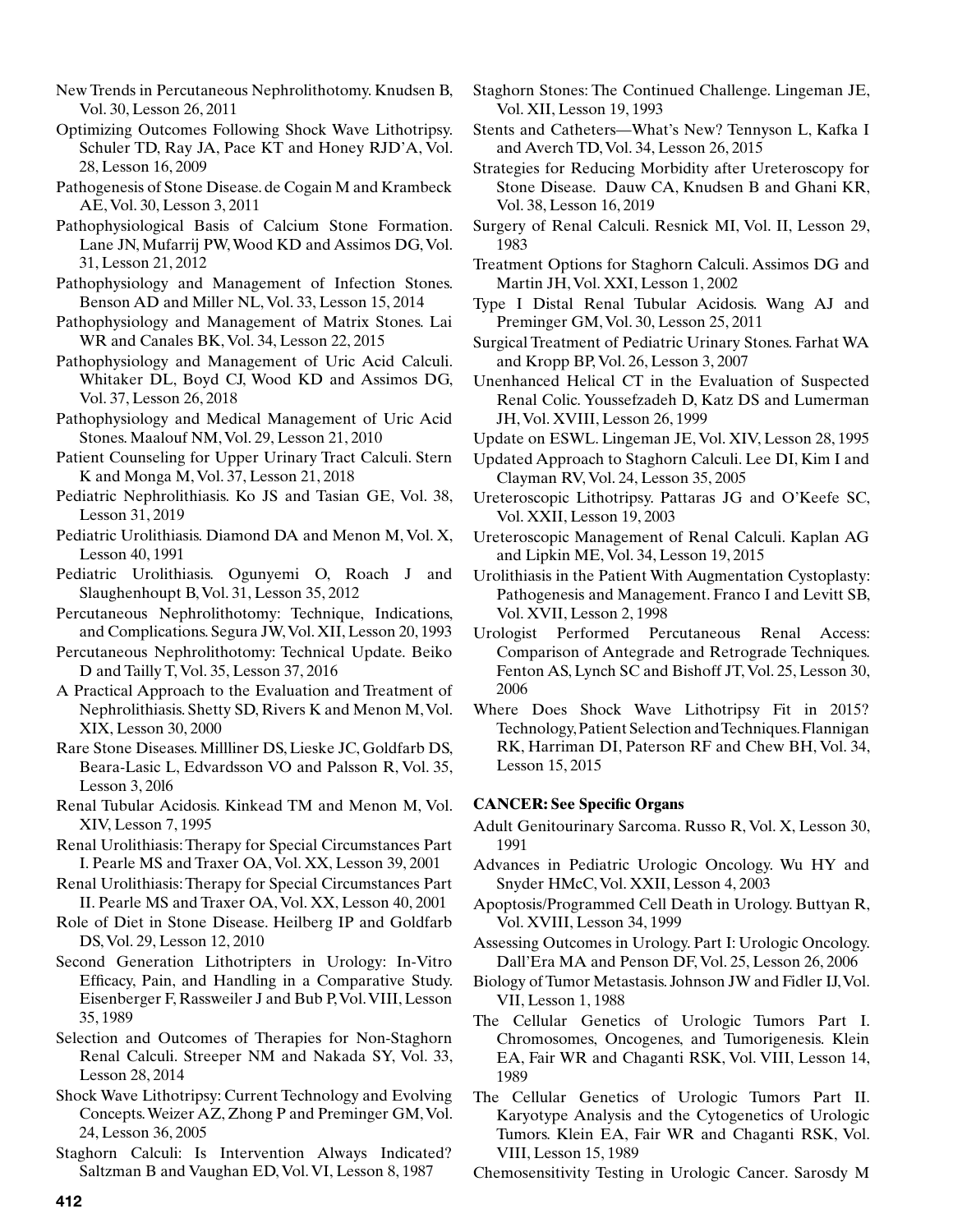New Trends in Percutaneous Nephrolithotomy. Knudsen B, Vol. 30, Lesson 26, 2011

Optimizing Outcomes Following Shock Wave Lithotripsy. Schuler TD, Ray JA, Pace KT and Honey RJD'A, Vol. 28, Lesson 16, 2009

Pathogenesis of Stone Disease. de Cogain M and Krambeck AE, Vol. 30, Lesson 3, 2011

Pathophysiological Basis of Calcium Stone Formation. Lane JN, Mufarrij PW, Wood KD and Assimos DG, Vol. 31, Lesson 21, 2012

Pathophysiology and Management of Infection Stones. Benson AD and Miller NL, Vol. 33, Lesson 15, 2014

Pathophysiology and Management of Matrix Stones. Lai WR and Canales BK, Vol. 34, Lesson 22, 2015

Pathophysiology and Management of Uric Acid Calculi. Whitaker DL, Boyd CJ, Wood KD and Assimos DG, Vol. 37, Lesson 26, 2018

Pathophysiology and Medical Management of Uric Acid Stones. Maalouf NM, Vol. 29, Lesson 21, 2010

Patient Counseling for Upper Urinary Tract Calculi. Stern K and Monga M, Vol. 37, Lesson 21, 2018

Pediatric Nephrolithiasis. Ko JS and Tasian GE, Vol. 38, Lesson 31, 2019

Pediatric Urolithiasis. Diamond DA and Menon M, Vol. X, Lesson 40, 1991

Pediatric Urolithiasis. Ogunyemi O, Roach J and Slaughenhoupt B, Vol. 31, Lesson 35, 2012

Percutaneous Nephrolithotomy: Technique, Indications, and Complications. Segura JW, Vol. XII, Lesson 20, 1993

Percutaneous Nephrolithotomy: Technical Update. Beiko D and Tailly T, Vol. 35, Lesson 37, 2016

A Practical Approach to the Evaluation and Treatment of Nephrolithiasis. Shetty SD, Rivers K and Menon M, Vol. XIX, Lesson 30, 2000

Rare Stone Diseases. Millliner DS, Lieske JC, Goldfarb DS, Beara-Lasic L, Edvardsson VO and Palsson R, Vol. 35, Lesson 3, 20l6

Renal Tubular Acidosis. Kinkead TM and Menon M, Vol. XIV, Lesson 7, 1995

Renal Urolithiasis: Therapy for Special Circumstances Part I. Pearle MS and Traxer OA, Vol. XX, Lesson 39, 2001

Renal Urolithiasis: Therapy for Special Circumstances Part II. Pearle MS and Traxer OA, Vol. XX, Lesson 40, 2001

Role of Diet in Stone Disease. Heilberg IP and Goldfarb DS, Vol. 29, Lesson 12, 2010

Second Generation Lithotripters in Urology: In-Vitro Efficacy, Pain, and Handling in a Comparative Study. Eisenberger F, Rassweiler J and Bub P, Vol. VIII, Lesson 35, 1989

Selection and Outcomes of Therapies for Non-Staghorn Renal Calculi. Streeper NM and Nakada SY, Vol. 33, Lesson 28, 2014

Shock Wave Lithotripsy: Current Technology and Evolving Concepts. Weizer AZ, Zhong P and Preminger GM, Vol. 24, Lesson 36, 2005

Staghorn Calculi: Is Intervention Always Indicated? Saltzman B and Vaughan ED, Vol. VI, Lesson 8, 1987

Staghorn Stones: The Continued Challenge. Lingeman JE, Vol. XII, Lesson 19, 1993

Stents and Catheters—What's New? Tennyson L, Kafka I and Averch TD, Vol. 34, Lesson 26, 2015

Strategies for Reducing Morbidity after Ureteroscopy for Stone Disease. Dauw CA, Knudsen B and Ghani KR, Vol. 38, Lesson 16, 2019

Surgery of Renal Calculi. Resnick MI, Vol. II, Lesson 29, 1983

Treatment Options for Staghorn Calculi. Assimos DG and Martin JH, Vol. XXI, Lesson 1, 2002

Type I Distal Renal Tubular Acidosis. Wang AJ and Preminger GM, Vol. 30, Lesson 25, 2011

Surgical Treatment of Pediatric Urinary Stones. Farhat WA and Kropp BP, Vol. 26, Lesson 3, 2007

Unenhanced Helical CT in the Evaluation of Suspected Renal Colic. Youssefzadeh D, Katz DS and Lumerman JH, Vol. XVIII, Lesson 26, 1999

Update on ESWL. Lingeman JE, Vol. XIV, Lesson 28, 1995

Updated Approach to Staghorn Calculi. Lee DI, Kim I and Clayman RV, Vol. 24, Lesson 35, 2005

Ureteroscopic Lithotripsy. Pattaras JG and O'Keefe SC, Vol. XXII, Lesson 19, 2003

Ureteroscopic Management of Renal Calculi. Kaplan AG and Lipkin ME, Vol. 34, Lesson 19, 2015

Urolithiasis in the Patient With Augmentation Cystoplasty: Pathogenesis and Management. Franco I and Levitt SB, Vol. XVII, Lesson 2, 1998

Urologist Performed Percutaneous Renal Access: Comparison of Antegrade and Retrograde Techniques. Fenton AS, Lynch SC and Bishoff JT, Vol. 25, Lesson 30, 2006

Where Does Shock Wave Lithotripsy Fit in 2015? Technology, Patient Selection and Techniques. Flannigan RK, Harriman DI, Paterson RF and Chew BH, Vol. 34, Lesson 15, 2015

**CANCER: See Specific Organs**

Adult Genitourinary Sarcoma. Russo R, Vol. X, Lesson 30, 1991

Advances in Pediatric Urologic Oncology. Wu HY and Snyder HMcC, Vol. XXII, Lesson 4, 2003

Apoptosis/Programmed Cell Death in Urology. Buttyan R, Vol. XVIII, Lesson 34, 1999

Assessing Outcomes in Urology. Part I: Urologic Oncology. Dall'Era MA and Penson DF, Vol. 25, Lesson 26, 2006

Biology of Tumor Metastasis. Johnson JW and Fidler IJ, Vol. VII, Lesson 1, 1988

The Cellular Genetics of Urologic Tumors Part I. Chromosomes, Oncogenes, and Tumorigenesis. Klein EA, Fair WR and Chaganti RSK, Vol. VIII, Lesson 14, 1989

The Cellular Genetics of Urologic Tumors Part II. Karyotype Analysis and the Cytogenetics of Urologic Tumors. Klein EA, Fair WR and Chaganti RSK, Vol. VIII, Lesson 15, 1989

Chemosensitivity Testing in Urologic Cancer. Sarosdy M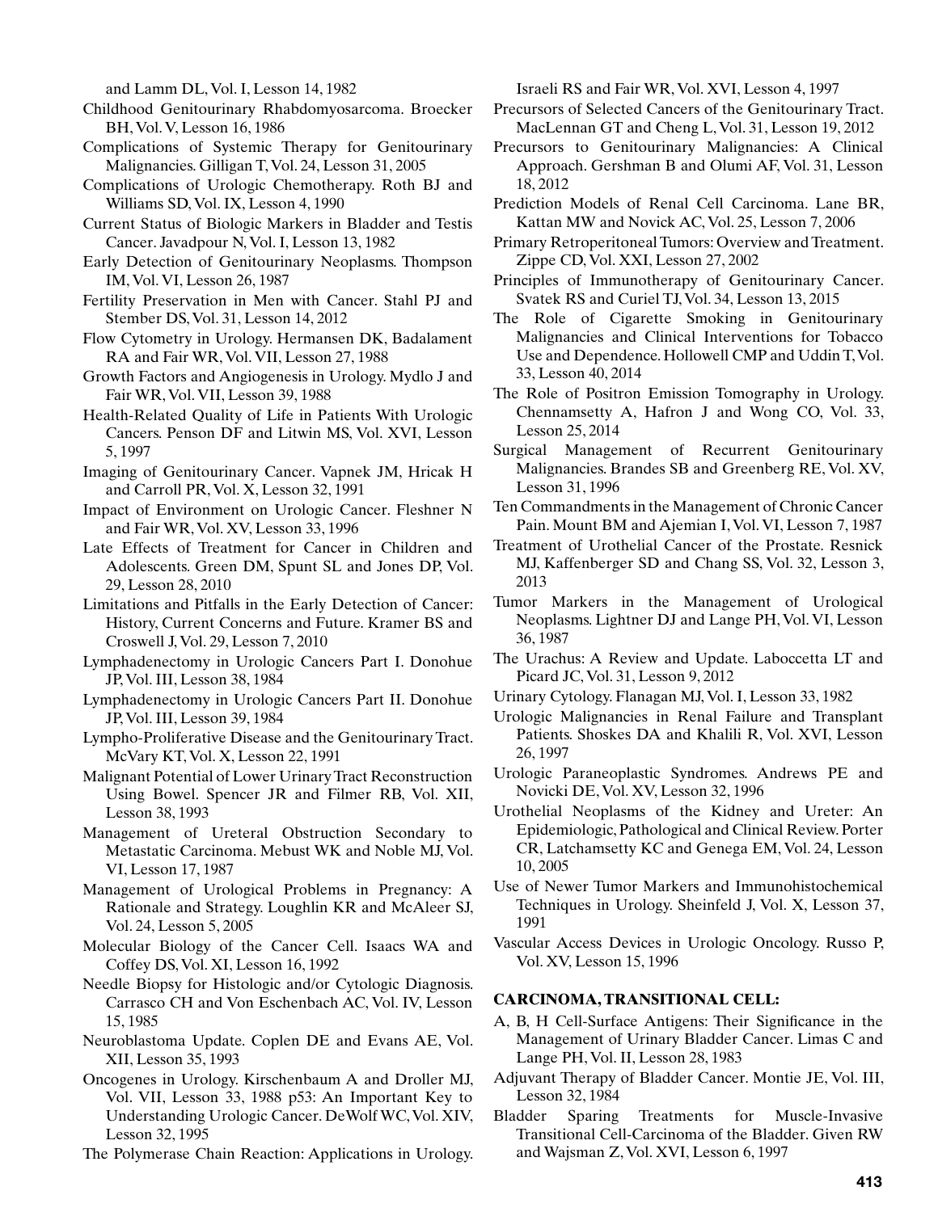and Lamm DL, Vol. I, Lesson 14, 1982

Childhood Genitourinary Rhabdomyosarcoma. Broecker BH, Vol. V, Lesson 16, 1986

Complications of Systemic Therapy for Genitourinary Malignancies. Gilligan T, Vol. 24, Lesson 31, 2005

Complications of Urologic Chemotherapy. Roth BJ and Williams SD, Vol. IX, Lesson 4, 1990

Current Status of Biologic Markers in Bladder and Testis Cancer. Javadpour N, Vol. I, Lesson 13, 1982

Early Detection of Genitourinary Neoplasms. Thompson IM, Vol. VI, Lesson 26, 1987

Fertility Preservation in Men with Cancer. Stahl PJ and Stember DS, Vol. 31, Lesson 14, 2012

Flow Cytometry in Urology. Hermansen DK, Badalament RA and Fair WR, Vol. VII, Lesson 27, 1988

Growth Factors and Angiogenesis in Urology. Mydlo J and Fair WR, Vol. VII, Lesson 39, 1988

Health-Related Quality of Life in Patients With Urologic Cancers. Penson DF and Litwin MS, Vol. XVI, Lesson 5, 1997

Imaging of Genitourinary Cancer. Vapnek JM, Hricak H and Carroll PR, Vol. X, Lesson 32, 1991

Impact of Environment on Urologic Cancer. Fleshner N and Fair WR, Vol. XV, Lesson 33, 1996

Late Effects of Treatment for Cancer in Children and Adolescents. Green DM, Spunt SL and Jones DP, Vol. 29, Lesson 28, 2010

Limitations and Pitfalls in the Early Detection of Cancer: History, Current Concerns and Future. Kramer BS and Croswell J, Vol. 29, Lesson 7, 2010

Lymphadenectomy in Urologic Cancers Part I. Donohue JP, Vol. III, Lesson 38, 1984

Lymphadenectomy in Urologic Cancers Part II. Donohue JP, Vol. III, Lesson 39, 1984

Lympho-Proliferative Disease and the Genitourinary Tract. McVary KT, Vol. X, Lesson 22, 1991

Malignant Potential of Lower Urinary Tract Reconstruction Using Bowel. Spencer JR and Filmer RB, Vol. XII, Lesson 38, 1993

Management of Ureteral Obstruction Secondary to Metastatic Carcinoma. Mebust WK and Noble MJ, Vol. VI, Lesson 17, 1987

Management of Urological Problems in Pregnancy: A Rationale and Strategy. Loughlin KR and McAleer SJ, Vol. 24, Lesson 5, 2005

Molecular Biology of the Cancer Cell. Isaacs WA and Coffey DS, Vol. XI, Lesson 16, 1992

Needle Biopsy for Histologic and/or Cytologic Diagnosis. Carrasco CH and Von Eschenbach AC, Vol. IV, Lesson 15, 1985

Neuroblastoma Update. Coplen DE and Evans AE, Vol. XII, Lesson 35, 1993

Oncogenes in Urology. Kirschenbaum A and Droller MJ, Vol. VII, Lesson 33, 1988 p53: An Important Key to Understanding Urologic Cancer. DeWolf WC, Vol. XIV, Lesson 32, 1995

The Polymerase Chain Reaction: Applications in Urology. Israeli RS and Fair WR, Vol. XVI, Lesson 4, 1997

Precursors of Selected Cancers of the Genitourinary Tract. MacLennan GT and Cheng L, Vol. 31, Lesson 19, 2012

Precursors to Genitourinary Malignancies: A Clinical Approach. Gershman B and Olumi AF, Vol. 31, Lesson 18, 2012

Prediction Models of Renal Cell Carcinoma. Lane BR, Kattan MW and Novick AC, Vol. 25, Lesson 7, 2006

Primary Retroperitoneal Tumors: Overview and Treatment. Zippe CD, Vol. XXI, Lesson 27, 2002

Principles of Immunotherapy of Genitourinary Cancer. Svatek RS and Curiel TJ, Vol. 34, Lesson 13, 2015

The Role of Cigarette Smoking in Genitourinary Malignancies and Clinical Interventions for Tobacco Use and Dependence. Hollowell CMP and Uddin T, Vol. 33, Lesson 40, 2014

The Role of Positron Emission Tomography in Urology. Chennamsetty A, Hafron J and Wong CO, Vol. 33, Lesson 25, 2014

Surgical Management of Recurrent Genitourinary Malignancies. Brandes SB and Greenberg RE, Vol. XV, Lesson 31, 1996

Ten Commandments in the Management of Chronic Cancer Pain. Mount BM and Ajemian I, Vol. VI, Lesson 7, 1987

Treatment of Urothelial Cancer of the Prostate. Resnick MJ, Kaffenberger SD and Chang SS, Vol. 32, Lesson 3, 2013

Tumor Markers in the Management of Urological Neoplasms. Lightner DJ and Lange PH, Vol. VI, Lesson 36, 1987

The Urachus: A Review and Update. Laboccetta LT and Picard JC, Vol. 31, Lesson 9, 2012

Urinary Cytology. Flanagan MJ, Vol. I, Lesson 33, 1982

Urologic Malignancies in Renal Failure and Transplant Patients. Shoskes DA and Khalili R, Vol. XVI, Lesson 26, 1997

Urologic Paraneoplastic Syndromes. Andrews PE and Novicki DE, Vol. XV, Lesson 32, 1996

Urothelial Neoplasms of the Kidney and Ureter: An Epidemiologic, Pathological and Clinical Review. Porter CR, Latchamsetty KC and Genega EM, Vol. 24, Lesson 10, 2005

Use of Newer Tumor Markers and Immunohistochemical Techniques in Urology. Sheinfeld J, Vol. X, Lesson 37, 1991

Vascular Access Devices in Urologic Oncology. Russo P, Vol. XV, Lesson 15, 1996

**CARCINOMA, TRANSITIONAL CELL:**

A, B, H Cell-Surface Antigens: Their Significance in the Management of Urinary Bladder Cancer. Limas C and Lange PH, Vol. II, Lesson 28, 1983

Adjuvant Therapy of Bladder Cancer. Montie JE, Vol. III, Lesson 32, 1984

Bladder Sparing Treatments for Muscle-Invasive Transitional Cell-Carcinoma of the Bladder. Given RW and Wajsman Z, Vol. XVI, Lesson 6, 1997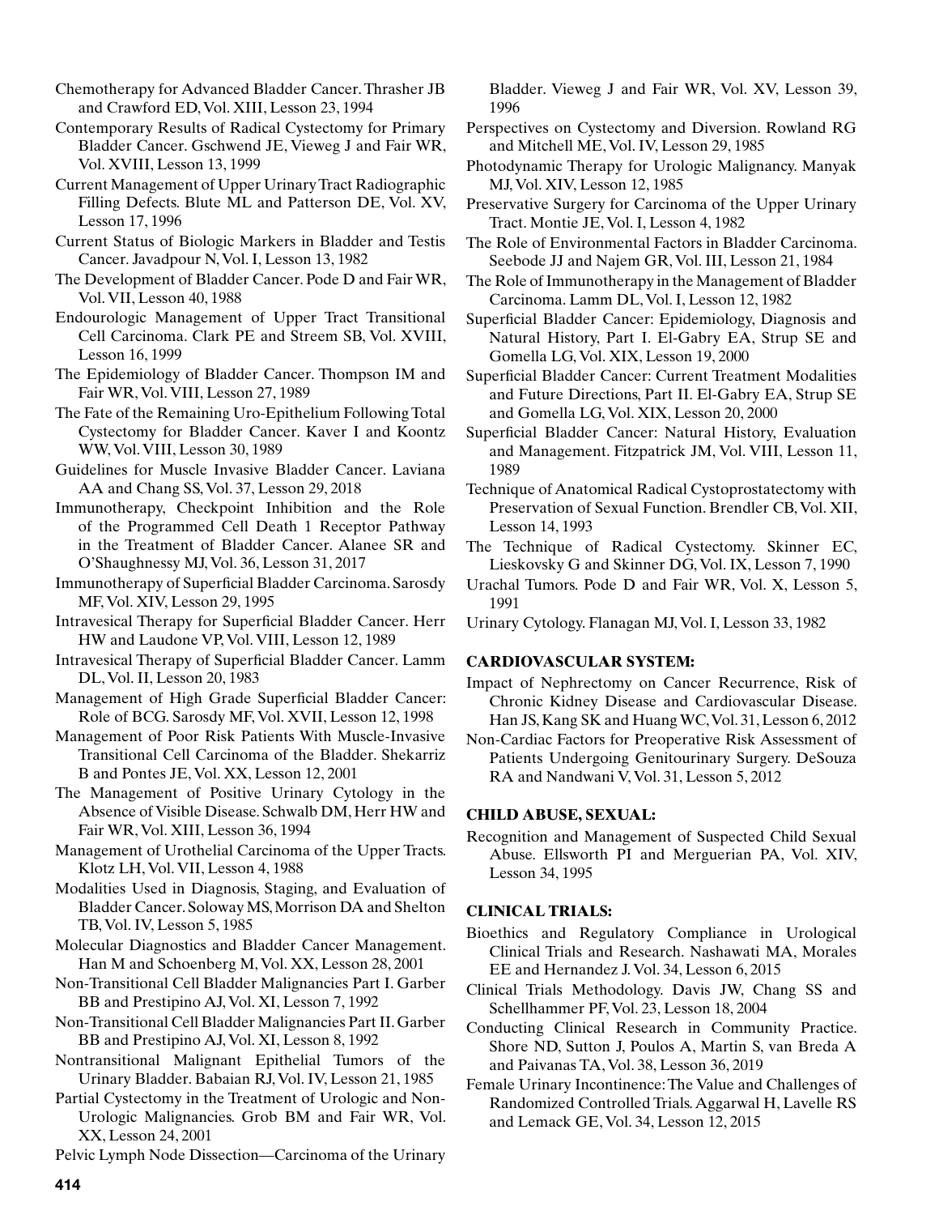Chemotherapy for Advanced Bladder Cancer. Thrasher JB and Crawford ED, Vol. XIII, Lesson 23, 1994

Contemporary Results of Radical Cystectomy for Primary Bladder Cancer. Gschwend JE, Vieweg J and Fair WR, Vol. XVIII, Lesson 13, 1999

Current Management of Upper Urinary Tract Radiographic Filling Defects. Blute ML and Patterson DE, Vol. XV, Lesson 17, 1996

Current Status of Biologic Markers in Bladder and Testis Cancer. Javadpour N, Vol. I, Lesson 13, 1982

The Development of Bladder Cancer. Pode D and Fair WR, Vol. VII, Lesson 40, 1988

Endourologic Management of Upper Tract Transitional Cell Carcinoma. Clark PE and Streem SB, Vol. XVIII, Lesson 16, 1999

The Epidemiology of Bladder Cancer. Thompson IM and Fair WR, Vol. VIII, Lesson 27, 1989

The Fate of the Remaining Uro-Epithelium Following Total Cystectomy for Bladder Cancer. Kaver I and Koontz WW, Vol. VIII, Lesson 30, 1989

Guidelines for Muscle Invasive Bladder Cancer. Laviana AA and Chang SS, Vol. 37, Lesson 29, 2018

Immunotherapy, Checkpoint Inhibition and the Role of the Programmed Cell Death 1 Receptor Pathway in the Treatment of Bladder Cancer. Alanee SR and O'Shaughnessy MJ, Vol. 36, Lesson 31, 2017

Immunotherapy of Superficial Bladder Carcinoma. Sarosdy MF, Vol. XIV, Lesson 29, 1995

Intravesical Therapy for Superficial Bladder Cancer. Herr HW and Laudone VP, Vol. VIII, Lesson 12, 1989

Intravesical Therapy of Superficial Bladder Cancer. Lamm DL, Vol. II, Lesson 20, 1983

Management of High Grade Superficial Bladder Cancer: Role of BCG. Sarosdy MF, Vol. XVII, Lesson 12, 1998

Management of Poor Risk Patients With Muscle-Invasive Transitional Cell Carcinoma of the Bladder. Shekarriz B and Pontes JE, Vol. XX, Lesson 12, 2001

The Management of Positive Urinary Cytology in the Absence of Visible Disease. Schwalb DM, Herr HW and Fair WR, Vol. XIII, Lesson 36, 1994

Management of Urothelial Carcinoma of the Upper Tracts. Klotz LH, Vol. VII, Lesson 4, 1988

Modalities Used in Diagnosis, Staging, and Evaluation of Bladder Cancer. Soloway MS, Morrison DA and Shelton TB, Vol. IV, Lesson 5, 1985

Molecular Diagnostics and Bladder Cancer Management. Han M and Schoenberg M, Vol. XX, Lesson 28, 2001

Non-Transitional Cell Bladder Malignancies Part I. Garber BB and Prestipino AJ, Vol. XI, Lesson 7, 1992

Non-Transitional Cell Bladder Malignancies Part II. Garber BB and Prestipino AJ, Vol. XI, Lesson 8, 1992

Nontransitional Malignant Epithelial Tumors of the Urinary Bladder. Babaian RJ, Vol. IV, Lesson 21, 1985

Partial Cystectomy in the Treatment of Urologic and Non-Urologic Malignancies. Grob BM and Fair WR, Vol. XX, Lesson 24, 2001

Pelvic Lymph Node Dissection—Carcinoma of the Urinary Bladder. Vieweg J and Fair WR, Vol. XV, Lesson 39, 1996

Perspectives on Cystectomy and Diversion. Rowland RG and Mitchell ME, Vol. IV, Lesson 29, 1985

Photodynamic Therapy for Urologic Malignancy. Manyak MJ, Vol. XIV, Lesson 12, 1985

Preservative Surgery for Carcinoma of the Upper Urinary Tract. Montie JE, Vol. I, Lesson 4, 1982

The Role of Environmental Factors in Bladder Carcinoma. Seebode JJ and Najem GR, Vol. III, Lesson 21, 1984

The Role of Immunotherapy in the Management of Bladder Carcinoma. Lamm DL, Vol. I, Lesson 12, 1982

Superficial Bladder Cancer: Epidemiology, Diagnosis and Natural History, Part I. El-Gabry EA, Strup SE and Gomella LG, Vol. XIX, Lesson 19, 2000

Superficial Bladder Cancer: Current Treatment Modalities and Future Directions, Part II. El-Gabry EA, Strup SE and Gomella LG, Vol. XIX, Lesson 20, 2000

Superficial Bladder Cancer: Natural History, Evaluation and Management. Fitzpatrick JM, Vol. VIII, Lesson 11, 1989

Technique of Anatomical Radical Cystoprostatectomy with Preservation of Sexual Function. Brendler CB, Vol. XII, Lesson 14, 1993

The Technique of Radical Cystectomy. Skinner EC, Lieskovsky G and Skinner DG, Vol. IX, Lesson 7, 1990

Urachal Tumors. Pode D and Fair WR, Vol. X, Lesson 5, 1991

Urinary Cytology. Flanagan MJ, Vol. I, Lesson 33, 1982

## CARDIOVASCULAR SYSTEM:

Impact of Nephrectomy on Cancer Recurrence, Risk of Chronic Kidney Disease and Cardiovascular Disease. Han JS, Kang SK and Huang WC, Vol. 31, Lesson 6, 2012

Non-Cardiac Factors for Preoperative Risk Assessment of Patients Undergoing Genitourinary Surgery. DeSouza RA and Nandwani V, Vol. 31, Lesson 5, 2012

## CHILD ABUSE, SEXUAL:

Recognition and Management of Suspected Child Sexual Abuse. Ellsworth PI and Merguerian PA, Vol. XIV, Lesson 34, 1995

## CLINICAL TRIALS:

Bioethics and Regulatory Compliance in Urological Clinical Trials and Research. Nashawati MA, Morales EE and Hernandez J. Vol. 34, Lesson 6, 2015

Clinical Trials Methodology. Davis JW, Chang SS and Schellhammer PF, Vol. 23, Lesson 18, 2004

Conducting Clinical Research in Community Practice. Shore ND, Sutton J, Poulos A, Martin S, van Breda A and Paivanas TA, Vol. 38, Lesson 36, 2019

Female Urinary Incontinence: The Value and Challenges of Randomized Controlled Trials. Aggarwal H, Lavelle RS and Lemack GE, Vol. 34, Lesson 12, 2015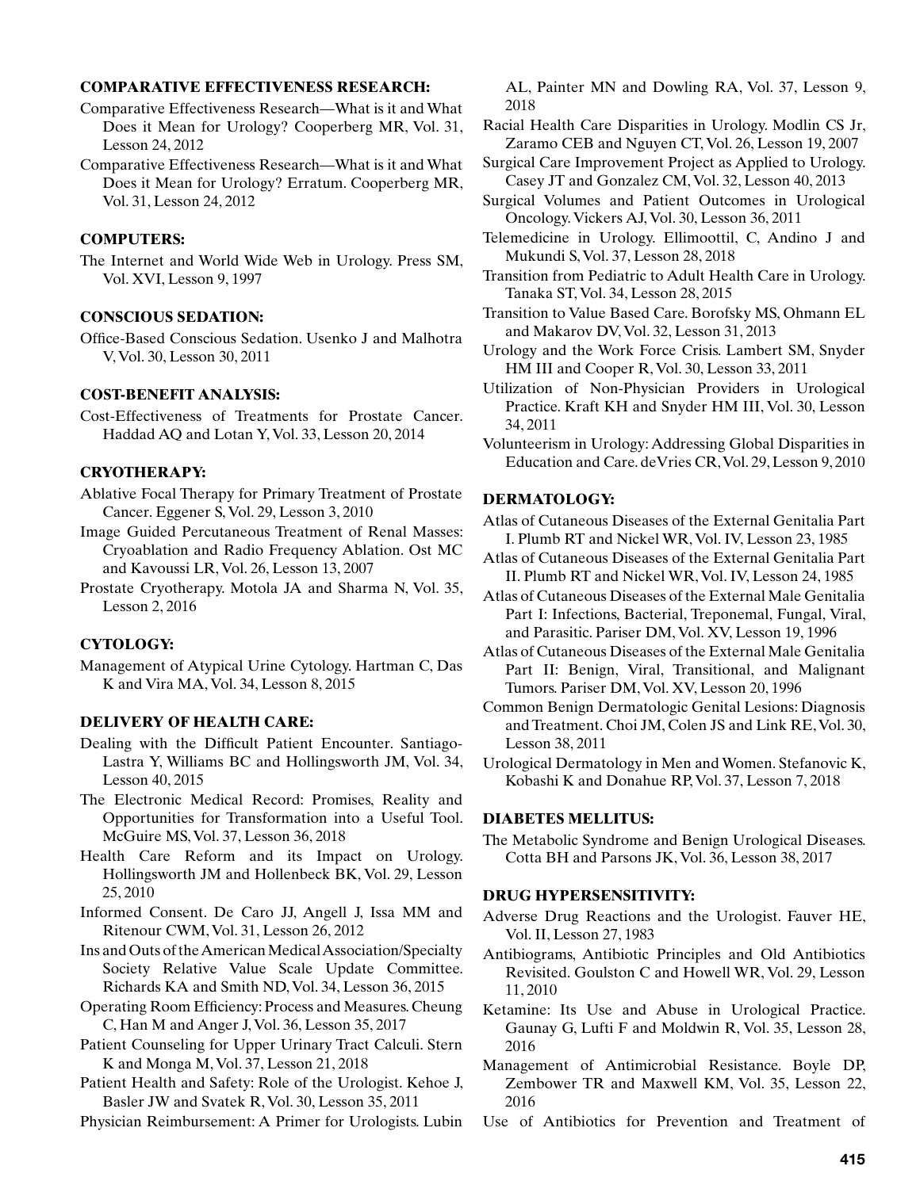**COMPARATIVE EFFECTIVENESS RESEARCH:**

Comparative Effectiveness Research—What is it and What Does it Mean for Urology? Cooperberg MR, Vol. 31, Lesson 24, 2012

Comparative Effectiveness Research—What is it and What Does it Mean for Urology? Erratum. Cooperberg MR, Vol. 31, Lesson 24, 2012

**COMPUTERS:**

The Internet and World Wide Web in Urology. Press SM, Vol. XVI, Lesson 9, 1997

**CONSCIOUS SEDATION:**

Office-Based Conscious Sedation. Usenko J and Malhotra V, Vol. 30, Lesson 30, 2011

**COST-BENEFIT ANALYSIS:**

Cost-Effectiveness of Treatments for Prostate Cancer. Haddad AQ and Lotan Y, Vol. 33, Lesson 20, 2014

**CRYOTHERAPY:**

Ablative Focal Therapy for Primary Treatment of Prostate Cancer. Eggener S, Vol. 29, Lesson 3, 2010

Image Guided Percutaneous Treatment of Renal Masses: Cryoablation and Radio Frequency Ablation. Ost MC and Kavoussi LR, Vol. 26, Lesson 13, 2007

Prostate Cryotherapy. Motola JA and Sharma N, Vol. 35, Lesson 2, 2016

**CYTOLOGY:**

Management of Atypical Urine Cytology. Hartman C, Das K and Vira MA, Vol. 34, Lesson 8, 2015

**DELIVERY OF HEALTH CARE:**

Dealing with the Difficult Patient Encounter. Santiago-Lastra Y, Williams BC and Hollingsworth JM, Vol. 34, Lesson 40, 2015

The Electronic Medical Record: Promises, Reality and Opportunities for Transformation into a Useful Tool. McGuire MS, Vol. 37, Lesson 36, 2018

Health Care Reform and its Impact on Urology. Hollingsworth JM and Hollenbeck BK, Vol. 29, Lesson 25, 2010

Informed Consent. De Caro JJ, Angell J, Issa MM and Ritenour CWM, Vol. 31, Lesson 26, 2012

Ins and Outs of the American Medical Association/Specialty Society Relative Value Scale Update Committee. Richards KA and Smith ND, Vol. 34, Lesson 36, 2015

Operating Room Efficiency: Process and Measures. Cheung C, Han M and Anger J, Vol. 36, Lesson 35, 2017

Patient Counseling for Upper Urinary Tract Calculi. Stern K and Monga M, Vol. 37, Lesson 21, 2018

Patient Health and Safety: Role of the Urologist. Kehoe J, Basler JW and Svatek R, Vol. 30, Lesson 35, 2011

Physician Reimbursement: A Primer for Urologists. Lubin AL, Painter MN and Dowling RA, Vol. 37, Lesson 9, 2018

Racial Health Care Disparities in Urology. Modlin CS Jr, Zaramo CEB and Nguyen CT, Vol. 26, Lesson 19, 2007

Surgical Care Improvement Project as Applied to Urology. Casey JT and Gonzalez CM, Vol. 32, Lesson 40, 2013

Surgical Volumes and Patient Outcomes in Urological Oncology. Vickers AJ, Vol. 30, Lesson 36, 2011

Telemedicine in Urology. Ellimoottil, C, Andino J and Mukundi S, Vol. 37, Lesson 28, 2018

Transition from Pediatric to Adult Health Care in Urology. Tanaka ST, Vol. 34, Lesson 28, 2015

Transition to Value Based Care. Borofsky MS, Ohmann EL and Makarov DV, Vol. 32, Lesson 31, 2013

Urology and the Work Force Crisis. Lambert SM, Snyder HM III and Cooper R, Vol. 30, Lesson 33, 2011

Utilization of Non-Physician Providers in Urological Practice. Kraft KH and Snyder HM III, Vol. 30, Lesson 34, 2011

Volunteerism in Urology: Addressing Global Disparities in Education and Care. deVries CR, Vol. 29, Lesson 9, 2010

**DERMATOLOGY:**

Atlas of Cutaneous Diseases of the External Genitalia Part I. Plumb RT and Nickel WR, Vol. IV, Lesson 23, 1985

Atlas of Cutaneous Diseases of the External Genitalia Part II. Plumb RT and Nickel WR, Vol. IV, Lesson 24, 1985

Atlas of Cutaneous Diseases of the External Male Genitalia Part I: Infections, Bacterial, Treponemal, Fungal, Viral, and Parasitic. Pariser DM, Vol. XV, Lesson 19, 1996

Atlas of Cutaneous Diseases of the External Male Genitalia Part II: Benign, Viral, Transitional, and Malignant Tumors. Pariser DM, Vol. XV, Lesson 20, 1996

Common Benign Dermatologic Genital Lesions: Diagnosis and Treatment. Choi JM, Colen JS and Link RE, Vol. 30, Lesson 38, 2011

Urological Dermatology in Men and Women. Stefanovic K, Kobashi K and Donahue RP, Vol. 37, Lesson 7, 2018

**DIABETES MELLITUS:**

The Metabolic Syndrome and Benign Urological Diseases. Cotta BH and Parsons JK, Vol. 36, Lesson 38, 2017

**DRUG HYPERSENSITIVITY:**

Adverse Drug Reactions and the Urologist. Fauver HE, Vol. II, Lesson 27, 1983

Antibiograms, Antibiotic Principles and Old Antibiotics Revisited. Goulston C and Howell WR, Vol. 29, Lesson 11, 2010

Ketamine: Its Use and Abuse in Urological Practice. Gaunay G, Lufti F and Moldwin R, Vol. 35, Lesson 28, 2016

Management of Antimicrobial Resistance. Boyle DP, Zembower TR and Maxwell KM, Vol. 35, Lesson 22, 2016

Use of Antibiotics for Prevention and Treatment of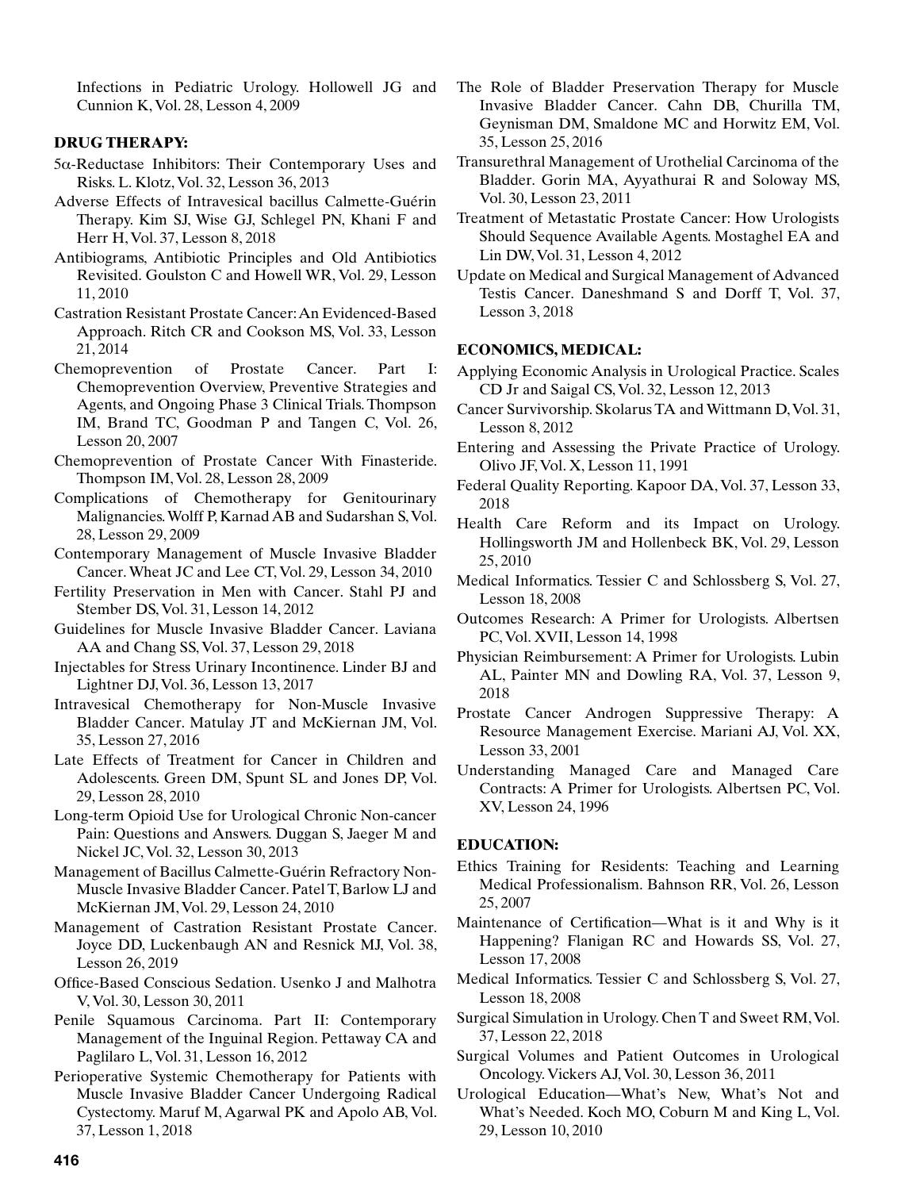Infections in Pediatric Urology. Hollowell JG and Cunnion K, Vol. 28, Lesson 4, 2009

**DRUG THERAPY:**

5α-Reductase Inhibitors: Their Contemporary Uses and Risks. L. Klotz, Vol. 32, Lesson 36, 2013

Adverse Effects of Intravesical bacillus Calmette-Guérin Therapy. Kim SJ, Wise GJ, Schlegel PN, Khani F and Herr H, Vol. 37, Lesson 8, 2018

Antibiograms, Antibiotic Principles and Old Antibiotics Revisited. Goulston C and Howell WR, Vol. 29, Lesson 11, 2010

Castration Resistant Prostate Cancer: An Evidenced-Based Approach. Ritch CR and Cookson MS, Vol. 33, Lesson 21, 2014

Chemoprevention of Prostate Cancer. Part I: Chemoprevention Overview, Preventive Strategies and Agents, and Ongoing Phase 3 Clinical Trials. Thompson IM, Brand TC, Goodman P and Tangen C, Vol. 26, Lesson 20, 2007

Chemoprevention of Prostate Cancer With Finasteride. Thompson IM, Vol. 28, Lesson 28, 2009

Complications of Chemotherapy for Genitourinary Malignancies. Wolff P, Karnad AB and Sudarshan S, Vol. 28, Lesson 29, 2009

Contemporary Management of Muscle Invasive Bladder Cancer. Wheat JC and Lee CT, Vol. 29, Lesson 34, 2010

Fertility Preservation in Men with Cancer. Stahl PJ and Stember DS, Vol. 31, Lesson 14, 2012

Guidelines for Muscle Invasive Bladder Cancer. Laviana AA and Chang SS, Vol. 37, Lesson 29, 2018

Injectables for Stress Urinary Incontinence. Linder BJ and Lightner DJ, Vol. 36, Lesson 13, 2017

Intravesical Chemotherapy for Non-Muscle Invasive Bladder Cancer. Matulay JT and McKiernan JM, Vol. 35, Lesson 27, 2016

Late Effects of Treatment for Cancer in Children and Adolescents. Green DM, Spunt SL and Jones DP, Vol. 29, Lesson 28, 2010

Long-term Opioid Use for Urological Chronic Non-cancer Pain: Questions and Answers. Duggan S, Jaeger M and Nickel JC, Vol. 32, Lesson 30, 2013

Management of Bacillus Calmette-Guérin Refractory Non-Muscle Invasive Bladder Cancer. Patel T, Barlow LJ and McKiernan JM, Vol. 29, Lesson 24, 2010

Management of Castration Resistant Prostate Cancer. Joyce DD, Luckenbaugh AN and Resnick MJ, Vol. 38, Lesson 26, 2019

Office-Based Conscious Sedation. Usenko J and Malhotra V, Vol. 30, Lesson 30, 2011

Penile Squamous Carcinoma. Part II: Contemporary Management of the Inguinal Region. Pettaway CA and Paglilaro L, Vol. 31, Lesson 16, 2012

Perioperative Systemic Chemotherapy for Patients with Muscle Invasive Bladder Cancer Undergoing Radical Cystectomy. Maruf M, Agarwal PK and Apolo AB, Vol. 37, Lesson 1, 2018

The Role of Bladder Preservation Therapy for Muscle Invasive Bladder Cancer. Cahn DB, Churilla TM, Geynisman DM, Smaldone MC and Horwitz EM, Vol. 35, Lesson 25, 2016

Transurethral Management of Urothelial Carcinoma of the Bladder. Gorin MA, Ayyathurai R and Soloway MS, Vol. 30, Lesson 23, 2011

Treatment of Metastatic Prostate Cancer: How Urologists Should Sequence Available Agents. Mostaghel EA and Lin DW, Vol. 31, Lesson 4, 2012

Update on Medical and Surgical Management of Advanced Testis Cancer. Daneshmand S and Dorff T, Vol. 37, Lesson 3, 2018

**ECONOMICS, MEDICAL:**

Applying Economic Analysis in Urological Practice. Scales CD Jr and Saigal CS, Vol. 32, Lesson 12, 2013

Cancer Survivorship. Skolarus TA and Wittmann D, Vol. 31, Lesson 8, 2012

Entering and Assessing the Private Practice of Urology. Olivo JF, Vol. X, Lesson 11, 1991

Federal Quality Reporting. Kapoor DA, Vol. 37, Lesson 33, 2018

Health Care Reform and its Impact on Urology. Hollingsworth JM and Hollenbeck BK, Vol. 29, Lesson 25, 2010

Medical Informatics. Tessier C and Schlossberg S, Vol. 27, Lesson 18, 2008

Outcomes Research: A Primer for Urologists. Albertsen PC, Vol. XVII, Lesson 14, 1998

Physician Reimbursement: A Primer for Urologists. Lubin AL, Painter MN and Dowling RA, Vol. 37, Lesson 9, 2018

Prostate Cancer Androgen Suppressive Therapy: A Resource Management Exercise. Mariani AJ, Vol. XX, Lesson 33, 2001

Understanding Managed Care and Managed Care Contracts: A Primer for Urologists. Albertsen PC, Vol. XV, Lesson 24, 1996

**EDUCATION:**

Ethics Training for Residents: Teaching and Learning Medical Professionalism. Bahnson RR, Vol. 26, Lesson 25, 2007

Maintenance of Certification—What is it and Why is it Happening? Flanigan RC and Howards SS, Vol. 27, Lesson 17, 2008

Medical Informatics. Tessier C and Schlossberg S, Vol. 27, Lesson 18, 2008

Surgical Simulation in Urology. Chen T and Sweet RM, Vol. 37, Lesson 22, 2018

Surgical Volumes and Patient Outcomes in Urological Oncology. Vickers AJ, Vol. 30, Lesson 36, 2011

Urological Education—What's New, What's Not and What's Needed. Koch MO, Coburn M and King L, Vol. 29, Lesson 10, 2010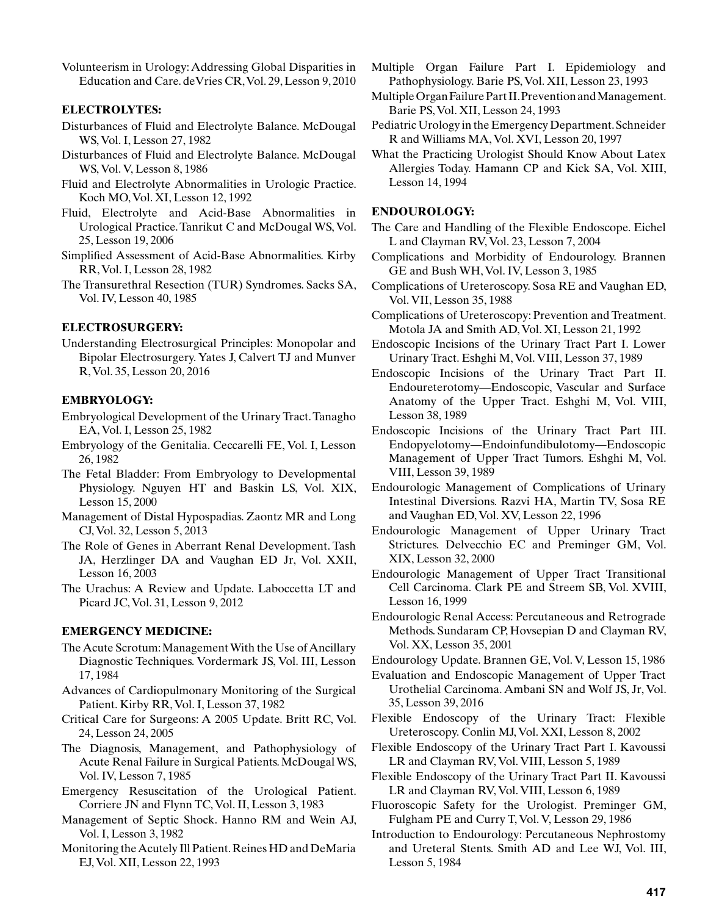Volunteerism in Urology: Addressing Global Disparities in Education and Care. deVries CR, Vol. 29, Lesson 9, 2010

**ELECTROLYTES:**

Disturbances of Fluid and Electrolyte Balance. McDougal WS, Vol. I, Lesson 27, 1982

Disturbances of Fluid and Electrolyte Balance. McDougal WS, Vol. V, Lesson 8, 1986

Fluid and Electrolyte Abnormalities in Urologic Practice. Koch MO, Vol. XI, Lesson 12, 1992

Fluid, Electrolyte and Acid-Base Abnormalities in Urological Practice. Tanrikut C and McDougal WS, Vol. 25, Lesson 19, 2006

Simplified Assessment of Acid-Base Abnormalities. Kirby RR, Vol. I, Lesson 28, 1982

The Transurethral Resection (TUR) Syndromes. Sacks SA, Vol. IV, Lesson 40, 1985

**ELECTROSURGERY:**

Understanding Electrosurgical Principles: Monopolar and Bipolar Electrosurgery. Yates J, Calvert TJ and Munver R, Vol. 35, Lesson 20, 2016

**EMBRYOLOGY:**

Embryological Development of the Urinary Tract. Tanagho EA, Vol. I, Lesson 25, 1982

Embryology of the Genitalia. Ceccarelli FE, Vol. I, Lesson 26, 1982

The Fetal Bladder: From Embryology to Developmental Physiology. Nguyen HT and Baskin LS, Vol. XIX, Lesson 15, 2000

Management of Distal Hypospadias. Zaontz MR and Long CJ, Vol. 32, Lesson 5, 2013

The Role of Genes in Aberrant Renal Development. Tash JA, Herzlinger DA and Vaughan ED Jr, Vol. XXII, Lesson 16, 2003

The Urachus: A Review and Update. Laboccetta LT and Picard JC, Vol. 31, Lesson 9, 2012

**EMERGENCY MEDICINE:**

The Acute Scrotum: Management With the Use of Ancillary Diagnostic Techniques. Vordermark JS, Vol. III, Lesson 17, 1984

Advances of Cardiopulmonary Monitoring of the Surgical Patient. Kirby RR, Vol. I, Lesson 37, 1982

Critical Care for Surgeons: A 2005 Update. Britt RC, Vol. 24, Lesson 24, 2005

The Diagnosis, Management, and Pathophysiology of Acute Renal Failure in Surgical Patients. McDougal WS, Vol. IV, Lesson 7, 1985

Emergency Resuscitation of the Urological Patient. Corriere JN and Flynn TC, Vol. II, Lesson 3, 1983

Management of Septic Shock. Hanno RM and Wein AJ, Vol. I, Lesson 3, 1982

Monitoring the Acutely Ill Patient. Reines HD and DeMaria EJ, Vol. XII, Lesson 22, 1993

Multiple Organ Failure Part I. Epidemiology and Pathophysiology. Barie PS, Vol. XII, Lesson 23, 1993

Multiple Organ Failure Part II. Prevention and Management. Barie PS, Vol. XII, Lesson 24, 1993

Pediatric Urology in the Emergency Department. Schneider R and Williams MA, Vol. XVI, Lesson 20, 1997

What the Practicing Urologist Should Know About Latex Allergies Today. Hamann CP and Kick SA, Vol. XIII, Lesson 14, 1994

**ENDOUROLOGY:**

The Care and Handling of the Flexible Endoscope. Eichel L and Clayman RV, Vol. 23, Lesson 7, 2004

Complications and Morbidity of Endourology. Brannen GE and Bush WH, Vol. IV, Lesson 3, 1985

Complications of Ureteroscopy. Sosa RE and Vaughan ED, Vol. VII, Lesson 35, 1988

Complications of Ureteroscopy: Prevention and Treatment. Motola JA and Smith AD, Vol. XI, Lesson 21, 1992

Endoscopic Incisions of the Urinary Tract Part I. Lower Urinary Tract. Eshghi M, Vol. VIII, Lesson 37, 1989

Endoscopic Incisions of the Urinary Tract Part II. Endoureterotomy—Endoscopic, Vascular and Surface Anatomy of the Upper Tract. Eshghi M, Vol. VIII, Lesson 38, 1989

Endoscopic Incisions of the Urinary Tract Part III. Endopyelotomy—Endoinfundibulotomy—Endoscopic Management of Upper Tract Tumors. Eshghi M, Vol. VIII, Lesson 39, 1989

Endourologic Management of Complications of Urinary Intestinal Diversions. Razvi HA, Martin TV, Sosa RE and Vaughan ED, Vol. XV, Lesson 22, 1996

Endourologic Management of Upper Urinary Tract Strictures. Delvecchio EC and Preminger GM, Vol. XIX, Lesson 32, 2000

Endourologic Management of Upper Tract Transitional Cell Carcinoma. Clark PE and Streem SB, Vol. XVIII, Lesson 16, 1999

Endourologic Renal Access: Percutaneous and Retrograde Methods. Sundaram CP, Hovsepian D and Clayman RV, Vol. XX, Lesson 35, 2001

Endourology Update. Brannen GE, Vol. V, Lesson 15, 1986

Evaluation and Endoscopic Management of Upper Tract Urothelial Carcinoma. Ambani SN and Wolf JS, Jr, Vol. 35, Lesson 39, 2016

Flexible Endoscopy of the Urinary Tract: Flexible Ureteroscopy. Conlin MJ, Vol. XXI, Lesson 8, 2002

Flexible Endoscopy of the Urinary Tract Part I. Kavoussi LR and Clayman RV, Vol. VIII, Lesson 5, 1989

Flexible Endoscopy of the Urinary Tract Part II. Kavoussi LR and Clayman RV, Vol. VIII, Lesson 6, 1989

Fluoroscopic Safety for the Urologist. Preminger GM, Fulgham PE and Curry T, Vol. V, Lesson 29, 1986

Introduction to Endourology: Percutaneous Nephrostomy and Ureteral Stents. Smith AD and Lee WJ, Vol. III, Lesson 5, 1984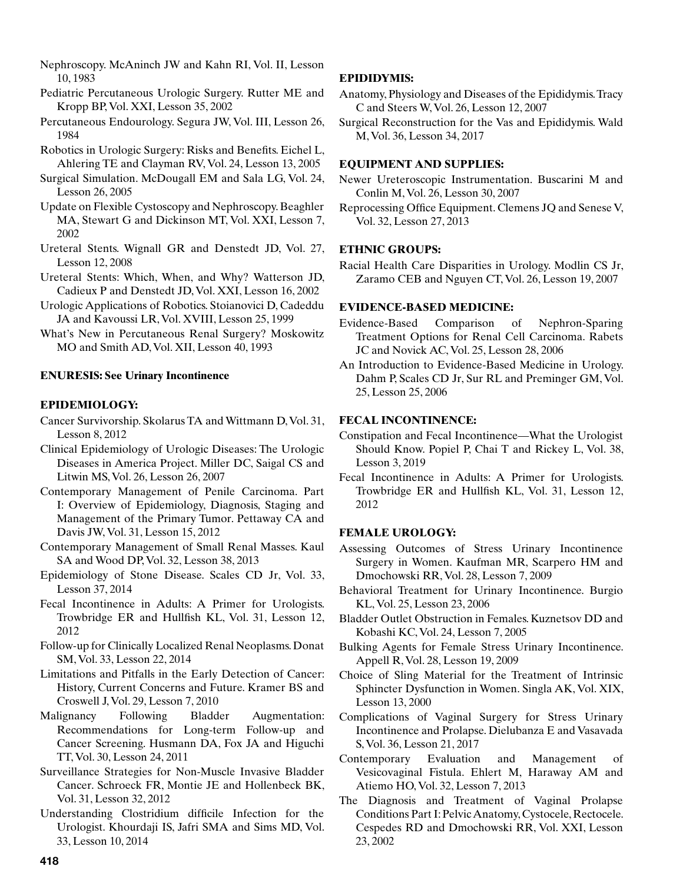Nephroscopy. McAninch JW and Kahn RI, Vol. II, Lesson 10, 1983

Pediatric Percutaneous Urologic Surgery. Rutter ME and Kropp BP, Vol. XXI, Lesson 35, 2002

Percutaneous Endourology. Segura JW, Vol. III, Lesson 26, 1984

Robotics in Urologic Surgery: Risks and Benefits. Eichel L, Ahlering TE and Clayman RV, Vol. 24, Lesson 13, 2005

Surgical Simulation. McDougall EM and Sala LG, Vol. 24, Lesson 26, 2005

Update on Flexible Cystoscopy and Nephroscopy. Beaghler MA, Stewart G and Dickinson MT, Vol. XXI, Lesson 7, 2002

Ureteral Stents. Wignall GR and Denstedt JD, Vol. 27, Lesson 12, 2008

Ureteral Stents: Which, When, and Why? Watterson JD, Cadieux P and Denstedt JD, Vol. XXI, Lesson 16, 2002

Urologic Applications of Robotics. Stoianovici D, Cadeddu JA and Kavoussi LR, Vol. XVIII, Lesson 25, 1999

What's New in Percutaneous Renal Surgery? Moskowitz MO and Smith AD, Vol. XII, Lesson 40, 1993

**ENURESIS: See Urinary Incontinence**

**EPIDEMIOLOGY:**

Cancer Survivorship. Skolarus TA and Wittmann D, Vol. 31, Lesson 8, 2012

Clinical Epidemiology of Urologic Diseases: The Urologic Diseases in America Project. Miller DC, Saigal CS and Litwin MS, Vol. 26, Lesson 26, 2007

Contemporary Management of Penile Carcinoma. Part I: Overview of Epidemiology, Diagnosis, Staging and Management of the Primary Tumor. Pettaway CA and Davis JW, Vol. 31, Lesson 15, 2012

Contemporary Management of Small Renal Masses. Kaul SA and Wood DP, Vol. 32, Lesson 38, 2013

Epidemiology of Stone Disease. Scales CD Jr, Vol. 33, Lesson 37, 2014

Fecal Incontinence in Adults: A Primer for Urologists. Trowbridge ER and Hullfish KL, Vol. 31, Lesson 12, 2012

Follow-up for Clinically Localized Renal Neoplasms. Donat SM, Vol. 33, Lesson 22, 2014

Limitations and Pitfalls in the Early Detection of Cancer: History, Current Concerns and Future. Kramer BS and Croswell J, Vol. 29, Lesson 7, 2010

Malignancy Following Bladder Augmentation: Recommendations for Long-term Follow-up and Cancer Screening. Husmann DA, Fox JA and Higuchi TT, Vol. 30, Lesson 24, 2011

Surveillance Strategies for Non-Muscle Invasive Bladder Cancer. Schroeck FR, Montie JE and Hollenbeck BK, Vol. 31, Lesson 32, 2012

Understanding Clostridium difficile Infection for the Urologist. Khourdaji IS, Jafri SMA and Sims MD, Vol. 33, Lesson 10, 2014

**EPIDIDYMIS:**

Anatomy, Physiology and Diseases of the Epididymis. Tracy C and Steers W, Vol. 26, Lesson 12, 2007

Surgical Reconstruction for the Vas and Epididymis. Wald M, Vol. 36, Lesson 34, 2017

**EQUIPMENT AND SUPPLIES:**

Newer Ureteroscopic Instrumentation. Buscarini M and Conlin M, Vol. 26, Lesson 30, 2007

Reprocessing Office Equipment. Clemens JQ and Senese V, Vol. 32, Lesson 27, 2013

**ETHNIC GROUPS:**

Racial Health Care Disparities in Urology. Modlin CS Jr, Zaramo CEB and Nguyen CT, Vol. 26, Lesson 19, 2007

**EVIDENCE-BASED MEDICINE:**

Evidence-Based Comparison of Nephron-Sparing Treatment Options for Renal Cell Carcinoma. Rabets JC and Novick AC, Vol. 25, Lesson 28, 2006

An Introduction to Evidence-Based Medicine in Urology. Dahm P, Scales CD Jr, Sur RL and Preminger GM, Vol. 25, Lesson 25, 2006

**FECAL INCONTINENCE:**

Constipation and Fecal Incontinence—What the Urologist Should Know. Popiel P, Chai T and Rickey L, Vol. 38, Lesson 3, 2019

Fecal Incontinence in Adults: A Primer for Urologists. Trowbridge ER and Hullfish KL, Vol. 31, Lesson 12, 2012

**FEMALE UROLOGY:**

Assessing Outcomes of Stress Urinary Incontinence Surgery in Women. Kaufman MR, Scarpero HM and Dmochowski RR, Vol. 28, Lesson 7, 2009

Behavioral Treatment for Urinary Incontinence. Burgio KL, Vol. 25, Lesson 23, 2006

Bladder Outlet Obstruction in Females. Kuznetsov DD and Kobashi KC, Vol. 24, Lesson 7, 2005

Bulking Agents for Female Stress Urinary Incontinence. Appell R, Vol. 28, Lesson 19, 2009

Choice of Sling Material for the Treatment of Intrinsic Sphincter Dysfunction in Women. Singla AK, Vol. XIX, Lesson 13, 2000

Complications of Vaginal Surgery for Stress Urinary Incontinence and Prolapse. Dielubanza E and Vasavada S, Vol. 36, Lesson 21, 2017

Contemporary Evaluation and Management of Vesicovaginal Fistula. Ehlert M, Haraway AM and Atiemo HO, Vol. 32, Lesson 7, 2013

The Diagnosis and Treatment of Vaginal Prolapse Conditions Part I: Pelvic Anatomy, Cystocele, Rectocele. Cespedes RD and Dmochowski RR, Vol. XXI, Lesson 23, 2002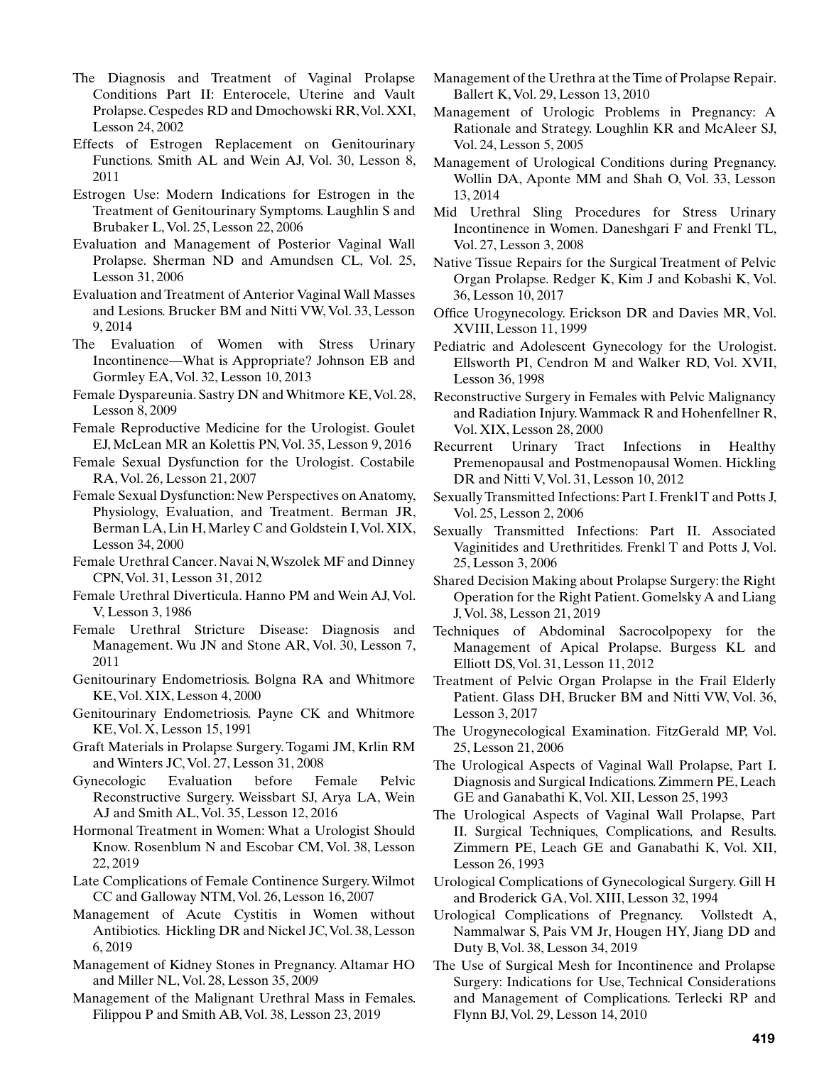The Diagnosis and Treatment of Vaginal Prolapse Conditions Part II: Enterocele, Uterine and Vault Prolapse. Cespedes RD and Dmochowski RR, Vol. XXI, Lesson 24, 2002

Effects of Estrogen Replacement on Genitourinary Functions. Smith AL and Wein AJ, Vol. 30, Lesson 8, 2011

Estrogen Use: Modern Indications for Estrogen in the Treatment of Genitourinary Symptoms. Laughlin S and Brubaker L, Vol. 25, Lesson 22, 2006

Evaluation and Management of Posterior Vaginal Wall Prolapse. Sherman ND and Amundsen CL, Vol. 25, Lesson 31, 2006

Evaluation and Treatment of Anterior Vaginal Wall Masses and Lesions. Brucker BM and Nitti VW, Vol. 33, Lesson 9, 2014

The Evaluation of Women with Stress Urinary Incontinence—What is Appropriate? Johnson EB and Gormley EA, Vol. 32, Lesson 10, 2013

Female Dyspareunia. Sastry DN and Whitmore KE, Vol. 28, Lesson 8, 2009

Female Reproductive Medicine for the Urologist. Goulet EJ, McLean MR an Kolettis PN, Vol. 35, Lesson 9, 2016

Female Sexual Dysfunction for the Urologist. Costabile RA, Vol. 26, Lesson 21, 2007

Female Sexual Dysfunction: New Perspectives on Anatomy, Physiology, Evaluation, and Treatment. Berman JR, Berman LA, Lin H, Marley C and Goldstein I, Vol. XIX, Lesson 34, 2000

Female Urethral Cancer. Navai N, Wszolek MF and Dinney CPN, Vol. 31, Lesson 31, 2012

Female Urethral Diverticula. Hanno PM and Wein AJ, Vol. V, Lesson 3, 1986

Female Urethral Stricture Disease: Diagnosis and Management. Wu JN and Stone AR, Vol. 30, Lesson 7, 2011

Genitourinary Endometriosis. Bolgna RA and Whitmore KE, Vol. XIX, Lesson 4, 2000

Genitourinary Endometriosis. Payne CK and Whitmore KE, Vol. X, Lesson 15, 1991

Graft Materials in Prolapse Surgery. Togami JM, Krlin RM and Winters JC, Vol. 27, Lesson 31, 2008

Gynecologic Evaluation before Female Pelvic Reconstructive Surgery. Weissbart SJ, Arya LA, Wein AJ and Smith AL, Vol. 35, Lesson 12, 2016

Hormonal Treatment in Women: What a Urologist Should Know. Rosenblum N and Escobar CM, Vol. 38, Lesson 22, 2019

Late Complications of Female Continence Surgery. Wilmot CC and Galloway NTM, Vol. 26, Lesson 16, 2007

Management of Acute Cystitis in Women without Antibiotics. Hickling DR and Nickel JC, Vol. 38, Lesson 6, 2019

Management of Kidney Stones in Pregnancy. Altamar HO and Miller NL, Vol. 28, Lesson 35, 2009

Management of the Malignant Urethral Mass in Females. Filippou P and Smith AB, Vol. 38, Lesson 23, 2019

Management of the Urethra at the Time of Prolapse Repair. Ballert K, Vol. 29, Lesson 13, 2010

Management of Urologic Problems in Pregnancy: A Rationale and Strategy. Loughlin KR and McAleer SJ, Vol. 24, Lesson 5, 2005

Management of Urological Conditions during Pregnancy. Wollin DA, Aponte MM and Shah O, Vol. 33, Lesson 13, 2014

Mid Urethral Sling Procedures for Stress Urinary Incontinence in Women. Daneshgari F and Frenkl TL, Vol. 27, Lesson 3, 2008

Native Tissue Repairs for the Surgical Treatment of Pelvic Organ Prolapse. Redger K, Kim J and Kobashi K, Vol. 36, Lesson 10, 2017

Office Urogynecology. Erickson DR and Davies MR, Vol. XVIII, Lesson 11, 1999

Pediatric and Adolescent Gynecology for the Urologist. Ellsworth PI, Cendron M and Walker RD, Vol. XVII, Lesson 36, 1998

Reconstructive Surgery in Females with Pelvic Malignancy and Radiation Injury. Wammack R and Hohenfellner R, Vol. XIX, Lesson 28, 2000

Recurrent Urinary Tract Infections in Healthy Premenopausal and Postmenopausal Women. Hickling DR and Nitti V, Vol. 31, Lesson 10, 2012

Sexually Transmitted Infections: Part I. Frenkl T and Potts J, Vol. 25, Lesson 2, 2006

Sexually Transmitted Infections: Part II. Associated Vaginitides and Urethritides. Frenkl T and Potts J, Vol. 25, Lesson 3, 2006

Shared Decision Making about Prolapse Surgery: the Right Operation for the Right Patient. Gomelsky A and Liang J, Vol. 38, Lesson 21, 2019

Techniques of Abdominal Sacrocolpopexy for the Management of Apical Prolapse. Burgess KL and Elliott DS, Vol. 31, Lesson 11, 2012

Treatment of Pelvic Organ Prolapse in the Frail Elderly Patient. Glass DH, Brucker BM and Nitti VW, Vol. 36, Lesson 3, 2017

The Urogynecological Examination. FitzGerald MP, Vol. 25, Lesson 21, 2006

The Urological Aspects of Vaginal Wall Prolapse, Part I. Diagnosis and Surgical Indications. Zimmern PE, Leach GE and Ganabathi K, Vol. XII, Lesson 25, 1993

The Urological Aspects of Vaginal Wall Prolapse, Part II. Surgical Techniques, Complications, and Results. Zimmern PE, Leach GE and Ganabathi K, Vol. XII, Lesson 26, 1993

Urological Complications of Gynecological Surgery. Gill H and Broderick GA, Vol. XIII, Lesson 32, 1994

Urological Complications of Pregnancy. Vollstedt A, Nammalwar S, Pais VM Jr, Hougen HY, Jiang DD and Duty B, Vol. 38, Lesson 34, 2019

The Use of Surgical Mesh for Incontinence and Prolapse Surgery: Indications for Use, Technical Considerations and Management of Complications. Terlecki RP and Flynn BJ, Vol. 29, Lesson 14, 2010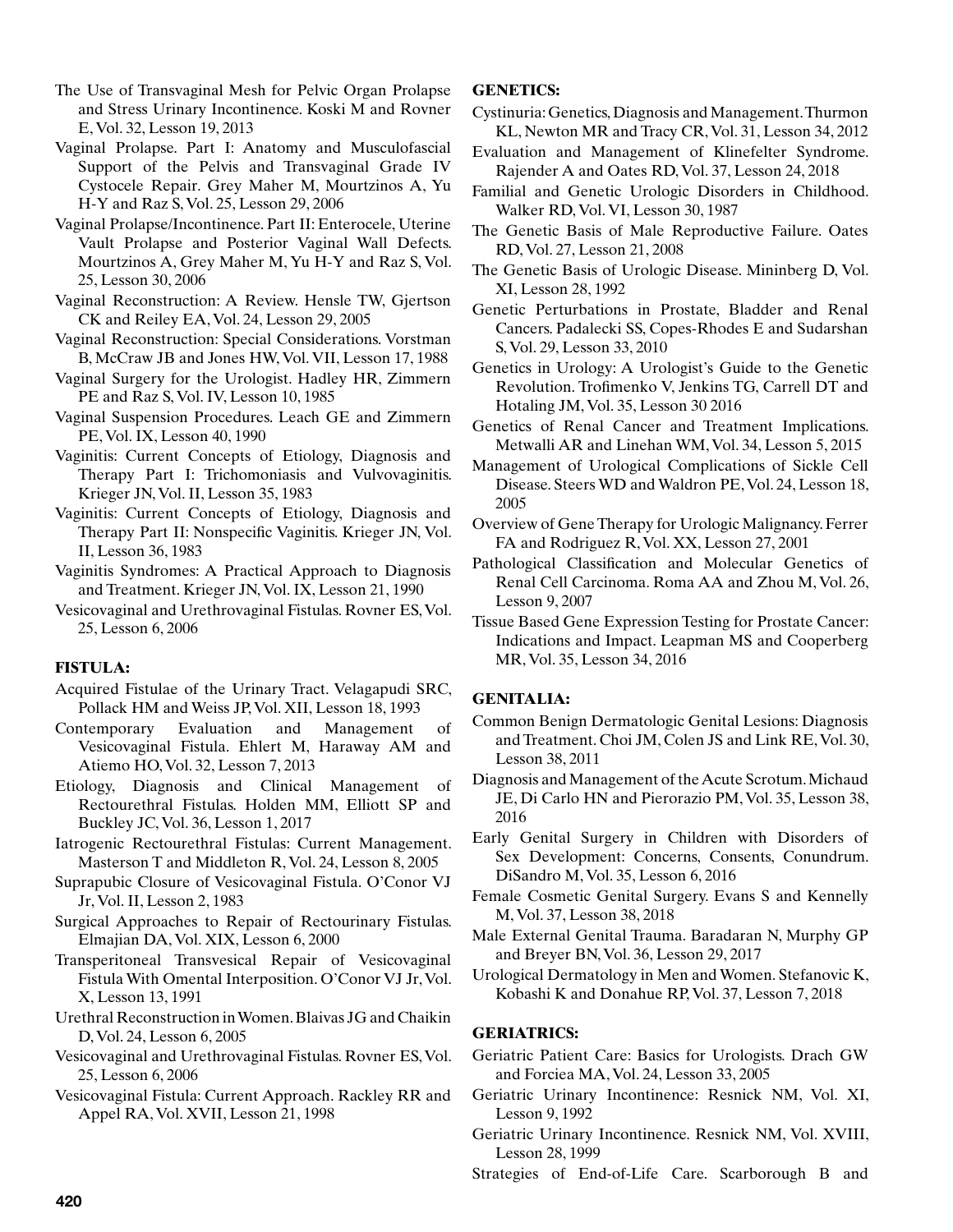The Use of Transvaginal Mesh for Pelvic Organ Prolapse and Stress Urinary Incontinence. Koski M and Rovner E, Vol. 32, Lesson 19, 2013

Vaginal Prolapse. Part I: Anatomy and Musculofascial Support of the Pelvis and Transvaginal Grade IV Cystocele Repair. Grey Maher M, Mourtzinos A, Yu H-Y and Raz S, Vol. 25, Lesson 29, 2006

Vaginal Prolapse/Incontinence. Part II: Enterocele, Uterine Vault Prolapse and Posterior Vaginal Wall Defects. Mourtzinos A, Grey Maher M, Yu H-Y and Raz S, Vol. 25, Lesson 30, 2006

Vaginal Reconstruction: A Review. Hensle TW, Gjertson CK and Reiley EA, Vol. 24, Lesson 29, 2005

Vaginal Reconstruction: Special Considerations. Vorstman B, McCraw JB and Jones HW, Vol. VII, Lesson 17, 1988

Vaginal Surgery for the Urologist. Hadley HR, Zimmern PE and Raz S, Vol. IV, Lesson 10, 1985

Vaginal Suspension Procedures. Leach GE and Zimmern PE, Vol. IX, Lesson 40, 1990

Vaginitis: Current Concepts of Etiology, Diagnosis and Therapy Part I: Trichomoniasis and Vulvovaginitis. Krieger JN, Vol. II, Lesson 35, 1983

Vaginitis: Current Concepts of Etiology, Diagnosis and Therapy Part II: Nonspecific Vaginitis. Krieger JN, Vol. II, Lesson 36, 1983

Vaginitis Syndromes: A Practical Approach to Diagnosis and Treatment. Krieger JN, Vol. IX, Lesson 21, 1990

Vesicovaginal and Urethrovaginal Fistulas. Rovner ES, Vol. 25, Lesson 6, 2006

### FISTULA:

Acquired Fistulae of the Urinary Tract. Velagapudi SRC, Pollack HM and Weiss JP, Vol. XII, Lesson 18, 1993

Contemporary Evaluation and Management of Vesicovaginal Fistula. Ehlert M, Haraway AM and Atiemo HO, Vol. 32, Lesson 7, 2013

Etiology, Diagnosis and Clinical Management of Rectourethral Fistulas. Holden MM, Elliott SP and Buckley JC, Vol. 36, Lesson 1, 2017

Iatrogenic Rectourethral Fistulas: Current Management. Masterson T and Middleton R, Vol. 24, Lesson 8, 2005

Suprapubic Closure of Vesicovaginal Fistula. O'Conor VJ Jr, Vol. II, Lesson 2, 1983

Surgical Approaches to Repair of Rectourinary Fistulas. Elmajian DA, Vol. XIX, Lesson 6, 2000

Transperitoneal Transvesical Repair of Vesicovaginal Fistula With Omental Interposition. O'Conor VJ Jr, Vol. X, Lesson 13, 1991

Urethral Reconstruction in Women. Blaivas JG and Chaikin D, Vol. 24, Lesson 6, 2005

Vesicovaginal and Urethrovaginal Fistulas. Rovner ES, Vol. 25, Lesson 6, 2006

Vesicovaginal Fistula: Current Approach. Rackley RR and Appel RA, Vol. XVII, Lesson 21, 1998

### GENETICS:

Cystinuria: Genetics, Diagnosis and Management. Thurmon KL, Newton MR and Tracy CR, Vol. 31, Lesson 34, 2012

Evaluation and Management of Klinefelter Syndrome. Rajender A and Oates RD, Vol. 37, Lesson 24, 2018

Familial and Genetic Urologic Disorders in Childhood. Walker RD, Vol. VI, Lesson 30, 1987

The Genetic Basis of Male Reproductive Failure. Oates RD, Vol. 27, Lesson 21, 2008

The Genetic Basis of Urologic Disease. Mininberg D, Vol. XI, Lesson 28, 1992

Genetic Perturbations in Prostate, Bladder and Renal Cancers. Padalecki SS, Copes-Rhodes E and Sudarshan S, Vol. 29, Lesson 33, 2010

Genetics in Urology: A Urologist's Guide to the Genetic Revolution. Trofimenko V, Jenkins TG, Carrell DT and Hotaling JM, Vol. 35, Lesson 30 2016

Genetics of Renal Cancer and Treatment Implications. Metwalli AR and Linehan WM, Vol. 34, Lesson 5, 2015

Management of Urological Complications of Sickle Cell Disease. Steers WD and Waldron PE, Vol. 24, Lesson 18, 2005

Overview of Gene Therapy for Urologic Malignancy. Ferrer FA and Rodriguez R, Vol. XX, Lesson 27, 2001

Pathological Classification and Molecular Genetics of Renal Cell Carcinoma. Roma AA and Zhou M, Vol. 26, Lesson 9, 2007

Tissue Based Gene Expression Testing for Prostate Cancer: Indications and Impact. Leapman MS and Cooperberg MR, Vol. 35, Lesson 34, 2016

### GENITALIA:

Common Benign Dermatologic Genital Lesions: Diagnosis and Treatment. Choi JM, Colen JS and Link RE, Vol. 30, Lesson 38, 2011

Diagnosis and Management of the Acute Scrotum. Michaud JE, Di Carlo HN and Pierorazio PM, Vol. 35, Lesson 38, 2016

Early Genital Surgery in Children with Disorders of Sex Development: Concerns, Consents, Conundrum. DiSandro M, Vol. 35, Lesson 6, 2016

Female Cosmetic Genital Surgery. Evans S and Kennelly M, Vol. 37, Lesson 38, 2018

Male External Genital Trauma. Baradaran N, Murphy GP and Breyer BN, Vol. 36, Lesson 29, 2017

Urological Dermatology in Men and Women. Stefanovic K, Kobashi K and Donahue RP, Vol. 37, Lesson 7, 2018

### GERIATRICS:

Geriatric Patient Care: Basics for Urologists. Drach GW and Forciea MA, Vol. 24, Lesson 33, 2005

Geriatric Urinary Incontinence: Resnick NM, Vol. XI, Lesson 9, 1992

Geriatric Urinary Incontinence. Resnick NM, Vol. XVIII, Lesson 28, 1999

Strategies of End-of-Life Care. Scarborough B and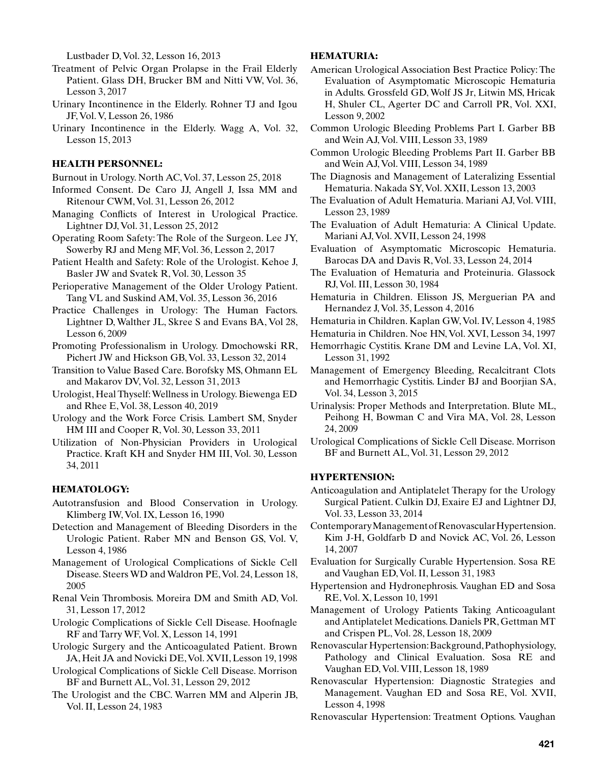Lustbader D, Vol. 32, Lesson 16, 2013

Treatment of Pelvic Organ Prolapse in the Frail Elderly Patient. Glass DH, Brucker BM and Nitti VW, Vol. 36, Lesson 3, 2017

Urinary Incontinence in the Elderly. Rohner TJ and Igou JF, Vol. V, Lesson 26, 1986

Urinary Incontinence in the Elderly. Wagg A, Vol. 32, Lesson 15, 2013

### HEALTH PERSONNEL:

Burnout in Urology. North AC, Vol. 37, Lesson 25, 2018

Informed Consent. De Caro JJ, Angell J, Issa MM and Ritenour CWM, Vol. 31, Lesson 26, 2012

Managing Conflicts of Interest in Urological Practice. Lightner DJ, Vol. 31, Lesson 25, 2012

Operating Room Safety: The Role of the Surgeon. Lee JY, Sowerby RJ and Meng MF, Vol. 36, Lesson 2, 2017

Patient Health and Safety: Role of the Urologist. Kehoe J, Basler JW and Svatek R, Vol. 30, Lesson 35

Perioperative Management of the Older Urology Patient. Tang VL and Suskind AM, Vol. 35, Lesson 36, 2016

Practice Challenges in Urology: The Human Factors. Lightner D, Walther JL, Skree S and Evans BA, Vol 28, Lesson 6, 2009

Promoting Professionalism in Urology. Dmochowski RR, Pichert JW and Hickson GB, Vol. 33, Lesson 32, 2014

Transition to Value Based Care. Borofsky MS, Ohmann EL and Makarov DV, Vol. 32, Lesson 31, 2013

Urologist, Heal Thyself: Wellness in Urology. Biewenga ED and Rhee E, Vol. 38, Lesson 40, 2019

Urology and the Work Force Crisis. Lambert SM, Snyder HM III and Cooper R, Vol. 30, Lesson 33, 2011

Utilization of Non-Physician Providers in Urological Practice. Kraft KH and Snyder HM III, Vol. 30, Lesson 34, 2011

### HEMATOLOGY:

Autotransfusion and Blood Conservation in Urology. Klimberg IW, Vol. IX, Lesson 16, 1990

Detection and Management of Bleeding Disorders in the Urologic Patient. Raber MN and Benson GS, Vol. V, Lesson 4, 1986

Management of Urological Complications of Sickle Cell Disease. Steers WD and Waldron PE, Vol. 24, Lesson 18, 2005

Renal Vein Thrombosis. Moreira DM and Smith AD, Vol. 31, Lesson 17, 2012

Urologic Complications of Sickle Cell Disease. Hoofnagle RF and Tarry WF, Vol. X, Lesson 14, 1991

Urologic Surgery and the Anticoagulated Patient. Brown JA, Heit JA and Novicki DE, Vol. XVII, Lesson 19, 1998

Urological Complications of Sickle Cell Disease. Morrison BF and Burnett AL, Vol. 31, Lesson 29, 2012

The Urologist and the CBC. Warren MM and Alperin JB, Vol. II, Lesson 24, 1983

### HEMATURIA:

American Urological Association Best Practice Policy: The Evaluation of Asymptomatic Microscopic Hematuria in Adults. Grossfeld GD, Wolf JS Jr, Litwin MS, Hricak H, Shuler CL, Agerter DC and Carroll PR, Vol. XXI, Lesson 9, 2002

Common Urologic Bleeding Problems Part I. Garber BB and Wein AJ, Vol. VIII, Lesson 33, 1989

Common Urologic Bleeding Problems Part II. Garber BB and Wein AJ, Vol. VIII, Lesson 34, 1989

The Diagnosis and Management of Lateralizing Essential Hematuria. Nakada SY, Vol. XXII, Lesson 13, 2003

The Evaluation of Adult Hematuria. Mariani AJ, Vol. VIII, Lesson 23, 1989

The Evaluation of Adult Hematuria: A Clinical Update. Mariani AJ, Vol. XVII, Lesson 24, 1998

Evaluation of Asymptomatic Microscopic Hematuria. Barocas DA and Davis R, Vol. 33, Lesson 24, 2014

The Evaluation of Hematuria and Proteinuria. Glassock RJ, Vol. III, Lesson 30, 1984

Hematuria in Children. Elisson JS, Merguerian PA and Hernandez J, Vol. 35, Lesson 4, 2016

Hematuria in Children. Kaplan GW, Vol. IV, Lesson 4, 1985

Hematuria in Children. Noe HN, Vol. XVI, Lesson 34, 1997

Hemorrhagic Cystitis. Krane DM and Levine LA, Vol. XI, Lesson 31, 1992

Management of Emergency Bleeding, Recalcitrant Clots and Hemorrhagic Cystitis. Linder BJ and Boorjian SA, Vol. 34, Lesson 3, 2015

Urinalysis: Proper Methods and Interpretation. Blute ML, Peihong H, Bowman C and Vira MA, Vol. 28, Lesson 24, 2009

Urological Complications of Sickle Cell Disease. Morrison BF and Burnett AL, Vol. 31, Lesson 29, 2012

### HYPERTENSION:

Anticoagulation and Antiplatelet Therapy for the Urology Surgical Patient. Culkin DJ, Exaire EJ and Lightner DJ, Vol. 33, Lesson 33, 2014

Contemporary Management of Renovascular Hypertension. Kim J-H, Goldfarb D and Novick AC, Vol. 26, Lesson 14, 2007

Evaluation for Surgically Curable Hypertension. Sosa RE and Vaughan ED, Vol. II, Lesson 31, 1983

Hypertension and Hydronephrosis. Vaughan ED and Sosa RE, Vol. X, Lesson 10, 1991

Management of Urology Patients Taking Anticoagulant and Antiplatelet Medications. Daniels PR, Gettman MT and Crispen PL, Vol. 28, Lesson 18, 2009

Renovascular Hypertension: Background, Pathophysiology, Pathology and Clinical Evaluation. Sosa RE and Vaughan ED, Vol. VIII, Lesson 18, 1989

Renovascular Hypertension: Diagnostic Strategies and Management. Vaughan ED and Sosa RE, Vol. XVII, Lesson 4, 1998

Renovascular Hypertension: Treatment Options. Vaughan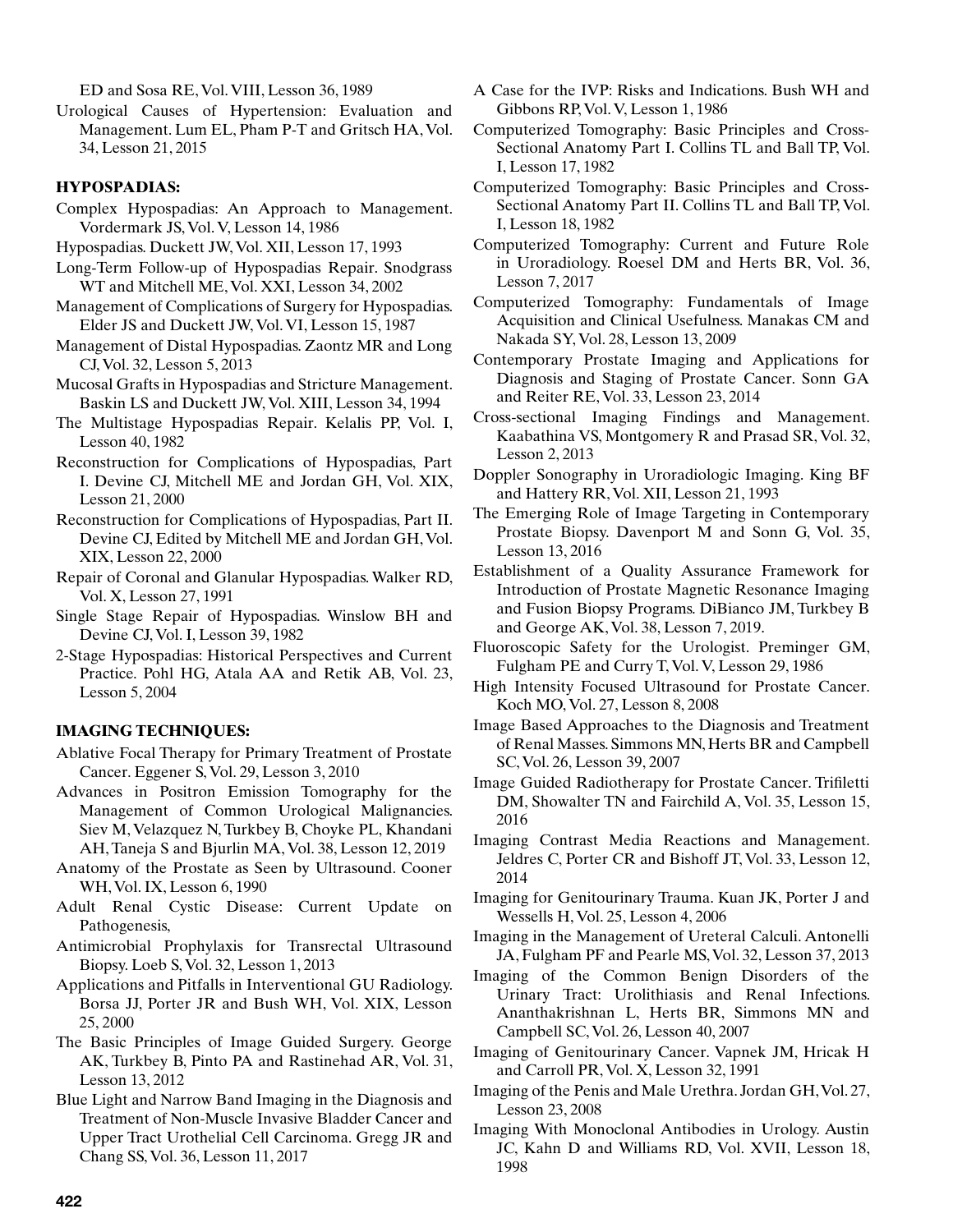ED and Sosa RE, Vol. VIII, Lesson 36, 1989

Urological Causes of Hypertension: Evaluation and Management. Lum EL, Pham P-T and Gritsch HA, Vol. 34, Lesson 21, 2015

**HYPOSPADIAS:**

Complex Hypospadias: An Approach to Management. Vordermark JS, Vol. V, Lesson 14, 1986

Hypospadias. Duckett JW, Vol. XII, Lesson 17, 1993

Long-Term Follow-up of Hypospadias Repair. Snodgrass WT and Mitchell ME, Vol. XXI, Lesson 34, 2002

Management of Complications of Surgery for Hypospadias. Elder JS and Duckett JW, Vol. VI, Lesson 15, 1987

Management of Distal Hypospadias. Zaontz MR and Long CJ, Vol. 32, Lesson 5, 2013

Mucosal Grafts in Hypospadias and Stricture Management. Baskin LS and Duckett JW, Vol. XIII, Lesson 34, 1994

The Multistage Hypospadias Repair. Kelalis PP, Vol. I, Lesson 40, 1982

Reconstruction for Complications of Hypospadias, Part I. Devine CJ, Mitchell ME and Jordan GH, Vol. XIX, Lesson 21, 2000

Reconstruction for Complications of Hypospadias, Part II. Devine CJ, Edited by Mitchell ME and Jordan GH, Vol. XIX, Lesson 22, 2000

Repair of Coronal and Glanular Hypospadias. Walker RD, Vol. X, Lesson 27, 1991

Single Stage Repair of Hypospadias. Winslow BH and Devine CJ, Vol. I, Lesson 39, 1982

2-Stage Hypospadias: Historical Perspectives and Current Practice. Pohl HG, Atala AA and Retik AB, Vol. 23, Lesson 5, 2004

**IMAGING TECHNIQUES:**

Ablative Focal Therapy for Primary Treatment of Prostate Cancer. Eggener S, Vol. 29, Lesson 3, 2010

Advances in Positron Emission Tomography for the Management of Common Urological Malignancies. Siev M, Velazquez N, Turkbey B, Choyke PL, Khandani AH, Taneja S and Bjurlin MA, Vol. 38, Lesson 12, 2019

Anatomy of the Prostate as Seen by Ultrasound. Cooner WH, Vol. IX, Lesson 6, 1990

Adult Renal Cystic Disease: Current Update on Pathogenesis,

Antimicrobial Prophylaxis for Transrectal Ultrasound Biopsy. Loeb S, Vol. 32, Lesson 1, 2013

Applications and Pitfalls in Interventional GU Radiology. Borsa JJ, Porter JR and Bush WH, Vol. XIX, Lesson 25, 2000

The Basic Principles of Image Guided Surgery. George AK, Turkbey B, Pinto PA and Rastinehad AR, Vol. 31, Lesson 13, 2012

Blue Light and Narrow Band Imaging in the Diagnosis and Treatment of Non-Muscle Invasive Bladder Cancer and Upper Tract Urothelial Cell Carcinoma. Gregg JR and Chang SS, Vol. 36, Lesson 11, 2017

A Case for the IVP: Risks and Indications. Bush WH and Gibbons RP, Vol. V, Lesson 1, 1986

Computerized Tomography: Basic Principles and Cross-Sectional Anatomy Part I. Collins TL and Ball TP, Vol. I, Lesson 17, 1982

Computerized Tomography: Basic Principles and Cross-Sectional Anatomy Part II. Collins TL and Ball TP, Vol. I, Lesson 18, 1982

Computerized Tomography: Current and Future Role in Uroradiology. Roesel DM and Herts BR, Vol. 36, Lesson 7, 2017

Computerized Tomography: Fundamentals of Image Acquisition and Clinical Usefulness. Manakas CM and Nakada SY, Vol. 28, Lesson 13, 2009

Contemporary Prostate Imaging and Applications for Diagnosis and Staging of Prostate Cancer. Sonn GA and Reiter RE, Vol. 33, Lesson 23, 2014

Cross-sectional Imaging Findings and Management. Kaabathina VS, Montgomery R and Prasad SR, Vol. 32, Lesson 2, 2013

Doppler Sonography in Uroradiologic Imaging. King BF and Hattery RR, Vol. XII, Lesson 21, 1993

The Emerging Role of Image Targeting in Contemporary Prostate Biopsy. Davenport M and Sonn G, Vol. 35, Lesson 13, 2016

Establishment of a Quality Assurance Framework for Introduction of Prostate Magnetic Resonance Imaging and Fusion Biopsy Programs. DiBianco JM, Turkbey B and George AK, Vol. 38, Lesson 7, 2019.

Fluoroscopic Safety for the Urologist. Preminger GM, Fulgham PE and Curry T, Vol. V, Lesson 29, 1986

High Intensity Focused Ultrasound for Prostate Cancer. Koch MO, Vol. 27, Lesson 8, 2008

Image Based Approaches to the Diagnosis and Treatment of Renal Masses. Simmons MN, Herts BR and Campbell SC, Vol. 26, Lesson 39, 2007

Image Guided Radiotherapy for Prostate Cancer. Trifiletti DM, Showalter TN and Fairchild A, Vol. 35, Lesson 15, 2016

Imaging Contrast Media Reactions and Management. Jeldres C, Porter CR and Bishoff JT, Vol. 33, Lesson 12, 2014

Imaging for Genitourinary Trauma. Kuan JK, Porter J and Wessells H, Vol. 25, Lesson 4, 2006

Imaging in the Management of Ureteral Calculi. Antonelli JA, Fulgham PF and Pearle MS, Vol. 32, Lesson 37, 2013

Imaging of the Common Benign Disorders of the Urinary Tract: Urolithiasis and Renal Infections. Ananthakrishnan L, Herts BR, Simmons MN and Campbell SC, Vol. 26, Lesson 40, 2007

Imaging of Genitourinary Cancer. Vapnek JM, Hricak H and Carroll PR, Vol. X, Lesson 32, 1991

Imaging of the Penis and Male Urethra. Jordan GH, Vol. 27, Lesson 23, 2008

Imaging With Monoclonal Antibodies in Urology. Austin JC, Kahn D and Williams RD, Vol. XVII, Lesson 18, 1998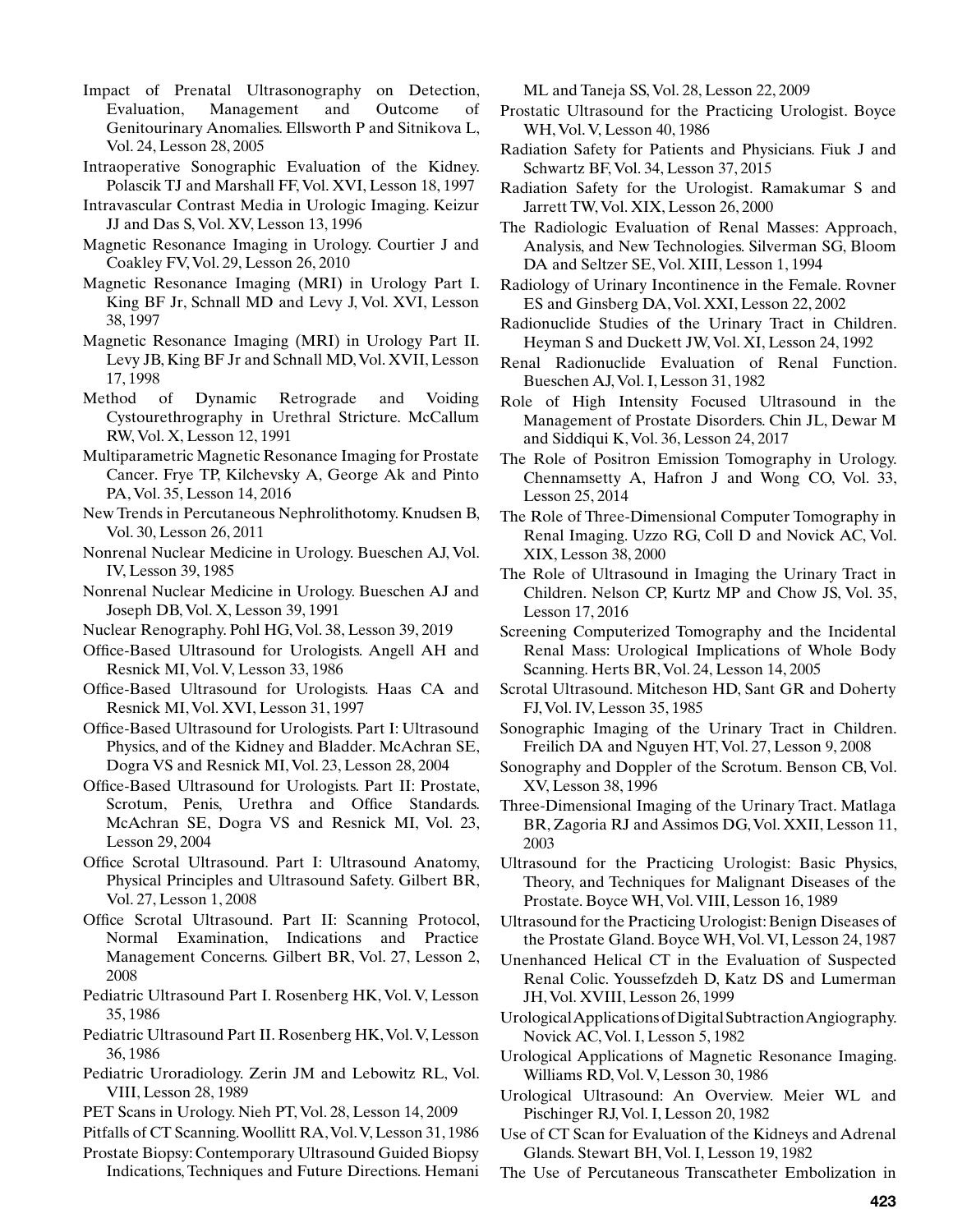Impact of Prenatal Ultrasonography on Detection, Evaluation, Management and Outcome of Genitourinary Anomalies. Ellsworth P and Sitnikova L, Vol. 24, Lesson 28, 2005

Intraoperative Sonographic Evaluation of the Kidney. Polascik TJ and Marshall FF, Vol. XVI, Lesson 18, 1997

Intravascular Contrast Media in Urologic Imaging. Keizur JJ and Das S, Vol. XV, Lesson 13, 1996

Magnetic Resonance Imaging in Urology. Courtier J and Coakley FV, Vol. 29, Lesson 26, 2010

Magnetic Resonance Imaging (MRI) in Urology Part I. King BF Jr, Schnall MD and Levy J, Vol. XVI, Lesson 38, 1997

Magnetic Resonance Imaging (MRI) in Urology Part II. Levy JB, King BF Jr and Schnall MD, Vol. XVII, Lesson 17, 1998

Method of Dynamic Retrograde and Voiding Cystourethrography in Urethral Stricture. McCallum RW, Vol. X, Lesson 12, 1991

Multiparametric Magnetic Resonance Imaging for Prostate Cancer. Frye TP, Kilchevsky A, George Ak and Pinto PA, Vol. 35, Lesson 14, 2016

New Trends in Percutaneous Nephrolithotomy. Knudsen B, Vol. 30, Lesson 26, 2011

Nonrenal Nuclear Medicine in Urology. Bueschen AJ, Vol. IV, Lesson 39, 1985

Nonrenal Nuclear Medicine in Urology. Bueschen AJ and Joseph DB, Vol. X, Lesson 39, 1991

Nuclear Renography. Pohl HG, Vol. 38, Lesson 39, 2019

Office-Based Ultrasound for Urologists. Angell AH and Resnick MI, Vol. V, Lesson 33, 1986

Office-Based Ultrasound for Urologists. Haas CA and Resnick MI, Vol. XVI, Lesson 31, 1997

Office-Based Ultrasound for Urologists. Part I: Ultrasound Physics, and of the Kidney and Bladder. McAchran SE, Dogra VS and Resnick MI, Vol. 23, Lesson 28, 2004

Office-Based Ultrasound for Urologists. Part II: Prostate, Scrotum, Penis, Urethra and Office Standards. McAchran SE, Dogra VS and Resnick MI, Vol. 23, Lesson 29, 2004

Office Scrotal Ultrasound. Part I: Ultrasound Anatomy, Physical Principles and Ultrasound Safety. Gilbert BR, Vol. 27, Lesson 1, 2008

Office Scrotal Ultrasound. Part II: Scanning Protocol, Normal Examination, Indications and Practice Management Concerns. Gilbert BR, Vol. 27, Lesson 2, 2008

Pediatric Ultrasound Part I. Rosenberg HK, Vol. V, Lesson 35, 1986

Pediatric Ultrasound Part II. Rosenberg HK, Vol. V, Lesson 36, 1986

Pediatric Uroradiology. Zerin JM and Lebowitz RL, Vol. VIII, Lesson 28, 1989

PET Scans in Urology. Nieh PT, Vol. 28, Lesson 14, 2009

Pitfalls of CT Scanning. Woollitt RA, Vol. V, Lesson 31, 1986

Prostate Biopsy: Contemporary Ultrasound Guided Biopsy Indications, Techniques and Future Directions. Hemani ML and Taneja SS, Vol. 28, Lesson 22, 2009

Prostatic Ultrasound for the Practicing Urologist. Boyce WH, Vol. V, Lesson 40, 1986

Radiation Safety for Patients and Physicians. Fiuk J and Schwartz BF, Vol. 34, Lesson 37, 2015

Radiation Safety for the Urologist. Ramakumar S and Jarrett TW, Vol. XIX, Lesson 26, 2000

The Radiologic Evaluation of Renal Masses: Approach, Analysis, and New Technologies. Silverman SG, Bloom DA and Seltzer SE, Vol. XIII, Lesson 1, 1994

Radiology of Urinary Incontinence in the Female. Rovner ES and Ginsberg DA, Vol. XXI, Lesson 22, 2002

Radionuclide Studies of the Urinary Tract in Children. Heyman S and Duckett JW, Vol. XI, Lesson 24, 1992

Renal Radionuclide Evaluation of Renal Function. Bueschen AJ, Vol. I, Lesson 31, 1982

Role of High Intensity Focused Ultrasound in the Management of Prostate Disorders. Chin JL, Dewar M and Siddiqui K, Vol. 36, Lesson 24, 2017

The Role of Positron Emission Tomography in Urology. Chennamsetty A, Hafron J and Wong CO, Vol. 33, Lesson 25, 2014

The Role of Three-Dimensional Computer Tomography in Renal Imaging. Uzzo RG, Coll D and Novick AC, Vol. XIX, Lesson 38, 2000

The Role of Ultrasound in Imaging the Urinary Tract in Children. Nelson CP, Kurtz MP and Chow JS, Vol. 35, Lesson 17, 2016

Screening Computerized Tomography and the Incidental Renal Mass: Urological Implications of Whole Body Scanning. Herts BR, Vol. 24, Lesson 14, 2005

Scrotal Ultrasound. Mitcheson HD, Sant GR and Doherty FJ, Vol. IV, Lesson 35, 1985

Sonographic Imaging of the Urinary Tract in Children. Freilich DA and Nguyen HT, Vol. 27, Lesson 9, 2008

Sonography and Doppler of the Scrotum. Benson CB, Vol. XV, Lesson 38, 1996

Three-Dimensional Imaging of the Urinary Tract. Matlaga BR, Zagoria RJ and Assimos DG, Vol. XXII, Lesson 11, 2003

Ultrasound for the Practicing Urologist: Basic Physics, Theory, and Techniques for Malignant Diseases of the Prostate. Boyce WH, Vol. VIII, Lesson 16, 1989

Ultrasound for the Practicing Urologist: Benign Diseases of the Prostate Gland. Boyce WH, Vol. VI, Lesson 24, 1987

Unenhanced Helical CT in the Evaluation of Suspected Renal Colic. Youssefzdeh D, Katz DS and Lumerman JH, Vol. XVIII, Lesson 26, 1999

Urological Applications of Digital Subtraction Angiography. Novick AC, Vol. I, Lesson 5, 1982

Urological Applications of Magnetic Resonance Imaging. Williams RD, Vol. V, Lesson 30, 1986

Urological Ultrasound: An Overview. Meier WL and Pischinger RJ, Vol. I, Lesson 20, 1982

Use of CT Scan for Evaluation of the Kidneys and Adrenal Glands. Stewart BH, Vol. I, Lesson 19, 1982

The Use of Percutaneous Transcatheter Embolization in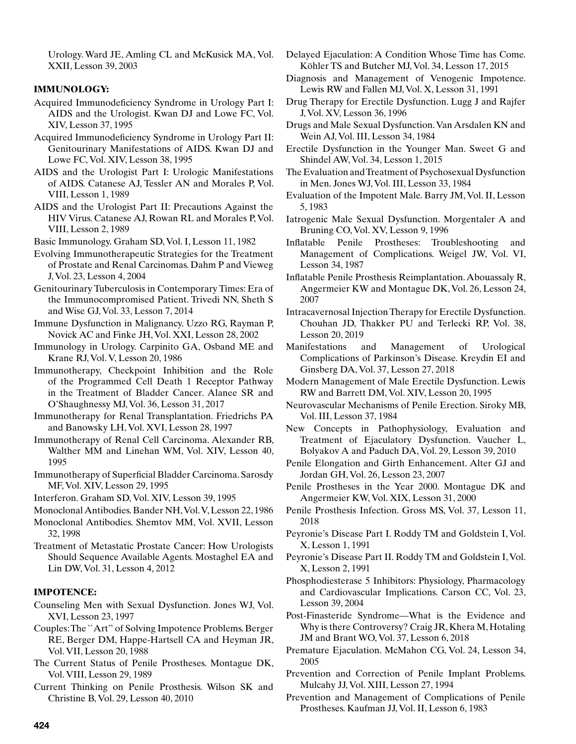Urology. Ward JE, Amling CL and McKusick MA, Vol. XXII, Lesson 39, 2003

**IMMUNOLOGY:**

Acquired Immunodeficiency Syndrome in Urology Part I: AIDS and the Urologist. Kwan DJ and Lowe FC, Vol. XIV, Lesson 37, 1995

Acquired Immunodeficiency Syndrome in Urology Part II: Genitourinary Manifestations of AIDS. Kwan DJ and Lowe FC, Vol. XIV, Lesson 38, 1995

AIDS and the Urologist Part I: Urologic Manifestations of AIDS. Catanese AJ, Tessler AN and Morales P, Vol. VIII, Lesson 1, 1989

AIDS and the Urologist Part II: Precautions Against the HIV Virus. Catanese AJ, Rowan RL and Morales P, Vol. VIII, Lesson 2, 1989

Basic Immunology. Graham SD, Vol. I, Lesson 11, 1982

Evolving Immunotherapeutic Strategies for the Treatment of Prostate and Renal Carcinomas. Dahm P and Vieweg J, Vol. 23, Lesson 4, 2004

Genitourinary Tuberculosis in Contemporary Times: Era of the Immunocompromised Patient. Trivedi NN, Sheth S and Wise GJ, Vol. 33, Lesson 7, 2014

Immune Dysfunction in Malignancy. Uzzo RG, Rayman P, Novick AC and Finke JH, Vol. XXI, Lesson 28, 2002

Immunology in Urology. Carpinito GA, Osband ME and Krane RJ, Vol. V, Lesson 20, 1986

Immunotherapy, Checkpoint Inhibition and the Role of the Programmed Cell Death 1 Receptor Pathway in the Treatment of Bladder Cancer. Alanee SR and O'Shaughnessy MJ, Vol. 36, Lesson 31, 2017

Immunotherapy for Renal Transplantation. Friedrichs PA and Banowsky LH, Vol. XVI, Lesson 28, 1997

Immunotherapy of Renal Cell Carcinoma. Alexander RB, Walther MM and Linehan WM, Vol. XIV, Lesson 40, 1995

Immunotherapy of Superficial Bladder Carcinoma. Sarosdy MF, Vol. XIV, Lesson 29, 1995

Interferon. Graham SD, Vol. XIV, Lesson 39, 1995

Monoclonal Antibodies. Bander NH, Vol. V, Lesson 22, 1986

Monoclonal Antibodies. Shemtov MM, Vol. XVII, Lesson 32, 1998

Treatment of Metastatic Prostate Cancer: How Urologists Should Sequence Available Agents. Mostaghel EA and Lin DW, Vol. 31, Lesson 4, 2012

**IMPOTENCE:**

Counseling Men with Sexual Dysfunction. Jones WJ, Vol. XVI, Lesson 23, 1997

Couples: The "Art" of Solving Impotence Problems. Berger RE, Berger DM, Happe-Hartsell CA and Heyman JR, Vol. VII, Lesson 20, 1988

The Current Status of Penile Prostheses. Montague DK, Vol. VIII, Lesson 29, 1989

Current Thinking on Penile Prosthesis. Wilson SK and Christine B, Vol. 29, Lesson 40, 2010

Delayed Ejaculation: A Condition Whose Time has Come. Köhler TS and Butcher MJ, Vol. 34, Lesson 17, 2015

Diagnosis and Management of Venogenic Impotence. Lewis RW and Fallen MJ, Vol. X, Lesson 31, 1991

Drug Therapy for Erectile Dysfunction. Lugg J and Rajfer J, Vol. XV, Lesson 36, 1996

Drugs and Male Sexual Dysfunction. Van Arsdalen KN and Wein AJ, Vol. III, Lesson 34, 1984

Erectile Dysfunction in the Younger Man. Sweet G and Shindel AW, Vol. 34, Lesson 1, 2015

The Evaluation and Treatment of Psychosexual Dysfunction in Men. Jones WJ, Vol. III, Lesson 33, 1984

Evaluation of the Impotent Male. Barry JM, Vol. II, Lesson 5, 1983

Iatrogenic Male Sexual Dysfunction. Morgentaler A and Bruning CO, Vol. XV, Lesson 9, 1996

Inflatable Penile Prostheses: Troubleshooting and Management of Complications. Weigel JW, Vol. VI, Lesson 34, 1987

Inflatable Penile Prosthesis Reimplantation. Abouassaly R, Angermeier KW and Montague DK, Vol. 26, Lesson 24, 2007

Intracavernosal Injection Therapy for Erectile Dysfunction. Chouhan JD, Thakker PU and Terlecki RP, Vol. 38, Lesson 20, 2019

Manifestations and Management of Urological Complications of Parkinson's Disease. Kreydin EI and Ginsberg DA, Vol. 37, Lesson 27, 2018

Modern Management of Male Erectile Dysfunction. Lewis RW and Barrett DM, Vol. XIV, Lesson 20, 1995

Neurovascular Mechanisms of Penile Erection. Siroky MB, Vol. III, Lesson 37, 1984

New Concepts in Pathophysiology, Evaluation and Treatment of Ejaculatory Dysfunction. Vaucher L, Bolyakov A and Paduch DA, Vol. 29, Lesson 39, 2010

Penile Elongation and Girth Enhancement. Alter GJ and Jordan GH, Vol. 26, Lesson 23, 2007

Penile Prostheses in the Year 2000. Montague DK and Angermeier KW, Vol. XIX, Lesson 31, 2000

Penile Prosthesis Infection. Gross MS, Vol. 37, Lesson 11, 2018

Peyronie's Disease Part I. Roddy TM and Goldstein I, Vol. X, Lesson 1, 1991

Peyronie's Disease Part II. Roddy TM and Goldstein I, Vol. X, Lesson 2, 1991

Phosphodiesterase 5 Inhibitors: Physiology, Pharmacology and Cardiovascular Implications. Carson CC, Vol. 23, Lesson 39, 2004

Post-Finasteride Syndrome—What is the Evidence and Why is there Controversy? Craig JR, Khera M, Hotaling JM and Brant WO, Vol. 37, Lesson 6, 2018

Premature Ejaculation. McMahon CG, Vol. 24, Lesson 34, 2005

Prevention and Correction of Penile Implant Problems. Mulcahy JJ, Vol. XIII, Lesson 27, 1994

Prevention and Management of Complications of Penile Prostheses. Kaufman JJ, Vol. II, Lesson 6, 1983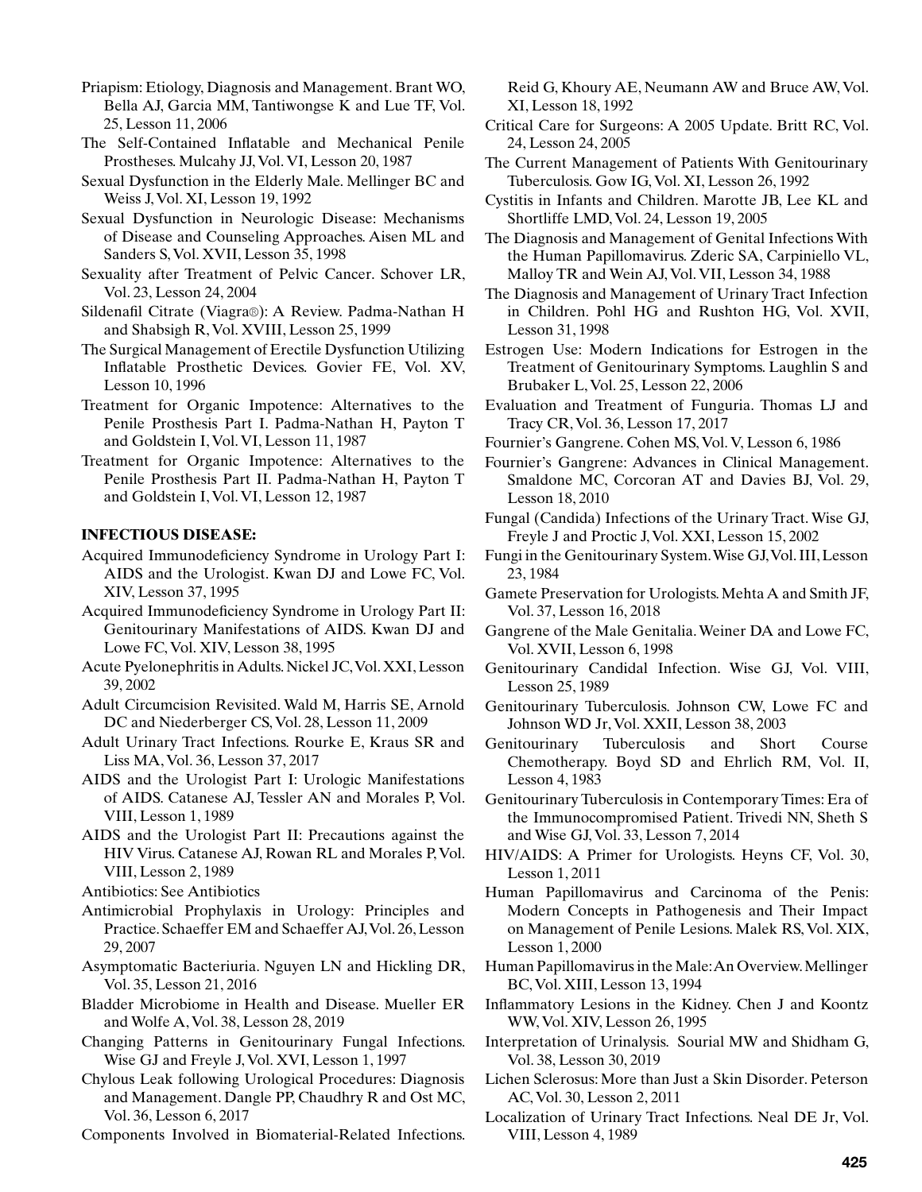Priapism: Etiology, Diagnosis and Management. Brant WO, Bella AJ, Garcia MM, Tantiwongse K and Lue TF, Vol. 25, Lesson 11, 2006

The Self-Contained Inflatable and Mechanical Penile Prostheses. Mulcahy JJ, Vol. VI, Lesson 20, 1987

Sexual Dysfunction in the Elderly Male. Mellinger BC and Weiss J, Vol. XI, Lesson 19, 1992

Sexual Dysfunction in Neurologic Disease: Mechanisms of Disease and Counseling Approaches. Aisen ML and Sanders S, Vol. XVII, Lesson 35, 1998

Sexuality after Treatment of Pelvic Cancer. Schover LR, Vol. 23, Lesson 24, 2004

Sildenafil Citrate (Viagra®): A Review. Padma-Nathan H and Shabsigh R, Vol. XVIII, Lesson 25, 1999

The Surgical Management of Erectile Dysfunction Utilizing Inflatable Prosthetic Devices. Govier FE, Vol. XV, Lesson 10, 1996

Treatment for Organic Impotence: Alternatives to the Penile Prosthesis Part I. Padma-Nathan H, Payton T and Goldstein I, Vol. VI, Lesson 11, 1987

Treatment for Organic Impotence: Alternatives to the Penile Prosthesis Part II. Padma-Nathan H, Payton T and Goldstein I, Vol. VI, Lesson 12, 1987

**INFECTIOUS DISEASE:**

Acquired Immunodeficiency Syndrome in Urology Part I: AIDS and the Urologist. Kwan DJ and Lowe FC, Vol. XIV, Lesson 37, 1995

Acquired Immunodeficiency Syndrome in Urology Part II: Genitourinary Manifestations of AIDS. Kwan DJ and Lowe FC, Vol. XIV, Lesson 38, 1995

Acute Pyelonephritis in Adults. Nickel JC, Vol. XXI, Lesson 39, 2002

Adult Circumcision Revisited. Wald M, Harris SE, Arnold DC and Niederberger CS, Vol. 28, Lesson 11, 2009

Adult Urinary Tract Infections. Rourke E, Kraus SR and Liss MA, Vol. 36, Lesson 37, 2017

AIDS and the Urologist Part I: Urologic Manifestations of AIDS. Catanese AJ, Tessler AN and Morales P, Vol. VIII, Lesson 1, 1989

AIDS and the Urologist Part II: Precautions against the HIV Virus. Catanese AJ, Rowan RL and Morales P, Vol. VIII, Lesson 2, 1989

Antibiotics: See Antibiotics

Antimicrobial Prophylaxis in Urology: Principles and Practice. Schaeffer EM and Schaeffer AJ, Vol. 26, Lesson 29, 2007

Asymptomatic Bacteriuria. Nguyen LN and Hickling DR, Vol. 35, Lesson 21, 2016

Bladder Microbiome in Health and Disease. Mueller ER and Wolfe A, Vol. 38, Lesson 28, 2019

Changing Patterns in Genitourinary Fungal Infections. Wise GJ and Freyle J, Vol. XVI, Lesson 1, 1997

Chylous Leak following Urological Procedures: Diagnosis and Management. Dangle PP, Chaudhry R and Ost MC, Vol. 36, Lesson 6, 2017

Components Involved in Biomaterial-Related Infections. Reid G, Khoury AE, Neumann AW and Bruce AW, Vol. XI, Lesson 18, 1992

Critical Care for Surgeons: A 2005 Update. Britt RC, Vol. 24, Lesson 24, 2005

The Current Management of Patients With Genitourinary Tuberculosis. Gow IG, Vol. XI, Lesson 26, 1992

Cystitis in Infants and Children. Marotte JB, Lee KL and Shortliffe LMD, Vol. 24, Lesson 19, 2005

The Diagnosis and Management of Genital Infections With the Human Papillomavirus. Zderic SA, Carpiniello VL, Malloy TR and Wein AJ, Vol. VII, Lesson 34, 1988

The Diagnosis and Management of Urinary Tract Infection in Children. Pohl HG and Rushton HG, Vol. XVII, Lesson 31, 1998

Estrogen Use: Modern Indications for Estrogen in the Treatment of Genitourinary Symptoms. Laughlin S and Brubaker L, Vol. 25, Lesson 22, 2006

Evaluation and Treatment of Funguria. Thomas LJ and Tracy CR, Vol. 36, Lesson 17, 2017

Fournier's Gangrene. Cohen MS, Vol. V, Lesson 6, 1986

Fournier's Gangrene: Advances in Clinical Management. Smaldone MC, Corcoran AT and Davies BJ, Vol. 29, Lesson 18, 2010

Fungal (Candida) Infections of the Urinary Tract. Wise GJ, Freyle J and Proctic J, Vol. XXI, Lesson 15, 2002

Fungi in the Genitourinary System. Wise GJ, Vol. III, Lesson 23, 1984

Gamete Preservation for Urologists. Mehta A and Smith JF, Vol. 37, Lesson 16, 2018

Gangrene of the Male Genitalia. Weiner DA and Lowe FC, Vol. XVII, Lesson 6, 1998

Genitourinary Candidal Infection. Wise GJ, Vol. VIII, Lesson 25, 1989

Genitourinary Tuberculosis. Johnson CW, Lowe FC and Johnson WD Jr, Vol. XXII, Lesson 38, 2003

Genitourinary Tuberculosis and Short Course Chemotherapy. Boyd SD and Ehrlich RM, Vol. II, Lesson 4, 1983

Genitourinary Tuberculosis in Contemporary Times: Era of the Immunocompromised Patient. Trivedi NN, Sheth S and Wise GJ, Vol. 33, Lesson 7, 2014

HIV/AIDS: A Primer for Urologists. Heyns CF, Vol. 30, Lesson 1, 2011

Human Papillomavirus and Carcinoma of the Penis: Modern Concepts in Pathogenesis and Their Impact on Management of Penile Lesions. Malek RS, Vol. XIX, Lesson 1, 2000

Human Papillomavirus in the Male: An Overview. Mellinger BC, Vol. XIII, Lesson 13, 1994

Inflammatory Lesions in the Kidney. Chen J and Koontz WW, Vol. XIV, Lesson 26, 1995

Interpretation of Urinalysis. Sourial MW and Shidham G, Vol. 38, Lesson 30, 2019

Lichen Sclerosus: More than Just a Skin Disorder. Peterson AC, Vol. 30, Lesson 2, 2011

Localization of Urinary Tract Infections. Neal DE Jr, Vol. VIII, Lesson 4, 1989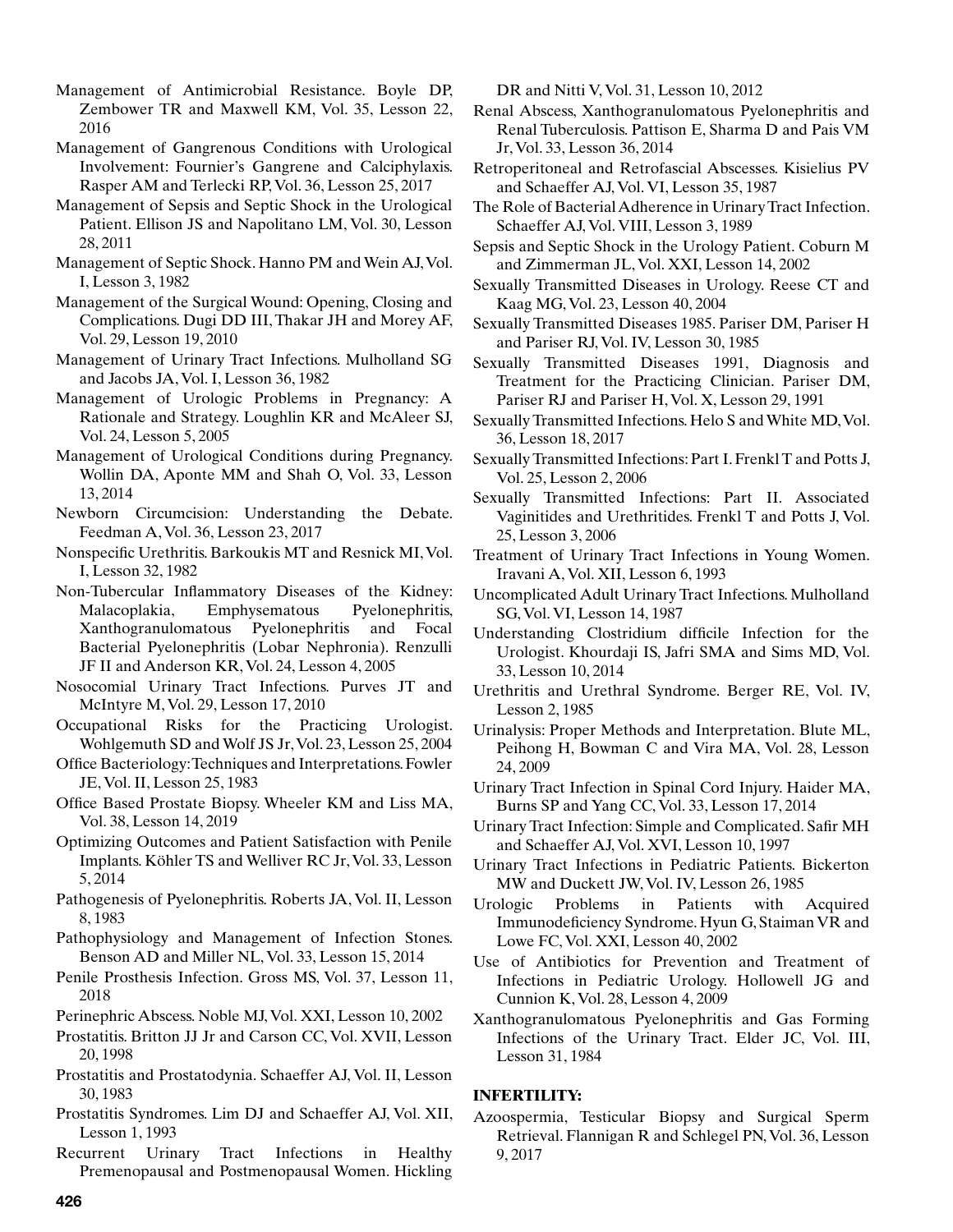Management of Antimicrobial Resistance. Boyle DP, Zembower TR and Maxwell KM, Vol. 35, Lesson 22, 2016

Management of Gangrenous Conditions with Urological Involvement: Fournier's Gangrene and Calciphylaxis. Rasper AM and Terlecki RP, Vol. 36, Lesson 25, 2017

Management of Sepsis and Septic Shock in the Urological Patient. Ellison JS and Napolitano LM, Vol. 30, Lesson 28, 2011

Management of Septic Shock. Hanno PM and Wein AJ, Vol. I, Lesson 3, 1982

Management of the Surgical Wound: Opening, Closing and Complications. Dugi DD III, Thakar JH and Morey AF, Vol. 29, Lesson 19, 2010

Management of Urinary Tract Infections. Mulholland SG and Jacobs JA, Vol. I, Lesson 36, 1982

Management of Urologic Problems in Pregnancy: A Rationale and Strategy. Loughlin KR and McAleer SJ, Vol. 24, Lesson 5, 2005

Management of Urological Conditions during Pregnancy. Wollin DA, Aponte MM and Shah O, Vol. 33, Lesson 13, 2014

Newborn Circumcision: Understanding the Debate. Feedman A, Vol. 36, Lesson 23, 2017

Nonspecific Urethritis. Barkoukis MT and Resnick MI, Vol. I, Lesson 32, 1982

Non-Tubercular Inflammatory Diseases of the Kidney: Malacoplakia, Emphysematous Pyelonephritis, Xanthogranulomatous Pyelonephritis and Focal Bacterial Pyelonephritis (Lobar Nephronia). Renzulli JF II and Anderson KR, Vol. 24, Lesson 4, 2005

Nosocomial Urinary Tract Infections. Purves JT and McIntyre M, Vol. 29, Lesson 17, 2010

Occupational Risks for the Practicing Urologist. Wohlgemuth SD and Wolf JS Jr, Vol. 23, Lesson 25, 2004

Office Bacteriology: Techniques and Interpretations. Fowler JE, Vol. II, Lesson 25, 1983

Office Based Prostate Biopsy. Wheeler KM and Liss MA, Vol. 38, Lesson 14, 2019

Optimizing Outcomes and Patient Satisfaction with Penile Implants. Köhler TS and Welliver RC Jr, Vol. 33, Lesson 5, 2014

Pathogenesis of Pyelonephritis. Roberts JA, Vol. II, Lesson 8, 1983

Pathophysiology and Management of Infection Stones. Benson AD and Miller NL, Vol. 33, Lesson 15, 2014

Penile Prosthesis Infection. Gross MS, Vol. 37, Lesson 11, 2018

Perinephric Abscess. Noble MJ, Vol. XXI, Lesson 10, 2002

Prostatitis. Britton JJ Jr and Carson CC, Vol. XVII, Lesson 20, 1998

Prostatitis and Prostatodynia. Schaeffer AJ, Vol. II, Lesson 30, 1983

Prostatitis Syndromes. Lim DJ and Schaeffer AJ, Vol. XII, Lesson 1, 1993

Recurrent Urinary Tract Infections in Healthy Premenopausal and Postmenopausal Women. Hickling DR and Nitti V, Vol. 31, Lesson 10, 2012

Renal Abscess, Xanthogranulomatous Pyelonephritis and Renal Tuberculosis. Pattison E, Sharma D and Pais VM Jr, Vol. 33, Lesson 36, 2014

Retroperitoneal and Retrofascial Abscesses. Kisielius PV and Schaeffer AJ, Vol. VI, Lesson 35, 1987

The Role of Bacterial Adherence in Urinary Tract Infection. Schaeffer AJ, Vol. VIII, Lesson 3, 1989

Sepsis and Septic Shock in the Urology Patient. Coburn M and Zimmerman JL, Vol. XXI, Lesson 14, 2002

Sexually Transmitted Diseases in Urology. Reese CT and Kaag MG, Vol. 23, Lesson 40, 2004

Sexually Transmitted Diseases 1985. Pariser DM, Pariser H and Pariser RJ, Vol. IV, Lesson 30, 1985

Sexually Transmitted Diseases 1991, Diagnosis and Treatment for the Practicing Clinician. Pariser DM, Pariser RJ and Pariser H, Vol. X, Lesson 29, 1991

Sexually Transmitted Infections. Helo S and White MD, Vol. 36, Lesson 18, 2017

Sexually Transmitted Infections: Part I. Frenkl T and Potts J, Vol. 25, Lesson 2, 2006

Sexually Transmitted Infections: Part II. Associated Vaginitides and Urethritides. Frenkl T and Potts J, Vol. 25, Lesson 3, 2006

Treatment of Urinary Tract Infections in Young Women. Iravani A, Vol. XII, Lesson 6, 1993

Uncomplicated Adult Urinary Tract Infections. Mulholland SG, Vol. VI, Lesson 14, 1987

Understanding Clostridium difficile Infection for the Urologist. Khourdaji IS, Jafri SMA and Sims MD, Vol. 33, Lesson 10, 2014

Urethritis and Urethral Syndrome. Berger RE, Vol. IV, Lesson 2, 1985

Urinalysis: Proper Methods and Interpretation. Blute ML, Peihong H, Bowman C and Vira MA, Vol. 28, Lesson 24, 2009

Urinary Tract Infection in Spinal Cord Injury. Haider MA, Burns SP and Yang CC, Vol. 33, Lesson 17, 2014

Urinary Tract Infection: Simple and Complicated. Safir MH and Schaeffer AJ, Vol. XVI, Lesson 10, 1997

Urinary Tract Infections in Pediatric Patients. Bickerton MW and Duckett JW, Vol. IV, Lesson 26, 1985

Urologic Problems in Patients with Acquired Immunodeficiency Syndrome. Hyun G, Staiman VR and Lowe FC, Vol. XXI, Lesson 40, 2002

Use of Antibiotics for Prevention and Treatment of Infections in Pediatric Urology. Hollowell JG and Cunnion K, Vol. 28, Lesson 4, 2009

Xanthogranulomatous Pyelonephritis and Gas Forming Infections of the Urinary Tract. Elder JC, Vol. III, Lesson 31, 1984

## INFERTILITY:

Azoospermia, Testicular Biopsy and Surgical Sperm Retrieval. Flannigan R and Schlegel PN, Vol. 36, Lesson 9, 2017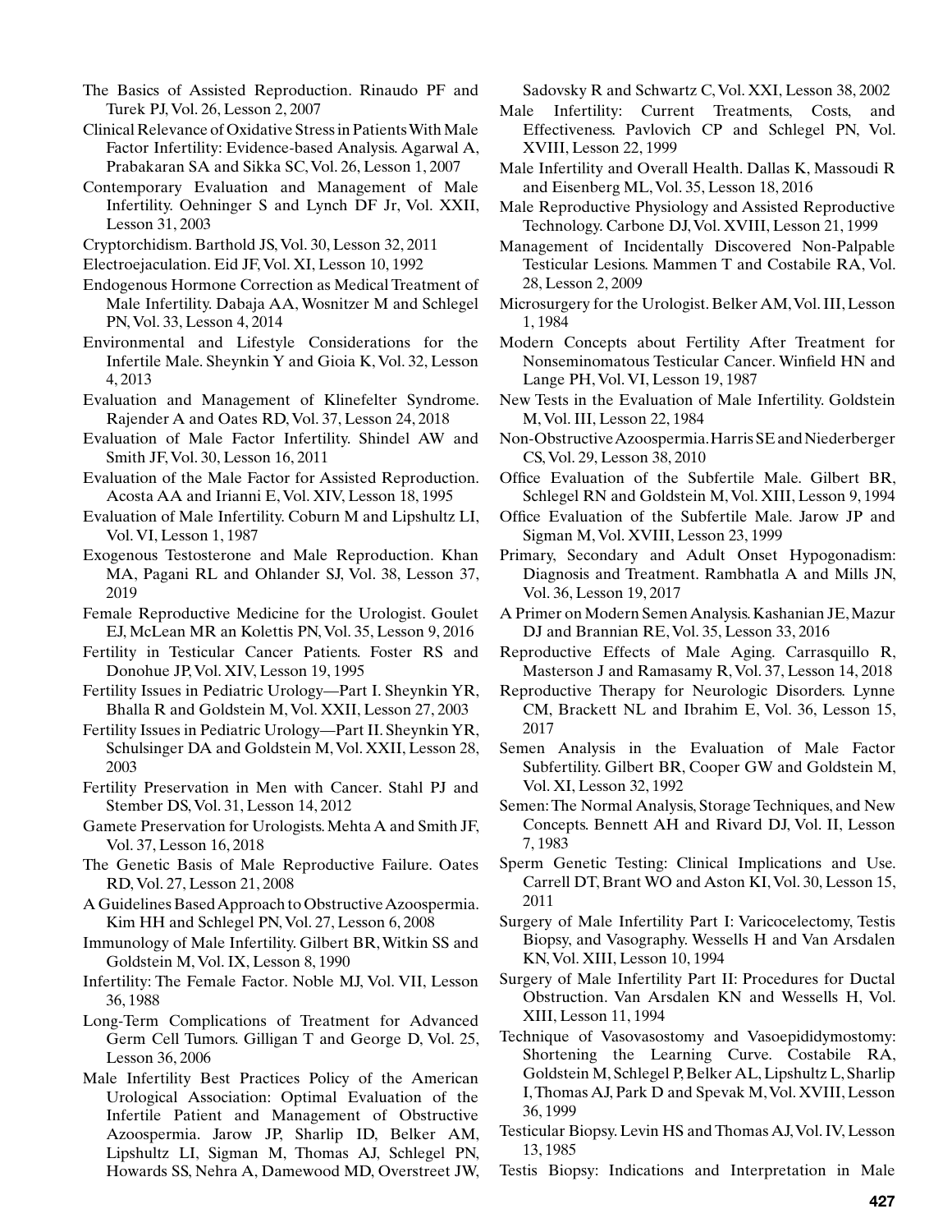The Basics of Assisted Reproduction. Rinaudo PF and Turek PJ, Vol. 26, Lesson 2, 2007

Clinical Relevance of Oxidative Stress in Patients With Male Factor Infertility: Evidence-based Analysis. Agarwal A, Prabakaran SA and Sikka SC, Vol. 26, Lesson 1, 2007

Contemporary Evaluation and Management of Male Infertility. Oehninger S and Lynch DF Jr, Vol. XXII, Lesson 31, 2003

Cryptorchidism. Barthold JS, Vol. 30, Lesson 32, 2011

Electroejaculation. Eid JF, Vol. XI, Lesson 10, 1992

Endogenous Hormone Correction as Medical Treatment of Male Infertility. Dabaja AA, Wosnitzer M and Schlegel PN, Vol. 33, Lesson 4, 2014

Environmental and Lifestyle Considerations for the Infertile Male. Sheynkin Y and Gioia K, Vol. 32, Lesson 4, 2013

Evaluation and Management of Klinefelter Syndrome. Rajender A and Oates RD, Vol. 37, Lesson 24, 2018

Evaluation of Male Factor Infertility. Shindel AW and Smith JF, Vol. 30, Lesson 16, 2011

Evaluation of the Male Factor for Assisted Reproduction. Acosta AA and Irianni E, Vol. XIV, Lesson 18, 1995

Evaluation of Male Infertility. Coburn M and Lipshultz LI, Vol. VI, Lesson 1, 1987

Exogenous Testosterone and Male Reproduction. Khan MA, Pagani RL and Ohlander SJ, Vol. 38, Lesson 37, 2019

Female Reproductive Medicine for the Urologist. Goulet EJ, McLean MR an Kolettis PN, Vol. 35, Lesson 9, 2016

Fertility in Testicular Cancer Patients. Foster RS and Donohue JP, Vol. XIV, Lesson 19, 1995

Fertility Issues in Pediatric Urology—Part I. Sheynkin YR, Bhalla R and Goldstein M, Vol. XXII, Lesson 27, 2003

Fertility Issues in Pediatric Urology—Part II. Sheynkin YR, Schulsinger DA and Goldstein M, Vol. XXII, Lesson 28, 2003

Fertility Preservation in Men with Cancer. Stahl PJ and Stember DS, Vol. 31, Lesson 14, 2012

Gamete Preservation for Urologists. Mehta A and Smith JF, Vol. 37, Lesson 16, 2018

The Genetic Basis of Male Reproductive Failure. Oates RD, Vol. 27, Lesson 21, 2008

A Guidelines Based Approach to Obstructive Azoospermia. Kim HH and Schlegel PN, Vol. 27, Lesson 6, 2008

Immunology of Male Infertility. Gilbert BR, Witkin SS and Goldstein M, Vol. IX, Lesson 8, 1990

Infertility: The Female Factor. Noble MJ, Vol. VII, Lesson 36, 1988

Long-Term Complications of Treatment for Advanced Germ Cell Tumors. Gilligan T and George D, Vol. 25, Lesson 36, 2006

Male Infertility Best Practices Policy of the American Urological Association: Optimal Evaluation of the Infertile Patient and Management of Obstructive Azoospermia. Jarow JP, Sharlip ID, Belker AM, Lipshultz LI, Sigman M, Thomas AJ, Schlegel PN, Howards SS, Nehra A, Damewood MD, Overstreet JW, Sadovsky R and Schwartz C, Vol. XXI, Lesson 38, 2002

Male Infertility: Current Treatments, Costs, and Effectiveness. Pavlovich CP and Schlegel PN, Vol. XVIII, Lesson 22, 1999

Male Infertility and Overall Health. Dallas K, Massoudi R and Eisenberg ML, Vol. 35, Lesson 18, 2016

Male Reproductive Physiology and Assisted Reproductive Technology. Carbone DJ, Vol. XVIII, Lesson 21, 1999

Management of Incidentally Discovered Non-Palpable Testicular Lesions. Mammen T and Costabile RA, Vol. 28, Lesson 2, 2009

Microsurgery for the Urologist. Belker AM, Vol. III, Lesson 1, 1984

Modern Concepts about Fertility After Treatment for Nonseminomatous Testicular Cancer. Winfield HN and Lange PH, Vol. VI, Lesson 19, 1987

New Tests in the Evaluation of Male Infertility. Goldstein M, Vol. III, Lesson 22, 1984

Non-Obstructive Azoospermia. Harris SE and Niederberger CS, Vol. 29, Lesson 38, 2010

Office Evaluation of the Subfertile Male. Gilbert BR, Schlegel RN and Goldstein M, Vol. XIII, Lesson 9, 1994

Office Evaluation of the Subfertile Male. Jarow JP and Sigman M, Vol. XVIII, Lesson 23, 1999

Primary, Secondary and Adult Onset Hypogonadism: Diagnosis and Treatment. Rambhatla A and Mills JN, Vol. 36, Lesson 19, 2017

A Primer on Modern Semen Analysis. Kashanian JE, Mazur DJ and Brannian RE, Vol. 35, Lesson 33, 2016

Reproductive Effects of Male Aging. Carrasquillo R, Masterson J and Ramasamy R, Vol. 37, Lesson 14, 2018

Reproductive Therapy for Neurologic Disorders. Lynne CM, Brackett NL and Ibrahim E, Vol. 36, Lesson 15, 2017

Semen Analysis in the Evaluation of Male Factor Subfertility. Gilbert BR, Cooper GW and Goldstein M, Vol. XI, Lesson 32, 1992

Semen: The Normal Analysis, Storage Techniques, and New Concepts. Bennett AH and Rivard DJ, Vol. II, Lesson 7, 1983

Sperm Genetic Testing: Clinical Implications and Use. Carrell DT, Brant WO and Aston KI, Vol. 30, Lesson 15, 2011

Surgery of Male Infertility Part I: Varicocelectomy, Testis Biopsy, and Vasography. Wessells H and Van Arsdalen KN, Vol. XIII, Lesson 10, 1994

Surgery of Male Infertility Part II: Procedures for Ductal Obstruction. Van Arsdalen KN and Wessells H, Vol. XIII, Lesson 11, 1994

Technique of Vasovasostomy and Vasoepididymostomy: Shortening the Learning Curve. Costabile RA, Goldstein M, Schlegel P, Belker AL, Lipshultz L, Sharlip I, Thomas AJ, Park D and Spevak M, Vol. XVIII, Lesson 36, 1999

Testicular Biopsy. Levin HS and Thomas AJ, Vol. IV, Lesson 13, 1985

Testis Biopsy: Indications and Interpretation in Male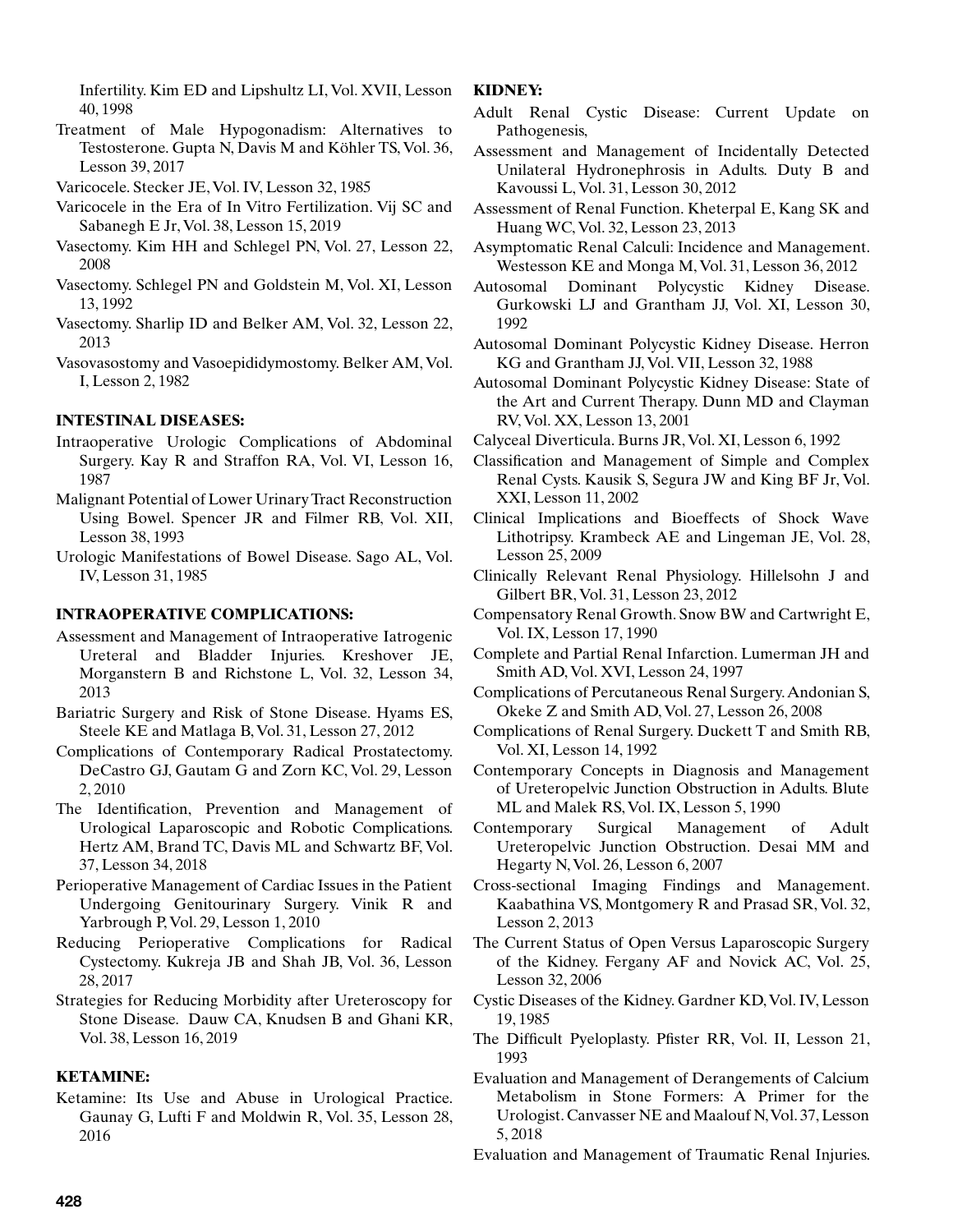Infertility. Kim ED and Lipshultz LI, Vol. XVII, Lesson 40, 1998

Treatment of Male Hypogonadism: Alternatives to Testosterone. Gupta N, Davis M and Köhler TS, Vol. 36, Lesson 39, 2017

Varicocele. Stecker JE, Vol. IV, Lesson 32, 1985

Varicocele in the Era of In Vitro Fertilization. Vij SC and Sabanegh E Jr, Vol. 38, Lesson 15, 2019

Vasectomy. Kim HH and Schlegel PN, Vol. 27, Lesson 22, 2008

Vasectomy. Schlegel PN and Goldstein M, Vol. XI, Lesson 13, 1992

Vasectomy. Sharlip ID and Belker AM, Vol. 32, Lesson 22, 2013

Vasovasostomy and Vasoepididymostomy. Belker AM, Vol. I, Lesson 2, 1982

**INTESTINAL DISEASES:**

Intraoperative Urologic Complications of Abdominal Surgery. Kay R and Straffon RA, Vol. VI, Lesson 16, 1987

Malignant Potential of Lower Urinary Tract Reconstruction Using Bowel. Spencer JR and Filmer RB, Vol. XII, Lesson 38, 1993

Urologic Manifestations of Bowel Disease. Sago AL, Vol. IV, Lesson 31, 1985

**INTRAOPERATIVE COMPLICATIONS:**

Assessment and Management of Intraoperative Iatrogenic Ureteral and Bladder Injuries. Kreshover JE, Morganstern B and Richstone L, Vol. 32, Lesson 34, 2013

Bariatric Surgery and Risk of Stone Disease. Hyams ES, Steele KE and Matlaga B, Vol. 31, Lesson 27, 2012

Complications of Contemporary Radical Prostatectomy. DeCastro GJ, Gautam G and Zorn KC, Vol. 29, Lesson 2, 2010

The Identification, Prevention and Management of Urological Laparoscopic and Robotic Complications. Hertz AM, Brand TC, Davis ML and Schwartz BF, Vol. 37, Lesson 34, 2018

Perioperative Management of Cardiac Issues in the Patient Undergoing Genitourinary Surgery. Vinik R and Yarbrough P, Vol. 29, Lesson 1, 2010

Reducing Perioperative Complications for Radical Cystectomy. Kukreja JB and Shah JB, Vol. 36, Lesson 28, 2017

Strategies for Reducing Morbidity after Ureteroscopy for Stone Disease. Dauw CA, Knudsen B and Ghani KR, Vol. 38, Lesson 16, 2019

**KETAMINE:**

Ketamine: Its Use and Abuse in Urological Practice. Gaunay G, Lufti F and Moldwin R, Vol. 35, Lesson 28, 2016

**KIDNEY:**

Adult Renal Cystic Disease: Current Update on Pathogenesis,

Assessment and Management of Incidentally Detected Unilateral Hydronephrosis in Adults. Duty B and Kavoussi L, Vol. 31, Lesson 30, 2012

Assessment of Renal Function. Kheterpal E, Kang SK and Huang WC, Vol. 32, Lesson 23, 2013

Asymptomatic Renal Calculi: Incidence and Management. Westesson KE and Monga M, Vol. 31, Lesson 36, 2012

Autosomal Dominant Polycystic Kidney Disease. Gurkowski LJ and Grantham JJ, Vol. XI, Lesson 30, 1992

Autosomal Dominant Polycystic Kidney Disease. Herron KG and Grantham JJ, Vol. VII, Lesson 32, 1988

Autosomal Dominant Polycystic Kidney Disease: State of the Art and Current Therapy. Dunn MD and Clayman RV, Vol. XX, Lesson 13, 2001

Calyceal Diverticula. Burns JR, Vol. XI, Lesson 6, 1992

Classification and Management of Simple and Complex Renal Cysts. Kausik S, Segura JW and King BF Jr, Vol. XXI, Lesson 11, 2002

Clinical Implications and Bioeffects of Shock Wave Lithotripsy. Krambeck AE and Lingeman JE, Vol. 28, Lesson 25, 2009

Clinically Relevant Renal Physiology. Hillelsohn J and Gilbert BR, Vol. 31, Lesson 23, 2012

Compensatory Renal Growth. Snow BW and Cartwright E, Vol. IX, Lesson 17, 1990

Complete and Partial Renal Infarction. Lumerman JH and Smith AD, Vol. XVI, Lesson 24, 1997

Complications of Percutaneous Renal Surgery. Andonian S, Okeke Z and Smith AD, Vol. 27, Lesson 26, 2008

Complications of Renal Surgery. Duckett T and Smith RB, Vol. XI, Lesson 14, 1992

Contemporary Concepts in Diagnosis and Management of Ureteropelvic Junction Obstruction in Adults. Blute ML and Malek RS, Vol. IX, Lesson 5, 1990

Contemporary Surgical Management of Adult Ureteropelvic Junction Obstruction. Desai MM and Hegarty N, Vol. 26, Lesson 6, 2007

Cross-sectional Imaging Findings and Management. Kaabathina VS, Montgomery R and Prasad SR, Vol. 32, Lesson 2, 2013

The Current Status of Open Versus Laparoscopic Surgery of the Kidney. Fergany AF and Novick AC, Vol. 25, Lesson 32, 2006

Cystic Diseases of the Kidney. Gardner KD, Vol. IV, Lesson 19, 1985

The Difficult Pyeloplasty. Pfister RR, Vol. II, Lesson 21, 1993

Evaluation and Management of Derangements of Calcium Metabolism in Stone Formers: A Primer for the Urologist. Canvasser NE and Maalouf N, Vol. 37, Lesson 5, 2018

Evaluation and Management of Traumatic Renal Injuries.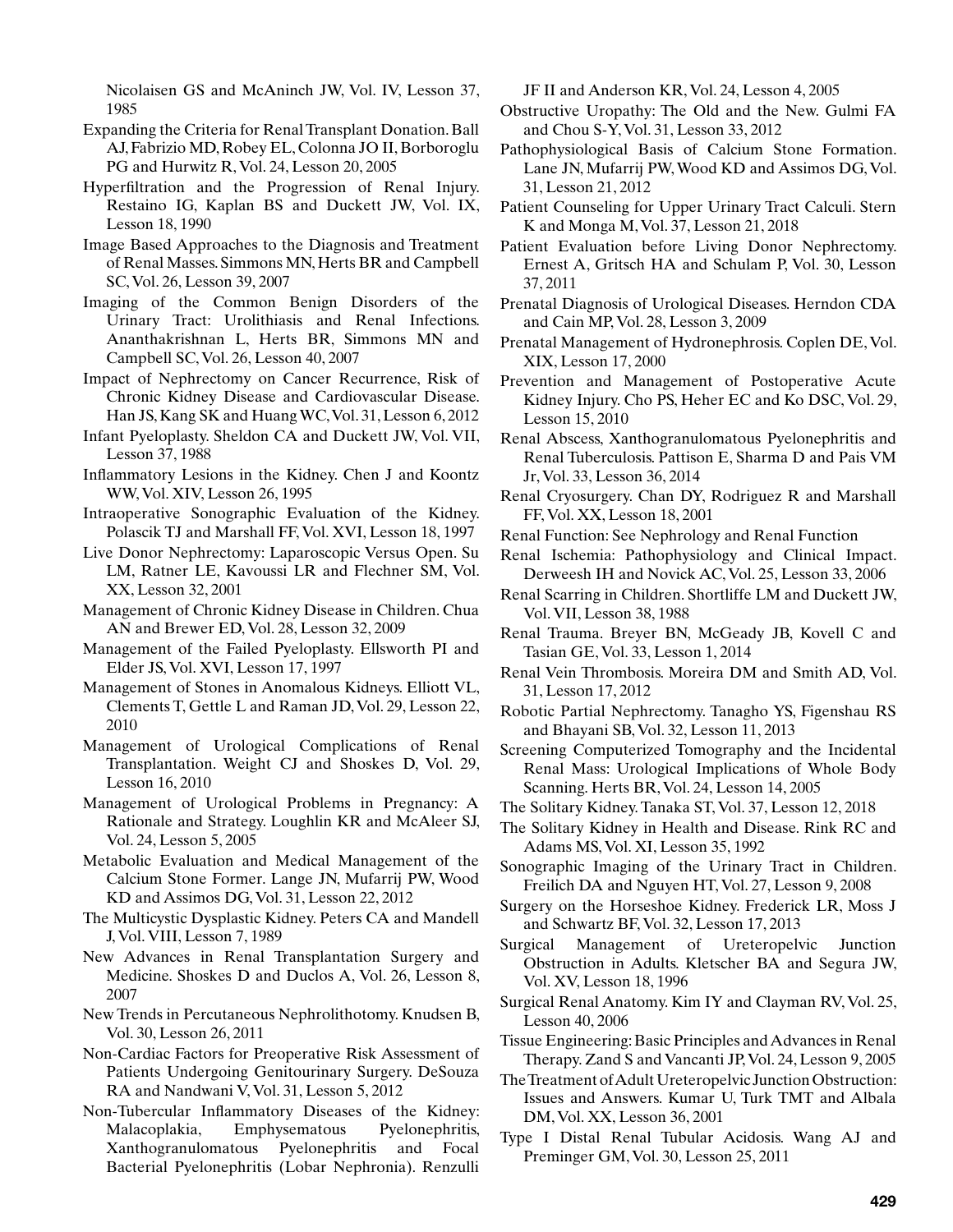Nicolaisen GS and McAninch JW, Vol. IV, Lesson 37, 1985

Expanding the Criteria for Renal Transplant Donation. Ball AJ, Fabrizio MD, Robey EL, Colonna JO II, Borboroglu PG and Hurwitz R, Vol. 24, Lesson 20, 2005

Hyperfiltration and the Progression of Renal Injury. Restaino IG, Kaplan BS and Duckett JW, Vol. IX, Lesson 18, 1990

Image Based Approaches to the Diagnosis and Treatment of Renal Masses. Simmons MN, Herts BR and Campbell SC, Vol. 26, Lesson 39, 2007

Imaging of the Common Benign Disorders of the Urinary Tract: Urolithiasis and Renal Infections. Ananthakrishnan L, Herts BR, Simmons MN and Campbell SC, Vol. 26, Lesson 40, 2007

Impact of Nephrectomy on Cancer Recurrence, Risk of Chronic Kidney Disease and Cardiovascular Disease. Han JS, Kang SK and Huang WC, Vol. 31, Lesson 6, 2012

Infant Pyeloplasty. Sheldon CA and Duckett JW, Vol. VII, Lesson 37, 1988

Inflammatory Lesions in the Kidney. Chen J and Koontz WW, Vol. XIV, Lesson 26, 1995

Intraoperative Sonographic Evaluation of the Kidney. Polascik TJ and Marshall FF, Vol. XVI, Lesson 18, 1997

Live Donor Nephrectomy: Laparoscopic Versus Open. Su LM, Ratner LE, Kavoussi LR and Flechner SM, Vol. XX, Lesson 32, 2001

Management of Chronic Kidney Disease in Children. Chua AN and Brewer ED, Vol. 28, Lesson 32, 2009

Management of the Failed Pyeloplasty. Ellsworth PI and Elder JS, Vol. XVI, Lesson 17, 1997

Management of Stones in Anomalous Kidneys. Elliott VL, Clements T, Gettle L and Raman JD, Vol. 29, Lesson 22, 2010

Management of Urological Complications of Renal Transplantation. Weight CJ and Shoskes D, Vol. 29, Lesson 16, 2010

Management of Urological Problems in Pregnancy: A Rationale and Strategy. Loughlin KR and McAleer SJ, Vol. 24, Lesson 5, 2005

Metabolic Evaluation and Medical Management of the Calcium Stone Former. Lange JN, Mufarrij PW, Wood KD and Assimos DG, Vol. 31, Lesson 22, 2012

The Multicystic Dysplastic Kidney. Peters CA and Mandell J, Vol. VIII, Lesson 7, 1989

New Advances in Renal Transplantation Surgery and Medicine. Shoskes D and Duclos A, Vol. 26, Lesson 8, 2007

New Trends in Percutaneous Nephrolithotomy. Knudsen B, Vol. 30, Lesson 26, 2011

Non-Cardiac Factors for Preoperative Risk Assessment of Patients Undergoing Genitourinary Surgery. DeSouza RA and Nandwani V, Vol. 31, Lesson 5, 2012

Non-Tubercular Inflammatory Diseases of the Kidney: Malacoplakia, Emphysematous Pyelonephritis, Xanthogranulomatous Pyelonephritis and Focal Bacterial Pyelonephritis (Lobar Nephronia). Renzulli JF II and Anderson KR, Vol. 24, Lesson 4, 2005

Obstructive Uropathy: The Old and the New. Gulmi FA and Chou S-Y, Vol. 31, Lesson 33, 2012

Pathophysiological Basis of Calcium Stone Formation. Lane JN, Mufarrij PW, Wood KD and Assimos DG, Vol. 31, Lesson 21, 2012

Patient Counseling for Upper Urinary Tract Calculi. Stern K and Monga M, Vol. 37, Lesson 21, 2018

Patient Evaluation before Living Donor Nephrectomy. Ernest A, Gritsch HA and Schulam P, Vol. 30, Lesson 37, 2011

Prenatal Diagnosis of Urological Diseases. Herndon CDA and Cain MP, Vol. 28, Lesson 3, 2009

Prenatal Management of Hydronephrosis. Coplen DE, Vol. XIX, Lesson 17, 2000

Prevention and Management of Postoperative Acute Kidney Injury. Cho PS, Heher EC and Ko DSC, Vol. 29, Lesson 15, 2010

Renal Abscess, Xanthogranulomatous Pyelonephritis and Renal Tuberculosis. Pattison E, Sharma D and Pais VM Jr, Vol. 33, Lesson 36, 2014

Renal Cryosurgery. Chan DY, Rodriguez R and Marshall FF, Vol. XX, Lesson 18, 2001

Renal Function: See Nephrology and Renal Function

Renal Ischemia: Pathophysiology and Clinical Impact. Derweesh IH and Novick AC, Vol. 25, Lesson 33, 2006

Renal Scarring in Children. Shortliffe LM and Duckett JW, Vol. VII, Lesson 38, 1988

Renal Trauma. Breyer BN, McGeady JB, Kovell C and Tasian GE, Vol. 33, Lesson 1, 2014

Renal Vein Thrombosis. Moreira DM and Smith AD, Vol. 31, Lesson 17, 2012

Robotic Partial Nephrectomy. Tanagho YS, Figenshau RS and Bhayani SB, Vol. 32, Lesson 11, 2013

Screening Computerized Tomography and the Incidental Renal Mass: Urological Implications of Whole Body Scanning. Herts BR, Vol. 24, Lesson 14, 2005

The Solitary Kidney. Tanaka ST, Vol. 37, Lesson 12, 2018

The Solitary Kidney in Health and Disease. Rink RC and Adams MS, Vol. XI, Lesson 35, 1992

Sonographic Imaging of the Urinary Tract in Children. Freilich DA and Nguyen HT, Vol. 27, Lesson 9, 2008

Surgery on the Horseshoe Kidney. Frederick LR, Moss J and Schwartz BF, Vol. 32, Lesson 17, 2013

Surgical Management of Ureteropelvic Junction Obstruction in Adults. Kletscher BA and Segura JW, Vol. XV, Lesson 18, 1996

Surgical Renal Anatomy. Kim IY and Clayman RV, Vol. 25, Lesson 40, 2006

Tissue Engineering: Basic Principles and Advances in Renal Therapy. Zand S and Vancanti JP, Vol. 24, Lesson 9, 2005

The Treatment of Adult Ureteropelvic Junction Obstruction: Issues and Answers. Kumar U, Turk TMT and Albala DM, Vol. XX, Lesson 36, 2001

Type I Distal Renal Tubular Acidosis. Wang AJ and Preminger GM, Vol. 30, Lesson 25, 2011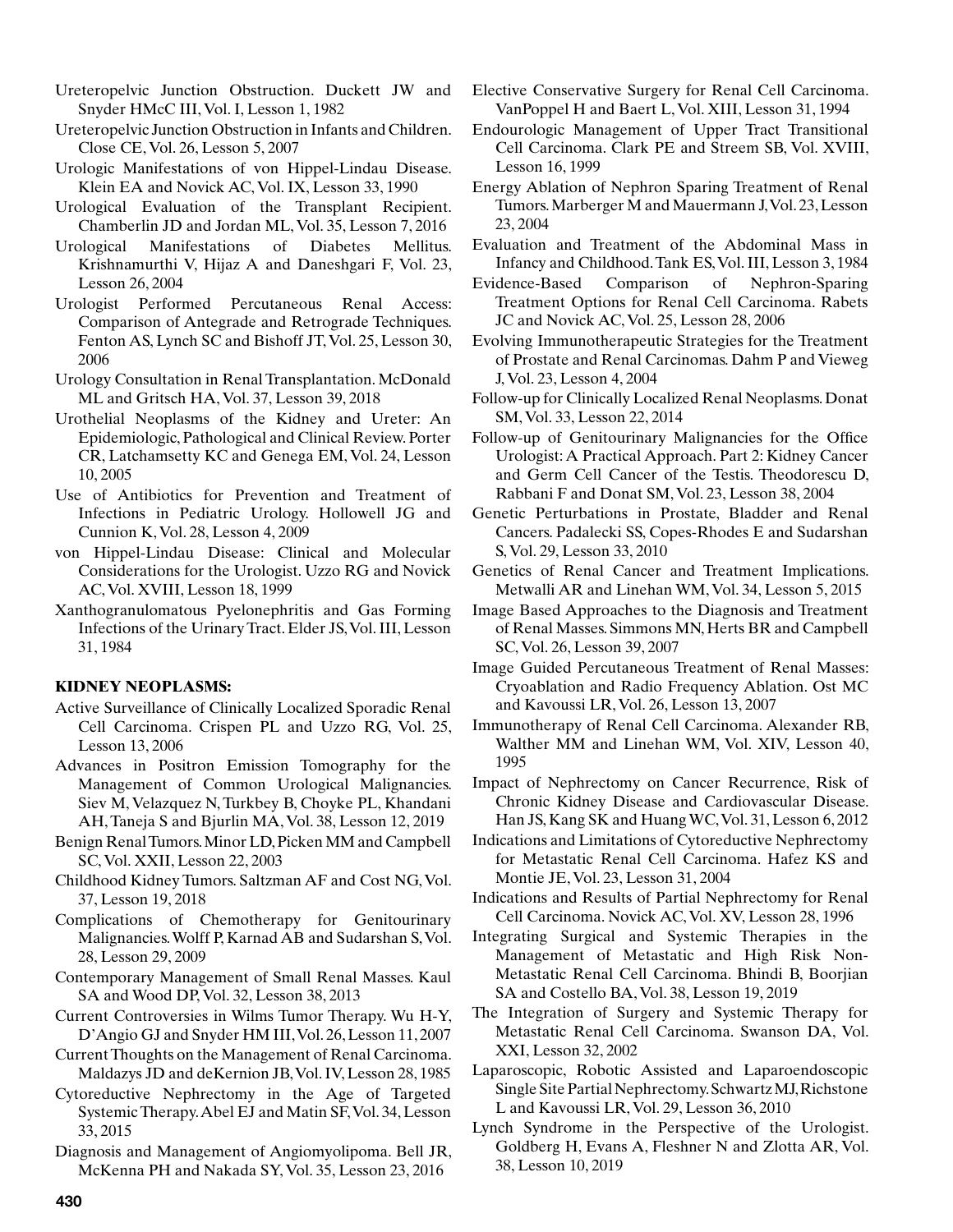Ureteropelvic Junction Obstruction. Duckett JW and Snyder HMcC III, Vol. I, Lesson 1, 1982

Ureteropelvic Junction Obstruction in Infants and Children. Close CE, Vol. 26, Lesson 5, 2007

Urologic Manifestations of von Hippel-Lindau Disease. Klein EA and Novick AC, Vol. IX, Lesson 33, 1990

Urological Evaluation of the Transplant Recipient. Chamberlin JD and Jordan ML, Vol. 35, Lesson 7, 2016

Urological Manifestations of Diabetes Mellitus. Krishnamurthi V, Hijaz A and Daneshgari F, Vol. 23, Lesson 26, 2004

Urologist Performed Percutaneous Renal Access: Comparison of Antegrade and Retrograde Techniques. Fenton AS, Lynch SC and Bishoff JT, Vol. 25, Lesson 30, 2006

Urology Consultation in Renal Transplantation. McDonald ML and Gritsch HA, Vol. 37, Lesson 39, 2018

Urothelial Neoplasms of the Kidney and Ureter: An Epidemiologic, Pathological and Clinical Review. Porter CR, Latchamsetty KC and Genega EM, Vol. 24, Lesson 10, 2005

Use of Antibiotics for Prevention and Treatment of Infections in Pediatric Urology. Hollowell JG and Cunnion K, Vol. 28, Lesson 4, 2009

von Hippel-Lindau Disease: Clinical and Molecular Considerations for the Urologist. Uzzo RG and Novick AC, Vol. XVIII, Lesson 18, 1999

Xanthogranulomatous Pyelonephritis and Gas Forming Infections of the Urinary Tract. Elder JS, Vol. III, Lesson 31, 1984

**KIDNEY NEOPLASMS:**

Active Surveillance of Clinically Localized Sporadic Renal Cell Carcinoma. Crispen PL and Uzzo RG, Vol. 25, Lesson 13, 2006

Advances in Positron Emission Tomography for the Management of Common Urological Malignancies. Siev M, Velazquez N, Turkbey B, Choyke PL, Khandani AH, Taneja S and Bjurlin MA, Vol. 38, Lesson 12, 2019

Benign Renal Tumors. Minor LD, Picken MM and Campbell SC, Vol. XXII, Lesson 22, 2003

Childhood Kidney Tumors. Saltzman AF and Cost NG, Vol. 37, Lesson 19, 2018

Complications of Chemotherapy for Genitourinary Malignancies. Wolff P, Karnad AB and Sudarshan S, Vol. 28, Lesson 29, 2009

Contemporary Management of Small Renal Masses. Kaul SA and Wood DP, Vol. 32, Lesson 38, 2013

Current Controversies in Wilms Tumor Therapy. Wu H-Y, D'Angio GJ and Snyder HM III, Vol. 26, Lesson 11, 2007

Current Thoughts on the Management of Renal Carcinoma. Maldazys JD and deKernion JB, Vol. IV, Lesson 28, 1985

Cytoreductive Nephrectomy in the Age of Targeted Systemic Therapy. Abel EJ and Matin SF, Vol. 34, Lesson 33, 2015

Diagnosis and Management of Angiomyolipoma. Bell JR, McKenna PH and Nakada SY, Vol. 35, Lesson 23, 2016

Elective Conservative Surgery for Renal Cell Carcinoma. VanPoppel H and Baert L, Vol. XIII, Lesson 31, 1994

Endourologic Management of Upper Tract Transitional Cell Carcinoma. Clark PE and Streem SB, Vol. XVIII, Lesson 16, 1999

Energy Ablation of Nephron Sparing Treatment of Renal Tumors. Marberger M and Mauermann J, Vol. 23, Lesson 23, 2004

Evaluation and Treatment of the Abdominal Mass in Infancy and Childhood. Tank ES, Vol. III, Lesson 3, 1984

Evidence-Based Comparison of Nephron-Sparing Treatment Options for Renal Cell Carcinoma. Rabets JC and Novick AC, Vol. 25, Lesson 28, 2006

Evolving Immunotherapeutic Strategies for the Treatment of Prostate and Renal Carcinomas. Dahm P and Vieweg J, Vol. 23, Lesson 4, 2004

Follow-up for Clinically Localized Renal Neoplasms. Donat SM, Vol. 33, Lesson 22, 2014

Follow-up of Genitourinary Malignancies for the Office Urologist: A Practical Approach. Part 2: Kidney Cancer and Germ Cell Cancer of the Testis. Theodorescu D, Rabbani F and Donat SM, Vol. 23, Lesson 38, 2004

Genetic Perturbations in Prostate, Bladder and Renal Cancers. Padalecki SS, Copes-Rhodes E and Sudarshan S, Vol. 29, Lesson 33, 2010

Genetics of Renal Cancer and Treatment Implications. Metwalli AR and Linehan WM, Vol. 34, Lesson 5, 2015

Image Based Approaches to the Diagnosis and Treatment of Renal Masses. Simmons MN, Herts BR and Campbell SC, Vol. 26, Lesson 39, 2007

Image Guided Percutaneous Treatment of Renal Masses: Cryoablation and Radio Frequency Ablation. Ost MC and Kavoussi LR, Vol. 26, Lesson 13, 2007

Immunotherapy of Renal Cell Carcinoma. Alexander RB, Walther MM and Linehan WM, Vol. XIV, Lesson 40, 1995

Impact of Nephrectomy on Cancer Recurrence, Risk of Chronic Kidney Disease and Cardiovascular Disease. Han JS, Kang SK and Huang WC, Vol. 31, Lesson 6, 2012

Indications and Limitations of Cytoreductive Nephrectomy for Metastatic Renal Cell Carcinoma. Hafez KS and Montie JE, Vol. 23, Lesson 31, 2004

Indications and Results of Partial Nephrectomy for Renal Cell Carcinoma. Novick AC, Vol. XV, Lesson 28, 1996

Integrating Surgical and Systemic Therapies in the Management of Metastatic and High Risk Non-Metastatic Renal Cell Carcinoma. Bhindi B, Boorjian SA and Costello BA, Vol. 38, Lesson 19, 2019

The Integration of Surgery and Systemic Therapy for Metastatic Renal Cell Carcinoma. Swanson DA, Vol. XXI, Lesson 32, 2002

Laparoscopic, Robotic Assisted and Laparoendoscopic Single Site Partial Nephrectomy. Schwartz MJ, Richstone L and Kavoussi LR, Vol. 29, Lesson 36, 2010

Lynch Syndrome in the Perspective of the Urologist. Goldberg H, Evans A, Fleshner N and Zlotta AR, Vol. 38, Lesson 10, 2019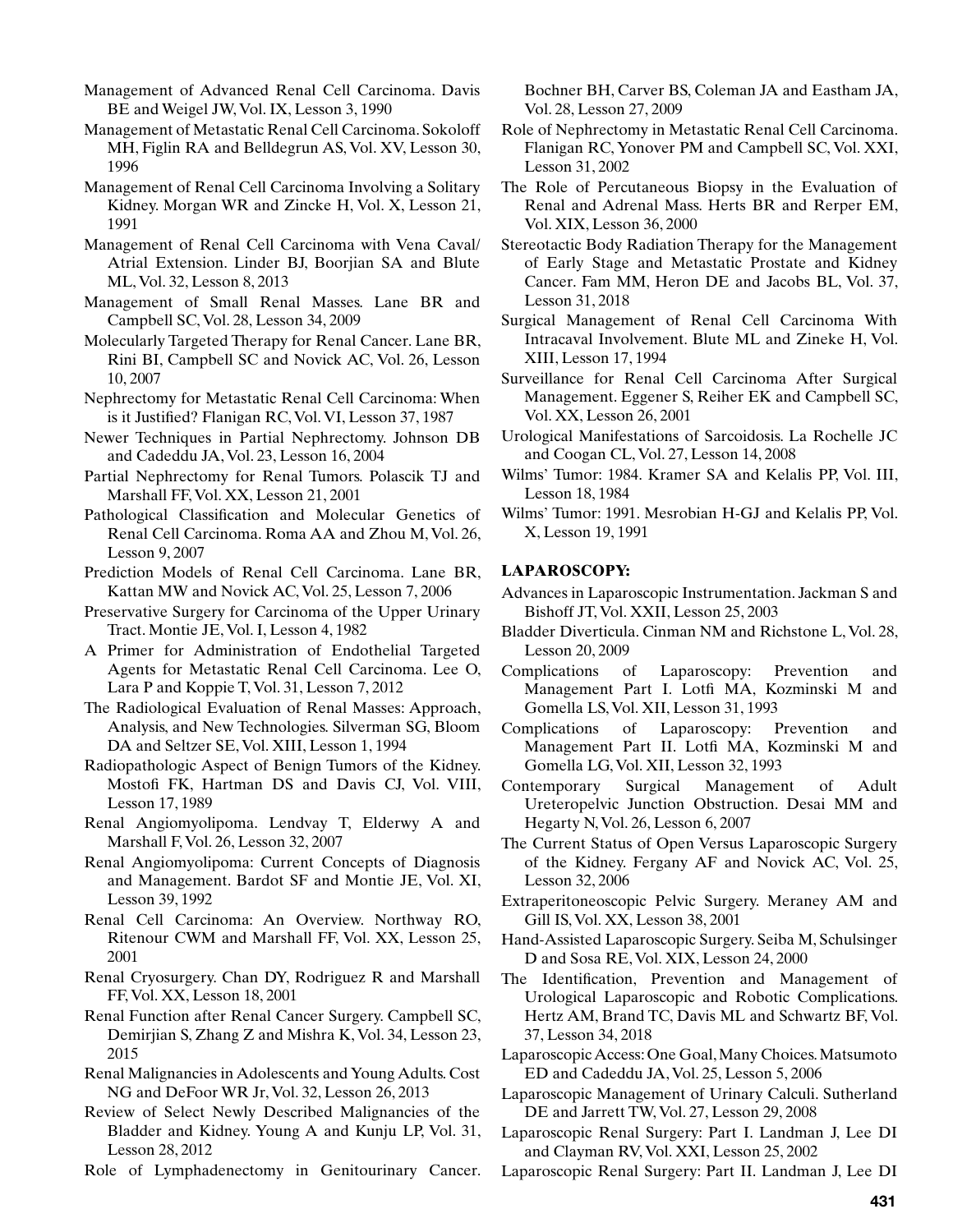Management of Advanced Renal Cell Carcinoma. Davis BE and Weigel JW, Vol. IX, Lesson 3, 1990

Management of Metastatic Renal Cell Carcinoma. Sokoloff MH, Figlin RA and Belldegrun AS, Vol. XV, Lesson 30, 1996

Management of Renal Cell Carcinoma Involving a Solitary Kidney. Morgan WR and Zincke H, Vol. X, Lesson 21, 1991

Management of Renal Cell Carcinoma with Vena Caval/Atrial Extension. Linder BJ, Boorjian SA and Blute ML, Vol. 32, Lesson 8, 2013

Management of Small Renal Masses. Lane BR and Campbell SC, Vol. 28, Lesson 34, 2009

Molecularly Targeted Therapy for Renal Cancer. Lane BR, Rini BI, Campbell SC and Novick AC, Vol. 26, Lesson 10, 2007

Nephrectomy for Metastatic Renal Cell Carcinoma: When is it Justified? Flanigan RC, Vol. VI, Lesson 37, 1987

Newer Techniques in Partial Nephrectomy. Johnson DB and Cadeddu JA, Vol. 23, Lesson 16, 2004

Partial Nephrectomy for Renal Tumors. Polascik TJ and Marshall FF, Vol. XX, Lesson 21, 2001

Pathological Classification and Molecular Genetics of Renal Cell Carcinoma. Roma AA and Zhou M, Vol. 26, Lesson 9, 2007

Prediction Models of Renal Cell Carcinoma. Lane BR, Kattan MW and Novick AC, Vol. 25, Lesson 7, 2006

Preservative Surgery for Carcinoma of the Upper Urinary Tract. Montie JE, Vol. I, Lesson 4, 1982

A Primer for Administration of Endothelial Targeted Agents for Metastatic Renal Cell Carcinoma. Lee O, Lara P and Koppie T, Vol. 31, Lesson 7, 2012

The Radiological Evaluation of Renal Masses: Approach, Analysis, and New Technologies. Silverman SG, Bloom DA and Seltzer SE, Vol. XIII, Lesson 1, 1994

Radiopathologic Aspect of Benign Tumors of the Kidney. Mostofi FK, Hartman DS and Davis CJ, Vol. VIII, Lesson 17, 1989

Renal Angiomyolipoma. Lendvay T, Elderwy A and Marshall F, Vol. 26, Lesson 32, 2007

Renal Angiomyolipoma: Current Concepts of Diagnosis and Management. Bardot SF and Montie JE, Vol. XI, Lesson 39, 1992

Renal Cell Carcinoma: An Overview. Northway RO, Ritenour CWM and Marshall FF, Vol. XX, Lesson 25, 2001

Renal Cryosurgery. Chan DY, Rodriguez R and Marshall FF, Vol. XX, Lesson 18, 2001

Renal Function after Renal Cancer Surgery. Campbell SC, Demirjian S, Zhang Z and Mishra K, Vol. 34, Lesson 23, 2015

Renal Malignancies in Adolescents and Young Adults. Cost NG and DeFoor WR Jr, Vol. 32, Lesson 26, 2013

Review of Select Newly Described Malignancies of the Bladder and Kidney. Young A and Kunju LP, Vol. 31, Lesson 28, 2012

Role of Lymphadenectomy in Genitourinary Cancer. Bochner BH, Carver BS, Coleman JA and Eastham JA, Vol. 28, Lesson 27, 2009

Role of Nephrectomy in Metastatic Renal Cell Carcinoma. Flanigan RC, Yonover PM and Campbell SC, Vol. XXI, Lesson 31, 2002

The Role of Percutaneous Biopsy in the Evaluation of Renal and Adrenal Mass. Herts BR and Rerper EM, Vol. XIX, Lesson 36, 2000

Stereotactic Body Radiation Therapy for the Management of Early Stage and Metastatic Prostate and Kidney Cancer. Fam MM, Heron DE and Jacobs BL, Vol. 37, Lesson 31, 2018

Surgical Management of Renal Cell Carcinoma With Intracaval Involvement. Blute ML and Zineke H, Vol. XIII, Lesson 17, 1994

Surveillance for Renal Cell Carcinoma After Surgical Management. Eggener S, Reiher EK and Campbell SC, Vol. XX, Lesson 26, 2001

Urological Manifestations of Sarcoidosis. La Rochelle JC and Coogan CL, Vol. 27, Lesson 14, 2008

Wilms' Tumor: 1984. Kramer SA and Kelalis PP, Vol. III, Lesson 18, 1984

Wilms' Tumor: 1991. Mesrobian H-GJ and Kelalis PP, Vol. X, Lesson 19, 1991

**LAPAROSCOPY:**

Advances in Laparoscopic Instrumentation. Jackman S and Bishoff JT, Vol. XXII, Lesson 25, 2003

Bladder Diverticula. Cinman NM and Richstone L, Vol. 28, Lesson 20, 2009

Complications of Laparoscopy: Prevention and Management Part I. Lotfi MA, Kozminski M and Gomella LS, Vol. XII, Lesson 31, 1993

Complications of Laparoscopy: Prevention and Management Part II. Lotfi MA, Kozminski M and Gomella LG, Vol. XII, Lesson 32, 1993

Contemporary Surgical Management of Adult Ureteropelvic Junction Obstruction. Desai MM and Hegarty N, Vol. 26, Lesson 6, 2007

The Current Status of Open Versus Laparoscopic Surgery of the Kidney. Fergany AF and Novick AC, Vol. 25, Lesson 32, 2006

Extraperitoneoscopic Pelvic Surgery. Meraney AM and Gill IS, Vol. XX, Lesson 38, 2001

Hand-Assisted Laparoscopic Surgery. Seiba M, Schulsinger D and Sosa RE, Vol. XIX, Lesson 24, 2000

The Identification, Prevention and Management of Urological Laparoscopic and Robotic Complications. Hertz AM, Brand TC, Davis ML and Schwartz BF, Vol. 37, Lesson 34, 2018

Laparoscopic Access: One Goal, Many Choices. Matsumoto ED and Cadeddu JA, Vol. 25, Lesson 5, 2006

Laparoscopic Management of Urinary Calculi. Sutherland DE and Jarrett TW, Vol. 27, Lesson 29, 2008

Laparoscopic Renal Surgery: Part I. Landman J, Lee DI and Clayman RV, Vol. XXI, Lesson 25, 2002

Laparoscopic Renal Surgery: Part II. Landman J, Lee DI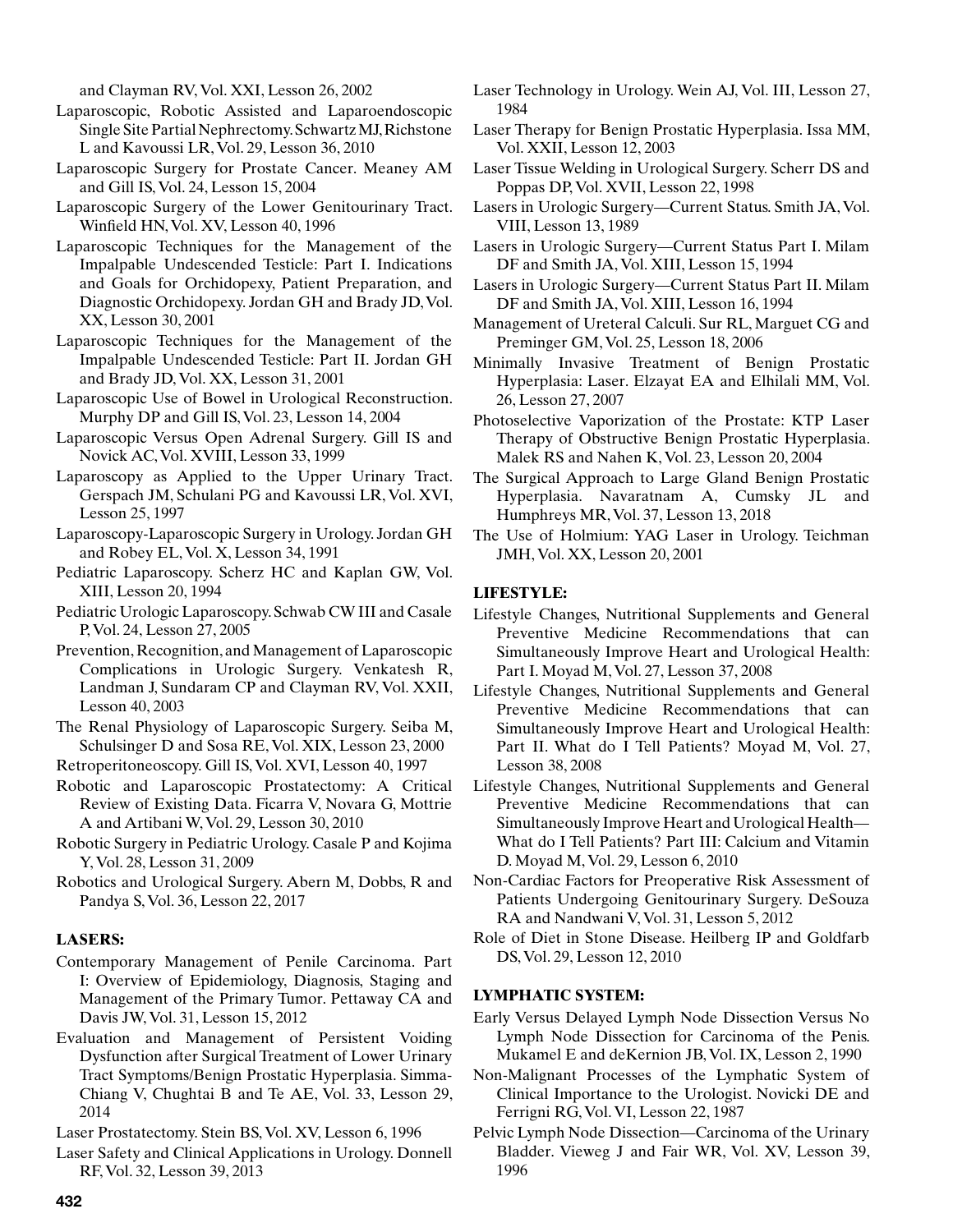and Clayman RV, Vol. XXI, Lesson 26, 2002

Laparoscopic, Robotic Assisted and Laparoendoscopic Single Site Partial Nephrectomy. Schwartz MJ, Richstone L and Kavoussi LR, Vol. 29, Lesson 36, 2010

Laparoscopic Surgery for Prostate Cancer. Meaney AM and Gill IS, Vol. 24, Lesson 15, 2004

Laparoscopic Surgery of the Lower Genitourinary Tract. Winfield HN, Vol. XV, Lesson 40, 1996

Laparoscopic Techniques for the Management of the Impalpable Undescended Testicle: Part I. Indications and Goals for Orchidopexy, Patient Preparation, and Diagnostic Orchidopexy. Jordan GH and Brady JD, Vol. XX, Lesson 30, 2001

Laparoscopic Techniques for the Management of the Impalpable Undescended Testicle: Part II. Jordan GH and Brady JD, Vol. XX, Lesson 31, 2001

Laparoscopic Use of Bowel in Urological Reconstruction. Murphy DP and Gill IS, Vol. 23, Lesson 14, 2004

Laparoscopic Versus Open Adrenal Surgery. Gill IS and Novick AC, Vol. XVIII, Lesson 33, 1999

Laparoscopy as Applied to the Upper Urinary Tract. Gerspach JM, Schulani PG and Kavoussi LR, Vol. XVI, Lesson 25, 1997

Laparoscopy-Laparoscopic Surgery in Urology. Jordan GH and Robey EL, Vol. X, Lesson 34, 1991

Pediatric Laparoscopy. Scherz HC and Kaplan GW, Vol. XIII, Lesson 20, 1994

Pediatric Urologic Laparoscopy. Schwab CW III and Casale P, Vol. 24, Lesson 27, 2005

Prevention, Recognition, and Management of Laparoscopic Complications in Urologic Surgery. Venkatesh R, Landman J, Sundaram CP and Clayman RV, Vol. XXII, Lesson 40, 2003

The Renal Physiology of Laparoscopic Surgery. Seiba M, Schulsinger D and Sosa RE, Vol. XIX, Lesson 23, 2000

Retroperitoneoscopy. Gill IS, Vol. XVI, Lesson 40, 1997

Robotic and Laparoscopic Prostatectomy: A Critical Review of Existing Data. Ficarra V, Novara G, Mottrie A and Artibani W, Vol. 29, Lesson 30, 2010

Robotic Surgery in Pediatric Urology. Casale P and Kojima Y, Vol. 28, Lesson 31, 2009

Robotics and Urological Surgery. Abern M, Dobbs, R and Pandya S, Vol. 36, Lesson 22, 2017

**LASERS:**

Contemporary Management of Penile Carcinoma. Part I: Overview of Epidemiology, Diagnosis, Staging and Management of the Primary Tumor. Pettaway CA and Davis JW, Vol. 31, Lesson 15, 2012

Evaluation and Management of Persistent Voiding Dysfunction after Surgical Treatment of Lower Urinary Tract Symptoms/Benign Prostatic Hyperplasia. Simma-Chiang V, Chughtai B and Te AE, Vol. 33, Lesson 29, 2014

Laser Prostatectomy. Stein BS, Vol. XV, Lesson 6, 1996

Laser Safety and Clinical Applications in Urology. Donnell RF, Vol. 32, Lesson 39, 2013

Laser Technology in Urology. Wein AJ, Vol. III, Lesson 27, 1984

Laser Therapy for Benign Prostatic Hyperplasia. Issa MM, Vol. XXII, Lesson 12, 2003

Laser Tissue Welding in Urological Surgery. Scherr DS and Poppas DP, Vol. XVII, Lesson 22, 1998

Lasers in Urologic Surgery—Current Status. Smith JA, Vol. VIII, Lesson 13, 1989

Lasers in Urologic Surgery—Current Status Part I. Milam DF and Smith JA, Vol. XIII, Lesson 15, 1994

Lasers in Urologic Surgery—Current Status Part II. Milam DF and Smith JA, Vol. XIII, Lesson 16, 1994

Management of Ureteral Calculi. Sur RL, Marguet CG and Preminger GM, Vol. 25, Lesson 18, 2006

Minimally Invasive Treatment of Benign Prostatic Hyperplasia: Laser. Elzayat EA and Elhilali MM, Vol. 26, Lesson 27, 2007

Photoselective Vaporization of the Prostate: KTP Laser Therapy of Obstructive Benign Prostatic Hyperplasia. Malek RS and Nahen K, Vol. 23, Lesson 20, 2004

The Surgical Approach to Large Gland Benign Prostatic Hyperplasia. Navaratnam A, Cumsky JL and Humphreys MR, Vol. 37, Lesson 13, 2018

The Use of Holmium: YAG Laser in Urology. Teichman JMH, Vol. XX, Lesson 20, 2001

**LIFESTYLE:**

Lifestyle Changes, Nutritional Supplements and General Preventive Medicine Recommendations that can Simultaneously Improve Heart and Urological Health: Part I. Moyad M, Vol. 27, Lesson 37, 2008

Lifestyle Changes, Nutritional Supplements and General Preventive Medicine Recommendations that can Simultaneously Improve Heart and Urological Health: Part II. What do I Tell Patients? Moyad M, Vol. 27, Lesson 38, 2008

Lifestyle Changes, Nutritional Supplements and General Preventive Medicine Recommendations that can Simultaneously Improve Heart and Urological Health—What do I Tell Patients? Part III: Calcium and Vitamin D. Moyad M, Vol. 29, Lesson 6, 2010

Non-Cardiac Factors for Preoperative Risk Assessment of Patients Undergoing Genitourinary Surgery. DeSouza RA and Nandwani V, Vol. 31, Lesson 5, 2012

Role of Diet in Stone Disease. Heilberg IP and Goldfarb DS, Vol. 29, Lesson 12, 2010

**LYMPHATIC SYSTEM:**

Early Versus Delayed Lymph Node Dissection Versus No Lymph Node Dissection for Carcinoma of the Penis. Mukamel E and deKernion JB, Vol. IX, Lesson 2, 1990

Non-Malignant Processes of the Lymphatic System of Clinical Importance to the Urologist. Novicki DE and Ferrigni RG, Vol. VI, Lesson 22, 1987

Pelvic Lymph Node Dissection—Carcinoma of the Urinary Bladder. Vieweg J and Fair WR, Vol. XV, Lesson 39, 1996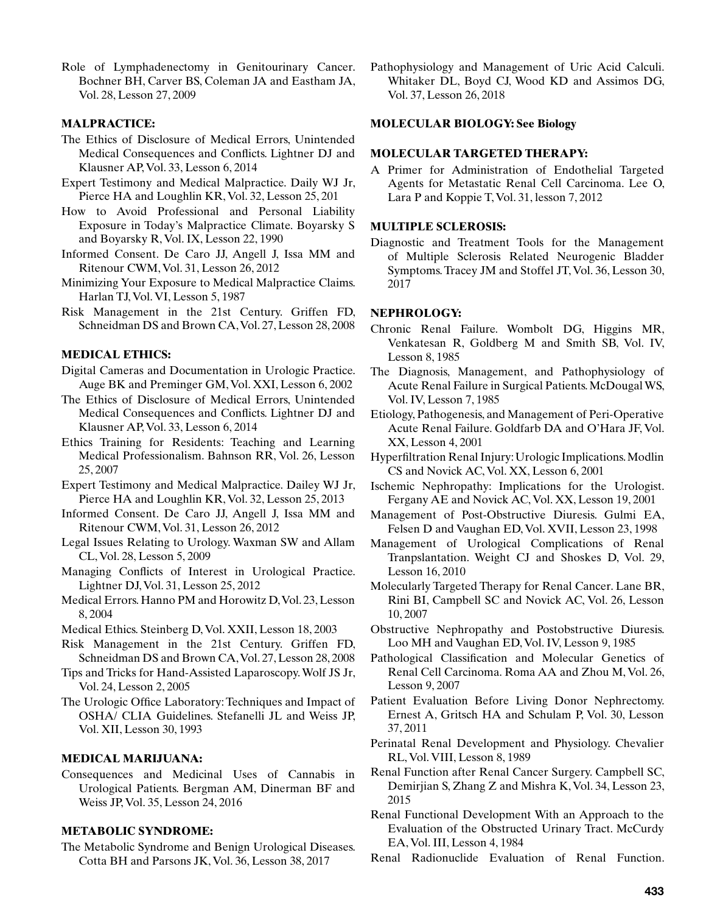Role of Lymphadenectomy in Genitourinary Cancer. Bochner BH, Carver BS, Coleman JA and Eastham JA, Vol. 28, Lesson 27, 2009

**MALPRACTICE:**

The Ethics of Disclosure of Medical Errors, Unintended Medical Consequences and Conflicts. Lightner DJ and Klausner AP, Vol. 33, Lesson 6, 2014

Expert Testimony and Medical Malpractice. Daily WJ Jr, Pierce HA and Loughlin KR, Vol. 32, Lesson 25, 201

How to Avoid Professional and Personal Liability Exposure in Today's Malpractice Climate. Boyarsky S and Boyarsky R, Vol. IX, Lesson 22, 1990

Informed Consent. De Caro JJ, Angell J, Issa MM and Ritenour CWM, Vol. 31, Lesson 26, 2012

Minimizing Your Exposure to Medical Malpractice Claims. Harlan TJ, Vol. VI, Lesson 5, 1987

Risk Management in the 21st Century. Griffen FD, Schneidman DS and Brown CA, Vol. 27, Lesson 28, 2008

**MEDICAL ETHICS:**

Digital Cameras and Documentation in Urologic Practice. Auge BK and Preminger GM, Vol. XXI, Lesson 6, 2002

The Ethics of Disclosure of Medical Errors, Unintended Medical Consequences and Conflicts. Lightner DJ and Klausner AP, Vol. 33, Lesson 6, 2014

Ethics Training for Residents: Teaching and Learning Medical Professionalism. Bahnson RR, Vol. 26, Lesson 25, 2007

Expert Testimony and Medical Malpractice. Dailey WJ Jr, Pierce HA and Loughlin KR, Vol. 32, Lesson 25, 2013

Informed Consent. De Caro JJ, Angell J, Issa MM and Ritenour CWM, Vol. 31, Lesson 26, 2012

Legal Issues Relating to Urology. Waxman SW and Allam CL, Vol. 28, Lesson 5, 2009

Managing Conflicts of Interest in Urological Practice. Lightner DJ, Vol. 31, Lesson 25, 2012

Medical Errors. Hanno PM and Horowitz D, Vol. 23, Lesson 8, 2004

Medical Ethics. Steinberg D, Vol. XXII, Lesson 18, 2003

Risk Management in the 21st Century. Griffen FD, Schneidman DS and Brown CA, Vol. 27, Lesson 28, 2008

Tips and Tricks for Hand-Assisted Laparoscopy. Wolf JS Jr, Vol. 24, Lesson 2, 2005

The Urologic Office Laboratory: Techniques and Impact of OSHA/ CLIA Guidelines. Stefanelli JL and Weiss JP, Vol. XII, Lesson 30, 1993

**MEDICAL MARIJUANA:**

Consequences and Medicinal Uses of Cannabis in Urological Patients. Bergman AM, Dinerman BF and Weiss JP, Vol. 35, Lesson 24, 2016

**METABOLIC SYNDROME:**

The Metabolic Syndrome and Benign Urological Diseases. Cotta BH and Parsons JK, Vol. 36, Lesson 38, 2017

Pathophysiology and Management of Uric Acid Calculi. Whitaker DL, Boyd CJ, Wood KD and Assimos DG, Vol. 37, Lesson 26, 2018

**MOLECULAR BIOLOGY: See Biology**

**MOLECULAR TARGETED THERAPY:**

A Primer for Administration of Endothelial Targeted Agents for Metastatic Renal Cell Carcinoma. Lee O, Lara P and Koppie T, Vol. 31, lesson 7, 2012

**MULTIPLE SCLEROSIS:**

Diagnostic and Treatment Tools for the Management of Multiple Sclerosis Related Neurogenic Bladder Symptoms. Tracey JM and Stoffel JT, Vol. 36, Lesson 30, 2017

**NEPHROLOGY:**

Chronic Renal Failure. Wombolt DG, Higgins MR, Venkatesan R, Goldberg M and Smith SB, Vol. IV, Lesson 8, 1985

The Diagnosis, Management, and Pathophysiology of Acute Renal Failure in Surgical Patients. McDougal WS, Vol. IV, Lesson 7, 1985

Etiology, Pathogenesis, and Management of Peri-Operative Acute Renal Failure. Goldfarb DA and O'Hara JF, Vol. XX, Lesson 4, 2001

Hyperfiltration Renal Injury: Urologic Implications. Modlin CS and Novick AC, Vol. XX, Lesson 6, 2001

Ischemic Nephropathy: Implications for the Urologist. Fergany AE and Novick AC, Vol. XX, Lesson 19, 2001

Management of Post-Obstructive Diuresis. Gulmi EA, Felsen D and Vaughan ED, Vol. XVII, Lesson 23, 1998

Management of Urological Complications of Renal Tranplantation. Weight CJ and Shoskes D, Vol. 29, Lesson 16, 2010

Molecularly Targeted Therapy for Renal Cancer. Lane BR, Rini BI, Campbell SC and Novick AC, Vol. 26, Lesson 10, 2007

Obstructive Nephropathy and Postobstructive Diuresis. Loo MH and Vaughan ED, Vol. IV, Lesson 9, 1985

Pathological Classification and Molecular Genetics of Renal Cell Carcinoma. Roma AA and Zhou M, Vol. 26, Lesson 9, 2007

Patient Evaluation Before Living Donor Nephrectomy. Ernest A, Gritsch HA and Schulam P, Vol. 30, Lesson 37, 2011

Perinatal Renal Development and Physiology. Chevalier RL, Vol. VIII, Lesson 8, 1989

Renal Function after Renal Cancer Surgery. Campbell SC, Demirjian S, Zhang Z and Mishra K, Vol. 34, Lesson 23, 2015

Renal Functional Development With an Approach to the Evaluation of the Obstructed Urinary Tract. McCurdy EA, Vol. III, Lesson 4, 1984

Renal Radionuclide Evaluation of Renal Function.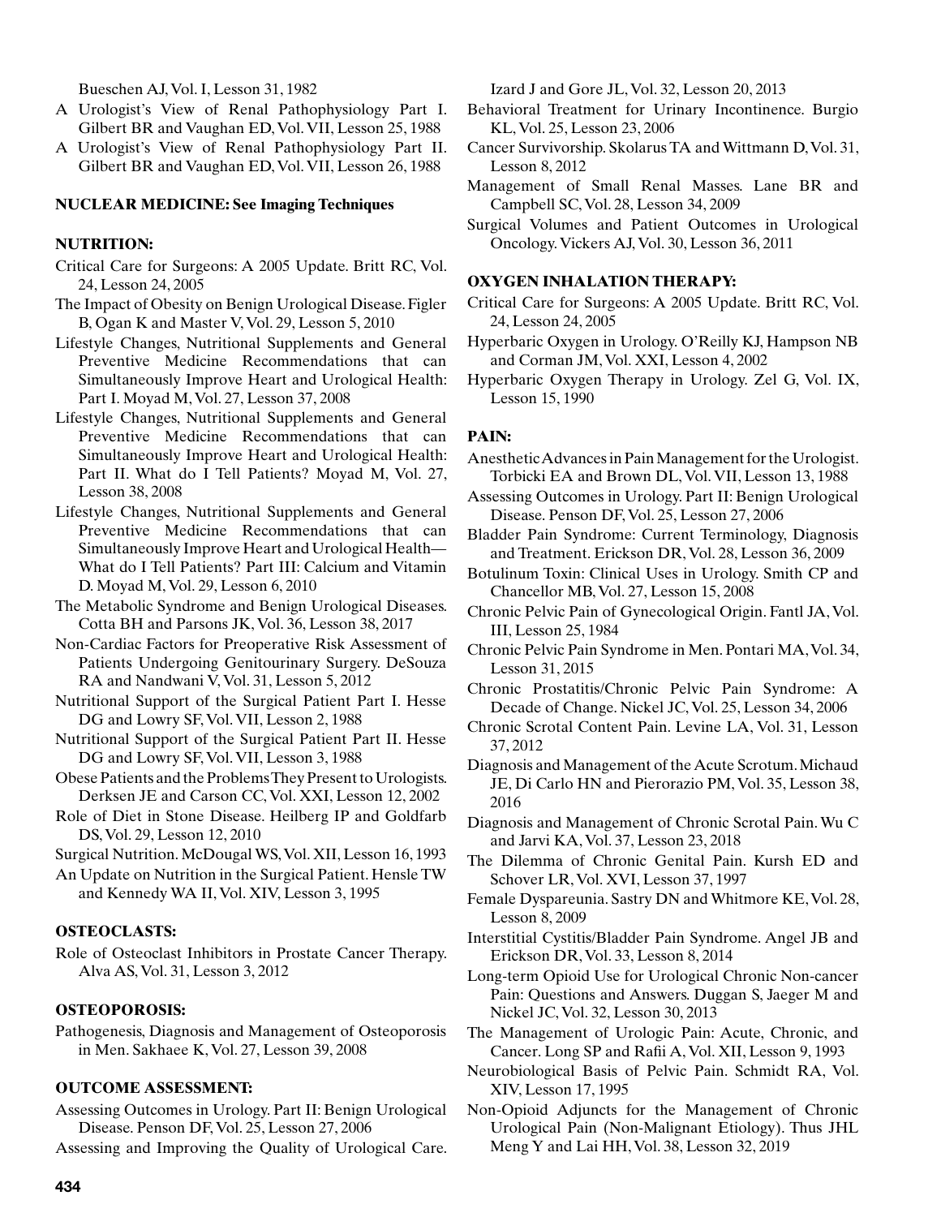Bueschen AJ, Vol. I, Lesson 31, 1982

A Urologist's View of Renal Pathophysiology Part I. Gilbert BR and Vaughan ED, Vol. VII, Lesson 25, 1988

A Urologist's View of Renal Pathophysiology Part II. Gilbert BR and Vaughan ED, Vol. VII, Lesson 26, 1988

**NUCLEAR MEDICINE: See Imaging Techniques**

**NUTRITION:**

Critical Care for Surgeons: A 2005 Update. Britt RC, Vol. 24, Lesson 24, 2005

The Impact of Obesity on Benign Urological Disease. Figler B, Ogan K and Master V, Vol. 29, Lesson 5, 2010

Lifestyle Changes, Nutritional Supplements and General Preventive Medicine Recommendations that can Simultaneously Improve Heart and Urological Health: Part I. Moyad M, Vol. 27, Lesson 37, 2008

Lifestyle Changes, Nutritional Supplements and General Preventive Medicine Recommendations that can Simultaneously Improve Heart and Urological Health: Part II. What do I Tell Patients? Moyad M, Vol. 27, Lesson 38, 2008

Lifestyle Changes, Nutritional Supplements and General Preventive Medicine Recommendations that can Simultaneously Improve Heart and Urological Health—What do I Tell Patients? Part III: Calcium and Vitamin D. Moyad M, Vol. 29, Lesson 6, 2010

The Metabolic Syndrome and Benign Urological Diseases. Cotta BH and Parsons JK, Vol. 36, Lesson 38, 2017

Non-Cardiac Factors for Preoperative Risk Assessment of Patients Undergoing Genitourinary Surgery. DeSouza RA and Nandwani V, Vol. 31, Lesson 5, 2012

Nutritional Support of the Surgical Patient Part I. Hesse DG and Lowry SF, Vol. VII, Lesson 2, 1988

Nutritional Support of the Surgical Patient Part II. Hesse DG and Lowry SF, Vol. VII, Lesson 3, 1988

Obese Patients and the Problems They Present to Urologists. Derksen JE and Carson CC, Vol. XXI, Lesson 12, 2002

Role of Diet in Stone Disease. Heilberg IP and Goldfarb DS, Vol. 29, Lesson 12, 2010

Surgical Nutrition. McDougal WS, Vol. XII, Lesson 16, 1993

An Update on Nutrition in the Surgical Patient. Hensle TW and Kennedy WA II, Vol. XIV, Lesson 3, 1995

**OSTEOCLASTS:**

Role of Osteoclast Inhibitors in Prostate Cancer Therapy. Alva AS, Vol. 31, Lesson 3, 2012

**OSTEOPOROSIS:**

Pathogenesis, Diagnosis and Management of Osteoporosis in Men. Sakhaee K, Vol. 27, Lesson 39, 2008

**OUTCOME ASSESSMENT:**

Assessing Outcomes in Urology. Part II: Benign Urological Disease. Penson DF, Vol. 25, Lesson 27, 2006

Assessing and Improving the Quality of Urological Care. Izard J and Gore JL, Vol. 32, Lesson 20, 2013

Behavioral Treatment for Urinary Incontinence. Burgio KL, Vol. 25, Lesson 23, 2006

Cancer Survivorship. Skolarus TA and Wittmann D, Vol. 31, Lesson 8, 2012

Management of Small Renal Masses. Lane BR and Campbell SC, Vol. 28, Lesson 34, 2009

Surgical Volumes and Patient Outcomes in Urological Oncology. Vickers AJ, Vol. 30, Lesson 36, 2011

**OXYGEN INHALATION THERAPY:**

Critical Care for Surgeons: A 2005 Update. Britt RC, Vol. 24, Lesson 24, 2005

Hyperbaric Oxygen in Urology. O'Reilly KJ, Hampson NB and Corman JM, Vol. XXI, Lesson 4, 2002

Hyperbaric Oxygen Therapy in Urology. Zel G, Vol. IX, Lesson 15, 1990

**PAIN:**

Anesthetic Advances in Pain Management for the Urologist. Torbicki EA and Brown DL, Vol. VII, Lesson 13, 1988

Assessing Outcomes in Urology. Part II: Benign Urological Disease. Penson DF, Vol. 25, Lesson 27, 2006

Bladder Pain Syndrome: Current Terminology, Diagnosis and Treatment. Erickson DR, Vol. 28, Lesson 36, 2009

Botulinum Toxin: Clinical Uses in Urology. Smith CP and Chancellor MB, Vol. 27, Lesson 15, 2008

Chronic Pelvic Pain of Gynecological Origin. Fantl JA, Vol. III, Lesson 25, 1984

Chronic Pelvic Pain Syndrome in Men. Pontari MA, Vol. 34, Lesson 31, 2015

Chronic Prostatitis/Chronic Pelvic Pain Syndrome: A Decade of Change. Nickel JC, Vol. 25, Lesson 34, 2006

Chronic Scrotal Content Pain. Levine LA, Vol. 31, Lesson 37, 2012

Diagnosis and Management of the Acute Scrotum. Michaud JE, Di Carlo HN and Pierorazio PM, Vol. 35, Lesson 38, 2016

Diagnosis and Management of Chronic Scrotal Pain. Wu C and Jarvi KA, Vol. 37, Lesson 23, 2018

The Dilemma of Chronic Genital Pain. Kursh ED and Schover LR, Vol. XVI, Lesson 37, 1997

Female Dyspareunia. Sastry DN and Whitmore KE, Vol. 28, Lesson 8, 2009

Interstitial Cystitis/Bladder Pain Syndrome. Angel JB and Erickson DR, Vol. 33, Lesson 8, 2014

Long-term Opioid Use for Urological Chronic Non-cancer Pain: Questions and Answers. Duggan S, Jaeger M and Nickel JC, Vol. 32, Lesson 30, 2013

The Management of Urologic Pain: Acute, Chronic, and Cancer. Long SP and Rafii A, Vol. XII, Lesson 9, 1993

Neurobiological Basis of Pelvic Pain. Schmidt RA, Vol. XIV, Lesson 17, 1995

Non-Opioid Adjuncts for the Management of Chronic Urological Pain (Non-Malignant Etiology). Thus JHL Meng Y and Lai HH, Vol. 38, Lesson 32, 2019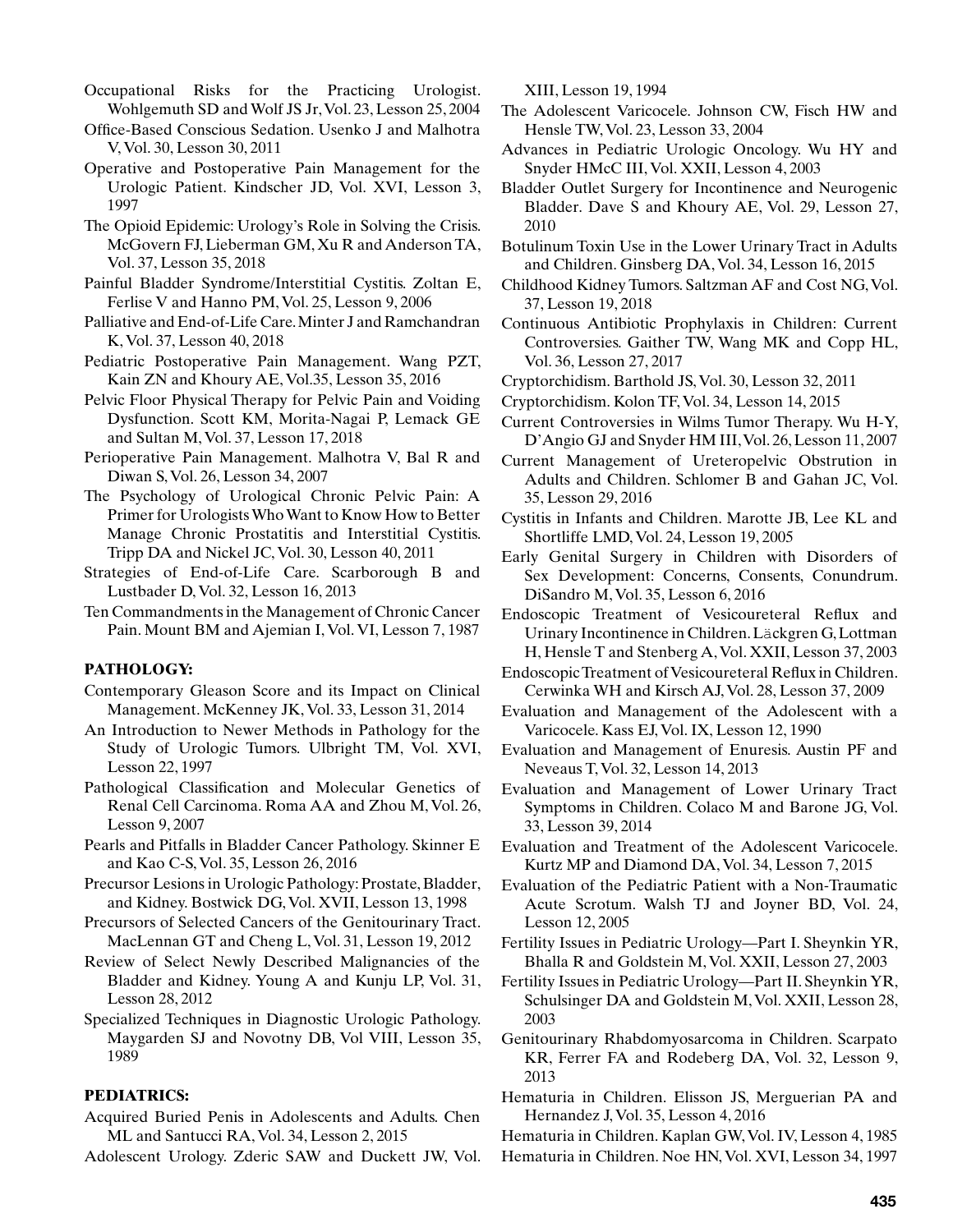Occupational Risks for the Practicing Urologist. Wohlgemuth SD and Wolf JS Jr, Vol. 23, Lesson 25, 2004

Office-Based Conscious Sedation. Usenko J and Malhotra V, Vol. 30, Lesson 30, 2011

Operative and Postoperative Pain Management for the Urologic Patient. Kindscher JD, Vol. XVI, Lesson 3, 1997

The Opioid Epidemic: Urology's Role in Solving the Crisis. McGovern FJ, Lieberman GM, Xu R and Anderson TA, Vol. 37, Lesson 35, 2018

Painful Bladder Syndrome/Interstitial Cystitis. Zoltan E, Ferlise V and Hanno PM, Vol. 25, Lesson 9, 2006

Palliative and End-of-Life Care. Minter J and Ramchandran K, Vol. 37, Lesson 40, 2018

Pediatric Postoperative Pain Management. Wang PZT, Kain ZN and Khoury AE, Vol.35, Lesson 35, 2016

Pelvic Floor Physical Therapy for Pelvic Pain and Voiding Dysfunction. Scott KM, Morita-Nagai P, Lemack GE and Sultan M, Vol. 37, Lesson 17, 2018

Perioperative Pain Management. Malhotra V, Bal R and Diwan S, Vol. 26, Lesson 34, 2007

The Psychology of Urological Chronic Pelvic Pain: A Primer for Urologists Who Want to Know How to Better Manage Chronic Prostatitis and Interstitial Cystitis. Tripp DA and Nickel JC, Vol. 30, Lesson 40, 2011

Strategies of End-of-Life Care. Scarborough B and Lustbader D, Vol. 32, Lesson 16, 2013

Ten Commandments in the Management of Chronic Cancer Pain. Mount BM and Ajemian I, Vol. VI, Lesson 7, 1987

**PATHOLOGY:**

Contemporary Gleason Score and its Impact on Clinical Management. McKenney JK, Vol. 33, Lesson 31, 2014

An Introduction to Newer Methods in Pathology for the Study of Urologic Tumors. Ulbright TM, Vol. XVI, Lesson 22, 1997

Pathological Classification and Molecular Genetics of Renal Cell Carcinoma. Roma AA and Zhou M, Vol. 26, Lesson 9, 2007

Pearls and Pitfalls in Bladder Cancer Pathology. Skinner E and Kao C-S, Vol. 35, Lesson 26, 2016

Precursor Lesions in Urologic Pathology: Prostate, Bladder, and Kidney. Bostwick DG, Vol. XVII, Lesson 13, 1998

Precursors of Selected Cancers of the Genitourinary Tract. MacLennan GT and Cheng L, Vol. 31, Lesson 19, 2012

Review of Select Newly Described Malignancies of the Bladder and Kidney. Young A and Kunju LP, Vol. 31, Lesson 28, 2012

Specialized Techniques in Diagnostic Urologic Pathology. Maygarden SJ and Novotny DB, Vol VIII, Lesson 35, 1989

**PEDIATRICS:**

Acquired Buried Penis in Adolescents and Adults. Chen ML and Santucci RA, Vol. 34, Lesson 2, 2015

Adolescent Urology. Zderic SAW and Duckett JW, Vol. XIII, Lesson 19, 1994

The Adolescent Varicocele. Johnson CW, Fisch HW and Hensle TW, Vol. 23, Lesson 33, 2004

Advances in Pediatric Urologic Oncology. Wu HY and Snyder HMcC III, Vol. XXII, Lesson 4, 2003

Bladder Outlet Surgery for Incontinence and Neurogenic Bladder. Dave S and Khoury AE, Vol. 29, Lesson 27, 2010

Botulinum Toxin Use in the Lower Urinary Tract in Adults and Children. Ginsberg DA, Vol. 34, Lesson 16, 2015

Childhood Kidney Tumors. Saltzman AF and Cost NG, Vol. 37, Lesson 19, 2018

Continuous Antibiotic Prophylaxis in Children: Current Controversies. Gaither TW, Wang MK and Copp HL, Vol. 36, Lesson 27, 2017

Cryptorchidism. Barthold JS, Vol. 30, Lesson 32, 2011

Cryptorchidism. Kolon TF, Vol. 34, Lesson 14, 2015

Current Controversies in Wilms Tumor Therapy. Wu H-Y, D'Angio GJ and Snyder HM III, Vol. 26, Lesson 11, 2007

Current Management of Ureteropelvic Obstrution in Adults and Children. Schlomer B and Gahan JC, Vol. 35, Lesson 29, 2016

Cystitis in Infants and Children. Marotte JB, Lee KL and Shortliffe LMD, Vol. 24, Lesson 19, 2005

Early Genital Surgery in Children with Disorders of Sex Development: Concerns, Consents, Conundrum. DiSandro M, Vol. 35, Lesson 6, 2016

Endoscopic Treatment of Vesicoureteral Reflux and Urinary Incontinence in Children. Läckgren G, Lottman H, Hensle T and Stenberg A, Vol. XXII, Lesson 37, 2003

Endoscopic Treatment of Vesicoureteral Reflux in Children. Cerwinka WH and Kirsch AJ, Vol. 28, Lesson 37, 2009

Evaluation and Management of the Adolescent with a Varicocele. Kass EJ, Vol. IX, Lesson 12, 1990

Evaluation and Management of Enuresis. Austin PF and Neveaus T, Vol. 32, Lesson 14, 2013

Evaluation and Management of Lower Urinary Tract Symptoms in Children. Colaco M and Barone JG, Vol. 33, Lesson 39, 2014

Evaluation and Treatment of the Adolescent Varicocele. Kurtz MP and Diamond DA, Vol. 34, Lesson 7, 2015

Evaluation of the Pediatric Patient with a Non-Traumatic Acute Scrotum. Walsh TJ and Joyner BD, Vol. 24, Lesson 12, 2005

Fertility Issues in Pediatric Urology—Part I. Sheynkin YR, Bhalla R and Goldstein M, Vol. XXII, Lesson 27, 2003

Fertility Issues in Pediatric Urology—Part II. Sheynkin YR, Schulsinger DA and Goldstein M, Vol. XXII, Lesson 28, 2003

Genitourinary Rhabdomyosarcoma in Children. Scarpato KR, Ferrer FA and Rodeberg DA, Vol. 32, Lesson 9, 2013

Hematuria in Children. Elisson JS, Merguerian PA and Hernandez J, Vol. 35, Lesson 4, 2016

Hematuria in Children. Kaplan GW, Vol. IV, Lesson 4, 1985

Hematuria in Children. Noe HN, Vol. XVI, Lesson 34, 1997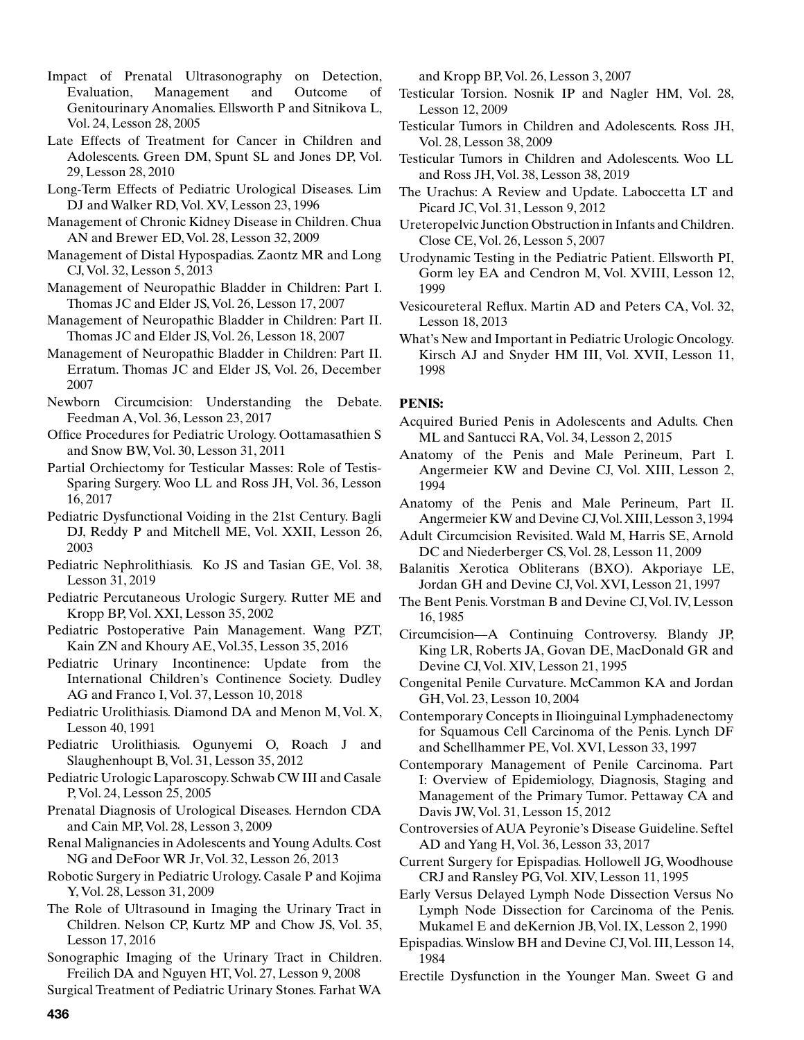Impact of Prenatal Ultrasonography on Detection, Evaluation, Management and Outcome of Genitourinary Anomalies. Ellsworth P and Sitnikova L, Vol. 24, Lesson 28, 2005

Late Effects of Treatment for Cancer in Children and Adolescents. Green DM, Spunt SL and Jones DP, Vol. 29, Lesson 28, 2010

Long-Term Effects of Pediatric Urological Diseases. Lim DJ and Walker RD, Vol. XV, Lesson 23, 1996

Management of Chronic Kidney Disease in Children. Chua AN and Brewer ED, Vol. 28, Lesson 32, 2009

Management of Distal Hypospadias. Zaontz MR and Long CJ, Vol. 32, Lesson 5, 2013

Management of Neuropathic Bladder in Children: Part I. Thomas JC and Elder JS, Vol. 26, Lesson 17, 2007

Management of Neuropathic Bladder in Children: Part II. Thomas JC and Elder JS, Vol. 26, Lesson 18, 2007

Management of Neuropathic Bladder in Children: Part II. Erratum. Thomas JC and Elder JS, Vol. 26, December 2007

Newborn Circumcision: Understanding the Debate. Feedman A, Vol. 36, Lesson 23, 2017

Office Procedures for Pediatric Urology. Oottamasathien S and Snow BW, Vol. 30, Lesson 31, 2011

Partial Orchiectomy for Testicular Masses: Role of Testis-Sparing Surgery. Woo LL and Ross JH, Vol. 36, Lesson 16, 2017

Pediatric Dysfunctional Voiding in the 21st Century. Bagli DJ, Reddy P and Mitchell ME, Vol. XXII, Lesson 26, 2003

Pediatric Nephrolithiasis. Ko JS and Tasian GE, Vol. 38, Lesson 31, 2019

Pediatric Percutaneous Urologic Surgery. Rutter ME and Kropp BP, Vol. XXI, Lesson 35, 2002

Pediatric Postoperative Pain Management. Wang PZT, Kain ZN and Khoury AE, Vol.35, Lesson 35, 2016

Pediatric Urinary Incontinence: Update from the International Children's Continence Society. Dudley AG and Franco I, Vol. 37, Lesson 10, 2018

Pediatric Urolithiasis. Diamond DA and Menon M, Vol. X, Lesson 40, 1991

Pediatric Urolithiasis. Ogunyemi O, Roach J and Slaughenhoupt B, Vol. 31, Lesson 35, 2012

Pediatric Urologic Laparoscopy. Schwab CW III and Casale P, Vol. 24, Lesson 25, 2005

Prenatal Diagnosis of Urological Diseases. Herndon CDA and Cain MP, Vol. 28, Lesson 3, 2009

Renal Malignancies in Adolescents and Young Adults. Cost NG and DeFoor WR Jr, Vol. 32, Lesson 26, 2013

Robotic Surgery in Pediatric Urology. Casale P and Kojima Y, Vol. 28, Lesson 31, 2009

The Role of Ultrasound in Imaging the Urinary Tract in Children. Nelson CP, Kurtz MP and Chow JS, Vol. 35, Lesson 17, 2016

Sonographic Imaging of the Urinary Tract in Children. Freilich DA and Nguyen HT, Vol. 27, Lesson 9, 2008

Surgical Treatment of Pediatric Urinary Stones. Farhat WA and Kropp BP, Vol. 26, Lesson 3, 2007

Testicular Torsion. Nosnik IP and Nagler HM, Vol. 28, Lesson 12, 2009

Testicular Tumors in Children and Adolescents. Ross JH, Vol. 28, Lesson 38, 2009

Testicular Tumors in Children and Adolescents. Woo LL and Ross JH, Vol. 38, Lesson 38, 2019

The Urachus: A Review and Update. Laboccetta LT and Picard JC, Vol. 31, Lesson 9, 2012

Ureteropelvic Junction Obstruction in Infants and Children. Close CE, Vol. 26, Lesson 5, 2007

Urodynamic Testing in the Pediatric Patient. Ellsworth PI, Gorm ley EA and Cendron M, Vol. XVIII, Lesson 12, 1999

Vesicoureteral Reflux. Martin AD and Peters CA, Vol. 32, Lesson 18, 2013

What's New and Important in Pediatric Urologic Oncology. Kirsch AJ and Snyder HM III, Vol. XVII, Lesson 11, 1998

**PENIS:**

Acquired Buried Penis in Adolescents and Adults. Chen ML and Santucci RA, Vol. 34, Lesson 2, 2015

Anatomy of the Penis and Male Perineum, Part I. Angermeier KW and Devine CJ, Vol. XIII, Lesson 2, 1994

Anatomy of the Penis and Male Perineum, Part II. Angermeier KW and Devine CJ, Vol. XIII, Lesson 3, 1994

Adult Circumcision Revisited. Wald M, Harris SE, Arnold DC and Niederberger CS, Vol. 28, Lesson 11, 2009

Balanitis Xerotica Obliterans (BXO). Akporiaye LE, Jordan GH and Devine CJ, Vol. XVI, Lesson 21, 1997

The Bent Penis. Vorstman B and Devine CJ, Vol. IV, Lesson 16, 1985

Circumcision—A Continuing Controversy. Blandy JP, King LR, Roberts JA, Govan DE, MacDonald GR and Devine CJ, Vol. XIV, Lesson 21, 1995

Congenital Penile Curvature. McCammon KA and Jordan GH, Vol. 23, Lesson 10, 2004

Contemporary Concepts in Ilioinguinal Lymphadenectomy for Squamous Cell Carcinoma of the Penis. Lynch DF and Schellhammer PE, Vol. XVI, Lesson 33, 1997

Contemporary Management of Penile Carcinoma. Part I: Overview of Epidemiology, Diagnosis, Staging and Management of the Primary Tumor. Pettaway CA and Davis JW, Vol. 31, Lesson 15, 2012

Controversies of AUA Peyronie's Disease Guideline. Seftel AD and Yang H, Vol. 36, Lesson 33, 2017

Current Surgery for Epispadias. Hollowell JG, Woodhouse CRJ and Ransley PG, Vol. XIV, Lesson 11, 1995

Early Versus Delayed Lymph Node Dissection Versus No Lymph Node Dissection for Carcinoma of the Penis. Mukamel E and deKernion JB, Vol. IX, Lesson 2, 1990

Epispadias. Winslow BH and Devine CJ, Vol. III, Lesson 14, 1984

Erectile Dysfunction in the Younger Man. Sweet G and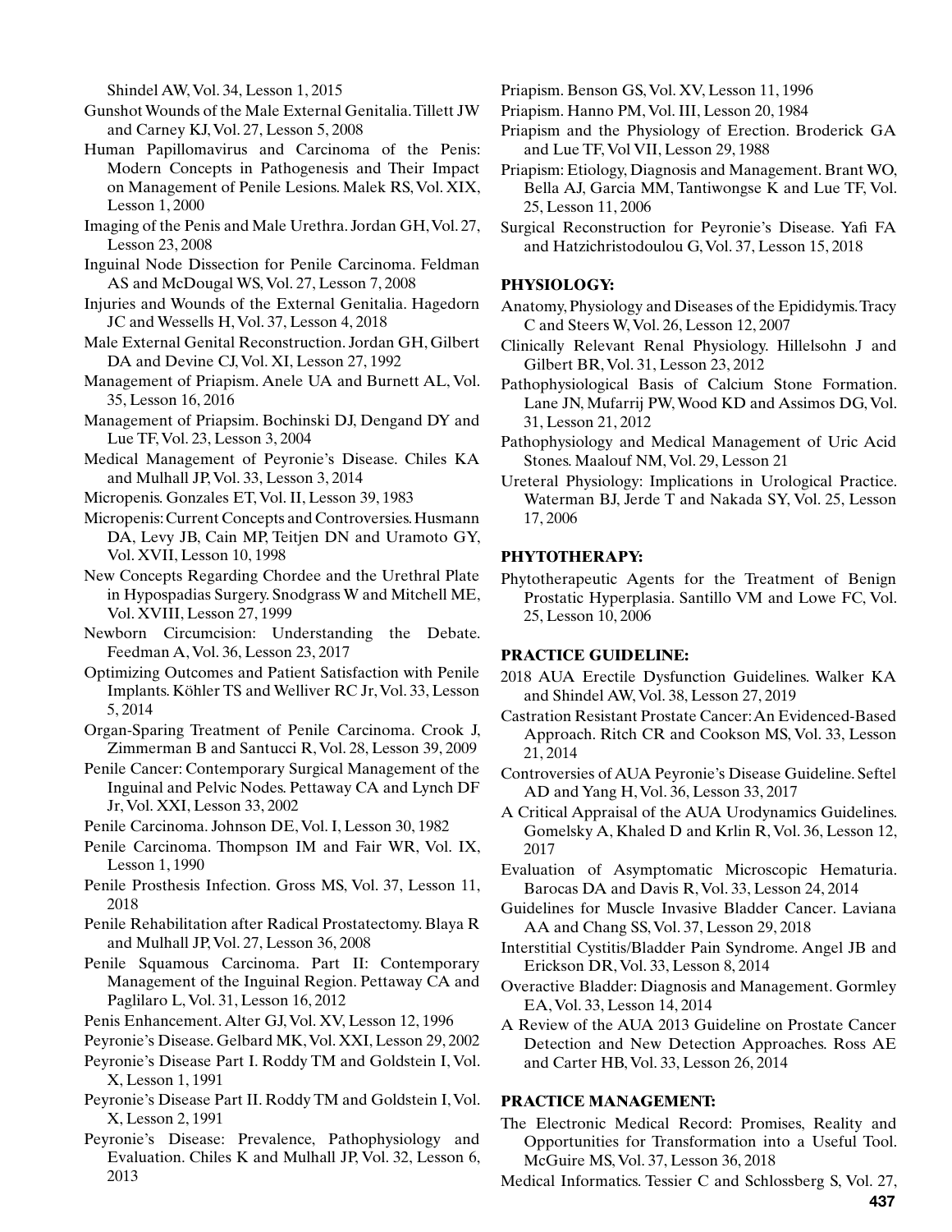Shindel AW, Vol. 34, Lesson 1, 2015

Gunshot Wounds of the Male External Genitalia. Tillett JW and Carney KJ, Vol. 27, Lesson 5, 2008

Human Papillomavirus and Carcinoma of the Penis: Modern Concepts in Pathogenesis and Their Impact on Management of Penile Lesions. Malek RS, Vol. XIX, Lesson 1, 2000

Imaging of the Penis and Male Urethra. Jordan GH, Vol. 27, Lesson 23, 2008

Inguinal Node Dissection for Penile Carcinoma. Feldman AS and McDougal WS, Vol. 27, Lesson 7, 2008

Injuries and Wounds of the External Genitalia. Hagedorn JC and Wessells H, Vol. 37, Lesson 4, 2018

Male External Genital Reconstruction. Jordan GH, Gilbert DA and Devine CJ, Vol. XI, Lesson 27, 1992

Management of Priapism. Anele UA and Burnett AL, Vol. 35, Lesson 16, 2016

Management of Priapsim. Bochinski DJ, Dengand DY and Lue TF, Vol. 23, Lesson 3, 2004

Medical Management of Peyronie's Disease. Chiles KA and Mulhall JP, Vol. 33, Lesson 3, 2014

Micropenis. Gonzales ET, Vol. II, Lesson 39, 1983

Micropenis: Current Concepts and Controversies. Husmann DA, Levy JB, Cain MP, Teitjen DN and Uramoto GY, Vol. XVII, Lesson 10, 1998

New Concepts Regarding Chordee and the Urethral Plate in Hypospadias Surgery. Snodgrass W and Mitchell ME, Vol. XVIII, Lesson 27, 1999

Newborn Circumcision: Understanding the Debate. Feedman A, Vol. 36, Lesson 23, 2017

Optimizing Outcomes and Patient Satisfaction with Penile Implants. Köhler TS and Welliver RC Jr, Vol. 33, Lesson 5, 2014

Organ-Sparing Treatment of Penile Carcinoma. Crook J, Zimmerman B and Santucci R, Vol. 28, Lesson 39, 2009

Penile Cancer: Contemporary Surgical Management of the Inguinal and Pelvic Nodes. Pettaway CA and Lynch DF Jr, Vol. XXI, Lesson 33, 2002

Penile Carcinoma. Johnson DE, Vol. I, Lesson 30, 1982

Penile Carcinoma. Thompson IM and Fair WR, Vol. IX, Lesson 1, 1990

Penile Prosthesis Infection. Gross MS, Vol. 37, Lesson 11, 2018

Penile Rehabilitation after Radical Prostatectomy. Blaya R and Mulhall JP, Vol. 27, Lesson 36, 2008

Penile Squamous Carcinoma. Part II: Contemporary Management of the Inguinal Region. Pettaway CA and Paglilaro L, Vol. 31, Lesson 16, 2012

Penis Enhancement. Alter GJ, Vol. XV, Lesson 12, 1996

Peyronie's Disease. Gelbard MK, Vol. XXI, Lesson 29, 2002

Peyronie's Disease Part I. Roddy TM and Goldstein I, Vol. X, Lesson 1, 1991

Peyronie's Disease Part II. Roddy TM and Goldstein I, Vol. X, Lesson 2, 1991

Peyronie's Disease: Prevalence, Pathophysiology and Evaluation. Chiles K and Mulhall JP, Vol. 32, Lesson 6, 2013

Priapism. Benson GS, Vol. XV, Lesson 11, 1996

Priapism. Hanno PM, Vol. III, Lesson 20, 1984

Priapism and the Physiology of Erection. Broderick GA and Lue TF, Vol VII, Lesson 29, 1988

Priapism: Etiology, Diagnosis and Management. Brant WO, Bella AJ, Garcia MM, Tantiwongse K and Lue TF, Vol. 25, Lesson 11, 2006

Surgical Reconstruction for Peyronie's Disease. Yafi FA and Hatzichristodoulou G, Vol. 37, Lesson 15, 2018

### PHYSIOLOGY:

Anatomy, Physiology and Diseases of the Epididymis. Tracy C and Steers W, Vol. 26, Lesson 12, 2007

Clinically Relevant Renal Physiology. Hillelsohn J and Gilbert BR, Vol. 31, Lesson 23, 2012

Pathophysiological Basis of Calcium Stone Formation. Lane JN, Mufarrij PW, Wood KD and Assimos DG, Vol. 31, Lesson 21, 2012

Pathophysiology and Medical Management of Uric Acid Stones. Maalouf NM, Vol. 29, Lesson 21

Ureteral Physiology: Implications in Urological Practice. Waterman BJ, Jerde T and Nakada SY, Vol. 25, Lesson 17, 2006

### PHYTOTHERAPY:

Phytotherapeutic Agents for the Treatment of Benign Prostatic Hyperplasia. Santillo VM and Lowe FC, Vol. 25, Lesson 10, 2006

### PRACTICE GUIDELINE:

2018 AUA Erectile Dysfunction Guidelines. Walker KA and Shindel AW, Vol. 38, Lesson 27, 2019

Castration Resistant Prostate Cancer: An Evidenced-Based Approach. Ritch CR and Cookson MS, Vol. 33, Lesson 21, 2014

Controversies of AUA Peyronie's Disease Guideline. Seftel AD and Yang H, Vol. 36, Lesson 33, 2017

A Critical Appraisal of the AUA Urodynamics Guidelines. Gomelsky A, Khaled D and Krlin R, Vol. 36, Lesson 12, 2017

Evaluation of Asymptomatic Microscopic Hematuria. Barocas DA and Davis R, Vol. 33, Lesson 24, 2014

Guidelines for Muscle Invasive Bladder Cancer. Laviana AA and Chang SS, Vol. 37, Lesson 29, 2018

Interstitial Cystitis/Bladder Pain Syndrome. Angel JB and Erickson DR, Vol. 33, Lesson 8, 2014

Overactive Bladder: Diagnosis and Management. Gormley EA, Vol. 33, Lesson 14, 2014

A Review of the AUA 2013 Guideline on Prostate Cancer Detection and New Detection Approaches. Ross AE and Carter HB, Vol. 33, Lesson 26, 2014

### PRACTICE MANAGEMENT:

The Electronic Medical Record: Promises, Reality and Opportunities for Transformation into a Useful Tool. McGuire MS, Vol. 37, Lesson 36, 2018

Medical Informatics. Tessier C and Schlossberg S, Vol. 27,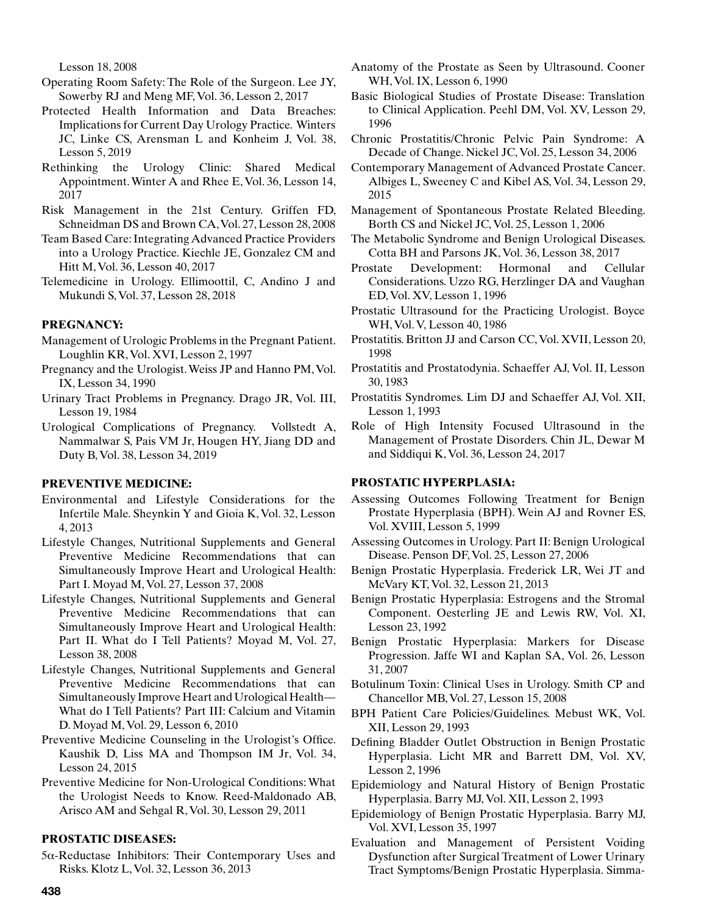Lesson 18, 2008

Operating Room Safety: The Role of the Surgeon. Lee JY, Sowerby RJ and Meng MF, Vol. 36, Lesson 2, 2017

Protected Health Information and Data Breaches: Implications for Current Day Urology Practice. Winters JC, Linke CS, Arensman L and Konheim J, Vol. 38, Lesson 5, 2019

Rethinking the Urology Clinic: Shared Medical Appointment. Winter A and Rhee E, Vol. 36, Lesson 14, 2017

Risk Management in the 21st Century. Griffen FD, Schneidman DS and Brown CA, Vol. 27, Lesson 28, 2008

Team Based Care: Integrating Advanced Practice Providers into a Urology Practice. Kiechle JE, Gonzalez CM and Hitt M, Vol. 36, Lesson 40, 2017

Telemedicine in Urology. Ellimoottil, C, Andino J and Mukundi S, Vol. 37, Lesson 28, 2018

**PREGNANCY:**

Management of Urologic Problems in the Pregnant Patient. Loughlin KR, Vol. XVI, Lesson 2, 1997

Pregnancy and the Urologist. Weiss JP and Hanno PM, Vol. IX, Lesson 34, 1990

Urinary Tract Problems in Pregnancy. Drago JR, Vol. III, Lesson 19, 1984

Urological Complications of Pregnancy. Vollstedt A, Nammalwar S, Pais VM Jr, Hougen HY, Jiang DD and Duty B, Vol. 38, Lesson 34, 2019

**PREVENTIVE MEDICINE:**

Environmental and Lifestyle Considerations for the Infertile Male. Sheynkin Y and Gioia K, Vol. 32, Lesson 4, 2013

Lifestyle Changes, Nutritional Supplements and General Preventive Medicine Recommendations that can Simultaneously Improve Heart and Urological Health: Part I. Moyad M, Vol. 27, Lesson 37, 2008

Lifestyle Changes, Nutritional Supplements and General Preventive Medicine Recommendations that can Simultaneously Improve Heart and Urological Health: Part II. What do I Tell Patients? Moyad M, Vol. 27, Lesson 38, 2008

Lifestyle Changes, Nutritional Supplements and General Preventive Medicine Recommendations that can Simultaneously Improve Heart and Urological Health—What do I Tell Patients? Part III: Calcium and Vitamin D. Moyad M, Vol. 29, Lesson 6, 2010

Preventive Medicine Counseling in the Urologist's Office. Kaushik D, Liss MA and Thompson IM Jr, Vol. 34, Lesson 24, 2015

Preventive Medicine for Non-Urological Conditions: What the Urologist Needs to Know. Reed-Maldonado AB, Arisco AM and Sehgal R, Vol. 30, Lesson 29, 2011

**PROSTATIC DISEASES:**

5α-Reductase Inhibitors: Their Contemporary Uses and Risks. Klotz L, Vol. 32, Lesson 36, 2013

Anatomy of the Prostate as Seen by Ultrasound. Cooner WH, Vol. IX, Lesson 6, 1990

Basic Biological Studies of Prostate Disease: Translation to Clinical Application. Peehl DM, Vol. XV, Lesson 29, 1996

Chronic Prostatitis/Chronic Pelvic Pain Syndrome: A Decade of Change. Nickel JC, Vol. 25, Lesson 34, 2006

Contemporary Management of Advanced Prostate Cancer. Albiges L, Sweeney C and Kibel AS, Vol. 34, Lesson 29, 2015

Management of Spontaneous Prostate Related Bleeding. Borth CS and Nickel JC, Vol. 25, Lesson 1, 2006

The Metabolic Syndrome and Benign Urological Diseases. Cotta BH and Parsons JK, Vol. 36, Lesson 38, 2017

Prostate Development: Hormonal and Cellular Considerations. Uzzo RG, Herzlinger DA and Vaughan ED, Vol. XV, Lesson 1, 1996

Prostatic Ultrasound for the Practicing Urologist. Boyce WH, Vol. V, Lesson 40, 1986

Prostatitis. Britton JJ and Carson CC, Vol. XVII, Lesson 20, 1998

Prostatitis and Prostatodynia. Schaeffer AJ, Vol. II, Lesson 30, 1983

Prostatitis Syndromes. Lim DJ and Schaeffer AJ, Vol. XII, Lesson 1, 1993

Role of High Intensity Focused Ultrasound in the Management of Prostate Disorders. Chin JL, Dewar M and Siddiqui K, Vol. 36, Lesson 24, 2017

**PROSTATIC HYPERPLASIA:**

Assessing Outcomes Following Treatment for Benign Prostate Hyperplasia (BPH). Wein AJ and Rovner ES, Vol. XVIII, Lesson 5, 1999

Assessing Outcomes in Urology. Part II: Benign Urological Disease. Penson DF, Vol. 25, Lesson 27, 2006

Benign Prostatic Hyperplasia. Frederick LR, Wei JT and McVary KT, Vol. 32, Lesson 21, 2013

Benign Prostatic Hyperplasia: Estrogens and the Stromal Component. Oesterling JE and Lewis RW, Vol. XI, Lesson 23, 1992

Benign Prostatic Hyperplasia: Markers for Disease Progression. Jaffe WI and Kaplan SA, Vol. 26, Lesson 31, 2007

Botulinum Toxin: Clinical Uses in Urology. Smith CP and Chancellor MB, Vol. 27, Lesson 15, 2008

BPH Patient Care Policies/Guidelines. Mebust WK, Vol. XII, Lesson 29, 1993

Defining Bladder Outlet Obstruction in Benign Prostatic Hyperplasia. Licht MR and Barrett DM, Vol. XV, Lesson 2, 1996

Epidemiology and Natural History of Benign Prostatic Hyperplasia. Barry MJ, Vol. XII, Lesson 2, 1993

Epidemiology of Benign Prostatic Hyperplasia. Barry MJ, Vol. XVI, Lesson 35, 1997

Evaluation and Management of Persistent Voiding Dysfunction after Surgical Treatment of Lower Urinary Tract Symptoms/Benign Prostatic Hyperplasia. Simma-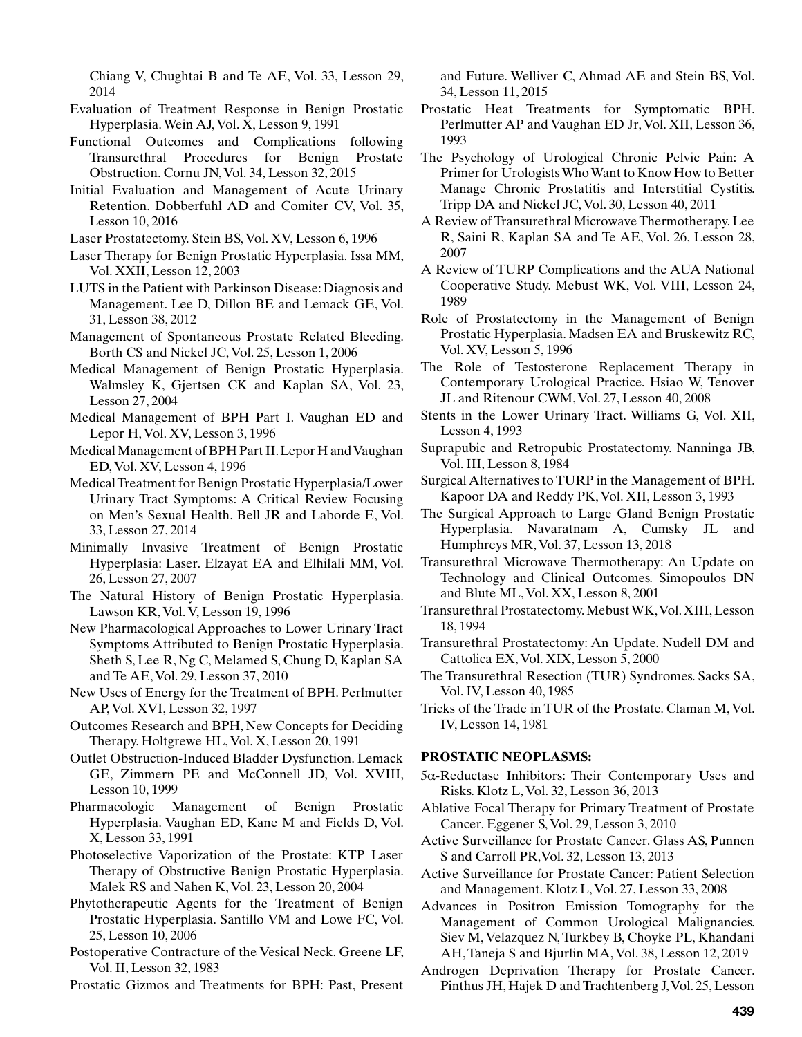Chiang V, Chughtai B and Te AE, Vol. 33, Lesson 29, 2014

Evaluation of Treatment Response in Benign Prostatic Hyperplasia. Wein AJ, Vol. X, Lesson 9, 1991

Functional Outcomes and Complications following Transurethral Procedures for Benign Prostate Obstruction. Cornu JN, Vol. 34, Lesson 32, 2015

Initial Evaluation and Management of Acute Urinary Retention. Dobberfuhl AD and Comiter CV, Vol. 35, Lesson 10, 2016

Laser Prostatectomy. Stein BS, Vol. XV, Lesson 6, 1996

Laser Therapy for Benign Prostatic Hyperplasia. Issa MM, Vol. XXII, Lesson 12, 2003

LUTS in the Patient with Parkinson Disease: Diagnosis and Management. Lee D, Dillon BE and Lemack GE, Vol. 31, Lesson 38, 2012

Management of Spontaneous Prostate Related Bleeding. Borth CS and Nickel JC, Vol. 25, Lesson 1, 2006

Medical Management of Benign Prostatic Hyperplasia. Walmsley K, Gjertsen CK and Kaplan SA, Vol. 23, Lesson 27, 2004

Medical Management of BPH Part I. Vaughan ED and Lepor H, Vol. XV, Lesson 3, 1996

Medical Management of BPH Part II. Lepor H and Vaughan ED, Vol. XV, Lesson 4, 1996

Medical Treatment for Benign Prostatic Hyperplasia/Lower Urinary Tract Symptoms: A Critical Review Focusing on Men's Sexual Health. Bell JR and Laborde E, Vol. 33, Lesson 27, 2014

Minimally Invasive Treatment of Benign Prostatic Hyperplasia: Laser. Elzayat EA and Elhilali MM, Vol. 26, Lesson 27, 2007

The Natural History of Benign Prostatic Hyperplasia. Lawson KR, Vol. V, Lesson 19, 1996

New Pharmacological Approaches to Lower Urinary Tract Symptoms Attributed to Benign Prostatic Hyperplasia. Sheth S, Lee R, Ng C, Melamed S, Chung D, Kaplan SA and Te AE, Vol. 29, Lesson 37, 2010

New Uses of Energy for the Treatment of BPH. Perlmutter AP, Vol. XVI, Lesson 32, 1997

Outcomes Research and BPH, New Concepts for Deciding Therapy. Holtgrewe HL, Vol. X, Lesson 20, 1991

Outlet Obstruction-Induced Bladder Dysfunction. Lemack GE, Zimmern PE and McConnell JD, Vol. XVIII, Lesson 10, 1999

Pharmacologic Management of Benign Prostatic Hyperplasia. Vaughan ED, Kane M and Fields D, Vol. X, Lesson 33, 1991

Photoselective Vaporization of the Prostate: KTP Laser Therapy of Obstructive Benign Prostatic Hyperplasia. Malek RS and Nahen K, Vol. 23, Lesson 20, 2004

Phytotherapeutic Agents for the Treatment of Benign Prostatic Hyperplasia. Santillo VM and Lowe FC, Vol. 25, Lesson 10, 2006

Postoperative Contracture of the Vesical Neck. Greene LF, Vol. II, Lesson 32, 1983

Prostatic Gizmos and Treatments for BPH: Past, Present and Future. Welliver C, Ahmad AE and Stein BS, Vol. 34, Lesson 11, 2015

Prostatic Heat Treatments for Symptomatic BPH. Perlmutter AP and Vaughan ED Jr, Vol. XII, Lesson 36, 1993

The Psychology of Urological Chronic Pelvic Pain: A Primer for Urologists Who Want to Know How to Better Manage Chronic Prostatitis and Interstitial Cystitis. Tripp DA and Nickel JC, Vol. 30, Lesson 40, 2011

A Review of Transurethral Microwave Thermotherapy. Lee R, Saini R, Kaplan SA and Te AE, Vol. 26, Lesson 28, 2007

A Review of TURP Complications and the AUA National Cooperative Study. Mebust WK, Vol. VIII, Lesson 24, 1989

Role of Prostatectomy in the Management of Benign Prostatic Hyperplasia. Madsen EA and Bruskewitz RC, Vol. XV, Lesson 5, 1996

The Role of Testosterone Replacement Therapy in Contemporary Urological Practice. Hsiao W, Tenover JL and Ritenour CWM, Vol. 27, Lesson 40, 2008

Stents in the Lower Urinary Tract. Williams G, Vol. XII, Lesson 4, 1993

Suprapubic and Retropubic Prostatectomy. Nanninga JB, Vol. III, Lesson 8, 1984

Surgical Alternatives to TURP in the Management of BPH. Kapoor DA and Reddy PK, Vol. XII, Lesson 3, 1993

The Surgical Approach to Large Gland Benign Prostatic Hyperplasia. Navaratnam A, Cumsky JL and Humphreys MR, Vol. 37, Lesson 13, 2018

Transurethral Microwave Thermotherapy: An Update on Technology and Clinical Outcomes. Simopoulos DN and Blute ML, Vol. XX, Lesson 8, 2001

Transurethral Prostatectomy. Mebust WK, Vol. XIII, Lesson 18, 1994

Transurethral Prostatectomy: An Update. Nudell DM and Cattolica EX, Vol. XIX, Lesson 5, 2000

The Transurethral Resection (TUR) Syndromes. Sacks SA, Vol. IV, Lesson 40, 1985

Tricks of the Trade in TUR of the Prostate. Claman M, Vol. IV, Lesson 14, 1981

**PROSTATIC NEOPLASMS:**

5α-Reductase Inhibitors: Their Contemporary Uses and Risks. Klotz L, Vol. 32, Lesson 36, 2013

Ablative Focal Therapy for Primary Treatment of Prostate Cancer. Eggener S, Vol. 29, Lesson 3, 2010

Active Surveillance for Prostate Cancer. Glass AS, Punnen S and Carroll PR, Vol. 32, Lesson 13, 2013

Active Surveillance for Prostate Cancer: Patient Selection and Management. Klotz L, Vol. 27, Lesson 33, 2008

Advances in Positron Emission Tomography for the Management of Common Urological Malignancies. Siev M, Velazquez N, Turkbey B, Choyke PL, Khandani AH, Taneja S and Bjurlin MA, Vol. 38, Lesson 12, 2019

Androgen Deprivation Therapy for Prostate Cancer. Pinthus JH, Hajek D and Trachtenberg J, Vol. 25, Lesson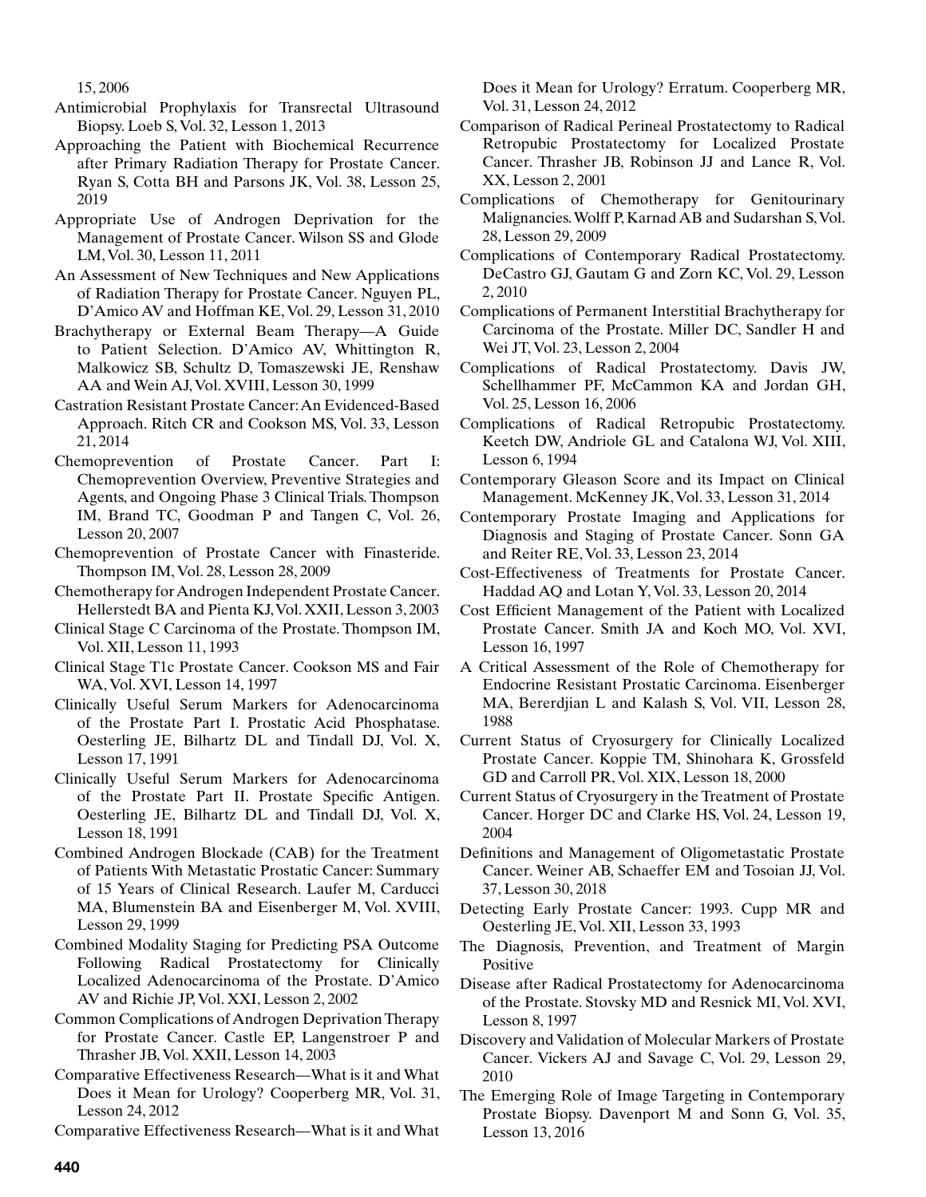15, 2006

Antimicrobial Prophylaxis for Transrectal Ultrasound Biopsy. Loeb S, Vol. 32, Lesson 1, 2013

Approaching the Patient with Biochemical Recurrence after Primary Radiation Therapy for Prostate Cancer. Ryan S, Cotta BH and Parsons JK, Vol. 38, Lesson 25, 2019

Appropriate Use of Androgen Deprivation for the Management of Prostate Cancer. Wilson SS and Glode LM, Vol. 30, Lesson 11, 2011

An Assessment of New Techniques and New Applications of Radiation Therapy for Prostate Cancer. Nguyen PL, D'Amico AV and Hoffman KE, Vol. 29, Lesson 31, 2010

Brachytherapy or External Beam Therapy—A Guide to Patient Selection. D'Amico AV, Whittington R, Malkowicz SB, Schultz D, Tomaszewski JE, Renshaw AA and Wein AJ, Vol. XVIII, Lesson 30, 1999

Castration Resistant Prostate Cancer: An Evidenced-Based Approach. Ritch CR and Cookson MS, Vol. 33, Lesson 21, 2014

Chemoprevention of Prostate Cancer. Part I: Chemoprevention Overview, Preventive Strategies and Agents, and Ongoing Phase 3 Clinical Trials. Thompson IM, Brand TC, Goodman P and Tangen C, Vol. 26, Lesson 20, 2007

Chemoprevention of Prostate Cancer with Finasteride. Thompson IM, Vol. 28, Lesson 28, 2009

Chemotherapy for Androgen Independent Prostate Cancer. Hellerstedt BA and Pienta KJ, Vol. XXII, Lesson 3, 2003

Clinical Stage C Carcinoma of the Prostate. Thompson IM, Vol. XII, Lesson 11, 1993

Clinical Stage T1c Prostate Cancer. Cookson MS and Fair WA, Vol. XVI, Lesson 14, 1997

Clinically Useful Serum Markers for Adenocarcinoma of the Prostate Part I. Prostatic Acid Phosphatase. Oesterling JE, Bilhartz DL and Tindall DJ, Vol. X, Lesson 17, 1991

Clinically Useful Serum Markers for Adenocarcinoma of the Prostate Part II. Prostate Specific Antigen. Oesterling JE, Bilhartz DL and Tindall DJ, Vol. X, Lesson 18, 1991

Combined Androgen Blockade (CAB) for the Treatment of Patients With Metastatic Prostatic Cancer: Summary of 15 Years of Clinical Research. Laufer M, Carducci MA, Blumenstein BA and Eisenberger M, Vol. XVIII, Lesson 29, 1999

Combined Modality Staging for Predicting PSA Outcome Following Radical Prostatectomy for Clinically Localized Adenocarcinoma of the Prostate. D'Amico AV and Richie JP, Vol. XXI, Lesson 2, 2002

Common Complications of Androgen Deprivation Therapy for Prostate Cancer. Castle EP, Langenstroer P and Thrasher JB, Vol. XXII, Lesson 14, 2003

Comparative Effectiveness Research—What is it and What Does it Mean for Urology? Cooperberg MR, Vol. 31, Lesson 24, 2012

Comparative Effectiveness Research—What is it and What Does it Mean for Urology? Erratum. Cooperberg MR, Vol. 31, Lesson 24, 2012

Comparison of Radical Perineal Prostatectomy to Radical Retropubic Prostatectomy for Localized Prostate Cancer. Thrasher JB, Robinson JJ and Lance R, Vol. XX, Lesson 2, 2001

Complications of Chemotherapy for Genitourinary Malignancies. Wolff P, Karnad AB and Sudarshan S, Vol. 28, Lesson 29, 2009

Complications of Contemporary Radical Prostatectomy. DeCastro GJ, Gautam G and Zorn KC, Vol. 29, Lesson 2, 2010

Complications of Permanent Interstitial Brachytherapy for Carcinoma of the Prostate. Miller DC, Sandler H and Wei JT, Vol. 23, Lesson 2, 2004

Complications of Radical Prostatectomy. Davis JW, Schellhammer PF, McCammon KA and Jordan GH, Vol. 25, Lesson 16, 2006

Complications of Radical Retropubic Prostatectomy. Keetch DW, Andriole GL and Catalona WJ, Vol. XIII, Lesson 6, 1994

Contemporary Gleason Score and its Impact on Clinical Management. McKenney JK, Vol. 33, Lesson 31, 2014

Contemporary Prostate Imaging and Applications for Diagnosis and Staging of Prostate Cancer. Sonn GA and Reiter RE, Vol. 33, Lesson 23, 2014

Cost-Effectiveness of Treatments for Prostate Cancer. Haddad AQ and Lotan Y, Vol. 33, Lesson 20, 2014

Cost Efficient Management of the Patient with Localized Prostate Cancer. Smith JA and Koch MO, Vol. XVI, Lesson 16, 1997

A Critical Assessment of the Role of Chemotherapy for Endocrine Resistant Prostatic Carcinoma. Eisenberger MA, Bererdjian L and Kalash S, Vol. VII, Lesson 28, 1988

Current Status of Cryosurgery for Clinically Localized Prostate Cancer. Koppie TM, Shinohara K, Grossfeld GD and Carroll PR, Vol. XIX, Lesson 18, 2000

Current Status of Cryosurgery in the Treatment of Prostate Cancer. Horger DC and Clarke HS, Vol. 24, Lesson 19, 2004

Definitions and Management of Oligometastatic Prostate Cancer. Weiner AB, Schaeffer EM and Tosoian JJ, Vol. 37, Lesson 30, 2018

Detecting Early Prostate Cancer: 1993. Cupp MR and Oesterling JE, Vol. XII, Lesson 33, 1993

The Diagnosis, Prevention, and Treatment of Margin Positive

Disease after Radical Prostatectomy for Adenocarcinoma of the Prostate. Stovsky MD and Resnick MI, Vol. XVI, Lesson 8, 1997

Discovery and Validation of Molecular Markers of Prostate Cancer. Vickers AJ and Savage C, Vol. 29, Lesson 29, 2010

The Emerging Role of Image Targeting in Contemporary Prostate Biopsy. Davenport M and Sonn G, Vol. 35, Lesson 13, 2016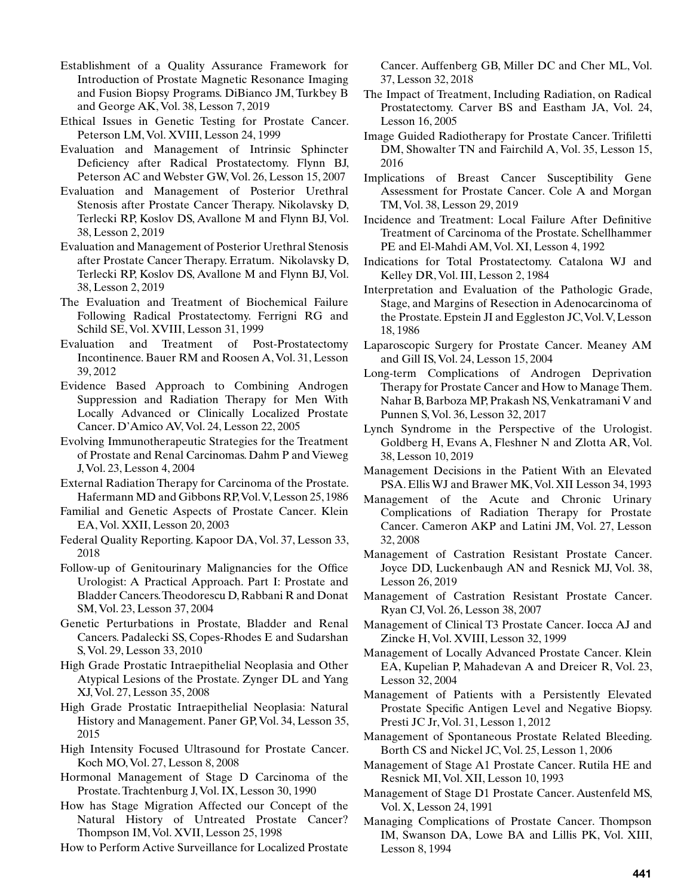Establishment of a Quality Assurance Framework for Introduction of Prostate Magnetic Resonance Imaging and Fusion Biopsy Programs. DiBianco JM, Turkbey B and George AK, Vol. 38, Lesson 7, 2019

Ethical Issues in Genetic Testing for Prostate Cancer. Peterson LM, Vol. XVIII, Lesson 24, 1999

Evaluation and Management of Intrinsic Sphincter Deficiency after Radical Prostatectomy. Flynn BJ, Peterson AC and Webster GW, Vol. 26, Lesson 15, 2007

Evaluation and Management of Posterior Urethral Stenosis after Prostate Cancer Therapy. Nikolavsky D, Terlecki RP, Koslov DS, Avallone M and Flynn BJ, Vol. 38, Lesson 2, 2019

Evaluation and Management of Posterior Urethral Stenosis after Prostate Cancer Therapy. Erratum. Nikolavsky D, Terlecki RP, Koslov DS, Avallone M and Flynn BJ, Vol. 38, Lesson 2, 2019

The Evaluation and Treatment of Biochemical Failure Following Radical Prostatectomy. Ferrigni RG and Schild SE, Vol. XVIII, Lesson 31, 1999

Evaluation and Treatment of Post-Prostatectomy Incontinence. Bauer RM and Roosen A, Vol. 31, Lesson 39, 2012

Evidence Based Approach to Combining Androgen Suppression and Radiation Therapy for Men With Locally Advanced or Clinically Localized Prostate Cancer. D'Amico AV, Vol. 24, Lesson 22, 2005

Evolving Immunotherapeutic Strategies for the Treatment of Prostate and Renal Carcinomas. Dahm P and Vieweg J, Vol. 23, Lesson 4, 2004

External Radiation Therapy for Carcinoma of the Prostate. Hafermann MD and Gibbons RP, Vol. V, Lesson 25, 1986

Familial and Genetic Aspects of Prostate Cancer. Klein EA, Vol. XXII, Lesson 20, 2003

Federal Quality Reporting. Kapoor DA, Vol. 37, Lesson 33, 2018

Follow-up of Genitourinary Malignancies for the Office Urologist: A Practical Approach. Part I: Prostate and Bladder Cancers. Theodorescu D, Rabbani R and Donat SM, Vol. 23, Lesson 37, 2004

Genetic Perturbations in Prostate, Bladder and Renal Cancers. Padalecki SS, Copes-Rhodes E and Sudarshan S, Vol. 29, Lesson 33, 2010

High Grade Prostatic Intraepithelial Neoplasia and Other Atypical Lesions of the Prostate. Zynger DL and Yang XJ, Vol. 27, Lesson 35, 2008

High Grade Prostatic Intraepithelial Neoplasia: Natural History and Management. Paner GP, Vol. 34, Lesson 35, 2015

High Intensity Focused Ultrasound for Prostate Cancer. Koch MO, Vol. 27, Lesson 8, 2008

Hormonal Management of Stage D Carcinoma of the Prostate. Trachtenburg J, Vol. IX, Lesson 30, 1990

How has Stage Migration Affected our Concept of the Natural History of Untreated Prostate Cancer? Thompson IM, Vol. XVII, Lesson 25, 1998

How to Perform Active Surveillance for Localized Prostate Cancer. Auffenberg GB, Miller DC and Cher ML, Vol. 37, Lesson 32, 2018

The Impact of Treatment, Including Radiation, on Radical Prostatectomy. Carver BS and Eastham JA, Vol. 24, Lesson 16, 2005

Image Guided Radiotherapy for Prostate Cancer. Trifiletti DM, Showalter TN and Fairchild A, Vol. 35, Lesson 15, 2016

Implications of Breast Cancer Susceptibility Gene Assessment for Prostate Cancer. Cole A and Morgan TM, Vol. 38, Lesson 29, 2019

Incidence and Treatment: Local Failure After Definitive Treatment of Carcinoma of the Prostate. Schellhammer PE and El-Mahdi AM, Vol. XI, Lesson 4, 1992

Indications for Total Prostatectomy. Catalona WJ and Kelley DR, Vol. III, Lesson 2, 1984

Interpretation and Evaluation of the Pathologic Grade, Stage, and Margins of Resection in Adenocarcinoma of the Prostate. Epstein JI and Eggleston JC, Vol. V, Lesson 18, 1986

Laparoscopic Surgery for Prostate Cancer. Meaney AM and Gill IS, Vol. 24, Lesson 15, 2004

Long-term Complications of Androgen Deprivation Therapy for Prostate Cancer and How to Manage Them. Nahar B, Barboza MP, Prakash NS, Venkatramani V and Punnen S, Vol. 36, Lesson 32, 2017

Lynch Syndrome in the Perspective of the Urologist. Goldberg H, Evans A, Fleshner N and Zlotta AR, Vol. 38, Lesson 10, 2019

Management Decisions in the Patient With an Elevated PSA. Ellis WJ and Brawer MK, Vol. XII Lesson 34, 1993

Management of the Acute and Chronic Urinary Complications of Radiation Therapy for Prostate Cancer. Cameron AKP and Latini JM, Vol. 27, Lesson 32, 2008

Management of Castration Resistant Prostate Cancer. Joyce DD, Luckenbaugh AN and Resnick MJ, Vol. 38, Lesson 26, 2019

Management of Castration Resistant Prostate Cancer. Ryan CJ, Vol. 26, Lesson 38, 2007

Management of Clinical T3 Prostate Cancer. Iocca AJ and Zincke H, Vol. XVIII, Lesson 32, 1999

Management of Locally Advanced Prostate Cancer. Klein EA, Kupelian P, Mahadevan A and Dreicer R, Vol. 23, Lesson 32, 2004

Management of Patients with a Persistently Elevated Prostate Specific Antigen Level and Negative Biopsy. Presti JC Jr, Vol. 31, Lesson 1, 2012

Management of Spontaneous Prostate Related Bleeding. Borth CS and Nickel JC, Vol. 25, Lesson 1, 2006

Management of Stage A1 Prostate Cancer. Rutila HE and Resnick MI, Vol. XII, Lesson 10, 1993

Management of Stage D1 Prostate Cancer. Austenfeld MS, Vol. X, Lesson 24, 1991

Managing Complications of Prostate Cancer. Thompson IM, Swanson DA, Lowe BA and Lillis PK, Vol. XIII, Lesson 8, 1994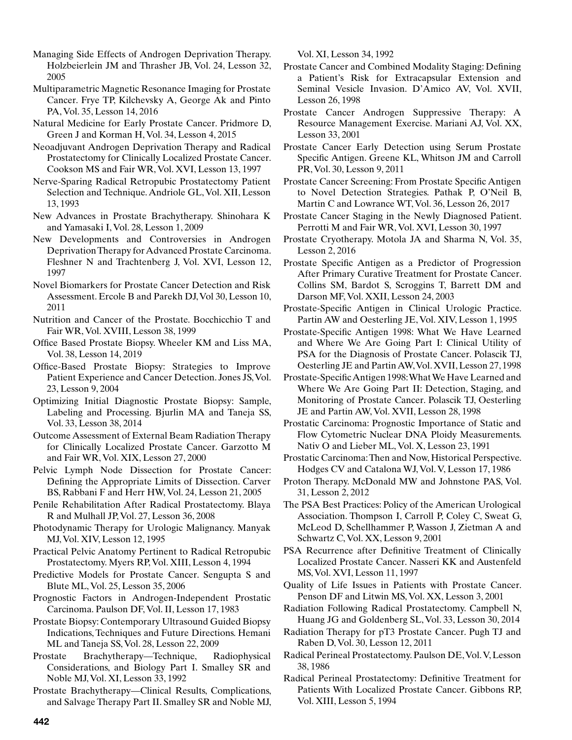Managing Side Effects of Androgen Deprivation Therapy. Holzbeierlein JM and Thrasher JB, Vol. 24, Lesson 32, 2005

Multiparametric Magnetic Resonance Imaging for Prostate Cancer. Frye TP, Kilchevsky A, George Ak and Pinto PA, Vol. 35, Lesson 14, 2016

Natural Medicine for Early Prostate Cancer. Pridmore D, Green J and Korman H, Vol. 34, Lesson 4, 2015

Neoadjuvant Androgen Deprivation Therapy and Radical Prostatectomy for Clinically Localized Prostate Cancer. Cookson MS and Fair WR, Vol. XVI, Lesson 13, 1997

Nerve-Sparing Radical Retropubic Prostatectomy Patient Selection and Technique. Andriole GL, Vol. XII, Lesson 13, 1993

New Advances in Prostate Brachytherapy. Shinohara K and Yamasaki I, Vol. 28, Lesson 1, 2009

New Developments and Controversies in Androgen Deprivation Therapy for Advanced Prostate Carcinoma. Fleshner N and Trachtenberg J, Vol. XVI, Lesson 12, 1997

Novel Biomarkers for Prostate Cancer Detection and Risk Assessment. Ercole B and Parekh DJ, Vol 30, Lesson 10, 2011

Nutrition and Cancer of the Prostate. Bocchicchio T and Fair WR, Vol. XVIII, Lesson 38, 1999

Office Based Prostate Biopsy. Wheeler KM and Liss MA, Vol. 38, Lesson 14, 2019

Office-Based Prostate Biopsy: Strategies to Improve Patient Experience and Cancer Detection. Jones JS, Vol. 23, Lesson 9, 2004

Optimizing Initial Diagnostic Prostate Biopsy: Sample, Labeling and Processing. Bjurlin MA and Taneja SS, Vol. 33, Lesson 38, 2014

Outcome Assessment of External Beam Radiation Therapy for Clinically Localized Prostate Cancer. Garzotto M and Fair WR, Vol. XIX, Lesson 27, 2000

Pelvic Lymph Node Dissection for Prostate Cancer: Defining the Appropriate Limits of Dissection. Carver BS, Rabbani F and Herr HW, Vol. 24, Lesson 21, 2005

Penile Rehabilitation After Radical Prostatectomy. Blaya R and Mulhall JP, Vol. 27, Lesson 36, 2008

Photodynamic Therapy for Urologic Malignancy. Manyak MJ, Vol. XIV, Lesson 12, 1995

Practical Pelvic Anatomy Pertinent to Radical Retropubic Prostatectomy. Myers RP, Vol. XIII, Lesson 4, 1994

Predictive Models for Prostate Cancer. Sengupta S and Blute ML, Vol. 25, Lesson 35, 2006

Prognostic Factors in Androgen-Independent Prostatic Carcinoma. Paulson DF, Vol. II, Lesson 17, 1983

Prostate Biopsy: Contemporary Ultrasound Guided Biopsy Indications, Techniques and Future Directions. Hemani ML and Taneja SS, Vol. 28, Lesson 22, 2009

Prostate Brachytherapy—Technique, Radiophysical Considerations, and Biology Part I. Smalley SR and Noble MJ, Vol. XI, Lesson 33, 1992

Prostate Brachytherapy—Clinical Results, Complications, and Salvage Therapy Part II. Smalley SR and Noble MJ, Vol. XI, Lesson 34, 1992

Prostate Cancer and Combined Modality Staging: Defining a Patient's Risk for Extracapsular Extension and Seminal Vesicle Invasion. D'Amico AV, Vol. XVII, Lesson 26, 1998

Prostate Cancer Androgen Suppressive Therapy: A Resource Management Exercise. Mariani AJ, Vol. XX, Lesson 33, 2001

Prostate Cancer Early Detection using Serum Prostate Specific Antigen. Greene KL, Whitson JM and Carroll PR, Vol. 30, Lesson 9, 2011

Prostate Cancer Screening: From Prostate Specific Antigen to Novel Detection Strategies. Pathak P, O'Neil B, Martin C and Lowrance WT, Vol. 36, Lesson 26, 2017

Prostate Cancer Staging in the Newly Diagnosed Patient. Perrotti M and Fair WR, Vol. XVI, Lesson 30, 1997

Prostate Cryotherapy. Motola JA and Sharma N, Vol. 35, Lesson 2, 2016

Prostate Specific Antigen as a Predictor of Progression After Primary Curative Treatment for Prostate Cancer. Collins SM, Bardot S, Scroggins T, Barrett DM and Darson MF, Vol. XXII, Lesson 24, 2003

Prostate-Specific Antigen in Clinical Urologic Practice. Partin AW and Oesterling JE, Vol. XIV, Lesson 1, 1995

Prostate-Specific Antigen 1998: What We Have Learned and Where We Are Going Part I: Clinical Utility of PSA for the Diagnosis of Prostate Cancer. Polascik TJ, Oesterling JE and Partin AW, Vol. XVII, Lesson 27, 1998

Prostate-Specific Antigen 1998: What We Have Learned and Where We Are Going Part II: Detection, Staging, and Monitoring of Prostate Cancer. Polascik TJ, Oesterling JE and Partin AW, Vol. XVII, Lesson 28, 1998

Prostatic Carcinoma: Prognostic Importance of Static and Flow Cytometric Nuclear DNA Ploidy Measurements. Nativ O and Lieber ML, Vol. X, Lesson 23, 1991

Prostatic Carcinoma: Then and Now, Historical Perspective. Hodges CV and Catalona WJ, Vol. V, Lesson 17, 1986

Proton Therapy. McDonald MW and Johnstone PAS, Vol. 31, Lesson 2, 2012

The PSA Best Practices: Policy of the American Urological Association. Thompson I, Carroll P, Coley C, Sweat G, McLeod D, Schellhammer P, Wasson J, Zietman A and Schwartz C, Vol. XX, Lesson 9, 2001

PSA Recurrence after Definitive Treatment of Clinically Localized Prostate Cancer. Nasseri KK and Austenfeld MS, Vol. XVI, Lesson 11, 1997

Quality of Life Issues in Patients with Prostate Cancer. Penson DF and Litwin MS, Vol. XX, Lesson 3, 2001

Radiation Following Radical Prostatectomy. Campbell N, Huang JG and Goldenberg SL, Vol. 33, Lesson 30, 2014

Radiation Therapy for pT3 Prostate Cancer. Pugh TJ and Raben D, Vol. 30, Lesson 12, 2011

Radical Perineal Prostatectomy. Paulson DE, Vol. V, Lesson 38, 1986

Radical Perineal Prostatectomy: Definitive Treatment for Patients With Localized Prostate Cancer. Gibbons RP, Vol. XIII, Lesson 5, 1994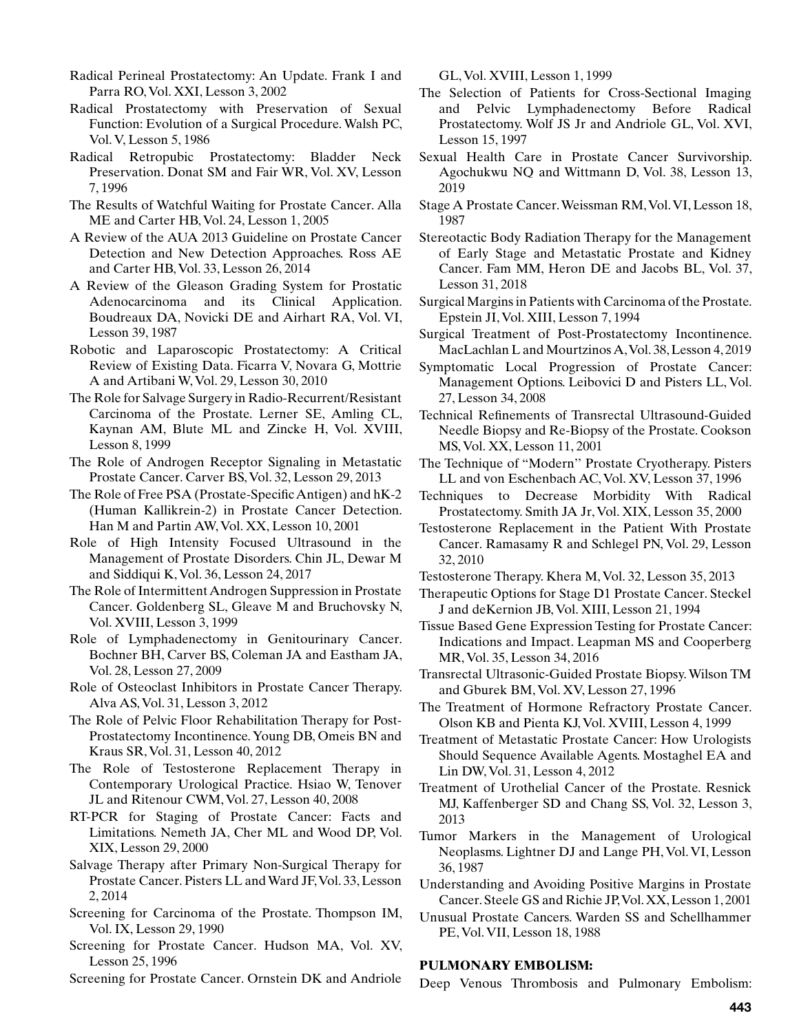Radical Perineal Prostatectomy: An Update. Frank I and Parra RO, Vol. XXI, Lesson 3, 2002

Radical Prostatectomy with Preservation of Sexual Function: Evolution of a Surgical Procedure. Walsh PC, Vol. V, Lesson 5, 1986

Radical Retropubic Prostatectomy: Bladder Neck Preservation. Donat SM and Fair WR, Vol. XV, Lesson 7, 1996

The Results of Watchful Waiting for Prostate Cancer. Alla ME and Carter HB, Vol. 24, Lesson 1, 2005

A Review of the AUA 2013 Guideline on Prostate Cancer Detection and New Detection Approaches. Ross AE and Carter HB, Vol. 33, Lesson 26, 2014

A Review of the Gleason Grading System for Prostatic Adenocarcinoma and its Clinical Application. Boudreaux DA, Novicki DE and Airhart RA, Vol. VI, Lesson 39, 1987

Robotic and Laparoscopic Prostatectomy: A Critical Review of Existing Data. Ficarra V, Novara G, Mottrie A and Artibani W, Vol. 29, Lesson 30, 2010

The Role for Salvage Surgery in Radio-Recurrent/Resistant Carcinoma of the Prostate. Lerner SE, Amling CL, Kaynan AM, Blute ML and Zincke H, Vol. XVIII, Lesson 8, 1999

The Role of Androgen Receptor Signaling in Metastatic Prostate Cancer. Carver BS, Vol. 32, Lesson 29, 2013

The Role of Free PSA (Prostate-Specific Antigen) and hK-2 (Human Kallikrein-2) in Prostate Cancer Detection. Han M and Partin AW, Vol. XX, Lesson 10, 2001

Role of High Intensity Focused Ultrasound in the Management of Prostate Disorders. Chin JL, Dewar M and Siddiqui K, Vol. 36, Lesson 24, 2017

The Role of Intermittent Androgen Suppression in Prostate Cancer. Goldenberg SL, Gleave M and Bruchovsky N, Vol. XVIII, Lesson 3, 1999

Role of Lymphadenectomy in Genitourinary Cancer. Bochner BH, Carver BS, Coleman JA and Eastham JA, Vol. 28, Lesson 27, 2009

Role of Osteoclast Inhibitors in Prostate Cancer Therapy. Alva AS, Vol. 31, Lesson 3, 2012

The Role of Pelvic Floor Rehabilitation Therapy for Post-Prostatectomy Incontinence. Young DB, Omeis BN and Kraus SR, Vol. 31, Lesson 40, 2012

The Role of Testosterone Replacement Therapy in Contemporary Urological Practice. Hsiao W, Tenover JL and Ritenour CWM, Vol. 27, Lesson 40, 2008

RT-PCR for Staging of Prostate Cancer: Facts and Limitations. Nemeth JA, Cher ML and Wood DP, Vol. XIX, Lesson 29, 2000

Salvage Therapy after Primary Non-Surgical Therapy for Prostate Cancer. Pisters LL and Ward JF, Vol. 33, Lesson 2, 2014

Screening for Carcinoma of the Prostate. Thompson IM, Vol. IX, Lesson 29, 1990

Screening for Prostate Cancer. Hudson MA, Vol. XV, Lesson 25, 1996

Screening for Prostate Cancer. Ornstein DK and Andriole GL, Vol. XVIII, Lesson 1, 1999

The Selection of Patients for Cross-Sectional Imaging and Pelvic Lymphadenectomy Before Radical Prostatectomy. Wolf JS Jr and Andriole GL, Vol. XVI, Lesson 15, 1997

Sexual Health Care in Prostate Cancer Survivorship. Agochukwu NQ and Wittmann D, Vol. 38, Lesson 13, 2019

Stage A Prostate Cancer. Weissman RM, Vol. VI, Lesson 18, 1987

Stereotactic Body Radiation Therapy for the Management of Early Stage and Metastatic Prostate and Kidney Cancer. Fam MM, Heron DE and Jacobs BL, Vol. 37, Lesson 31, 2018

Surgical Margins in Patients with Carcinoma of the Prostate. Epstein JI, Vol. XIII, Lesson 7, 1994

Surgical Treatment of Post-Prostatectomy Incontinence. MacLachlan L and Mourtzinos A, Vol. 38, Lesson 4, 2019

Symptomatic Local Progression of Prostate Cancer: Management Options. Leibovici D and Pisters LL, Vol. 27, Lesson 34, 2008

Technical Refinements of Transrectal Ultrasound-Guided Needle Biopsy and Re-Biopsy of the Prostate. Cookson MS, Vol. XX, Lesson 11, 2001

The Technique of "Modern" Prostate Cryotherapy. Pisters LL and von Eschenbach AC, Vol. XV, Lesson 37, 1996

Techniques to Decrease Morbidity With Radical Prostatectomy. Smith JA Jr, Vol. XIX, Lesson 35, 2000

Testosterone Replacement in the Patient With Prostate Cancer. Ramasamy R and Schlegel PN, Vol. 29, Lesson 32, 2010

Testosterone Therapy. Khera M, Vol. 32, Lesson 35, 2013

Therapeutic Options for Stage D1 Prostate Cancer. Steckel J and deKernion JB, Vol. XIII, Lesson 21, 1994

Tissue Based Gene Expression Testing for Prostate Cancer: Indications and Impact. Leapman MS and Cooperberg MR, Vol. 35, Lesson 34, 2016

Transrectal Ultrasonic-Guided Prostate Biopsy. Wilson TM and Gburek BM, Vol. XV, Lesson 27, 1996

The Treatment of Hormone Refractory Prostate Cancer. Olson KB and Pienta KJ, Vol. XVIII, Lesson 4, 1999

Treatment of Metastatic Prostate Cancer: How Urologists Should Sequence Available Agents. Mostaghel EA and Lin DW, Vol. 31, Lesson 4, 2012

Treatment of Urothelial Cancer of the Prostate. Resnick MJ, Kaffenberger SD and Chang SS, Vol. 32, Lesson 3, 2013

Tumor Markers in the Management of Urological Neoplasms. Lightner DJ and Lange PH, Vol. VI, Lesson 36, 1987

Understanding and Avoiding Positive Margins in Prostate Cancer. Steele GS and Richie JP, Vol. XX, Lesson 1, 2001

Unusual Prostate Cancers. Warden SS and Schellhammer PE, Vol. VII, Lesson 18, 1988

**PULMONARY EMBOLISM:**

Deep Venous Thrombosis and Pulmonary Embolism: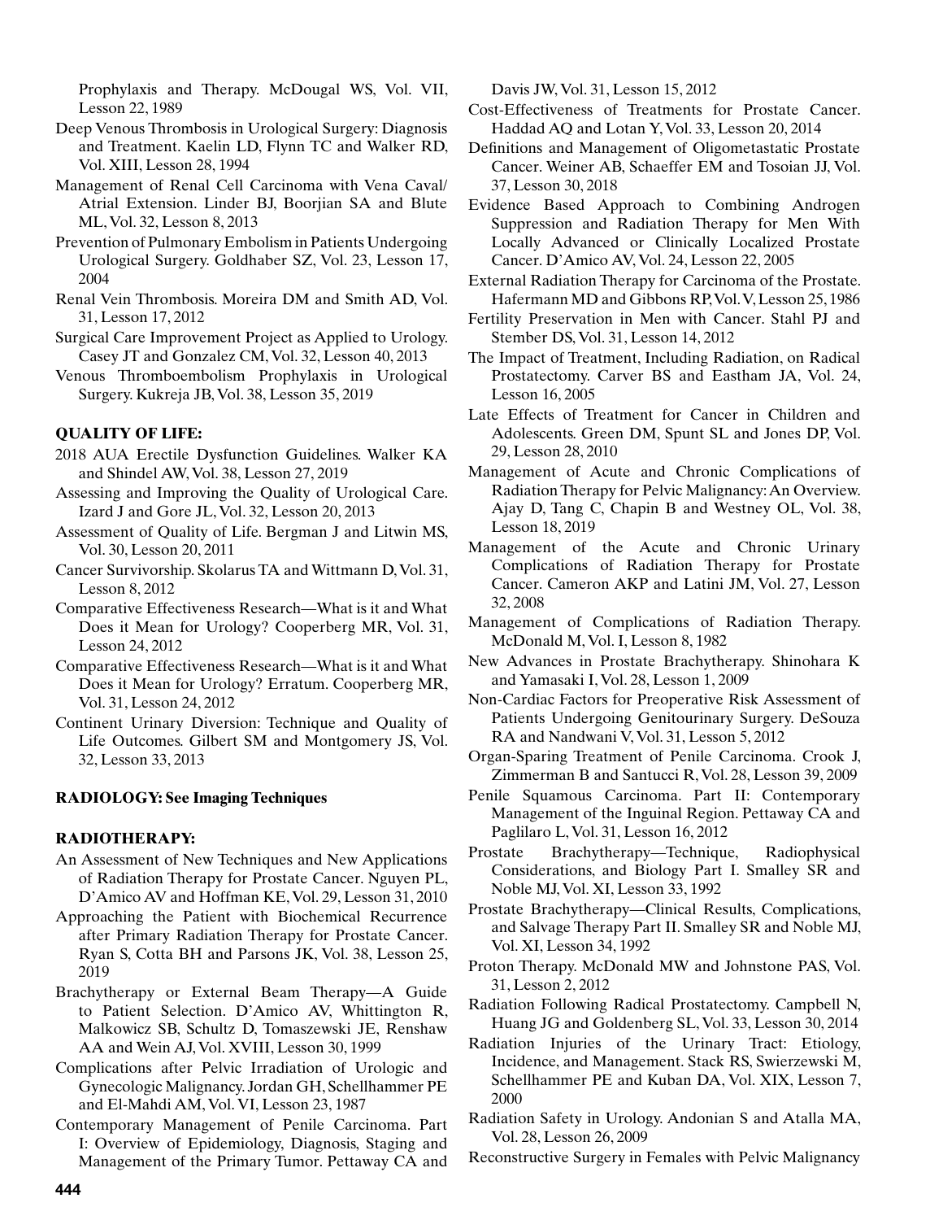Prophylaxis and Therapy. McDougal WS, Vol. VII, Lesson 22, 1989

Deep Venous Thrombosis in Urological Surgery: Diagnosis and Treatment. Kaelin LD, Flynn TC and Walker RD, Vol. XIII, Lesson 28, 1994

Management of Renal Cell Carcinoma with Vena Caval/ Atrial Extension. Linder BJ, Boorjian SA and Blute ML, Vol. 32, Lesson 8, 2013

Prevention of Pulmonary Embolism in Patients Undergoing Urological Surgery. Goldhaber SZ, Vol. 23, Lesson 17, 2004

Renal Vein Thrombosis. Moreira DM and Smith AD, Vol. 31, Lesson 17, 2012

Surgical Care Improvement Project as Applied to Urology. Casey JT and Gonzalez CM, Vol. 32, Lesson 40, 2013

Venous Thromboembolism Prophylaxis in Urological Surgery. Kukreja JB, Vol. 38, Lesson 35, 2019

**QUALITY OF LIFE:**

2018 AUA Erectile Dysfunction Guidelines. Walker KA and Shindel AW, Vol. 38, Lesson 27, 2019

Assessing and Improving the Quality of Urological Care. Izard J and Gore JL, Vol. 32, Lesson 20, 2013

Assessment of Quality of Life. Bergman J and Litwin MS, Vol. 30, Lesson 20, 2011

Cancer Survivorship. Skolarus TA and Wittmann D, Vol. 31, Lesson 8, 2012

Comparative Effectiveness Research—What is it and What Does it Mean for Urology? Cooperberg MR, Vol. 31, Lesson 24, 2012

Comparative Effectiveness Research—What is it and What Does it Mean for Urology? Erratum. Cooperberg MR, Vol. 31, Lesson 24, 2012

Continent Urinary Diversion: Technique and Quality of Life Outcomes. Gilbert SM and Montgomery JS, Vol. 32, Lesson 33, 2013

**RADIOLOGY: See Imaging Techniques**

**RADIOTHERAPY:**

An Assessment of New Techniques and New Applications of Radiation Therapy for Prostate Cancer. Nguyen PL, D'Amico AV and Hoffman KE, Vol. 29, Lesson 31, 2010

Approaching the Patient with Biochemical Recurrence after Primary Radiation Therapy for Prostate Cancer. Ryan S, Cotta BH and Parsons JK, Vol. 38, Lesson 25, 2019

Brachytherapy or External Beam Therapy—A Guide to Patient Selection. D'Amico AV, Whittington R, Malkowicz SB, Schultz D, Tomaszewski JE, Renshaw AA and Wein AJ, Vol. XVIII, Lesson 30, 1999

Complications after Pelvic Irradiation of Urologic and Gynecologic Malignancy. Jordan GH, Schellhammer PE and El-Mahdi AM, Vol. VI, Lesson 23, 1987

Contemporary Management of Penile Carcinoma. Part I: Overview of Epidemiology, Diagnosis, Staging and Management of the Primary Tumor. Pettaway CA and Davis JW, Vol. 31, Lesson 15, 2012

Cost-Effectiveness of Treatments for Prostate Cancer. Haddad AQ and Lotan Y, Vol. 33, Lesson 20, 2014

Definitions and Management of Oligometastatic Prostate Cancer. Weiner AB, Schaeffer EM and Tosoian JJ, Vol. 37, Lesson 30, 2018

Evidence Based Approach to Combining Androgen Suppression and Radiation Therapy for Men With Locally Advanced or Clinically Localized Prostate Cancer. D'Amico AV, Vol. 24, Lesson 22, 2005

External Radiation Therapy for Carcinoma of the Prostate. Hafermann MD and Gibbons RP, Vol. V, Lesson 25, 1986

Fertility Preservation in Men with Cancer. Stahl PJ and Stember DS, Vol. 31, Lesson 14, 2012

The Impact of Treatment, Including Radiation, on Radical Prostatectomy. Carver BS and Eastham JA, Vol. 24, Lesson 16, 2005

Late Effects of Treatment for Cancer in Children and Adolescents. Green DM, Spunt SL and Jones DP, Vol. 29, Lesson 28, 2010

Management of Acute and Chronic Complications of Radiation Therapy for Pelvic Malignancy: An Overview. Ajay D, Tang C, Chapin B and Westney OL, Vol. 38, Lesson 18, 2019

Management of the Acute and Chronic Urinary Complications of Radiation Therapy for Prostate Cancer. Cameron AKP and Latini JM, Vol. 27, Lesson 32, 2008

Management of Complications of Radiation Therapy. McDonald M, Vol. I, Lesson 8, 1982

New Advances in Prostate Brachytherapy. Shinohara K and Yamasaki I, Vol. 28, Lesson 1, 2009

Non-Cardiac Factors for Preoperative Risk Assessment of Patients Undergoing Genitourinary Surgery. DeSouza RA and Nandwani V, Vol. 31, Lesson 5, 2012

Organ-Sparing Treatment of Penile Carcinoma. Crook J, Zimmerman B and Santucci R, Vol. 28, Lesson 39, 2009

Penile Squamous Carcinoma. Part II: Contemporary Management of the Inguinal Region. Pettaway CA and Paglilaro L, Vol. 31, Lesson 16, 2012

Prostate Brachytherapy—Technique, Radiophysical Considerations, and Biology Part I. Smalley SR and Noble MJ, Vol. XI, Lesson 33, 1992

Prostate Brachytherapy—Clinical Results, Complications, and Salvage Therapy Part II. Smalley SR and Noble MJ, Vol. XI, Lesson 34, 1992

Proton Therapy. McDonald MW and Johnstone PAS, Vol. 31, Lesson 2, 2012

Radiation Following Radical Prostatectomy. Campbell N, Huang JG and Goldenberg SL, Vol. 33, Lesson 30, 2014

Radiation Injuries of the Urinary Tract: Etiology, Incidence, and Management. Stack RS, Swierzewski M, Schellhammer PE and Kuban DA, Vol. XIX, Lesson 7, 2000

Radiation Safety in Urology. Andonian S and Atalla MA, Vol. 28, Lesson 26, 2009

Reconstructive Surgery in Females with Pelvic Malignancy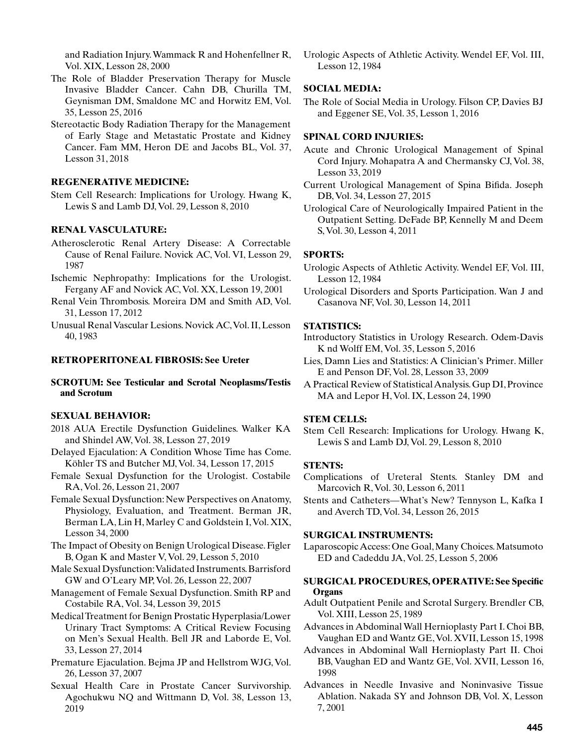and Radiation Injury. Wammack R and Hohenfellner R, Vol. XIX, Lesson 28, 2000

The Role of Bladder Preservation Therapy for Muscle Invasive Bladder Cancer. Cahn DB, Churilla TM, Geynisman DM, Smaldone MC and Horwitz EM, Vol. 35, Lesson 25, 2016

Stereotactic Body Radiation Therapy for the Management of Early Stage and Metastatic Prostate and Kidney Cancer. Fam MM, Heron DE and Jacobs BL, Vol. 37, Lesson 31, 2018

**REGENERATIVE MEDICINE:**

Stem Cell Research: Implications for Urology. Hwang K, Lewis S and Lamb DJ, Vol. 29, Lesson 8, 2010

**RENAL VASCULATURE:**

Atherosclerotic Renal Artery Disease: A Correctable Cause of Renal Failure. Novick AC, Vol. VI, Lesson 29, 1987

Ischemic Nephropathy: Implications for the Urologist. Fergany AF and Novick AC, Vol. XX, Lesson 19, 2001

Renal Vein Thrombosis. Moreira DM and Smith AD, Vol. 31, Lesson 17, 2012

Unusual Renal Vascular Lesions. Novick AC, Vol. II, Lesson 40, 1983

**RETROPERITONEAL FIBROSIS: See Ureter**

**SCROTUM: See Testicular and Scrotal Neoplasms/Testis and Scrotum**

**SEXUAL BEHAVIOR:**

2018 AUA Erectile Dysfunction Guidelines. Walker KA and Shindel AW, Vol. 38, Lesson 27, 2019

Delayed Ejaculation: A Condition Whose Time has Come. Köhler TS and Butcher MJ, Vol. 34, Lesson 17, 2015

Female Sexual Dysfunction for the Urologist. Costabile RA, Vol. 26, Lesson 21, 2007

Female Sexual Dysfunction: New Perspectives on Anatomy, Physiology, Evaluation, and Treatment. Berman JR, Berman LA, Lin H, Marley C and Goldstein I, Vol. XIX, Lesson 34, 2000

The Impact of Obesity on Benign Urological Disease. Figler B, Ogan K and Master V, Vol. 29, Lesson 5, 2010

Male Sexual Dysfunction: Validated Instruments. Barrisford GW and O'Leary MP, Vol. 26, Lesson 22, 2007

Management of Female Sexual Dysfunction. Smith RP and Costabile RA, Vol. 34, Lesson 39, 2015

Medical Treatment for Benign Prostatic Hyperplasia/Lower Urinary Tract Symptoms: A Critical Review Focusing on Men's Sexual Health. Bell JR and Laborde E, Vol. 33, Lesson 27, 2014

Premature Ejaculation. Bejma JP and Hellstrom WJG, Vol. 26, Lesson 37, 2007

Sexual Health Care in Prostate Cancer Survivorship. Agochukwu NQ and Wittmann D, Vol. 38, Lesson 13, 2019

Urologic Aspects of Athletic Activity. Wendel EF, Vol. III, Lesson 12, 1984

**SOCIAL MEDIA:**

The Role of Social Media in Urology. Filson CP, Davies BJ and Eggener SE, Vol. 35, Lesson 1, 2016

**SPINAL CORD INJURIES:**

Acute and Chronic Urological Management of Spinal Cord Injury. Mohapatra A and Chermansky CJ, Vol. 38, Lesson 33, 2019

Current Urological Management of Spina Bifida. Joseph DB, Vol. 34, Lesson 27, 2015

Urological Care of Neurologically Impaired Patient in the Outpatient Setting. DeFade BP, Kennelly M and Deem S, Vol. 30, Lesson 4, 2011

**SPORTS:**

Urologic Aspects of Athletic Activity. Wendel EF, Vol. III, Lesson 12, 1984

Urological Disorders and Sports Participation. Wan J and Casanova NF, Vol. 30, Lesson 14, 2011

**STATISTICS:**

Introductory Statistics in Urology Research. Odem-Davis K nd Wolff EM, Vol. 35, Lesson 5, 2016

Lies, Damn Lies and Statistics: A Clinician's Primer. Miller E and Penson DF, Vol. 28, Lesson 33, 2009

A Practical Review of Statistical Analysis. Gup DI, Province MA and Lepor H, Vol. IX, Lesson 24, 1990

**STEM CELLS:**

Stem Cell Research: Implications for Urology. Hwang K, Lewis S and Lamb DJ, Vol. 29, Lesson 8, 2010

**STENTS:**

Complications of Ureteral Stents. Stanley DM and Marcovich R, Vol. 30, Lesson 6, 2011

Stents and Catheters—What's New? Tennyson L, Kafka I and Averch TD, Vol. 34, Lesson 26, 2015

**SURGICAL INSTRUMENTS:**

Laparoscopic Access: One Goal, Many Choices. Matsumoto ED and Cadeddu JA, Vol. 25, Lesson 5, 2006

**SURGICAL PROCEDURES, OPERATIVE: See Specific Organs**

Adult Outpatient Penile and Scrotal Surgery. Brendler CB, Vol. XIII, Lesson 25, 1989

Advances in Abdominal Wall Hernioplasty Part I. Choi BB, Vaughan ED and Wantz GE, Vol. XVII, Lesson 15, 1998

Advances in Abdominal Wall Hernioplasty Part II. Choi BB, Vaughan ED and Wantz GE, Vol. XVII, Lesson 16, 1998

Advances in Needle Invasive and Noninvasive Tissue Ablation. Nakada SY and Johnson DB, Vol. X, Lesson 7, 2001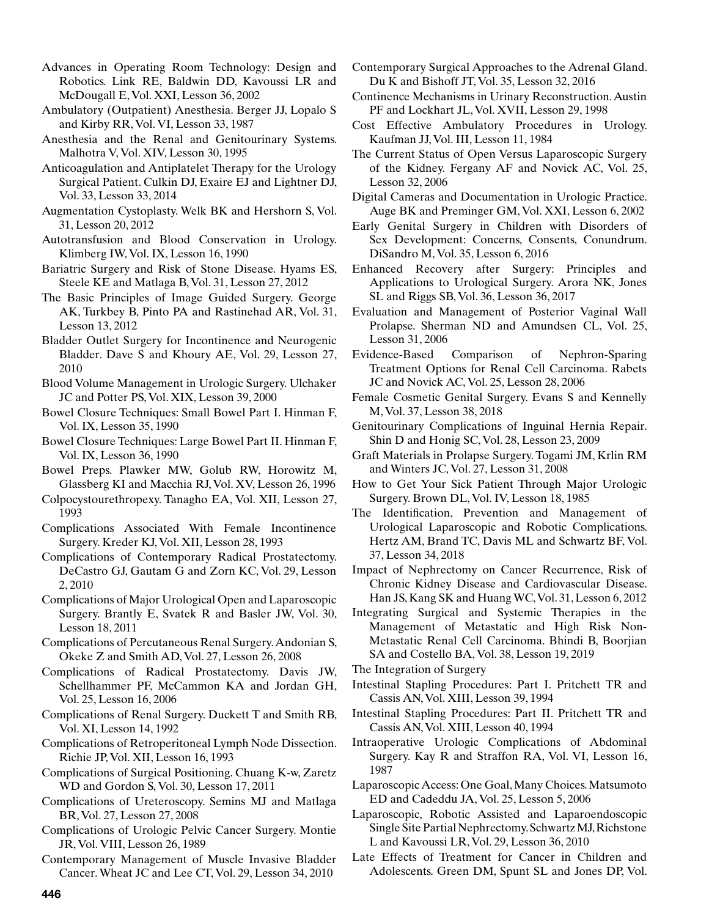Advances in Operating Room Technology: Design and Robotics. Link RE, Baldwin DD, Kavoussi LR and McDougall E, Vol. XXI, Lesson 36, 2002

Ambulatory (Outpatient) Anesthesia. Berger JJ, Lopalo S and Kirby RR, Vol. VI, Lesson 33, 1987

Anesthesia and the Renal and Genitourinary Systems. Malhotra V, Vol. XIV, Lesson 30, 1995

Anticoagulation and Antiplatelet Therapy for the Urology Surgical Patient. Culkin DJ, Exaire EJ and Lightner DJ, Vol. 33, Lesson 33, 2014

Augmentation Cystoplasty. Welk BK and Hershorn S, Vol. 31, Lesson 20, 2012

Autotransfusion and Blood Conservation in Urology. Klimberg IW, Vol. IX, Lesson 16, 1990

Bariatric Surgery and Risk of Stone Disease. Hyams ES, Steele KE and Matlaga B, Vol. 31, Lesson 27, 2012

The Basic Principles of Image Guided Surgery. George AK, Turkbey B, Pinto PA and Rastinehad AR, Vol. 31, Lesson 13, 2012

Bladder Outlet Surgery for Incontinence and Neurogenic Bladder. Dave S and Khoury AE, Vol. 29, Lesson 27, 2010

Blood Volume Management in Urologic Surgery. Ulchaker JC and Potter PS, Vol. XIX, Lesson 39, 2000

Bowel Closure Techniques: Small Bowel Part I. Hinman F, Vol. IX, Lesson 35, 1990

Bowel Closure Techniques: Large Bowel Part II. Hinman F, Vol. IX, Lesson 36, 1990

Bowel Preps. Plawker MW, Golub RW, Horowitz M, Glassberg KI and Macchia RJ, Vol. XV, Lesson 26, 1996

Colpocystourethropexy. Tanagho EA, Vol. XII, Lesson 27, 1993

Complications Associated With Female Incontinence Surgery. Kreder KJ, Vol. XII, Lesson 28, 1993

Complications of Contemporary Radical Prostatectomy. DeCastro GJ, Gautam G and Zorn KC, Vol. 29, Lesson 2, 2010

Complications of Major Urological Open and Laparoscopic Surgery. Brantly E, Svatek R and Basler JW, Vol. 30, Lesson 18, 2011

Complications of Percutaneous Renal Surgery. Andonian S, Okeke Z and Smith AD, Vol. 27, Lesson 26, 2008

Complications of Radical Prostatectomy. Davis JW, Schellhammer PF, McCammon KA and Jordan GH, Vol. 25, Lesson 16, 2006

Complications of Renal Surgery. Duckett T and Smith RB, Vol. XI, Lesson 14, 1992

Complications of Retroperitoneal Lymph Node Dissection. Richie JP, Vol. XII, Lesson 16, 1993

Complications of Surgical Positioning. Chuang K-w, Zaretz WD and Gordon S, Vol. 30, Lesson 17, 2011

Complications of Ureteroscopy. Semins MJ and Matlaga BR, Vol. 27, Lesson 27, 2008

Complications of Urologic Pelvic Cancer Surgery. Montie JR, Vol. VIII, Lesson 26, 1989

Contemporary Management of Muscle Invasive Bladder Cancer. Wheat JC and Lee CT, Vol. 29, Lesson 34, 2010

Contemporary Surgical Approaches to the Adrenal Gland. Du K and Bishoff JT, Vol. 35, Lesson 32, 2016

Continence Mechanisms in Urinary Reconstruction. Austin PF and Lockhart JL, Vol. XVII, Lesson 29, 1998

Cost Effective Ambulatory Procedures in Urology. Kaufman JJ, Vol. III, Lesson 11, 1984

The Current Status of Open Versus Laparoscopic Surgery of the Kidney. Fergany AF and Novick AC, Vol. 25, Lesson 32, 2006

Digital Cameras and Documentation in Urologic Practice. Auge BK and Preminger GM, Vol. XXI, Lesson 6, 2002

Early Genital Surgery in Children with Disorders of Sex Development: Concerns, Consents, Conundrum. DiSandro M, Vol. 35, Lesson 6, 2016

Enhanced Recovery after Surgery: Principles and Applications to Urological Surgery. Arora NK, Jones SL and Riggs SB, Vol. 36, Lesson 36, 2017

Evaluation and Management of Posterior Vaginal Wall Prolapse. Sherman ND and Amundsen CL, Vol. 25, Lesson 31, 2006

Evidence-Based Comparison of Nephron-Sparing Treatment Options for Renal Cell Carcinoma. Rabets JC and Novick AC, Vol. 25, Lesson 28, 2006

Female Cosmetic Genital Surgery. Evans S and Kennelly M, Vol. 37, Lesson 38, 2018

Genitourinary Complications of Inguinal Hernia Repair. Shin D and Honig SC, Vol. 28, Lesson 23, 2009

Graft Materials in Prolapse Surgery. Togami JM, Krlin RM and Winters JC, Vol. 27, Lesson 31, 2008

How to Get Your Sick Patient Through Major Urologic Surgery. Brown DL, Vol. IV, Lesson 18, 1985

The Identification, Prevention and Management of Urological Laparoscopic and Robotic Complications. Hertz AM, Brand TC, Davis ML and Schwartz BF, Vol. 37, Lesson 34, 2018

Impact of Nephrectomy on Cancer Recurrence, Risk of Chronic Kidney Disease and Cardiovascular Disease. Han JS, Kang SK and Huang WC, Vol. 31, Lesson 6, 2012

Integrating Surgical and Systemic Therapies in the Management of Metastatic and High Risk Non-Metastatic Renal Cell Carcinoma. Bhindi B, Boorjian SA and Costello BA, Vol. 38, Lesson 19, 2019

The Integration of Surgery

Intestinal Stapling Procedures: Part I. Pritchett TR and Cassis AN, Vol. XIII, Lesson 39, 1994

Intestinal Stapling Procedures: Part II. Pritchett TR and Cassis AN, Vol. XIII, Lesson 40, 1994

Intraoperative Urologic Complications of Abdominal Surgery. Kay R and Straffon RA, Vol. VI, Lesson 16, 1987

Laparoscopic Access: One Goal, Many Choices. Matsumoto ED and Cadeddu JA, Vol. 25, Lesson 5, 2006

Laparoscopic, Robotic Assisted and Laparoendoscopic Single Site Partial Nephrectomy. Schwartz MJ, Richstone L and Kavoussi LR, Vol. 29, Lesson 36, 2010

Late Effects of Treatment for Cancer in Children and Adolescents. Green DM, Spunt SL and Jones DP, Vol.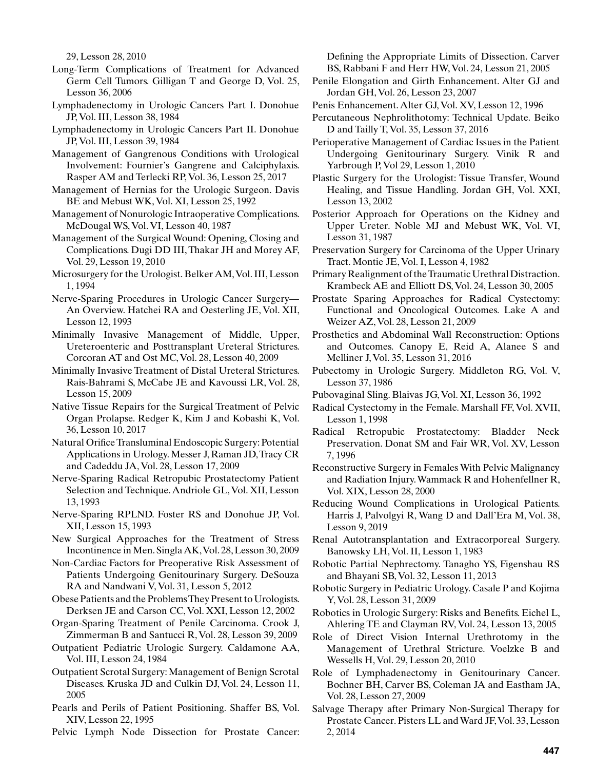29, Lesson 28, 2010

Long-Term Complications of Treatment for Advanced Germ Cell Tumors. Gilligan T and George D, Vol. 25, Lesson 36, 2006

Lymphadenectomy in Urologic Cancers Part I. Donohue JP, Vol. III, Lesson 38, 1984

Lymphadenectomy in Urologic Cancers Part II. Donohue JP, Vol. III, Lesson 39, 1984

Management of Gangrenous Conditions with Urological Involvement: Fournier's Gangrene and Calciphylaxis. Rasper AM and Terlecki RP, Vol. 36, Lesson 25, 2017

Management of Hernias for the Urologic Surgeon. Davis BE and Mebust WK, Vol. XI, Lesson 25, 1992

Management of Nonurologic Intraoperative Complications. McDougal WS, Vol. VI, Lesson 40, 1987

Management of the Surgical Wound: Opening, Closing and Complications. Dugi DD III, Thakar JH and Morey AF, Vol. 29, Lesson 19, 2010

Microsurgery for the Urologist. Belker AM, Vol. III, Lesson 1, 1994

Nerve-Sparing Procedures in Urologic Cancer Surgery—An Overview. Hatchei RA and Oesterling JE, Vol. XII, Lesson 12, 1993

Minimally Invasive Management of Middle, Upper, Ureteroenteric and Posttransplant Ureteral Strictures. Corcoran AT and Ost MC, Vol. 28, Lesson 40, 2009

Minimally Invasive Treatment of Distal Ureteral Strictures. Rais-Bahrami S, McCabe JE and Kavoussi LR, Vol. 28, Lesson 15, 2009

Native Tissue Repairs for the Surgical Treatment of Pelvic Organ Prolapse. Redger K, Kim J and Kobashi K, Vol. 36, Lesson 10, 2017

Natural Orifice Transluminal Endoscopic Surgery: Potential Applications in Urology. Messer J, Raman JD, Tracy CR and Cadeddu JA, Vol. 28, Lesson 17, 2009

Nerve-Sparing Radical Retropubic Prostatectomy Patient Selection and Technique. Andriole GL, Vol. XII, Lesson 13, 1993

Nerve-Sparing RPLND. Foster RS and Donohue JP, Vol. XII, Lesson 15, 1993

New Surgical Approaches for the Treatment of Stress Incontinence in Men. Singla AK, Vol. 28, Lesson 30, 2009

Non-Cardiac Factors for Preoperative Risk Assessment of Patients Undergoing Genitourinary Surgery. DeSouza RA and Nandwani V, Vol. 31, Lesson 5, 2012

Obese Patients and the Problems They Present to Urologists. Derksen JE and Carson CC, Vol. XXI, Lesson 12, 2002

Organ-Sparing Treatment of Penile Carcinoma. Crook J, Zimmerman B and Santucci R, Vol. 28, Lesson 39, 2009

Outpatient Pediatric Urologic Surgery. Caldamone AA, Vol. III, Lesson 24, 1984

Outpatient Scrotal Surgery: Management of Benign Scrotal Diseases. Kruska JD and Culkin DJ, Vol. 24, Lesson 11, 2005

Pearls and Perils of Patient Positioning. Shaffer BS, Vol. XIV, Lesson 22, 1995

Pelvic Lymph Node Dissection for Prostate Cancer: Defining the Appropriate Limits of Dissection. Carver BS, Rabbani F and Herr HW, Vol. 24, Lesson 21, 2005

Penile Elongation and Girth Enhancement. Alter GJ and Jordan GH, Vol. 26, Lesson 23, 2007

Penis Enhancement. Alter GJ, Vol. XV, Lesson 12, 1996

Percutaneous Nephrolithotomy: Technical Update. Beiko D and Tailly T, Vol. 35, Lesson 37, 2016

Perioperative Management of Cardiac Issues in the Patient Undergoing Genitourinary Surgery. Vinik R and Yarbrough P, Vol 29, Lesson 1, 2010

Plastic Surgery for the Urologist: Tissue Transfer, Wound Healing, and Tissue Handling. Jordan GH, Vol. XXI, Lesson 13, 2002

Posterior Approach for Operations on the Kidney and Upper Ureter. Noble MJ and Mebust WK, Vol. VI, Lesson 31, 1987

Preservation Surgery for Carcinoma of the Upper Urinary Tract. Montie JE, Vol. I, Lesson 4, 1982

Primary Realignment of the Traumatic Urethral Distraction. Krambeck AE and Elliott DS, Vol. 24, Lesson 30, 2005

Prostate Sparing Approaches for Radical Cystectomy: Functional and Oncological Outcomes. Lake A and Weizer AZ, Vol. 28, Lesson 21, 2009

Prosthetics and Abdominal Wall Reconstruction: Options and Outcomes. Canopy E, Reid A, Alanee S and Melliner J, Vol. 35, Lesson 31, 2016

Pubectomy in Urologic Surgery. Middleton RG, Vol. V, Lesson 37, 1986

Pubovaginal Sling. Blaivas JG, Vol. XI, Lesson 36, 1992

Radical Cystectomy in the Female. Marshall FF, Vol. XVII, Lesson 1, 1998

Radical Retropubic Prostatectomy: Bladder Neck Preservation. Donat SM and Fair WR, Vol. XV, Lesson 7, 1996

Reconstructive Surgery in Females With Pelvic Malignancy and Radiation Injury. Wammack R and Hohenfellner R, Vol. XIX, Lesson 28, 2000

Reducing Wound Complications in Urological Patients. Harris J, Palvolgyi R, Wang D and Dall'Era M, Vol. 38, Lesson 9, 2019

Renal Autotransplantation and Extracorporeal Surgery. Banowsky LH, Vol. II, Lesson 1, 1983

Robotic Partial Nephrectomy. Tanagho YS, Figenshau RS and Bhayani SB, Vol. 32, Lesson 11, 2013

Robotic Surgery in Pediatric Urology. Casale P and Kojima Y, Vol. 28, Lesson 31, 2009

Robotics in Urologic Surgery: Risks and Benefits. Eichel L, Ahlering TE and Clayman RV, Vol. 24, Lesson 13, 2005

Role of Direct Vision Internal Urethrotomy in the Management of Urethral Stricture. Voelzke B and Wessells H, Vol. 29, Lesson 20, 2010

Role of Lymphadenectomy in Genitourinary Cancer. Bochner BH, Carver BS, Coleman JA and Eastham JA, Vol. 28, Lesson 27, 2009

Salvage Therapy after Primary Non-Surgical Therapy for Prostate Cancer. Pisters LL and Ward JF, Vol. 33, Lesson 2, 2014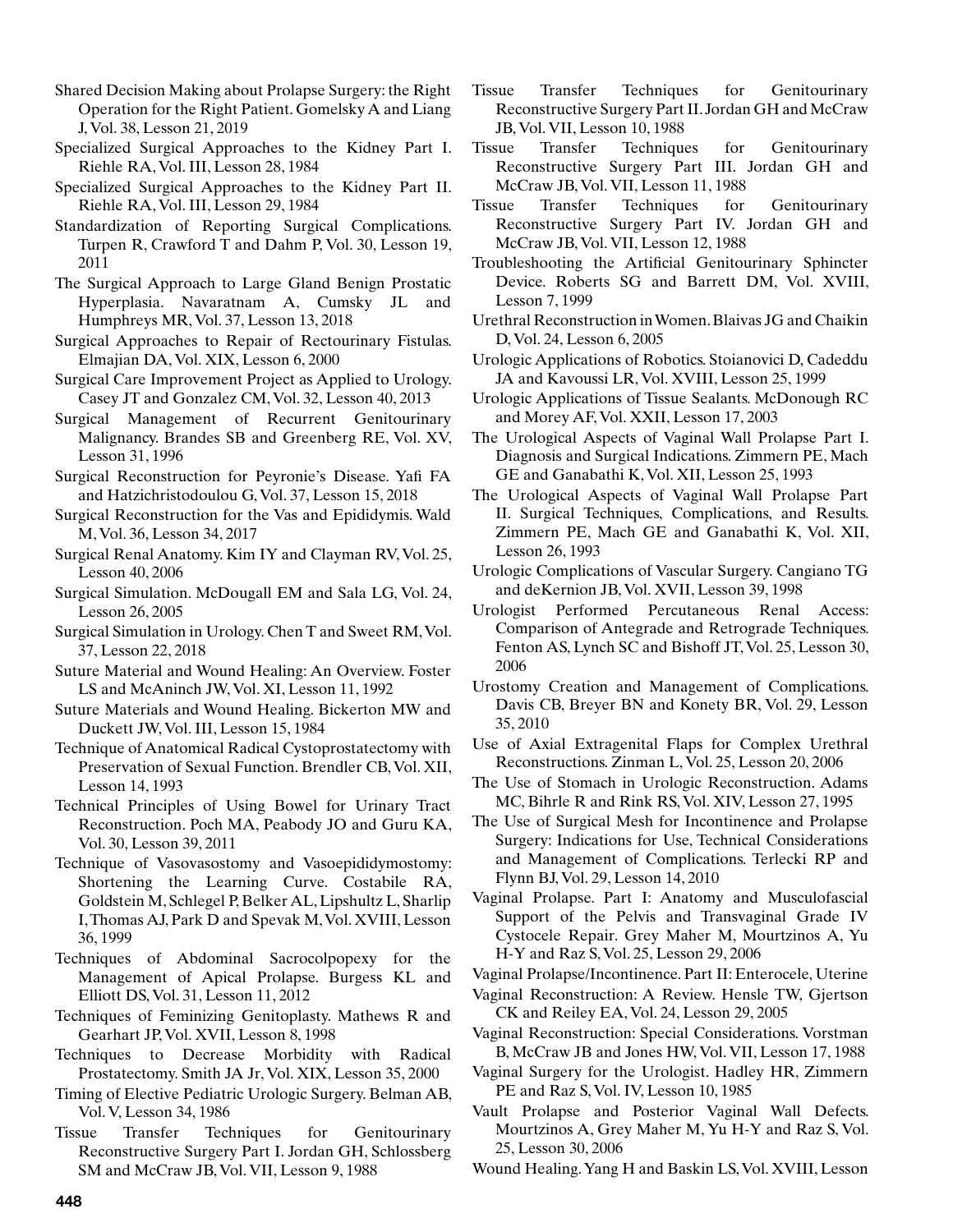Shared Decision Making about Prolapse Surgery: the Right Operation for the Right Patient. Gomelsky A and Liang J, Vol. 38, Lesson 21, 2019

Specialized Surgical Approaches to the Kidney Part I. Riehle RA, Vol. III, Lesson 28, 1984

Specialized Surgical Approaches to the Kidney Part II. Riehle RA, Vol. III, Lesson 29, 1984

Standardization of Reporting Surgical Complications. Turpen R, Crawford T and Dahm P, Vol. 30, Lesson 19, 2011

The Surgical Approach to Large Gland Benign Prostatic Hyperplasia. Navaratnam A, Cumsky JL and Humphreys MR, Vol. 37, Lesson 13, 2018

Surgical Approaches to Repair of Rectourinary Fistulas. Elmajian DA, Vol. XIX, Lesson 6, 2000

Surgical Care Improvement Project as Applied to Urology. Casey JT and Gonzalez CM, Vol. 32, Lesson 40, 2013

Surgical Management of Recurrent Genitourinary Malignancy. Brandes SB and Greenberg RE, Vol. XV, Lesson 31, 1996

Surgical Reconstruction for Peyronie's Disease. Yafi FA and Hatzichristodoulou G, Vol. 37, Lesson 15, 2018

Surgical Reconstruction for the Vas and Epididymis. Wald M, Vol. 36, Lesson 34, 2017

Surgical Renal Anatomy. Kim IY and Clayman RV, Vol. 25, Lesson 40, 2006

Surgical Simulation. McDougall EM and Sala LG, Vol. 24, Lesson 26, 2005

Surgical Simulation in Urology. Chen T and Sweet RM, Vol. 37, Lesson 22, 2018

Suture Material and Wound Healing: An Overview. Foster LS and McAninch JW, Vol. XI, Lesson 11, 1992

Suture Materials and Wound Healing. Bickerton MW and Duckett JW, Vol. III, Lesson 15, 1984

Technique of Anatomical Radical Cystoprostatectomy with Preservation of Sexual Function. Brendler CB, Vol. XII, Lesson 14, 1993

Technical Principles of Using Bowel for Urinary Tract Reconstruction. Poch MA, Peabody JO and Guru KA, Vol. 30, Lesson 39, 2011

Technique of Vasovasostomy and Vasoepididymostomy: Shortening the Learning Curve. Costabile RA, Goldstein M, Schlegel P, Belker AL, Lipshultz L, Sharlip I, Thomas AJ, Park D and Spevak M, Vol. XVIII, Lesson 36, 1999

Techniques of Abdominal Sacrocolpopexy for the Management of Apical Prolapse. Burgess KL and Elliott DS, Vol. 31, Lesson 11, 2012

Techniques of Feminizing Genitoplasty. Mathews R and Gearhart JP, Vol. XVII, Lesson 8, 1998

Techniques to Decrease Morbidity with Radical Prostatectomy. Smith JA Jr, Vol. XIX, Lesson 35, 2000

Timing of Elective Pediatric Urologic Surgery. Belman AB, Vol. V, Lesson 34, 1986

Tissue Transfer Techniques for Genitourinary Reconstructive Surgery Part I. Jordan GH, Schlossberg SM and McCraw JB, Vol. VII, Lesson 9, 1988

Tissue Transfer Techniques for Genitourinary Reconstructive Surgery Part II. Jordan GH and McCraw JB, Vol. VII, Lesson 10, 1988

Tissue Transfer Techniques for Genitourinary Reconstructive Surgery Part III. Jordan GH and McCraw JB, Vol. VII, Lesson 11, 1988

Tissue Transfer Techniques for Genitourinary Reconstructive Surgery Part IV. Jordan GH and McCraw JB, Vol. VII, Lesson 12, 1988

Troubleshooting the Artificial Genitourinary Sphincter Device. Roberts SG and Barrett DM, Vol. XVIII, Lesson 7, 1999

Urethral Reconstruction in Women. Blaivas JG and Chaikin D, Vol. 24, Lesson 6, 2005

Urologic Applications of Robotics. Stoianovici D, Cadeddu JA and Kavoussi LR, Vol. XVIII, Lesson 25, 1999

Urologic Applications of Tissue Sealants. McDonough RC and Morey AF, Vol. XXII, Lesson 17, 2003

The Urological Aspects of Vaginal Wall Prolapse Part I. Diagnosis and Surgical Indications. Zimmern PE, Mach GE and Ganabathi K, Vol. XII, Lesson 25, 1993

The Urological Aspects of Vaginal Wall Prolapse Part II. Surgical Techniques, Complications, and Results. Zimmern PE, Mach GE and Ganabathi K, Vol. XII, Lesson 26, 1993

Urologic Complications of Vascular Surgery. Cangiano TG and deKernion JB, Vol. XVII, Lesson 39, 1998

Urologist Performed Percutaneous Renal Access: Comparison of Antegrade and Retrograde Techniques. Fenton AS, Lynch SC and Bishoff JT, Vol. 25, Lesson 30, 2006

Urostomy Creation and Management of Complications. Davis CB, Breyer BN and Konety BR, Vol. 29, Lesson 35, 2010

Use of Axial Extragenital Flaps for Complex Urethral Reconstructions. Zinman L, Vol. 25, Lesson 20, 2006

The Use of Stomach in Urologic Reconstruction. Adams MC, Bihrle R and Rink RS, Vol. XIV, Lesson 27, 1995

The Use of Surgical Mesh for Incontinence and Prolapse Surgery: Indications for Use, Technical Considerations and Management of Complications. Terlecki RP and Flynn BJ, Vol. 29, Lesson 14, 2010

Vaginal Prolapse. Part I: Anatomy and Musculofascial Support of the Pelvis and Transvaginal Grade IV Cystocele Repair. Grey Maher M, Mourtzinos A, Yu H-Y and Raz S, Vol. 25, Lesson 29, 2006

Vaginal Prolapse/Incontinence. Part II: Enterocele, Uterine

Vaginal Reconstruction: A Review. Hensle TW, Gjertson CK and Reiley EA, Vol. 24, Lesson 29, 2005

Vaginal Reconstruction: Special Considerations. Vorstman B, McCraw JB and Jones HW, Vol. VII, Lesson 17, 1988

Vaginal Surgery for the Urologist. Hadley HR, Zimmern PE and Raz S, Vol. IV, Lesson 10, 1985

Vault Prolapse and Posterior Vaginal Wall Defects. Mourtzinos A, Grey Maher M, Yu H-Y and Raz S, Vol. 25, Lesson 30, 2006

Wound Healing. Yang H and Baskin LS, Vol. XVIII, Lesson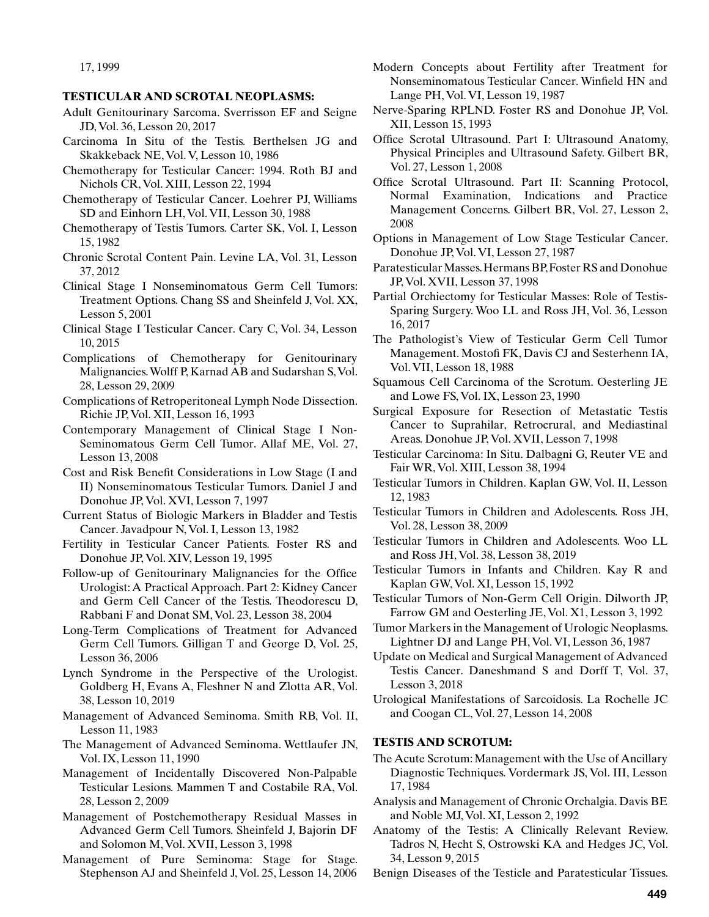17, 1999

**TESTICULAR AND SCROTAL NEOPLASMS:**

Adult Genitourinary Sarcoma. Sverrisson EF and Seigne JD, Vol. 36, Lesson 20, 2017

Carcinoma In Situ of the Testis. Berthelsen JG and Skakkeback NE, Vol. V, Lesson 10, 1986

Chemotherapy for Testicular Cancer: 1994. Roth BJ and Nichols CR, Vol. XIII, Lesson 22, 1994

Chemotherapy of Testicular Cancer. Loehrer PJ, Williams SD and Einhorn LH, Vol. VII, Lesson 30, 1988

Chemotherapy of Testis Tumors. Carter SK, Vol. I, Lesson 15, 1982

Chronic Scrotal Content Pain. Levine LA, Vol. 31, Lesson 37, 2012

Clinical Stage I Nonseminomatous Germ Cell Tumors: Treatment Options. Chang SS and Sheinfeld J, Vol. XX, Lesson 5, 2001

Clinical Stage I Testicular Cancer. Cary C, Vol. 34, Lesson 10, 2015

Complications of Chemotherapy for Genitourinary Malignancies. Wolff P, Karnad AB and Sudarshan S, Vol. 28, Lesson 29, 2009

Complications of Retroperitoneal Lymph Node Dissection. Richie JP, Vol. XII, Lesson 16, 1993

Contemporary Management of Clinical Stage I Non-Seminomatous Germ Cell Tumor. Allaf ME, Vol. 27, Lesson 13, 2008

Cost and Risk Benefit Considerations in Low Stage (I and II) Nonseminomatous Testicular Tumors. Daniel J and Donohue JP, Vol. XVI, Lesson 7, 1997

Current Status of Biologic Markers in Bladder and Testis Cancer. Javadpour N, Vol. I, Lesson 13, 1982

Fertility in Testicular Cancer Patients. Foster RS and Donohue JP, Vol. XIV, Lesson 19, 1995

Follow-up of Genitourinary Malignancies for the Office Urologist: A Practical Approach. Part 2: Kidney Cancer and Germ Cell Cancer of the Testis. Theodorescu D, Rabbani F and Donat SM, Vol. 23, Lesson 38, 2004

Long-Term Complications of Treatment for Advanced Germ Cell Tumors. Gilligan T and George D, Vol. 25, Lesson 36, 2006

Lynch Syndrome in the Perspective of the Urologist. Goldberg H, Evans A, Fleshner N and Zlotta AR, Vol. 38, Lesson 10, 2019

Management of Advanced Seminoma. Smith RB, Vol. II, Lesson 11, 1983

The Management of Advanced Seminoma. Wettlaufer JN, Vol. IX, Lesson 11, 1990

Management of Incidentally Discovered Non-Palpable Testicular Lesions. Mammen T and Costabile RA, Vol. 28, Lesson 2, 2009

Management of Postchemotherapy Residual Masses in Advanced Germ Cell Tumors. Sheinfeld J, Bajorin DF and Solomon M, Vol. XVII, Lesson 3, 1998

Management of Pure Seminoma: Stage for Stage. Stephenson AJ and Sheinfeld J, Vol. 25, Lesson 14, 2006

Modern Concepts about Fertility after Treatment for Nonseminomatous Testicular Cancer. Winfield HN and Lange PH, Vol. VI, Lesson 19, 1987

Nerve-Sparing RPLND. Foster RS and Donohue JP, Vol. XII, Lesson 15, 1993

Office Scrotal Ultrasound. Part I: Ultrasound Anatomy, Physical Principles and Ultrasound Safety. Gilbert BR, Vol. 27, Lesson 1, 2008

Office Scrotal Ultrasound. Part II: Scanning Protocol, Normal Examination, Indications and Practice Management Concerns. Gilbert BR, Vol. 27, Lesson 2, 2008

Options in Management of Low Stage Testicular Cancer. Donohue JP, Vol. VI, Lesson 27, 1987

Paratesticular Masses. Hermans BP, Foster RS and Donohue JP, Vol. XVII, Lesson 37, 1998

Partial Orchiectomy for Testicular Masses: Role of Testis-Sparing Surgery. Woo LL and Ross JH, Vol. 36, Lesson 16, 2017

The Pathologist's View of Testicular Germ Cell Tumor Management. Mostofi FK, Davis CJ and Sesterhenn IA, Vol. VII, Lesson 18, 1988

Squamous Cell Carcinoma of the Scrotum. Oesterling JE and Lowe FS, Vol. IX, Lesson 23, 1990

Surgical Exposure for Resection of Metastatic Testis Cancer to Suprahilar, Retrocrural, and Mediastinal Areas. Donohue JP, Vol. XVII, Lesson 7, 1998

Testicular Carcinoma: In Situ. Dalbagni G, Reuter VE and Fair WR, Vol. XIII, Lesson 38, 1994

Testicular Tumors in Children. Kaplan GW, Vol. II, Lesson 12, 1983

Testicular Tumors in Children and Adolescents. Ross JH, Vol. 28, Lesson 38, 2009

Testicular Tumors in Children and Adolescents. Woo LL and Ross JH, Vol. 38, Lesson 38, 2019

Testicular Tumors in Infants and Children. Kay R and Kaplan GW, Vol. XI, Lesson 15, 1992

Testicular Tumors of Non-Germ Cell Origin. Dilworth JP, Farrow GM and Oesterling JE, Vol. X1, Lesson 3, 1992

Tumor Markers in the Management of Urologic Neoplasms. Lightner DJ and Lange PH, Vol. VI, Lesson 36, 1987

Update on Medical and Surgical Management of Advanced Testis Cancer. Daneshmand S and Dorff T, Vol. 37, Lesson 3, 2018

Urological Manifestations of Sarcoidosis. La Rochelle JC and Coogan CL, Vol. 27, Lesson 14, 2008

**TESTIS AND SCROTUM:**

The Acute Scrotum: Management with the Use of Ancillary Diagnostic Techniques. Vordermark JS, Vol. III, Lesson 17, 1984

Analysis and Management of Chronic Orchalgia. Davis BE and Noble MJ, Vol. XI, Lesson 2, 1992

Anatomy of the Testis: A Clinically Relevant Review. Tadros N, Hecht S, Ostrowski KA and Hedges JC, Vol. 34, Lesson 9, 2015

Benign Diseases of the Testicle and Paratesticular Tissues.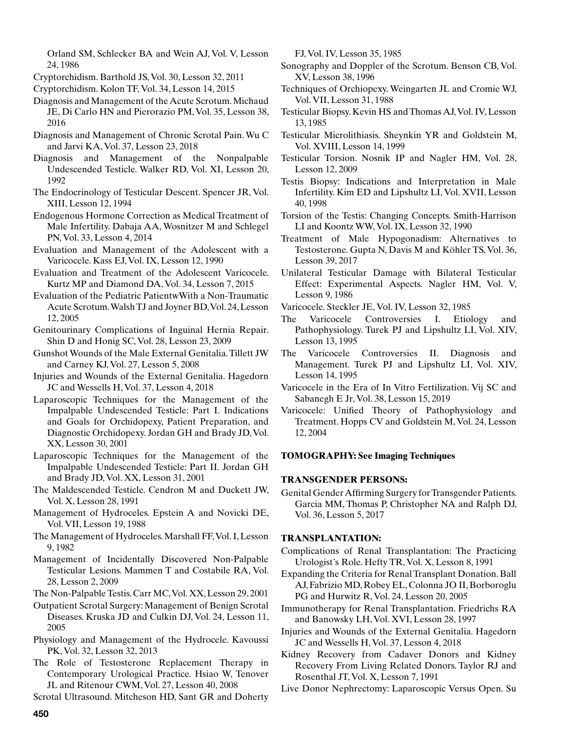Orland SM, Schlecker BA and Wein AJ, Vol. V, Lesson 24, 1986

Cryptorchidism. Barthold JS, Vol. 30, Lesson 32, 2011

Cryptorchidism. Kolon TF, Vol. 34, Lesson 14, 2015

Diagnosis and Management of the Acute Scrotum. Michaud JE, Di Carlo HN and Pierorazio PM, Vol. 35, Lesson 38, 2016

Diagnosis and Management of Chronic Scrotal Pain. Wu C and Jarvi KA, Vol. 37, Lesson 23, 2018

Diagnosis and Management of the Nonpalpable Undescended Testicle. Walker RD, Vol. XI, Lesson 20, 1992

The Endocrinology of Testicular Descent. Spencer JR, Vol. XIII, Lesson 12, 1994

Endogenous Hormone Correction as Medical Treatment of Male Infertility. Dabaja AA, Wosnitzer M and Schlegel PN, Vol. 33, Lesson 4, 2014

Evaluation and Management of the Adolescent with a Varicocele. Kass EJ, Vol. IX, Lesson 12, 1990

Evaluation and Treatment of the Adolescent Varicocele. Kurtz MP and Diamond DA, Vol. 34, Lesson 7, 2015

Evaluation of the Pediatric PatientwWith a Non-Traumatic Acute Scrotum. Walsh TJ and Joyner BD, Vol. 24, Lesson 12, 2005

Genitourinary Complications of Inguinal Hernia Repair. Shin D and Honig SC, Vol. 28, Lesson 23, 2009

Gunshot Wounds of the Male External Genitalia. Tillett JW and Carney KJ, Vol. 27, Lesson 5, 2008

Injuries and Wounds of the External Genitalia. Hagedorn JC and Wessells H, Vol. 37, Lesson 4, 2018

Laparoscopic Techniques for the Management of the Impalpable Undescended Testicle: Part I. Indications and Goals for Orchidopexy, Patient Preparation, and Diagnostic Orchidopexy. Jordan GH and Brady JD, Vol. XX, Lesson 30, 2001

Laparoscopic Techniques for the Management of the Impalpable Undescended Testicle: Part II. Jordan GH and Brady JD, Vol. XX, Lesson 31, 2001

The Maldescended Testicle. Cendron M and Duckett JW, Vol. X, Lesson 28, 1991

Management of Hydroceles. Epstein A and Novicki DE, Vol. VII, Lesson 19, 1988

The Management of Hydroceles. Marshall FF, Vol. I, Lesson 9, 1982

Management of Incidentally Discovered Non-Palpable Testicular Lesions. Mammen T and Costabile RA, Vol. 28, Lesson 2, 2009

The Non-Palpable Testis. Carr MC, Vol. XX, Lesson 29, 2001

Outpatient Scrotal Surgery: Management of Benign Scrotal Diseases. Kruska JD and Culkin DJ, Vol. 24, Lesson 11, 2005

Physiology and Management of the Hydrocele. Kavoussi PK, Vol. 32, Lesson 32, 2013

The Role of Testosterone Replacement Therapy in Contemporary Urological Practice. Hsiao W, Tenover JL and Ritenour CWM, Vol. 27, Lesson 40, 2008

Scrotal Ultrasound. Mitcheson HD, Sant GR and Doherty FJ, Vol. IV, Lesson 35, 1985

Sonography and Doppler of the Scrotum. Benson CB, Vol. XV, Lesson 38, 1996

Techniques of Orchiopexy. Weingarten JL and Cromie WJ, Vol. VII, Lesson 31, 1988

Testicular Biopsy. Kevin HS and Thomas AJ, Vol. IV, Lesson 13, 1985

Testicular Microlithiasis. Sheynkin YR and Goldstein M, Vol. XVIII, Lesson 14, 1999

Testicular Torsion. Nosnik IP and Nagler HM, Vol. 28, Lesson 12, 2009

Testis Biopsy: Indications and Interpretation in Male Infertility. Kim ED and Lipshultz LI, Vol. XVII, Lesson 40, 1998

Torsion of the Testis: Changing Concepts. Smith-Harrison LI and Koontz WW, Vol. IX, Lesson 32, 1990

Treatment of Male Hypogonadism: Alternatives to Testosterone. Gupta N, Davis M and Köhler TS, Vol. 36, Lesson 39, 2017

Unilateral Testicular Damage with Bilateral Testicular Effect: Experimental Aspects. Nagler HM, Vol. V, Lesson 9, 1986

Varicocele. Steckler JE, Vol. IV, Lesson 32, 1985

The Varicocele Controversies I. Etiology and Pathophysiology. Turek PJ and Lipshultz LI, Vol. XIV, Lesson 13, 1995

The Varicocele Controversies II. Diagnosis and Management. Turek PJ and Lipshultz LI, Vol. XIV, Lesson 14, 1995

Varicocele in the Era of In Vitro Fertilization. Vij SC and Sabanegh E Jr, Vol. 38, Lesson 15, 2019

Varicocele: Unified Theory of Pathophysiology and Treatment. Hopps CV and Goldstein M, Vol. 24, Lesson 12, 2004

**TOMOGRAPHY: See Imaging Techniques**

**TRANSGENDER PERSONS:**

Genital Gender Affirming Surgery for Transgender Patients. Garcia MM, Thomas P, Christopher NA and Ralph DJ, Vol. 36, Lesson 5, 2017

**TRANSPLANTATION:**

Complications of Renal Transplantation: The Practicing Urologist's Role. Hefty TR, Vol. X, Lesson 8, 1991

Expanding the Criteria for Renal Transplant Donation. Ball AJ, Fabrizio MD, Robey EL, Colonna JO II, Borboroglu PG and Hurwitz R, Vol. 24, Lesson 20, 2005

Immunotherapy for Renal Transplantation. Friedrichs RA and Banowsky LH, Vol. XVI, Lesson 28, 1997

Injuries and Wounds of the External Genitalia. Hagedorn JC and Wessells H, Vol. 37, Lesson 4, 2018

Kidney Recovery from Cadaver Donors and Kidney Recovery From Living Related Donors. Taylor RJ and Rosenthal JT, Vol. X, Lesson 7, 1991

Live Donor Nephrectomy: Laparoscopic Versus Open. Su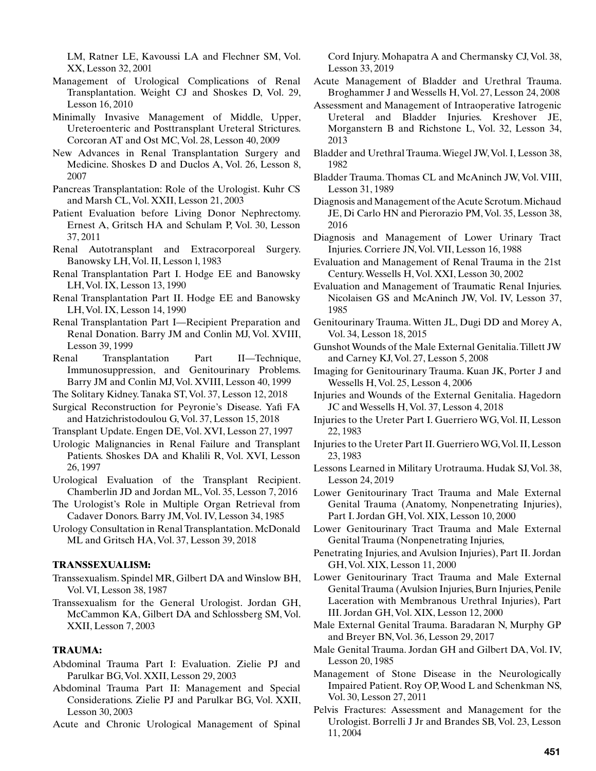LM, Ratner LE, Kavoussi LA and Flechner SM, Vol. XX, Lesson 32, 2001

Management of Urological Complications of Renal Transplantation. Weight CJ and Shoskes D, Vol. 29, Lesson 16, 2010

Minimally Invasive Management of Middle, Upper, Ureteroenteric and Posttransplant Ureteral Strictures. Corcoran AT and Ost MC, Vol. 28, Lesson 40, 2009

New Advances in Renal Transplantation Surgery and Medicine. Shoskes D and Duclos A, Vol. 26, Lesson 8, 2007

Pancreas Transplantation: Role of the Urologist. Kuhr CS and Marsh CL, Vol. XXII, Lesson 21, 2003

Patient Evaluation before Living Donor Nephrectomy. Ernest A, Gritsch HA and Schulam P, Vol. 30, Lesson 37, 2011

Renal Autotransplant and Extracorporeal Surgery. Banowsky LH, Vol. II, Lesson l, 1983

Renal Transplantation Part I. Hodge EE and Banowsky LH, Vol. IX, Lesson 13, 1990

Renal Transplantation Part II. Hodge EE and Banowsky LH, Vol. IX, Lesson 14, 1990

Renal Transplantation Part I—Recipient Preparation and Renal Donation. Barry JM and Conlin MJ, Vol. XVIII, Lesson 39, 1999

Renal Transplantation Part II—Technique, Immunosuppression, and Genitourinary Problems. Barry JM and Conlin MJ, Vol. XVIII, Lesson 40, 1999

The Solitary Kidney. Tanaka ST, Vol. 37, Lesson 12, 2018

Surgical Reconstruction for Peyronie's Disease. Yafi FA and Hatzichristodoulou G, Vol. 37, Lesson 15, 2018

Transplant Update. Engen DE, Vol. XVI, Lesson 27, 1997

Urologic Malignancies in Renal Failure and Transplant Patients. Shoskes DA and Khalili R, Vol. XVI, Lesson 26, 1997

Urological Evaluation of the Transplant Recipient. Chamberlin JD and Jordan ML, Vol. 35, Lesson 7, 2016

The Urologist's Role in Multiple Organ Retrieval from Cadaver Donors. Barry JM, Vol. IV, Lesson 34, 1985

Urology Consultation in Renal Transplantation. McDonald ML and Gritsch HA, Vol. 37, Lesson 39, 2018

**TRANSSEXUALISM:**

Transsexualism. Spindel MR, Gilbert DA and Winslow BH, Vol. VI, Lesson 38, 1987

Transsexualism for the General Urologist. Jordan GH, McCammon KA, Gilbert DA and Schlossberg SM, Vol. XXII, Lesson 7, 2003

**TRAUMA:**

Abdominal Trauma Part I: Evaluation. Zielie PJ and Parulkar BG, Vol. XXII, Lesson 29, 2003

Abdominal Trauma Part II: Management and Special Considerations. Zielie PJ and Parulkar BG, Vol. XXII, Lesson 30, 2003

Acute and Chronic Urological Management of Spinal Cord Injury. Mohapatra A and Chermansky CJ, Vol. 38, Lesson 33, 2019

Acute Management of Bladder and Urethral Trauma. Broghammer J and Wessells H, Vol. 27, Lesson 24, 2008

Assessment and Management of Intraoperative Iatrogenic Ureteral and Bladder Injuries. Kreshover JE, Morganstern B and Richstone L, Vol. 32, Lesson 34, 2013

Bladder and Urethral Trauma. Wiegel JW, Vol. I, Lesson 38, 1982

Bladder Trauma. Thomas CL and McAninch JW, Vol. VIII, Lesson 31, 1989

Diagnosis and Management of the Acute Scrotum. Michaud JE, Di Carlo HN and Pierorazio PM, Vol. 35, Lesson 38, 2016

Diagnosis and Management of Lower Urinary Tract Injuries. Corriere JN, Vol. VII, Lesson 16, 1988

Evaluation and Management of Renal Trauma in the 21st Century. Wessells H, Vol. XXI, Lesson 30, 2002

Evaluation and Management of Traumatic Renal Injuries. Nicolaisen GS and McAninch JW, Vol. IV, Lesson 37, 1985

Genitourinary Trauma. Witten JL, Dugi DD and Morey A, Vol. 34, Lesson 18, 2015

Gunshot Wounds of the Male External Genitalia. Tillett JW and Carney KJ, Vol. 27, Lesson 5, 2008

Imaging for Genitourinary Trauma. Kuan JK, Porter J and Wessells H, Vol. 25, Lesson 4, 2006

Injuries and Wounds of the External Genitalia. Hagedorn JC and Wessells H, Vol. 37, Lesson 4, 2018

Injuries to the Ureter Part I. Guerriero WG, Vol. II, Lesson 22, 1983

Injuries to the Ureter Part II. Guerriero WG, Vol. II, Lesson 23, 1983

Lessons Learned in Military Urotrauma. Hudak SJ, Vol. 38, Lesson 24, 2019

Lower Genitourinary Tract Trauma and Male External Genital Trauma (Anatomy, Nonpenetrating Injuries), Part I. Jordan GH, Vol. XIX, Lesson 10, 2000

Lower Genitourinary Tract Trauma and Male External Genital Trauma (Nonpenetrating Injuries, Penetrating Injuries, and Avulsion Injuries), Part II. Jordan GH, Vol. XIX, Lesson 11, 2000

Lower Genitourinary Tract Trauma and Male External Genital Trauma (Avulsion Injuries, Burn Injuries, Penile Laceration with Membranous Urethral Injuries), Part III. Jordan GH, Vol. XIX, Lesson 12, 2000

Male External Genital Trauma. Baradaran N, Murphy GP and Breyer BN, Vol. 36, Lesson 29, 2017

Male Genital Trauma. Jordan GH and Gilbert DA, Vol. IV, Lesson 20, 1985

Management of Stone Disease in the Neurologically Impaired Patient. Roy OP, Wood L and Schenkman NS, Vol. 30, Lesson 27, 2011

Pelvis Fractures: Assessment and Management for the Urologist. Borrelli J Jr and Brandes SB, Vol. 23, Lesson 11, 2004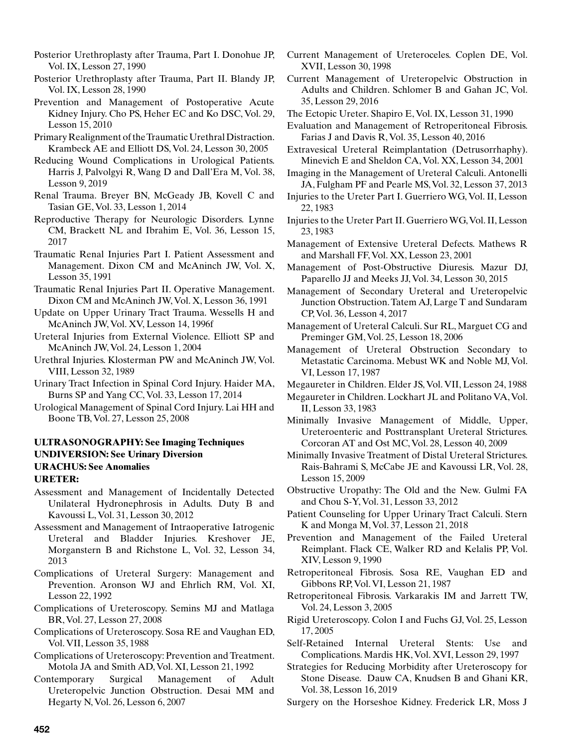Posterior Urethroplasty after Trauma, Part I. Donohue JP, Vol. IX, Lesson 27, 1990

Posterior Urethroplasty after Trauma, Part II. Blandy JP, Vol. IX, Lesson 28, 1990

Prevention and Management of Postoperative Acute Kidney Injury. Cho PS, Heher EC and Ko DSC, Vol. 29, Lesson 15, 2010

Primary Realignment of the Traumatic Urethral Distraction. Krambeck AE and Elliott DS, Vol. 24, Lesson 30, 2005

Reducing Wound Complications in Urological Patients. Harris J, Palvolgyi R, Wang D and Dall'Era M, Vol. 38, Lesson 9, 2019

Renal Trauma. Breyer BN, McGeady JB, Kovell C and Tasian GE, Vol. 33, Lesson 1, 2014

Reproductive Therapy for Neurologic Disorders. Lynne CM, Brackett NL and Ibrahim E, Vol. 36, Lesson 15, 2017

Traumatic Renal Injuries Part I. Patient Assessment and Management. Dixon CM and McAninch JW, Vol. X, Lesson 35, 1991

Traumatic Renal Injuries Part II. Operative Management. Dixon CM and McAninch JW, Vol. X, Lesson 36, 1991

Update on Upper Urinary Tract Trauma. Wessells H and McAninch JW, Vol. XV, Lesson 14, 1996f

Ureteral Injuries from External Violence. Elliott SP and McAninch JW, Vol. 24, Lesson 1, 2004

Urethral Injuries. Klosterman PW and McAninch JW, Vol. VIII, Lesson 32, 1989

Urinary Tract Infection in Spinal Cord Injury. Haider MA, Burns SP and Yang CC, Vol. 33, Lesson 17, 2014

Urological Management of Spinal Cord Injury. Lai HH and Boone TB, Vol. 27, Lesson 25, 2008

**ULTRASONOGRAPHY: See Imaging Techniques**
**UNDIVERSION: See Urinary Diversion**
**URACHUS: See Anomalies**
**URETER:**

Assessment and Management of Incidentally Detected Unilateral Hydronephrosis in Adults. Duty B and Kavoussi L, Vol. 31, Lesson 30, 2012

Assessment and Management of Intraoperative Iatrogenic Ureteral and Bladder Injuries. Kreshover JE, Morganstern B and Richstone L, Vol. 32, Lesson 34, 2013

Complications of Ureteral Surgery: Management and Prevention. Aronson WJ and Ehrlich RM, Vol. XI, Lesson 22, 1992

Complications of Ureteroscopy. Semins MJ and Matlaga BR, Vol. 27, Lesson 27, 2008

Complications of Ureteroscopy. Sosa RE and Vaughan ED, Vol. VII, Lesson 35, 1988

Complications of Ureteroscopy: Prevention and Treatment. Motola JA and Smith AD, Vol. XI, Lesson 21, 1992

Contemporary Surgical Management of Adult Ureteropelvic Junction Obstruction. Desai MM and Hegarty N, Vol. 26, Lesson 6, 2007

Current Management of Ureteroceles. Coplen DE, Vol. XVII, Lesson 30, 1998

Current Management of Ureteropelvic Obstruction in Adults and Children. Schlomer B and Gahan JC, Vol. 35, Lesson 29, 2016

The Ectopic Ureter. Shapiro E, Vol. IX, Lesson 31, 1990

Evaluation and Management of Retroperitoneal Fibrosis. Farias J and Davis R, Vol. 35, Lesson 40, 2016

Extravesical Ureteral Reimplantation (Detrusorrhaphy). Minevich E and Sheldon CA, Vol. XX, Lesson 34, 2001

Imaging in the Management of Ureteral Calculi. Antonelli JA, Fulgham PF and Pearle MS, Vol. 32, Lesson 37, 2013

Injuries to the Ureter Part I. Guerriero WG, Vol. II, Lesson 22, 1983

Injuries to the Ureter Part II. Guerriero WG, Vol. II, Lesson 23, 1983

Management of Extensive Ureteral Defects. Mathews R and Marshall FF, Vol. XX, Lesson 23, 2001

Management of Post-Obstructive Diuresis. Mazur DJ, Paparello JJ and Meeks JJ, Vol. 34, Lesson 30, 2015

Management of Secondary Ureteral and Ureteropelvic Junction Obstruction. Tatem AJ, Large T and Sundaram CP, Vol. 36, Lesson 4, 2017

Management of Ureteral Calculi. Sur RL, Marguet CG and Preminger GM, Vol. 25, Lesson 18, 2006

Management of Ureteral Obstruction Secondary to Metastatic Carcinoma. Mebust WK and Noble MJ, Vol. VI, Lesson 17, 1987

Megaureter in Children. Elder JS, Vol. VII, Lesson 24, 1988

Megaureter in Children. Lockhart JL and Politano VA, Vol. II, Lesson 33, 1983

Minimally Invasive Management of Middle, Upper, Ureteroenteric and Posttransplant Ureteral Strictures. Corcoran AT and Ost MC, Vol. 28, Lesson 40, 2009

Minimally Invasive Treatment of Distal Ureteral Strictures. Rais-Bahrami S, McCabe JE and Kavoussi LR, Vol. 28, Lesson 15, 2009

Obstructive Uropathy: The Old and the New. Gulmi FA and Chou S-Y, Vol. 31, Lesson 33, 2012

Patient Counseling for Upper Urinary Tract Calculi. Stern K and Monga M, Vol. 37, Lesson 21, 2018

Prevention and Management of the Failed Ureteral Reimplant. Flack CE, Walker RD and Kelalis PP, Vol. XIV, Lesson 9, 1990

Retroperitoneal Fibrosis. Sosa RE, Vaughan ED and Gibbons RP, Vol. VI, Lesson 21, 1987

Retroperitoneal Fibrosis. Varkarakis IM and Jarrett TW, Vol. 24, Lesson 3, 2005

Rigid Ureteroscopy. Colon I and Fuchs GJ, Vol. 25, Lesson 17, 2005

Self-Retained Internal Ureteral Stents: Use and Complications. Mardis HK, Vol. XVI, Lesson 29, 1997

Strategies for Reducing Morbidity after Ureteroscopy for Stone Disease. Dauw CA, Knudsen B and Ghani KR, Vol. 38, Lesson 16, 2019

Surgery on the Horseshoe Kidney. Frederick LR, Moss J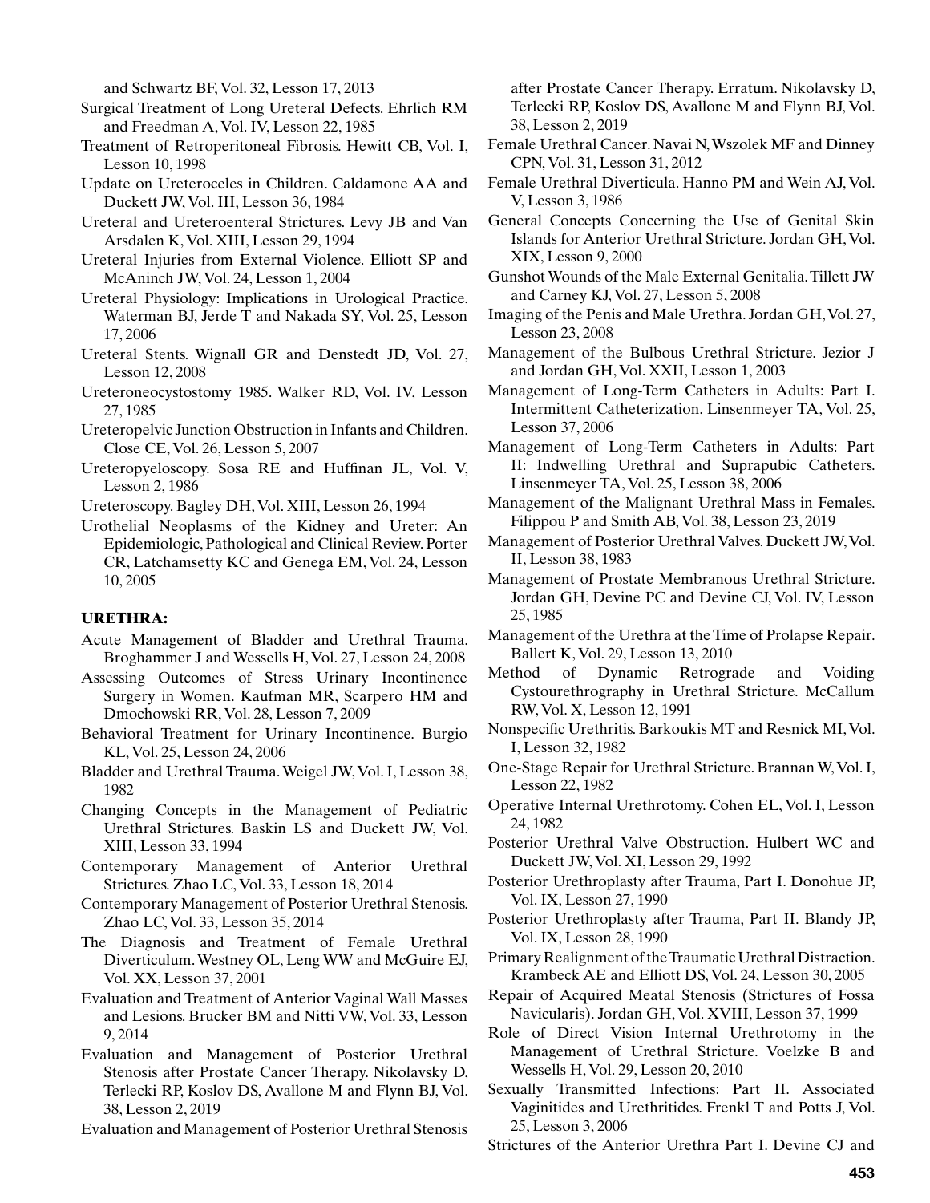and Schwartz BF, Vol. 32, Lesson 17, 2013

Surgical Treatment of Long Ureteral Defects. Ehrlich RM and Freedman A, Vol. IV, Lesson 22, 1985

Treatment of Retroperitoneal Fibrosis. Hewitt CB, Vol. I, Lesson 10, 1998

Update on Ureteroceles in Children. Caldamone AA and Duckett JW, Vol. III, Lesson 36, 1984

Ureteral and Ureteroenteral Strictures. Levy JB and Van Arsdalen K, Vol. XIII, Lesson 29, 1994

Ureteral Injuries from External Violence. Elliott SP and McAninch JW, Vol. 24, Lesson 1, 2004

Ureteral Physiology: Implications in Urological Practice. Waterman BJ, Jerde T and Nakada SY, Vol. 25, Lesson 17, 2006

Ureteral Stents. Wignall GR and Denstedt JD, Vol. 27, Lesson 12, 2008

Ureteroneocystostomy 1985. Walker RD, Vol. IV, Lesson 27, 1985

Ureteropelvic Junction Obstruction in Infants and Children. Close CE, Vol. 26, Lesson 5, 2007

Ureteropyeloscopy. Sosa RE and Huffinan JL, Vol. V, Lesson 2, 1986

Ureteroscopy. Bagley DH, Vol. XIII, Lesson 26, 1994

Urothelial Neoplasms of the Kidney and Ureter: An Epidemiologic, Pathological and Clinical Review. Porter CR, Latchamsetty KC and Genega EM, Vol. 24, Lesson 10, 2005

**URETHRA:**

Acute Management of Bladder and Urethral Trauma. Broghammer J and Wessells H, Vol. 27, Lesson 24, 2008

Assessing Outcomes of Stress Urinary Incontinence Surgery in Women. Kaufman MR, Scarpero HM and Dmochowski RR, Vol. 28, Lesson 7, 2009

Behavioral Treatment for Urinary Incontinence. Burgio KL, Vol. 25, Lesson 24, 2006

Bladder and Urethral Trauma. Weigel JW, Vol. I, Lesson 38, 1982

Changing Concepts in the Management of Pediatric Urethral Strictures. Baskin LS and Duckett JW, Vol. XIII, Lesson 33, 1994

Contemporary Management of Anterior Urethral Strictures. Zhao LC, Vol. 33, Lesson 18, 2014

Contemporary Management of Posterior Urethral Stenosis. Zhao LC, Vol. 33, Lesson 35, 2014

The Diagnosis and Treatment of Female Urethral Diverticulum. Westney OL, Leng WW and McGuire EJ, Vol. XX, Lesson 37, 2001

Evaluation and Treatment of Anterior Vaginal Wall Masses and Lesions. Brucker BM and Nitti VW, Vol. 33, Lesson 9, 2014

Evaluation and Management of Posterior Urethral Stenosis after Prostate Cancer Therapy. Nikolavsky D, Terlecki RP, Koslov DS, Avallone M and Flynn BJ, Vol. 38, Lesson 2, 2019

Evaluation and Management of Posterior Urethral Stenosis after Prostate Cancer Therapy. Erratum. Nikolavsky D, Terlecki RP, Koslov DS, Avallone M and Flynn BJ, Vol. 38, Lesson 2, 2019

Female Urethral Cancer. Navai N, Wszolek MF and Dinney CPN, Vol. 31, Lesson 31, 2012

Female Urethral Diverticula. Hanno PM and Wein AJ, Vol. V, Lesson 3, 1986

General Concepts Concerning the Use of Genital Skin Islands for Anterior Urethral Stricture. Jordan GH, Vol. XIX, Lesson 9, 2000

Gunshot Wounds of the Male External Genitalia. Tillett JW and Carney KJ, Vol. 27, Lesson 5, 2008

Imaging of the Penis and Male Urethra. Jordan GH, Vol. 27, Lesson 23, 2008

Management of the Bulbous Urethral Stricture. Jezior J and Jordan GH, Vol. XXII, Lesson 1, 2003

Management of Long-Term Catheters in Adults: Part I. Intermittent Catheterization. Linsenmeyer TA, Vol. 25, Lesson 37, 2006

Management of Long-Term Catheters in Adults: Part II: Indwelling Urethral and Suprapubic Catheters. Linsenmeyer TA, Vol. 25, Lesson 38, 2006

Management of the Malignant Urethral Mass in Females. Filippou P and Smith AB, Vol. 38, Lesson 23, 2019

Management of Posterior Urethral Valves. Duckett JW, Vol. II, Lesson 38, 1983

Management of Prostate Membranous Urethral Stricture. Jordan GH, Devine PC and Devine CJ, Vol. IV, Lesson 25, 1985

Management of the Urethra at the Time of Prolapse Repair. Ballert K, Vol. 29, Lesson 13, 2010

Method of Dynamic Retrograde and Voiding Cystourethrography in Urethral Stricture. McCallum RW, Vol. X, Lesson 12, 1991

Nonspecific Urethritis. Barkoukis MT and Resnick MI, Vol. I, Lesson 32, 1982

One-Stage Repair for Urethral Stricture. Brannan W, Vol. I, Lesson 22, 1982

Operative Internal Urethrotomy. Cohen EL, Vol. I, Lesson 24, 1982

Posterior Urethral Valve Obstruction. Hulbert WC and Duckett JW, Vol. XI, Lesson 29, 1992

Posterior Urethroplasty after Trauma, Part I. Donohue JP, Vol. IX, Lesson 27, 1990

Posterior Urethroplasty after Trauma, Part II. Blandy JP, Vol. IX, Lesson 28, 1990

Primary Realignment of the Traumatic Urethral Distraction. Krambeck AE and Elliott DS, Vol. 24, Lesson 30, 2005

Repair of Acquired Meatal Stenosis (Strictures of Fossa Navicularis). Jordan GH, Vol. XVIII, Lesson 37, 1999

Role of Direct Vision Internal Urethrotomy in the Management of Urethral Stricture. Voelzke B and Wessells H, Vol. 29, Lesson 20, 2010

Sexually Transmitted Infections: Part II. Associated Vaginitides and Urethritides. Frenkl T and Potts J, Vol. 25, Lesson 3, 2006

Strictures of the Anterior Urethra Part I. Devine CJ and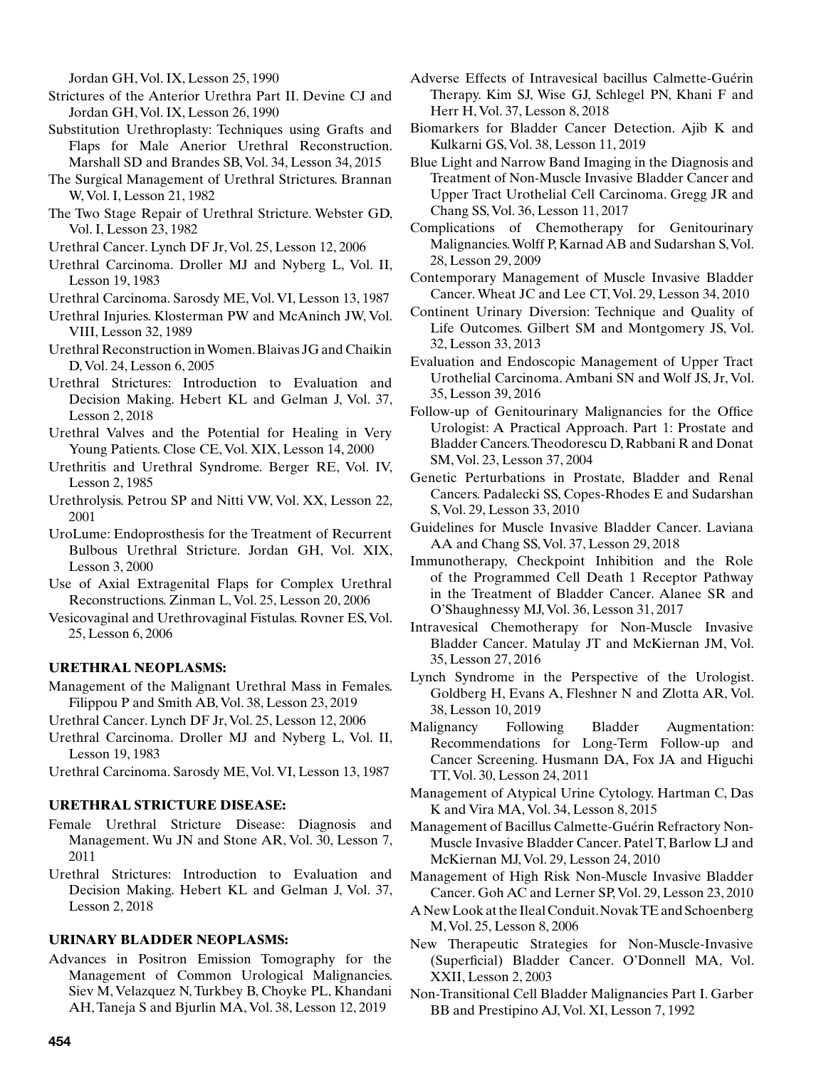Jordan GH, Vol. IX, Lesson 25, 1990

Strictures of the Anterior Urethra Part II. Devine CJ and Jordan GH, Vol. IX, Lesson 26, 1990

Substitution Urethroplasty: Techniques using Grafts and Flaps for Male Anerior Urethral Reconstruction. Marshall SD and Brandes SB, Vol. 34, Lesson 34, 2015

The Surgical Management of Urethral Strictures. Brannan W, Vol. I, Lesson 21, 1982

The Two Stage Repair of Urethral Stricture. Webster GD, Vol. I, Lesson 23, 1982

Urethral Cancer. Lynch DF Jr, Vol. 25, Lesson 12, 2006

Urethral Carcinoma. Droller MJ and Nyberg L, Vol. II, Lesson 19, 1983

Urethral Carcinoma. Sarosdy ME, Vol. VI, Lesson 13, 1987

Urethral Injuries. Klosterman PW and McAninch JW, Vol. VIII, Lesson 32, 1989

Urethral Reconstruction in Women. Blaivas JG and Chaikin D, Vol. 24, Lesson 6, 2005

Urethral Strictures: Introduction to Evaluation and Decision Making. Hebert KL and Gelman J, Vol. 37, Lesson 2, 2018

Urethral Valves and the Potential for Healing in Very Young Patients. Close CE, Vol. XIX, Lesson 14, 2000

Urethritis and Urethral Syndrome. Berger RE, Vol. IV, Lesson 2, 1985

Urethrolysis. Petrou SP and Nitti VW, Vol. XX, Lesson 22, 2001

UroLume: Endoprosthesis for the Treatment of Recurrent Bulbous Urethral Stricture. Jordan GH, Vol. XIX, Lesson 3, 2000

Use of Axial Extragenital Flaps for Complex Urethral Reconstructions. Zinman L, Vol. 25, Lesson 20, 2006

Vesicovaginal and Urethrovaginal Fistulas. Rovner ES, Vol. 25, Lesson 6, 2006

**URETHRAL NEOPLASMS:**

Management of the Malignant Urethral Mass in Females. Filippou P and Smith AB, Vol. 38, Lesson 23, 2019

Urethral Cancer. Lynch DF Jr, Vol. 25, Lesson 12, 2006

Urethral Carcinoma. Droller MJ and Nyberg L, Vol. II, Lesson 19, 1983

Urethral Carcinoma. Sarosdy ME, Vol. VI, Lesson 13, 1987

**URETHRAL STRICTURE DISEASE:**

Female Urethral Stricture Disease: Diagnosis and Management. Wu JN and Stone AR, Vol. 30, Lesson 7, 2011

Urethral Strictures: Introduction to Evaluation and Decision Making. Hebert KL and Gelman J, Vol. 37, Lesson 2, 2018

**URINARY BLADDER NEOPLASMS:**

Advances in Positron Emission Tomography for the Management of Common Urological Malignancies. Siev M, Velazquez N, Turkbey B, Choyke PL, Khandani AH, Taneja S and Bjurlin MA, Vol. 38, Lesson 12, 2019

Adverse Effects of Intravesical bacillus Calmette-Guérin Therapy. Kim SJ, Wise GJ, Schlegel PN, Khani F and Herr H, Vol. 37, Lesson 8, 2018

Biomarkers for Bladder Cancer Detection. Ajib K and Kulkarni GS, Vol. 38, Lesson 11, 2019

Blue Light and Narrow Band Imaging in the Diagnosis and Treatment of Non-Muscle Invasive Bladder Cancer and Upper Tract Urothelial Cell Carcinoma. Gregg JR and Chang SS, Vol. 36, Lesson 11, 2017

Complications of Chemotherapy for Genitourinary Malignancies. Wolff P, Karnad AB and Sudarshan S, Vol. 28, Lesson 29, 2009

Contemporary Management of Muscle Invasive Bladder Cancer. Wheat JC and Lee CT, Vol. 29, Lesson 34, 2010

Continent Urinary Diversion: Technique and Quality of Life Outcomes. Gilbert SM and Montgomery JS, Vol. 32, Lesson 33, 2013

Evaluation and Endoscopic Management of Upper Tract Urothelial Carcinoma. Ambani SN and Wolf JS, Jr, Vol. 35, Lesson 39, 2016

Follow-up of Genitourinary Malignancies for the Office Urologist: A Practical Approach. Part 1: Prostate and Bladder Cancers. Theodorescu D, Rabbani R and Donat SM, Vol. 23, Lesson 37, 2004

Genetic Perturbations in Prostate, Bladder and Renal Cancers. Padalecki SS, Copes-Rhodes E and Sudarshan S, Vol. 29, Lesson 33, 2010

Guidelines for Muscle Invasive Bladder Cancer. Laviana AA and Chang SS, Vol. 37, Lesson 29, 2018

Immunotherapy, Checkpoint Inhibition and the Role of the Programmed Cell Death 1 Receptor Pathway in the Treatment of Bladder Cancer. Alanee SR and O'Shaughnessy MJ, Vol. 36, Lesson 31, 2017

Intravesical Chemotherapy for Non-Muscle Invasive Bladder Cancer. Matulay JT and McKiernan JM, Vol. 35, Lesson 27, 2016

Lynch Syndrome in the Perspective of the Urologist. Goldberg H, Evans A, Fleshner N and Zlotta AR, Vol. 38, Lesson 10, 2019

Malignancy Following Bladder Augmentation: Recommendations for Long-Term Follow-up and Cancer Screening. Husmann DA, Fox JA and Higuchi TT, Vol. 30, Lesson 24, 2011

Management of Atypical Urine Cytology. Hartman C, Das K and Vira MA, Vol. 34, Lesson 8, 2015

Management of Bacillus Calmette-Guérin Refractory Non-Muscle Invasive Bladder Cancer. Patel T, Barlow LJ and McKiernan MJ, Vol. 29, Lesson 24, 2010

Management of High Risk Non-Muscle Invasive Bladder Cancer. Goh AC and Lerner SP, Vol. 29, Lesson 23, 2010

A New Look at the Ileal Conduit. Novak TE and Schoenberg M, Vol. 25, Lesson 8, 2006

New Therapeutic Strategies for Non-Muscle-Invasive (Superficial) Bladder Cancer. O'Donnell MA, Vol. XXII, Lesson 2, 2003

Non-Transitional Cell Bladder Malignancies Part I. Garber BB and Prestipino AJ, Vol. XI, Lesson 7, 1992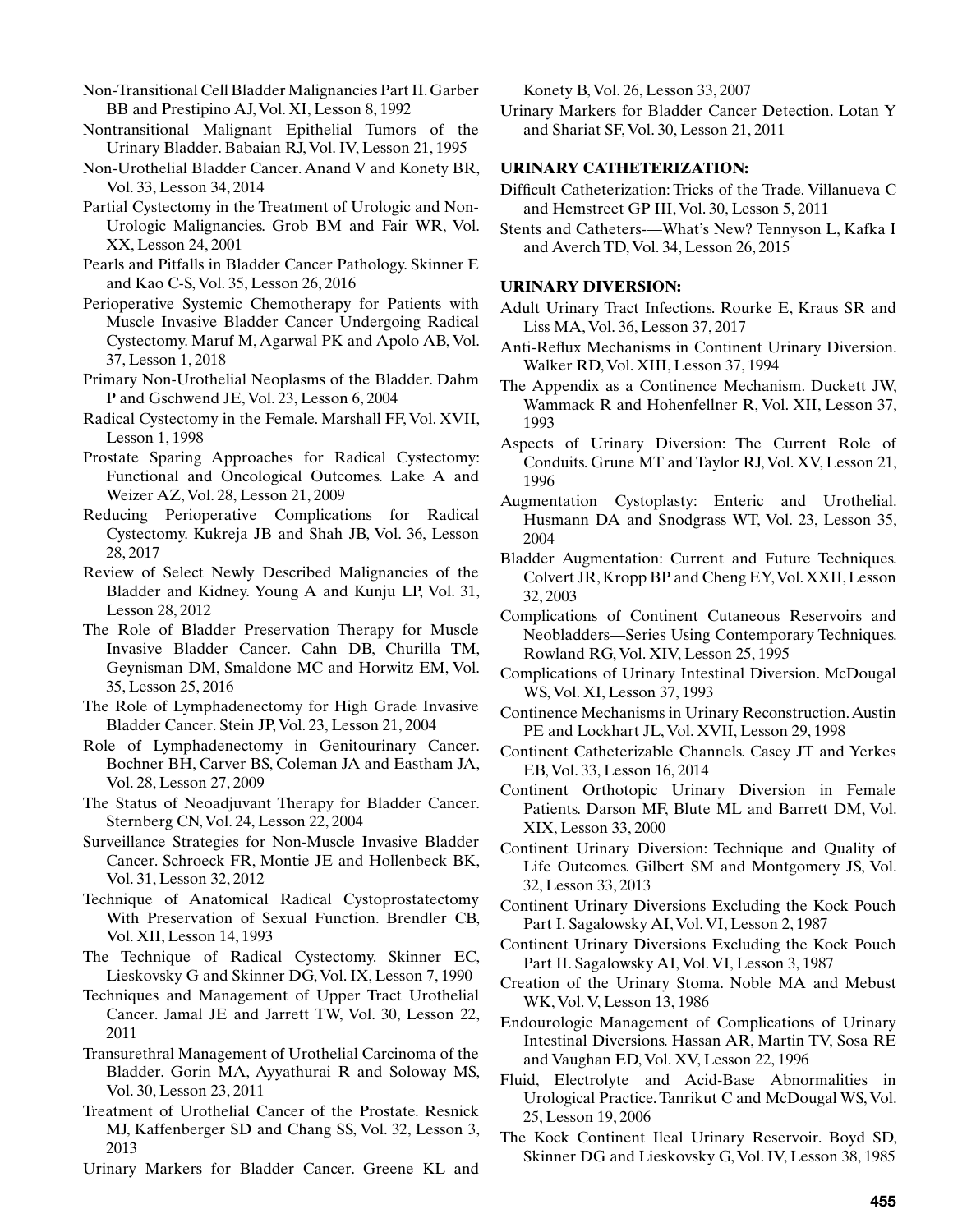Non-Transitional Cell Bladder Malignancies Part II. Garber BB and Prestipino AJ, Vol. XI, Lesson 8, 1992

Nontransitional Malignant Epithelial Tumors of the Urinary Bladder. Babaian RJ, Vol. IV, Lesson 21, 1995

Non-Urothelial Bladder Cancer. Anand V and Konety BR, Vol. 33, Lesson 34, 2014

Partial Cystectomy in the Treatment of Urologic and Non-Urologic Malignancies. Grob BM and Fair WR, Vol. XX, Lesson 24, 2001

Pearls and Pitfalls in Bladder Cancer Pathology. Skinner E and Kao C-S, Vol. 35, Lesson 26, 2016

Perioperative Systemic Chemotherapy for Patients with Muscle Invasive Bladder Cancer Undergoing Radical Cystectomy. Maruf M, Agarwal PK and Apolo AB, Vol. 37, Lesson 1, 2018

Primary Non-Urothelial Neoplasms of the Bladder. Dahm P and Gschwend JE, Vol. 23, Lesson 6, 2004

Radical Cystectomy in the Female. Marshall FF, Vol. XVII, Lesson 1, 1998

Prostate Sparing Approaches for Radical Cystectomy: Functional and Oncological Outcomes. Lake A and Weizer AZ, Vol. 28, Lesson 21, 2009

Reducing Perioperative Complications for Radical Cystectomy. Kukreja JB and Shah JB, Vol. 36, Lesson 28, 2017

Review of Select Newly Described Malignancies of the Bladder and Kidney. Young A and Kunju LP, Vol. 31, Lesson 28, 2012

The Role of Bladder Preservation Therapy for Muscle Invasive Bladder Cancer. Cahn DB, Churilla TM, Geynisman DM, Smaldone MC and Horwitz EM, Vol. 35, Lesson 25, 2016

The Role of Lymphadenectomy for High Grade Invasive Bladder Cancer. Stein JP, Vol. 23, Lesson 21, 2004

Role of Lymphadenectomy in Genitourinary Cancer. Bochner BH, Carver BS, Coleman JA and Eastham JA, Vol. 28, Lesson 27, 2009

The Status of Neoadjuvant Therapy for Bladder Cancer. Sternberg CN, Vol. 24, Lesson 22, 2004

Surveillance Strategies for Non-Muscle Invasive Bladder Cancer. Schroeck FR, Montie JE and Hollenbeck BK, Vol. 31, Lesson 32, 2012

Technique of Anatomical Radical Cystoprostatectomy With Preservation of Sexual Function. Brendler CB, Vol. XII, Lesson 14, 1993

The Technique of Radical Cystectomy. Skinner EC, Lieskovsky G and Skinner DG, Vol. IX, Lesson 7, 1990

Techniques and Management of Upper Tract Urothelial Cancer. Jamal JE and Jarrett TW, Vol. 30, Lesson 22, 2011

Transurethral Management of Urothelial Carcinoma of the Bladder. Gorin MA, Ayyathurai R and Soloway MS, Vol. 30, Lesson 23, 2011

Treatment of Urothelial Cancer of the Prostate. Resnick MJ, Kaffenberger SD and Chang SS, Vol. 32, Lesson 3, 2013

Urinary Markers for Bladder Cancer. Greene KL and Konety B, Vol. 26, Lesson 33, 2007

Urinary Markers for Bladder Cancer Detection. Lotan Y and Shariat SF, Vol. 30, Lesson 21, 2011

**URINARY CATHETERIZATION:**

Difficult Catheterization: Tricks of the Trade. Villanueva C and Hemstreet GP III, Vol. 30, Lesson 5, 2011

Stents and Catheters-—What's New? Tennyson L, Kafka I and Averch TD, Vol. 34, Lesson 26, 2015

**URINARY DIVERSION:**

Adult Urinary Tract Infections. Rourke E, Kraus SR and Liss MA, Vol. 36, Lesson 37, 2017

Anti-Reflux Mechanisms in Continent Urinary Diversion. Walker RD, Vol. XIII, Lesson 37, 1994

The Appendix as a Continence Mechanism. Duckett JW, Wammack R and Hohenfellner R, Vol. XII, Lesson 37, 1993

Aspects of Urinary Diversion: The Current Role of Conduits. Grune MT and Taylor RJ, Vol. XV, Lesson 21, 1996

Augmentation Cystoplasty: Enteric and Urothelial. Husmann DA and Snodgrass WT, Vol. 23, Lesson 35, 2004

Bladder Augmentation: Current and Future Techniques. Colvert JR, Kropp BP and Cheng EY, Vol. XXII, Lesson 32, 2003

Complications of Continent Cutaneous Reservoirs and Neobladders—Series Using Contemporary Techniques. Rowland RG, Vol. XIV, Lesson 25, 1995

Complications of Urinary Intestinal Diversion. McDougal WS, Vol. XI, Lesson 37, 1993

Continence Mechanisms in Urinary Reconstruction. Austin PE and Lockhart JL, Vol. XVII, Lesson 29, 1998

Continent Catheterizable Channels. Casey JT and Yerkes EB, Vol. 33, Lesson 16, 2014

Continent Orthotopic Urinary Diversion in Female Patients. Darson MF, Blute ML and Barrett DM, Vol. XIX, Lesson 33, 2000

Continent Urinary Diversion: Technique and Quality of Life Outcomes. Gilbert SM and Montgomery JS, Vol. 32, Lesson 33, 2013

Continent Urinary Diversions Excluding the Kock Pouch Part I. Sagalowsky AI, Vol. VI, Lesson 2, 1987

Continent Urinary Diversions Excluding the Kock Pouch Part II. Sagalowsky AI, Vol. VI, Lesson 3, 1987

Creation of the Urinary Stoma. Noble MA and Mebust WK, Vol. V, Lesson 13, 1986

Endourologic Management of Complications of Urinary Intestinal Diversions. Hassan AR, Martin TV, Sosa RE and Vaughan ED, Vol. XV, Lesson 22, 1996

Fluid, Electrolyte and Acid-Base Abnormalities in Urological Practice. Tanrikut C and McDougal WS, Vol. 25, Lesson 19, 2006

The Kock Continent Ileal Urinary Reservoir. Boyd SD, Skinner DG and Lieskovsky G, Vol. IV, Lesson 38, 1985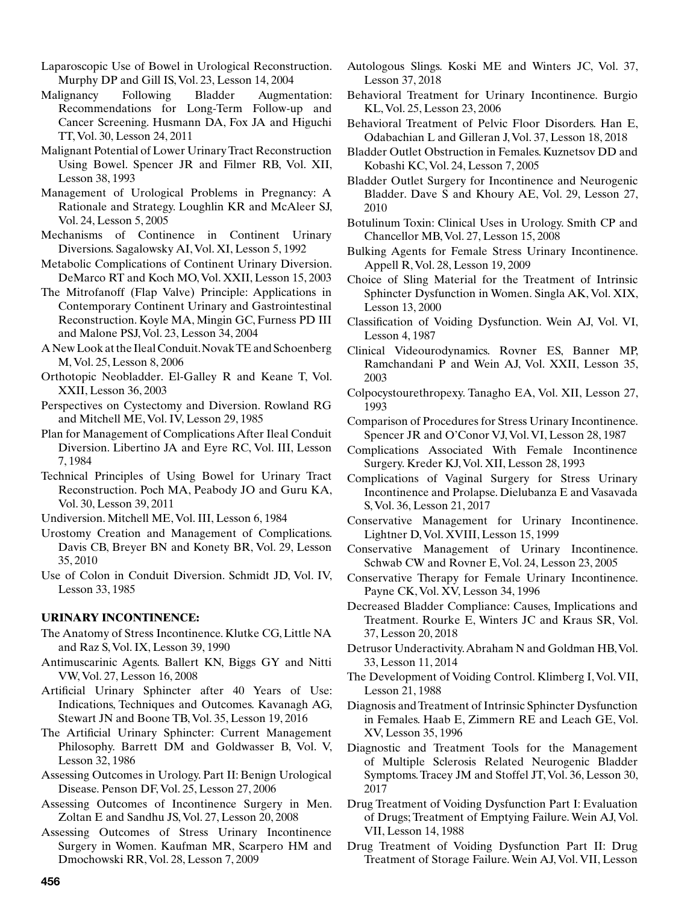Laparoscopic Use of Bowel in Urological Reconstruction. Murphy DP and Gill IS, Vol. 23, Lesson 14, 2004

Malignancy Following Bladder Augmentation: Recommendations for Long-Term Follow-up and Cancer Screening. Husmann DA, Fox JA and Higuchi TT, Vol. 30, Lesson 24, 2011

Malignant Potential of Lower Urinary Tract Reconstruction Using Bowel. Spencer JR and Filmer RB, Vol. XII, Lesson 38, 1993

Management of Urological Problems in Pregnancy: A Rationale and Strategy. Loughlin KR and McAleer SJ, Vol. 24, Lesson 5, 2005

Mechanisms of Continence in Continent Urinary Diversions. Sagalowsky AI, Vol. XI, Lesson 5, 1992

Metabolic Complications of Continent Urinary Diversion. DeMarco RT and Koch MO, Vol. XXII, Lesson 15, 2003

The Mitrofanoff (Flap Valve) Principle: Applications in Contemporary Continent Urinary and Gastrointestinal Reconstruction. Koyle MA, Mingin GC, Furness PD III and Malone PSJ, Vol. 23, Lesson 34, 2004

A New Look at the Ileal Conduit. Novak TE and Schoenberg M, Vol. 25, Lesson 8, 2006

Orthotopic Neobladder. El-Galley R and Keane T, Vol. XXII, Lesson 36, 2003

Perspectives on Cystectomy and Diversion. Rowland RG and Mitchell ME, Vol. IV, Lesson 29, 1985

Plan for Management of Complications After Ileal Conduit Diversion. Libertino JA and Eyre RC, Vol. III, Lesson 7, 1984

Technical Principles of Using Bowel for Urinary Tract Reconstruction. Poch MA, Peabody JO and Guru KA, Vol. 30, Lesson 39, 2011

Undiversion. Mitchell ME, Vol. III, Lesson 6, 1984

Urostomy Creation and Management of Complications. Davis CB, Breyer BN and Konety BR, Vol. 29, Lesson 35, 2010

Use of Colon in Conduit Diversion. Schmidt JD, Vol. IV, Lesson 33, 1985

**URINARY INCONTINENCE:**

The Anatomy of Stress Incontinence. Klutke CG, Little NA and Raz S, Vol. IX, Lesson 39, 1990

Antimuscarinic Agents. Ballert KN, Biggs GY and Nitti VW, Vol. 27, Lesson 16, 2008

Artificial Urinary Sphincter after 40 Years of Use: Indications, Techniques and Outcomes. Kavanagh AG, Stewart JN and Boone TB, Vol. 35, Lesson 19, 2016

The Artificial Urinary Sphincter: Current Management Philosophy. Barrett DM and Goldwasser B, Vol. V, Lesson 32, 1986

Assessing Outcomes in Urology. Part II: Benign Urological Disease. Penson DF, Vol. 25, Lesson 27, 2006

Assessing Outcomes of Incontinence Surgery in Men. Zoltan E and Sandhu JS, Vol. 27, Lesson 20, 2008

Assessing Outcomes of Stress Urinary Incontinence Surgery in Women. Kaufman MR, Scarpero HM and Dmochowski RR, Vol. 28, Lesson 7, 2009

Autologous Slings. Koski ME and Winters JC, Vol. 37, Lesson 37, 2018

Behavioral Treatment for Urinary Incontinence. Burgio KL, Vol. 25, Lesson 23, 2006

Behavioral Treatment of Pelvic Floor Disorders. Han E, Odabachian L and Gilleran J, Vol. 37, Lesson 18, 2018

Bladder Outlet Obstruction in Females. Kuznetsov DD and Kobashi KC, Vol. 24, Lesson 7, 2005

Bladder Outlet Surgery for Incontinence and Neurogenic Bladder. Dave S and Khoury AE, Vol. 29, Lesson 27, 2010

Botulinum Toxin: Clinical Uses in Urology. Smith CP and Chancellor MB, Vol. 27, Lesson 15, 2008

Bulking Agents for Female Stress Urinary Incontinence. Appell R, Vol. 28, Lesson 19, 2009

Choice of Sling Material for the Treatment of Intrinsic Sphincter Dysfunction in Women. Singla AK, Vol. XIX, Lesson 13, 2000

Classification of Voiding Dysfunction. Wein AJ, Vol. VI, Lesson 4, 1987

Clinical Videourodynamics. Rovner ES, Banner MP, Ramchandani P and Wein AJ, Vol. XXII, Lesson 35, 2003

Colpocystourethropexy. Tanagho EA, Vol. XII, Lesson 27, 1993

Comparison of Procedures for Stress Urinary Incontinence. Spencer JR and O'Conor VJ, Vol. VI, Lesson 28, 1987

Complications Associated With Female Incontinence Surgery. Kreder KJ, Vol. XII, Lesson 28, 1993

Complications of Vaginal Surgery for Stress Urinary Incontinence and Prolapse. Dielubanza E and Vasavada S, Vol. 36, Lesson 21, 2017

Conservative Management for Urinary Incontinence. Lightner D, Vol. XVIII, Lesson 15, 1999

Conservative Management of Urinary Incontinence. Schwab CW and Rovner E, Vol. 24, Lesson 23, 2005

Conservative Therapy for Female Urinary Incontinence. Payne CK, Vol. XV, Lesson 34, 1996

Decreased Bladder Compliance: Causes, Implications and Treatment. Rourke E, Winters JC and Kraus SR, Vol. 37, Lesson 20, 2018

Detrusor Underactivity. Abraham N and Goldman HB, Vol. 33, Lesson 11, 2014

The Development of Voiding Control. Klimberg I, Vol. VII, Lesson 21, 1988

Diagnosis and Treatment of Intrinsic Sphincter Dysfunction in Females. Haab E, Zimmern RE and Leach GE, Vol. XV, Lesson 35, 1996

Diagnostic and Treatment Tools for the Management of Multiple Sclerosis Related Neurogenic Bladder Symptoms. Tracey JM and Stoffel JT, Vol. 36, Lesson 30, 2017

Drug Treatment of Voiding Dysfunction Part I: Evaluation of Drugs; Treatment of Emptying Failure. Wein AJ, Vol. VII, Lesson 14, 1988

Drug Treatment of Voiding Dysfunction Part II: Drug Treatment of Storage Failure. Wein AJ, Vol. VII, Lesson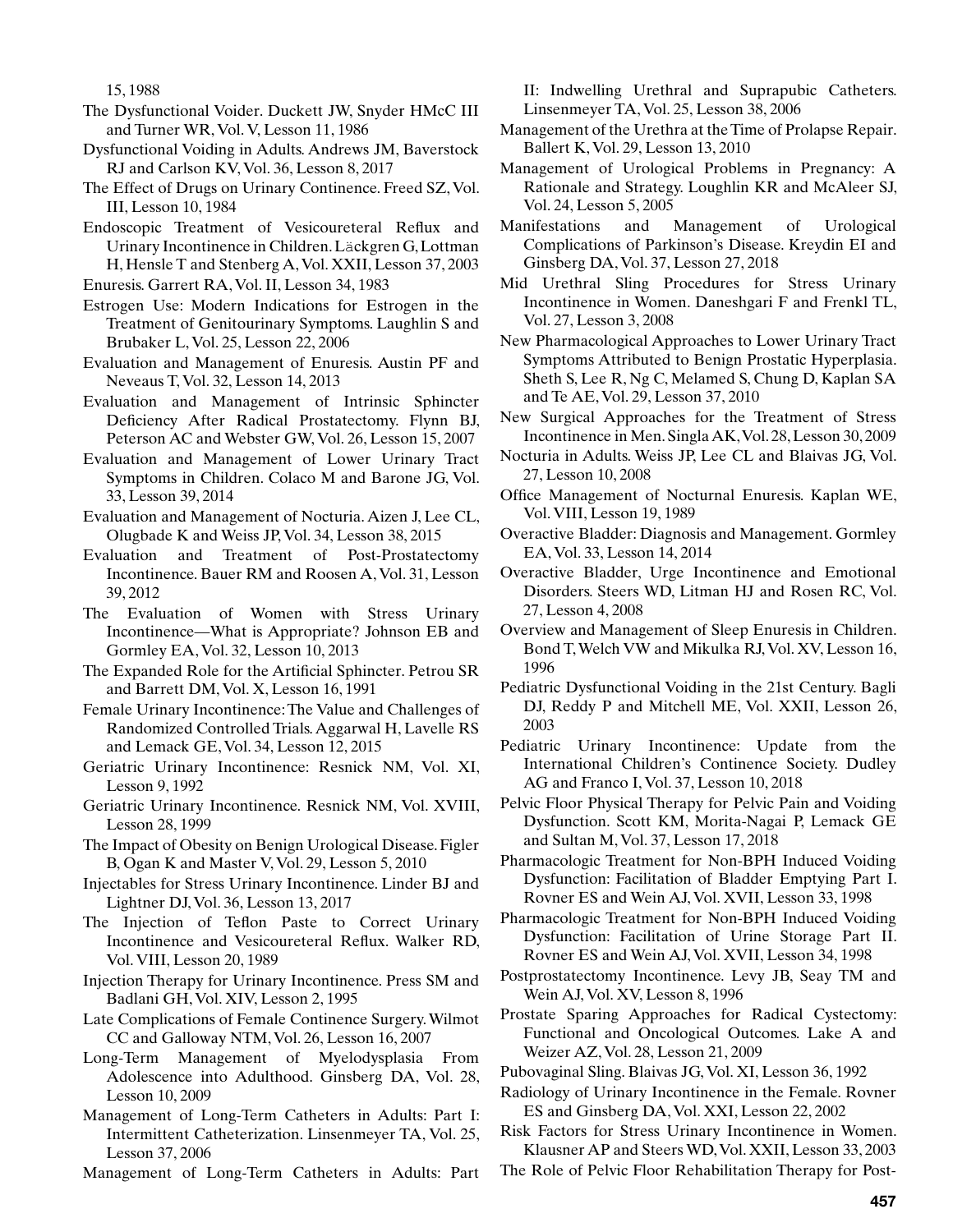15, 1988

The Dysfunctional Voider. Duckett JW, Snyder HMcC III and Turner WR, Vol. V, Lesson 11, 1986

Dysfunctional Voiding in Adults. Andrews JM, Baverstock RJ and Carlson KV, Vol. 36, Lesson 8, 2017

The Effect of Drugs on Urinary Continence. Freed SZ, Vol. III, Lesson 10, 1984

Endoscopic Treatment of Vesicoureteral Reflux and Urinary Incontinence in Children. Läckgren G, Lottman H, Hensle T and Stenberg A, Vol. XXII, Lesson 37, 2003

Enuresis. Garrert RA, Vol. II, Lesson 34, 1983

Estrogen Use: Modern Indications for Estrogen in the Treatment of Genitourinary Symptoms. Laughlin S and Brubaker L, Vol. 25, Lesson 22, 2006

Evaluation and Management of Enuresis. Austin PF and Neveaus T, Vol. 32, Lesson 14, 2013

Evaluation and Management of Intrinsic Sphincter Deficiency After Radical Prostatectomy. Flynn BJ, Peterson AC and Webster GW, Vol. 26, Lesson 15, 2007

Evaluation and Management of Lower Urinary Tract Symptoms in Children. Colaco M and Barone JG, Vol. 33, Lesson 39, 2014

Evaluation and Management of Nocturia. Aizen J, Lee CL, Olugbade K and Weiss JP, Vol. 34, Lesson 38, 2015

Evaluation and Treatment of Post-Prostatectomy Incontinence. Bauer RM and Roosen A, Vol. 31, Lesson 39, 2012

The Evaluation of Women with Stress Urinary Incontinence—What is Appropriate? Johnson EB and Gormley EA, Vol. 32, Lesson 10, 2013

The Expanded Role for the Artificial Sphincter. Petrou SR and Barrett DM, Vol. X, Lesson 16, 1991

Female Urinary Incontinence: The Value and Challenges of Randomized Controlled Trials. Aggarwal H, Lavelle RS and Lemack GE, Vol. 34, Lesson 12, 2015

Geriatric Urinary Incontinence: Resnick NM, Vol. XI, Lesson 9, 1992

Geriatric Urinary Incontinence. Resnick NM, Vol. XVIII, Lesson 28, 1999

The Impact of Obesity on Benign Urological Disease. Figler B, Ogan K and Master V, Vol. 29, Lesson 5, 2010

Injectables for Stress Urinary Incontinence. Linder BJ and Lightner DJ, Vol. 36, Lesson 13, 2017

The Injection of Teflon Paste to Correct Urinary Incontinence and Vesicoureteral Reflux. Walker RD, Vol. VIII, Lesson 20, 1989

Injection Therapy for Urinary Incontinence. Press SM and Badlani GH, Vol. XIV, Lesson 2, 1995

Late Complications of Female Continence Surgery. Wilmot CC and Galloway NTM, Vol. 26, Lesson 16, 2007

Long-Term Management of Myelodysplasia From Adolescence into Adulthood. Ginsberg DA, Vol. 28, Lesson 10, 2009

Management of Long-Term Catheters in Adults: Part I: Intermittent Catheterization. Linsenmeyer TA, Vol. 25, Lesson 37, 2006

Management of Long-Term Catheters in Adults: Part II: Indwelling Urethral and Suprapubic Catheters. Linsenmeyer TA, Vol. 25, Lesson 38, 2006

Management of the Urethra at the Time of Prolapse Repair. Ballert K, Vol. 29, Lesson 13, 2010

Management of Urological Problems in Pregnancy: A Rationale and Strategy. Loughlin KR and McAleer SJ, Vol. 24, Lesson 5, 2005

Manifestations and Management of Urological Complications of Parkinson's Disease. Kreydin EI and Ginsberg DA, Vol. 37, Lesson 27, 2018

Mid Urethral Sling Procedures for Stress Urinary Incontinence in Women. Daneshgari F and Frenkl TL, Vol. 27, Lesson 3, 2008

New Pharmacological Approaches to Lower Urinary Tract Symptoms Attributed to Benign Prostatic Hyperplasia. Sheth S, Lee R, Ng C, Melamed S, Chung D, Kaplan SA and Te AE, Vol. 29, Lesson 37, 2010

New Surgical Approaches for the Treatment of Stress Incontinence in Men. Singla AK, Vol. 28, Lesson 30, 2009

Nocturia in Adults. Weiss JP, Lee CL and Blaivas JG, Vol. 27, Lesson 10, 2008

Office Management of Nocturnal Enuresis. Kaplan WE, Vol. VIII, Lesson 19, 1989

Overactive Bladder: Diagnosis and Management. Gormley EA, Vol. 33, Lesson 14, 2014

Overactive Bladder, Urge Incontinence and Emotional Disorders. Steers WD, Litman HJ and Rosen RC, Vol. 27, Lesson 4, 2008

Overview and Management of Sleep Enuresis in Children. Bond T, Welch VW and Mikulka RJ, Vol. XV, Lesson 16, 1996

Pediatric Dysfunctional Voiding in the 21st Century. Bagli DJ, Reddy P and Mitchell ME, Vol. XXII, Lesson 26, 2003

Pediatric Urinary Incontinence: Update from the International Children's Continence Society. Dudley AG and Franco I, Vol. 37, Lesson 10, 2018

Pelvic Floor Physical Therapy for Pelvic Pain and Voiding Dysfunction. Scott KM, Morita-Nagai P, Lemack GE and Sultan M, Vol. 37, Lesson 17, 2018

Pharmacologic Treatment for Non-BPH Induced Voiding Dysfunction: Facilitation of Bladder Emptying Part I. Rovner ES and Wein AJ, Vol. XVII, Lesson 33, 1998

Pharmacologic Treatment for Non-BPH Induced Voiding Dysfunction: Facilitation of Urine Storage Part II. Rovner ES and Wein AJ, Vol. XVII, Lesson 34, 1998

Postprostatectomy Incontinence. Levy JB, Seay TM and Wein AJ, Vol. XV, Lesson 8, 1996

Prostate Sparing Approaches for Radical Cystectomy: Functional and Oncological Outcomes. Lake A and Weizer AZ, Vol. 28, Lesson 21, 2009

Pubovaginal Sling. Blaivas JG, Vol. XI, Lesson 36, 1992

Radiology of Urinary Incontinence in the Female. Rovner ES and Ginsberg DA, Vol. XXI, Lesson 22, 2002

Risk Factors for Stress Urinary Incontinence in Women. Klausner AP and Steers WD, Vol. XXII, Lesson 33, 2003

The Role of Pelvic Floor Rehabilitation Therapy for Post-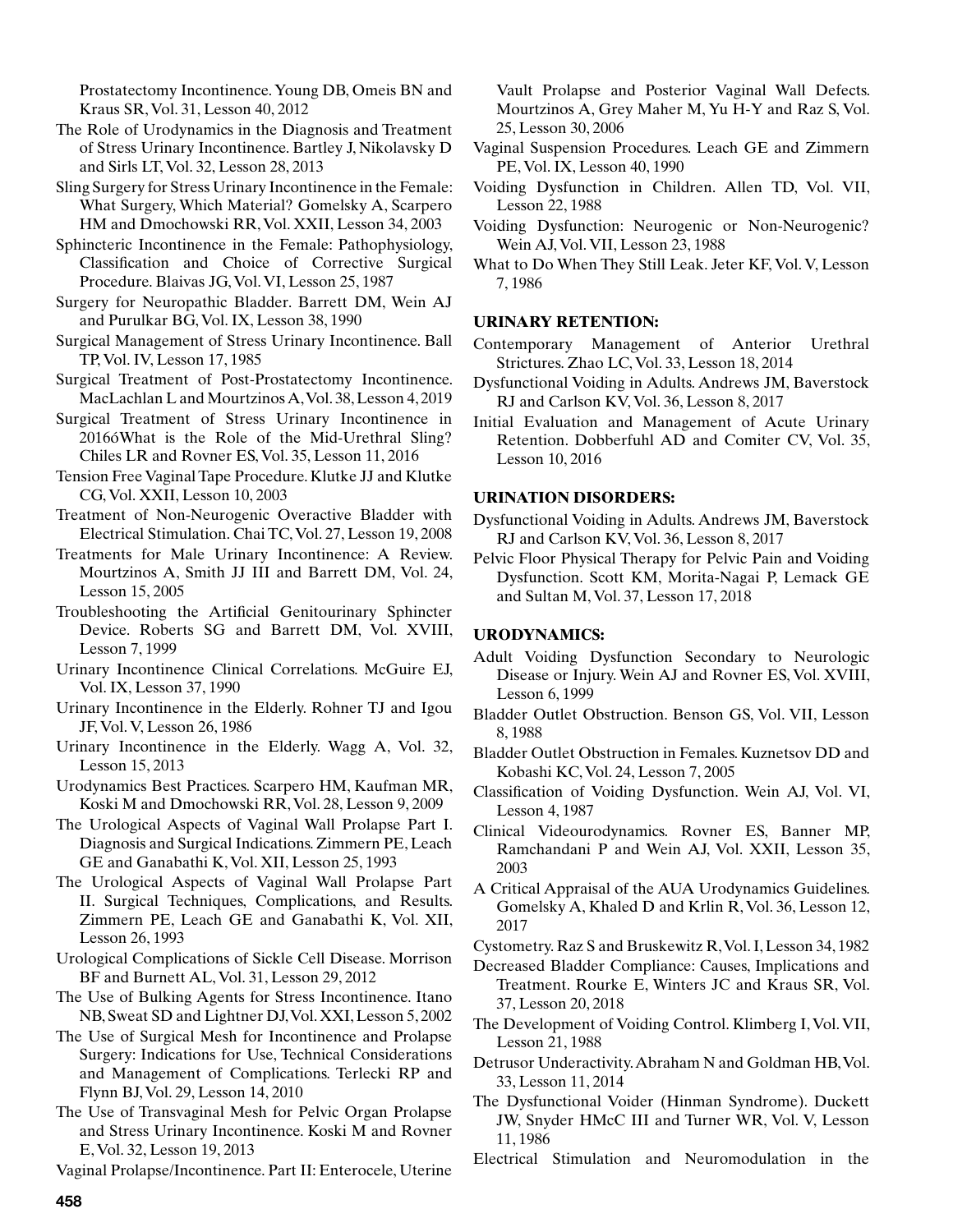Prostatectomy Incontinence. Young DB, Omeis BN and Kraus SR, Vol. 31, Lesson 40, 2012

The Role of Urodynamics in the Diagnosis and Treatment of Stress Urinary Incontinence. Bartley J, Nikolavsky D and Sirls LT, Vol. 32, Lesson 28, 2013

Sling Surgery for Stress Urinary Incontinence in the Female: What Surgery, Which Material? Gomelsky A, Scarpero HM and Dmochowski RR, Vol. XXII, Lesson 34, 2003

Sphincteric Incontinence in the Female: Pathophysiology, Classification and Choice of Corrective Surgical Procedure. Blaivas JG, Vol. VI, Lesson 25, 1987

Surgery for Neuropathic Bladder. Barrett DM, Wein AJ and Purulkar BG, Vol. IX, Lesson 38, 1990

Surgical Management of Stress Urinary Incontinence. Ball TP, Vol. IV, Lesson 17, 1985

Surgical Treatment of Post-Prostatectomy Incontinence. MacLachlan L and Mourtzinos A, Vol. 38, Lesson 4, 2019

Surgical Treatment of Stress Urinary Incontinence in 2016óWhat is the Role of the Mid-Urethral Sling? Chiles LR and Rovner ES, Vol. 35, Lesson 11, 2016

Tension Free Vaginal Tape Procedure. Klutke JJ and Klutke CG, Vol. XXII, Lesson 10, 2003

Treatment of Non-Neurogenic Overactive Bladder with Electrical Stimulation. Chai TC, Vol. 27, Lesson 19, 2008

Treatments for Male Urinary Incontinence: A Review. Mourtzinos A, Smith JJ III and Barrett DM, Vol. 24, Lesson 15, 2005

Troubleshooting the Artificial Genitourinary Sphincter Device. Roberts SG and Barrett DM, Vol. XVIII, Lesson 7, 1999

Urinary Incontinence Clinical Correlations. McGuire EJ, Vol. IX, Lesson 37, 1990

Urinary Incontinence in the Elderly. Rohner TJ and Igou JF, Vol. V, Lesson 26, 1986

Urinary Incontinence in the Elderly. Wagg A, Vol. 32, Lesson 15, 2013

Urodynamics Best Practices. Scarpero HM, Kaufman MR, Koski M and Dmochowski RR, Vol. 28, Lesson 9, 2009

The Urological Aspects of Vaginal Wall Prolapse Part I. Diagnosis and Surgical Indications. Zimmern PE, Leach GE and Ganabathi K, Vol. XII, Lesson 25, 1993

The Urological Aspects of Vaginal Wall Prolapse Part II. Surgical Techniques, Complications, and Results. Zimmern PE, Leach GE and Ganabathi K, Vol. XII, Lesson 26, 1993

Urological Complications of Sickle Cell Disease. Morrison BF and Burnett AL, Vol. 31, Lesson 29, 2012

The Use of Bulking Agents for Stress Incontinence. Itano NB, Sweat SD and Lightner DJ, Vol. XXI, Lesson 5, 2002

The Use of Surgical Mesh for Incontinence and Prolapse Surgery: Indications for Use, Technical Considerations and Management of Complications. Terlecki RP and Flynn BJ, Vol. 29, Lesson 14, 2010

The Use of Transvaginal Mesh for Pelvic Organ Prolapse and Stress Urinary Incontinence. Koski M and Rovner E, Vol. 32, Lesson 19, 2013

Vaginal Prolapse/Incontinence. Part II: Enterocele, Uterine Vault Prolapse and Posterior Vaginal Wall Defects. Mourtzinos A, Grey Maher M, Yu H-Y and Raz S, Vol. 25, Lesson 30, 2006

Vaginal Suspension Procedures. Leach GE and Zimmern PE, Vol. IX, Lesson 40, 1990

Voiding Dysfunction in Children. Allen TD, Vol. VII, Lesson 22, 1988

Voiding Dysfunction: Neurogenic or Non-Neurogenic? Wein AJ, Vol. VII, Lesson 23, 1988

What to Do When They Still Leak. Jeter KF, Vol. V, Lesson 7, 1986

### URINARY RETENTION:

Contemporary Management of Anterior Urethral Strictures. Zhao LC, Vol. 33, Lesson 18, 2014

Dysfunctional Voiding in Adults. Andrews JM, Baverstock RJ and Carlson KV, Vol. 36, Lesson 8, 2017

Initial Evaluation and Management of Acute Urinary Retention. Dobberfuhl AD and Comiter CV, Vol. 35, Lesson 10, 2016

### URINATION DISORDERS:

Dysfunctional Voiding in Adults. Andrews JM, Baverstock RJ and Carlson KV, Vol. 36, Lesson 8, 2017

Pelvic Floor Physical Therapy for Pelvic Pain and Voiding Dysfunction. Scott KM, Morita-Nagai P, Lemack GE and Sultan M, Vol. 37, Lesson 17, 2018

### URODYNAMICS:

Adult Voiding Dysfunction Secondary to Neurologic Disease or Injury. Wein AJ and Rovner ES, Vol. XVIII, Lesson 6, 1999

Bladder Outlet Obstruction. Benson GS, Vol. VII, Lesson 8, 1988

Bladder Outlet Obstruction in Females. Kuznetsov DD and Kobashi KC, Vol. 24, Lesson 7, 2005

Classification of Voiding Dysfunction. Wein AJ, Vol. VI, Lesson 4, 1987

Clinical Videourodynamics. Rovner ES, Banner MP, Ramchandani P and Wein AJ, Vol. XXII, Lesson 35, 2003

A Critical Appraisal of the AUA Urodynamics Guidelines. Gomelsky A, Khaled D and Krlin R, Vol. 36, Lesson 12, 2017

Cystometry. Raz S and Bruskewitz R, Vol. I, Lesson 34, 1982

Decreased Bladder Compliance: Causes, Implications and Treatment. Rourke E, Winters JC and Kraus SR, Vol. 37, Lesson 20, 2018

The Development of Voiding Control. Klimberg I, Vol. VII, Lesson 21, 1988

Detrusor Underactivity. Abraham N and Goldman HB, Vol. 33, Lesson 11, 2014

The Dysfunctional Voider (Hinman Syndrome). Duckett JW, Snyder HMcC III and Turner WR, Vol. V, Lesson 11, 1986

Electrical Stimulation and Neuromodulation in the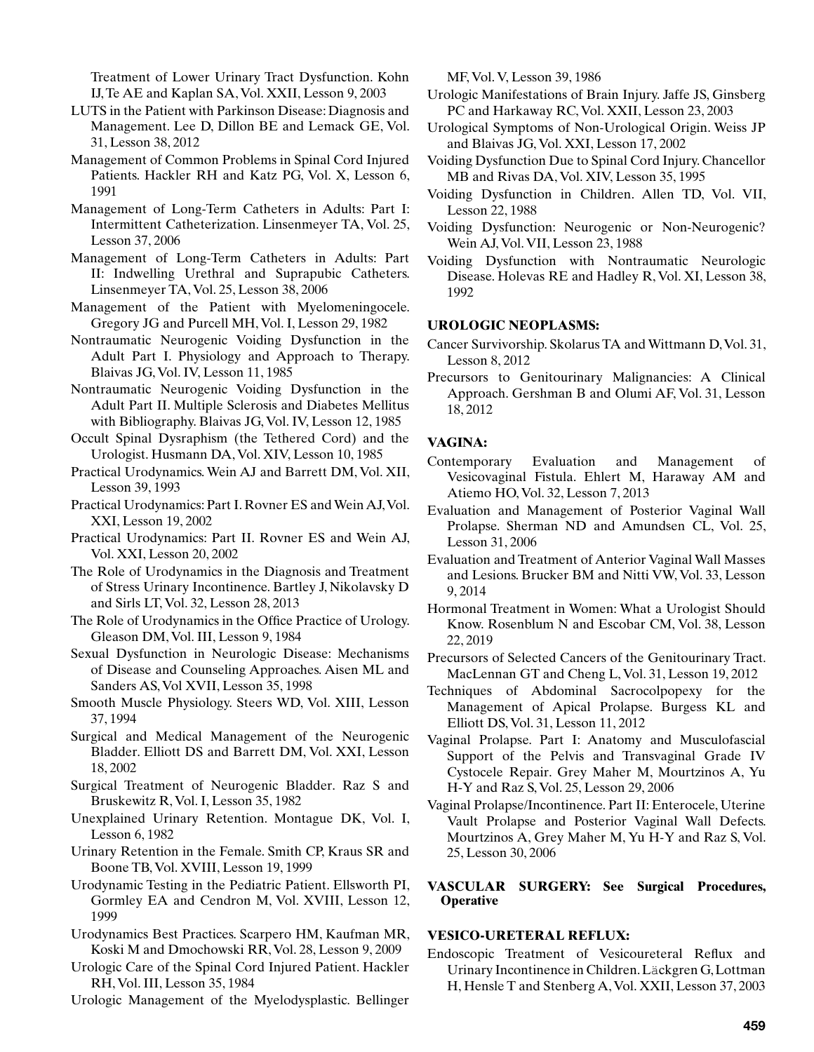Treatment of Lower Urinary Tract Dysfunction. Kohn IJ, Te AE and Kaplan SA, Vol. XXII, Lesson 9, 2003

LUTS in the Patient with Parkinson Disease: Diagnosis and Management. Lee D, Dillon BE and Lemack GE, Vol. 31, Lesson 38, 2012

Management of Common Problems in Spinal Cord Injured Patients. Hackler RH and Katz PG, Vol. X, Lesson 6, 1991

Management of Long-Term Catheters in Adults: Part I: Intermittent Catheterization. Linsenmeyer TA, Vol. 25, Lesson 37, 2006

Management of Long-Term Catheters in Adults: Part II: Indwelling Urethral and Suprapubic Catheters. Linsenmeyer TA, Vol. 25, Lesson 38, 2006

Management of the Patient with Myelomeningocele. Gregory JG and Purcell MH, Vol. I, Lesson 29, 1982

Nontraumatic Neurogenic Voiding Dysfunction in the Adult Part I. Physiology and Approach to Therapy. Blaivas JG, Vol. IV, Lesson 11, 1985

Nontraumatic Neurogenic Voiding Dysfunction in the Adult Part II. Multiple Sclerosis and Diabetes Mellitus with Bibliography. Blaivas JG, Vol. IV, Lesson 12, 1985

Occult Spinal Dysraphism (the Tethered Cord) and the Urologist. Husmann DA, Vol. XIV, Lesson 10, 1985

Practical Urodynamics. Wein AJ and Barrett DM, Vol. XII, Lesson 39, 1993

Practical Urodynamics: Part I. Rovner ES and Wein AJ, Vol. XXI, Lesson 19, 2002

Practical Urodynamics: Part II. Rovner ES and Wein AJ, Vol. XXI, Lesson 20, 2002

The Role of Urodynamics in the Diagnosis and Treatment of Stress Urinary Incontinence. Bartley J, Nikolavsky D and Sirls LT, Vol. 32, Lesson 28, 2013

The Role of Urodynamics in the Office Practice of Urology. Gleason DM, Vol. III, Lesson 9, 1984

Sexual Dysfunction in Neurologic Disease: Mechanisms of Disease and Counseling Approaches. Aisen ML and Sanders AS, Vol XVII, Lesson 35, 1998

Smooth Muscle Physiology. Steers WD, Vol. XIII, Lesson 37, 1994

Surgical and Medical Management of the Neurogenic Bladder. Elliott DS and Barrett DM, Vol. XXI, Lesson 18, 2002

Surgical Treatment of Neurogenic Bladder. Raz S and Bruskewitz R, Vol. I, Lesson 35, 1982

Unexplained Urinary Retention. Montague DK, Vol. I, Lesson 6, 1982

Urinary Retention in the Female. Smith CP, Kraus SR and Boone TB, Vol. XVIII, Lesson 19, 1999

Urodynamic Testing in the Pediatric Patient. Ellsworth PI, Gormley EA and Cendron M, Vol. XVIII, Lesson 12, 1999

Urodynamics Best Practices. Scarpero HM, Kaufman MR, Koski M and Dmochowski RR, Vol. 28, Lesson 9, 2009

Urologic Care of the Spinal Cord Injured Patient. Hackler RH, Vol. III, Lesson 35, 1984

Urologic Management of the Myelodysplastic. Bellinger MF, Vol. V, Lesson 39, 1986

Urologic Manifestations of Brain Injury. Jaffe JS, Ginsberg PC and Harkaway RC, Vol. XXII, Lesson 23, 2003

Urological Symptoms of Non-Urological Origin. Weiss JP and Blaivas JG, Vol. XXI, Lesson 17, 2002

Voiding Dysfunction Due to Spinal Cord Injury. Chancellor MB and Rivas DA, Vol. XIV, Lesson 35, 1995

Voiding Dysfunction in Children. Allen TD, Vol. VII, Lesson 22, 1988

Voiding Dysfunction: Neurogenic or Non-Neurogenic? Wein AJ, Vol. VII, Lesson 23, 1988

Voiding Dysfunction with Nontraumatic Neurologic Disease. Holevas RE and Hadley R, Vol. XI, Lesson 38, 1992

**UROLOGIC NEOPLASMS:**

Cancer Survivorship. Skolarus TA and Wittmann D, Vol. 31, Lesson 8, 2012

Precursors to Genitourinary Malignancies: A Clinical Approach. Gershman B and Olumi AF, Vol. 31, Lesson 18, 2012

**VAGINA:**

Contemporary Evaluation and Management of Vesicovaginal Fistula. Ehlert M, Haraway AM and Atiemo HO, Vol. 32, Lesson 7, 2013

Evaluation and Management of Posterior Vaginal Wall Prolapse. Sherman ND and Amundsen CL, Vol. 25, Lesson 31, 2006

Evaluation and Treatment of Anterior Vaginal Wall Masses and Lesions. Brucker BM and Nitti VW, Vol. 33, Lesson 9, 2014

Hormonal Treatment in Women: What a Urologist Should Know. Rosenblum N and Escobar CM, Vol. 38, Lesson 22, 2019

Precursors of Selected Cancers of the Genitourinary Tract. MacLennan GT and Cheng L, Vol. 31, Lesson 19, 2012

Techniques of Abdominal Sacrocolpopexy for the Management of Apical Prolapse. Burgess KL and Elliott DS, Vol. 31, Lesson 11, 2012

Vaginal Prolapse. Part I: Anatomy and Musculofascial Support of the Pelvis and Transvaginal Grade IV Cystocele Repair. Grey Maher M, Mourtzinos A, Yu H-Y and Raz S, Vol. 25, Lesson 29, 2006

Vaginal Prolapse/Incontinence. Part II: Enterocele, Uterine Vault Prolapse and Posterior Vaginal Wall Defects. Mourtzinos A, Grey Maher M, Yu H-Y and Raz S, Vol. 25, Lesson 30, 2006

**VASCULAR SURGERY: See Surgical Procedures, Operative**

**VESICO-URETERAL REFLUX:**

Endoscopic Treatment of Vesicoureteral Reflux and Urinary Incontinence in Children. Läckgren G, Lottman H, Hensle T and Stenberg A, Vol. XXII, Lesson 37, 2003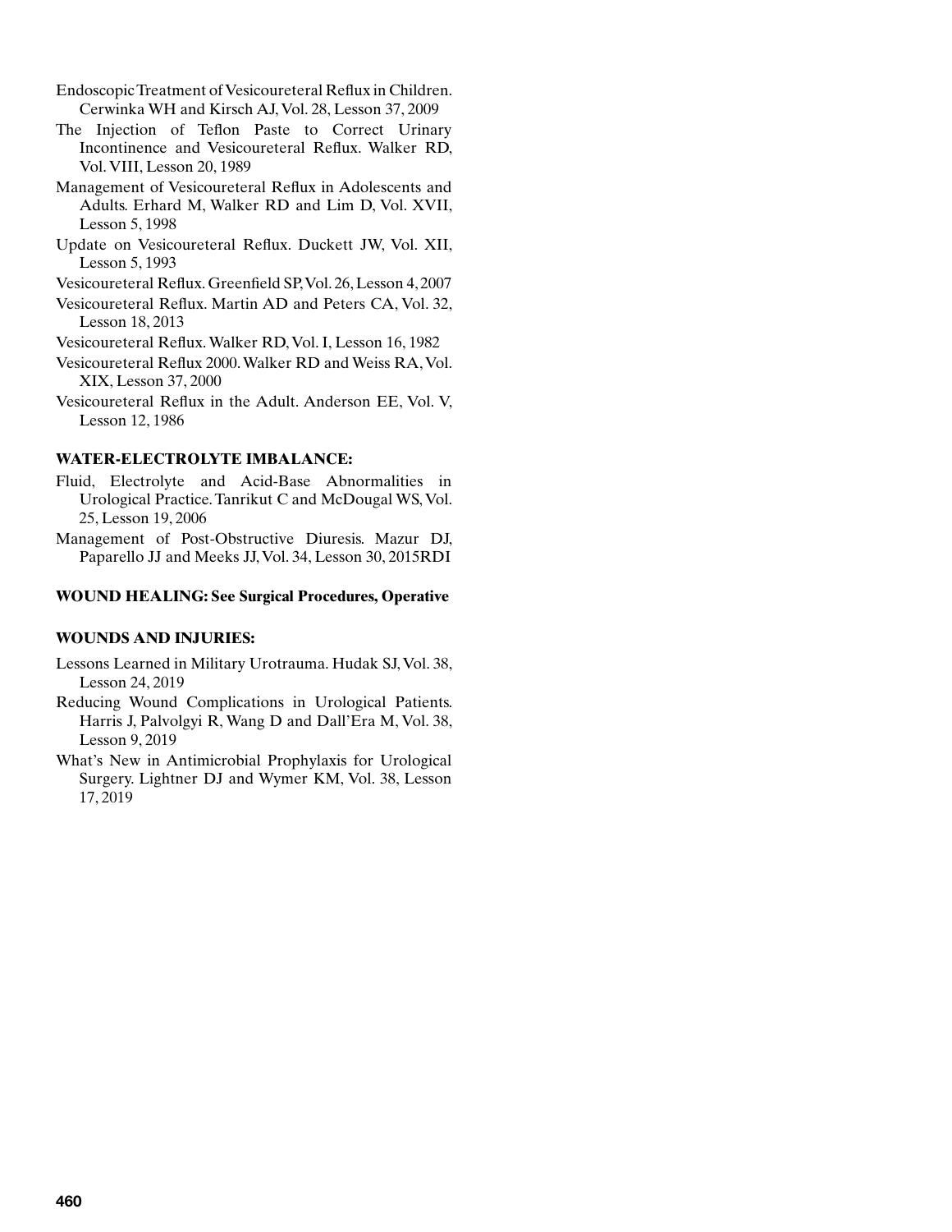Endoscopic Treatment of Vesicoureteral Reflux in Children. Cerwinka WH and Kirsch AJ, Vol. 28, Lesson 37, 2009

The Injection of Teflon Paste to Correct Urinary Incontinence and Vesicoureteral Reflux. Walker RD, Vol. VIII, Lesson 20, 1989

Management of Vesicoureteral Reflux in Adolescents and Adults. Erhard M, Walker RD and Lim D, Vol. XVII, Lesson 5, 1998

Update on Vesicoureteral Reflux. Duckett JW, Vol. XII, Lesson 5, 1993

Vesicoureteral Reflux. Greenfield SP, Vol. 26, Lesson 4, 2007

Vesicoureteral Reflux. Martin AD and Peters CA, Vol. 32, Lesson 18, 2013

Vesicoureteral Reflux. Walker RD, Vol. I, Lesson 16, 1982

Vesicoureteral Reflux 2000. Walker RD and Weiss RA, Vol. XIX, Lesson 37, 2000

Vesicoureteral Reflux in the Adult. Anderson EE, Vol. V, Lesson 12, 1986

**WATER-ELECTROLYTE IMBALANCE:**

Fluid, Electrolyte and Acid-Base Abnormalities in Urological Practice. Tanrikut C and McDougal WS, Vol. 25, Lesson 19, 2006

Management of Post-Obstructive Diuresis. Mazur DJ, Paparello JJ and Meeks JJ, Vol. 34, Lesson 30, 2015RDI

**WOUND HEALING: See Surgical Procedures, Operative**

**WOUNDS AND INJURIES:**

Lessons Learned in Military Urotrauma. Hudak SJ, Vol. 38, Lesson 24, 2019

Reducing Wound Complications in Urological Patients. Harris J, Palvolgyi R, Wang D and Dall'Era M, Vol. 38, Lesson 9, 2019

What's New in Antimicrobial Prophylaxis for Urological Surgery. Lightner DJ and Wymer KM, Vol. 38, Lesson 17, 2019